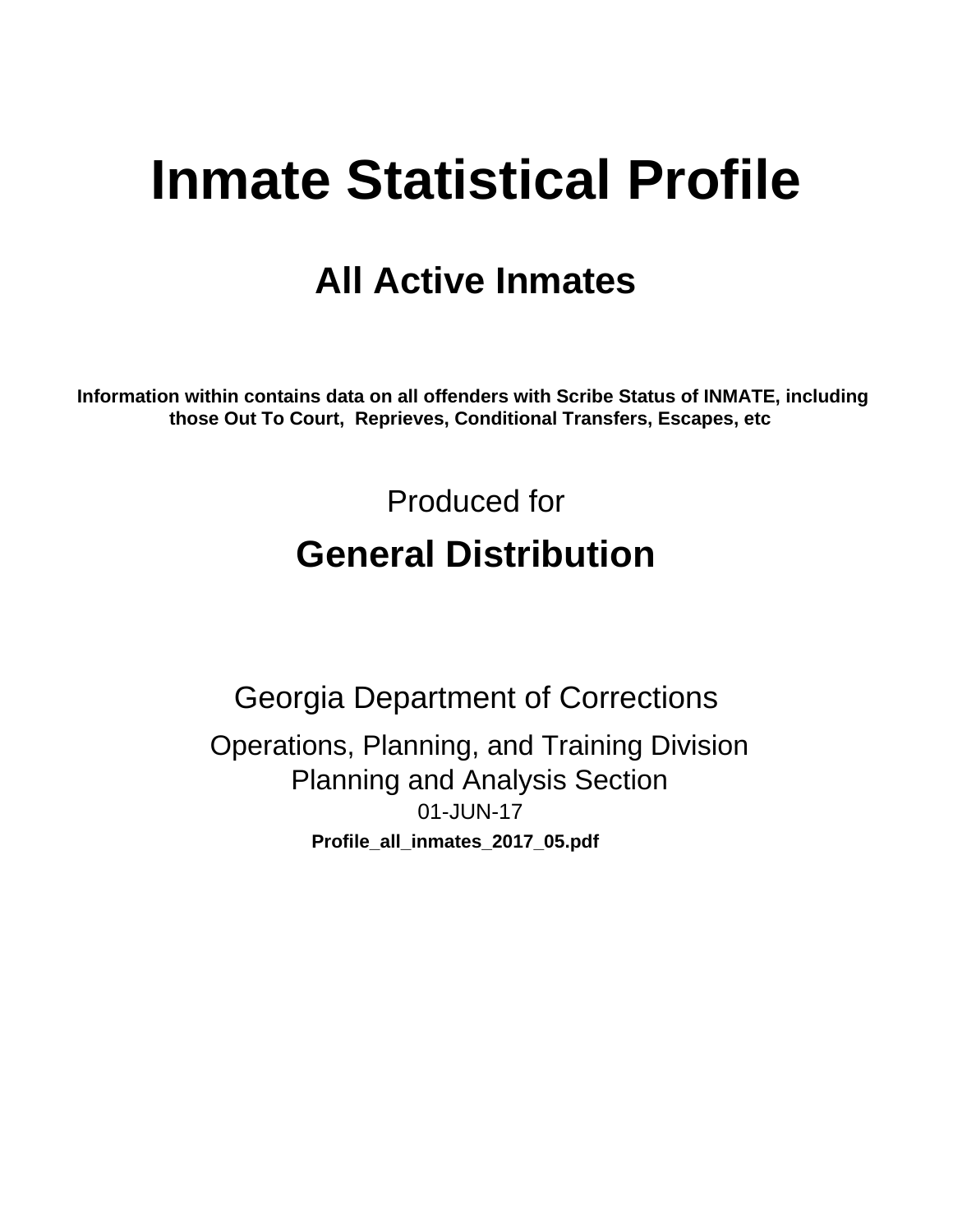# Inmate Statistical Profile

## All Active Inmates

**Information within contains data on all offenders with Scribe Status of INMATE, including those Out To Court, Reprieves, Conditional Transfers, Escapes, etc**

Produced for

## General Distribution

Georgia Department of Corrections

Operations, Planning, and Training Division
Planning and Analysis Section
01-JUN-17

**Profile_all_inmates_2017_05.pdf**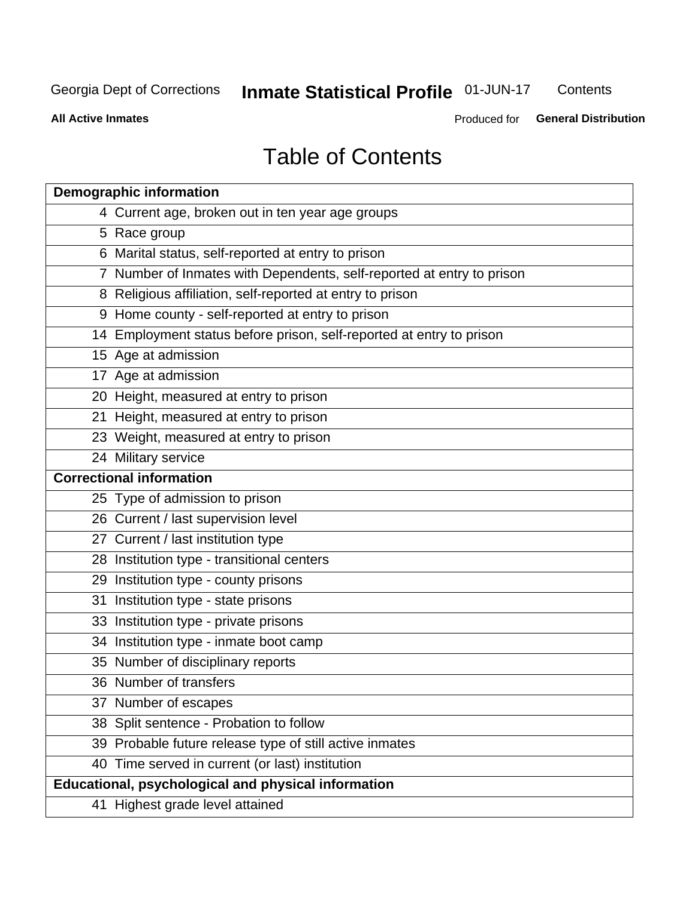# Table of Contents

| Page | Section |
|---|---|
| **Demographic information** | |
| 4 | Current age, broken out in ten year age groups |
| 5 | Race group |
| 6 | Marital status, self-reported at entry to prison |
| 7 | Number of Inmates with Dependents, self-reported at entry to prison |
| 8 | Religious affiliation, self-reported at entry to prison |
| 9 | Home county - self-reported at entry to prison |
| 14 | Employment status before prison, self-reported at entry to prison |
| 15 | Age at admission |
| 17 | Age at admission |
| 20 | Height, measured at entry to prison |
| 21 | Height, measured at entry to prison |
| 23 | Weight, measured at entry to prison |
| 24 | Military service |
| **Correctional information** | |
| 25 | Type of admission to prison |
| 26 | Current / last supervision level |
| 27 | Current / last institution type |
| 28 | Institution type - transitional centers |
| 29 | Institution type - county prisons |
| 31 | Institution type - state prisons |
| 33 | Institution type - private prisons |
| 34 | Institution type - inmate boot camp |
| 35 | Number of disciplinary reports |
| 36 | Number of transfers |
| 37 | Number of escapes |
| 38 | Split sentence - Probation to follow |
| 39 | Probable future release type of still active inmates |
| 40 | Time served in current (or last) institution |
| **Educational, psychological and physical information** | |
| 41 | Highest grade level attained |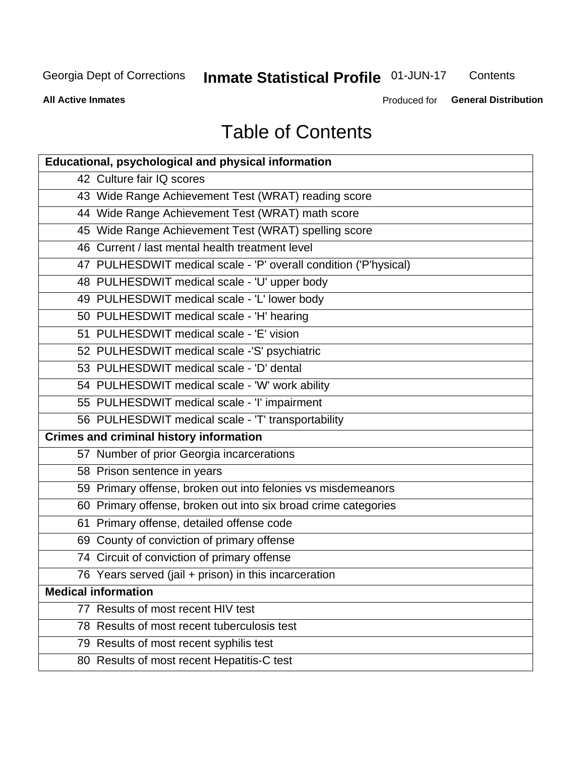# Table of Contents

| Educational, psychological and physical information | |
|---|---|
| 42 | Culture fair IQ scores |
| 43 | Wide Range Achievement Test (WRAT) reading score |
| 44 | Wide Range Achievement Test (WRAT) math score |
| 45 | Wide Range Achievement Test (WRAT) spelling score |
| 46 | Current / last mental health treatment level |
| 47 | PULHESDWIT medical scale - 'P' overall condition ('P'hysical) |
| 48 | PULHESDWIT medical scale - 'U' upper body |
| 49 | PULHESDWIT medical scale - 'L' lower body |
| 50 | PULHESDWIT medical scale - 'H' hearing |
| 51 | PULHESDWIT medical scale - 'E' vision |
| 52 | PULHESDWIT medical scale -'S' psychiatric |
| 53 | PULHESDWIT medical scale - 'D' dental |
| 54 | PULHESDWIT medical scale - 'W' work ability |
| 55 | PULHESDWIT medical scale - 'I' impairment |
| 56 | PULHESDWIT medical scale - 'T' transportability |
| **Crimes and criminal history information** | |
| 57 | Number of prior Georgia incarcerations |
| 58 | Prison sentence in years |
| 59 | Primary offense, broken out into felonies vs misdemeanors |
| 60 | Primary offense, broken out into six broad crime categories |
| 61 | Primary offense, detailed offense code |
| 69 | County of conviction of primary offense |
| 74 | Circuit of conviction of primary offense |
| 76 | Years served (jail + prison) in this incarceration |
| **Medical information** | |
| 77 | Results of most recent HIV test |
| 78 | Results of most recent tuberculosis test |
| 79 | Results of most recent syphilis test |
| 80 | Results of most recent Hepatitis-C test |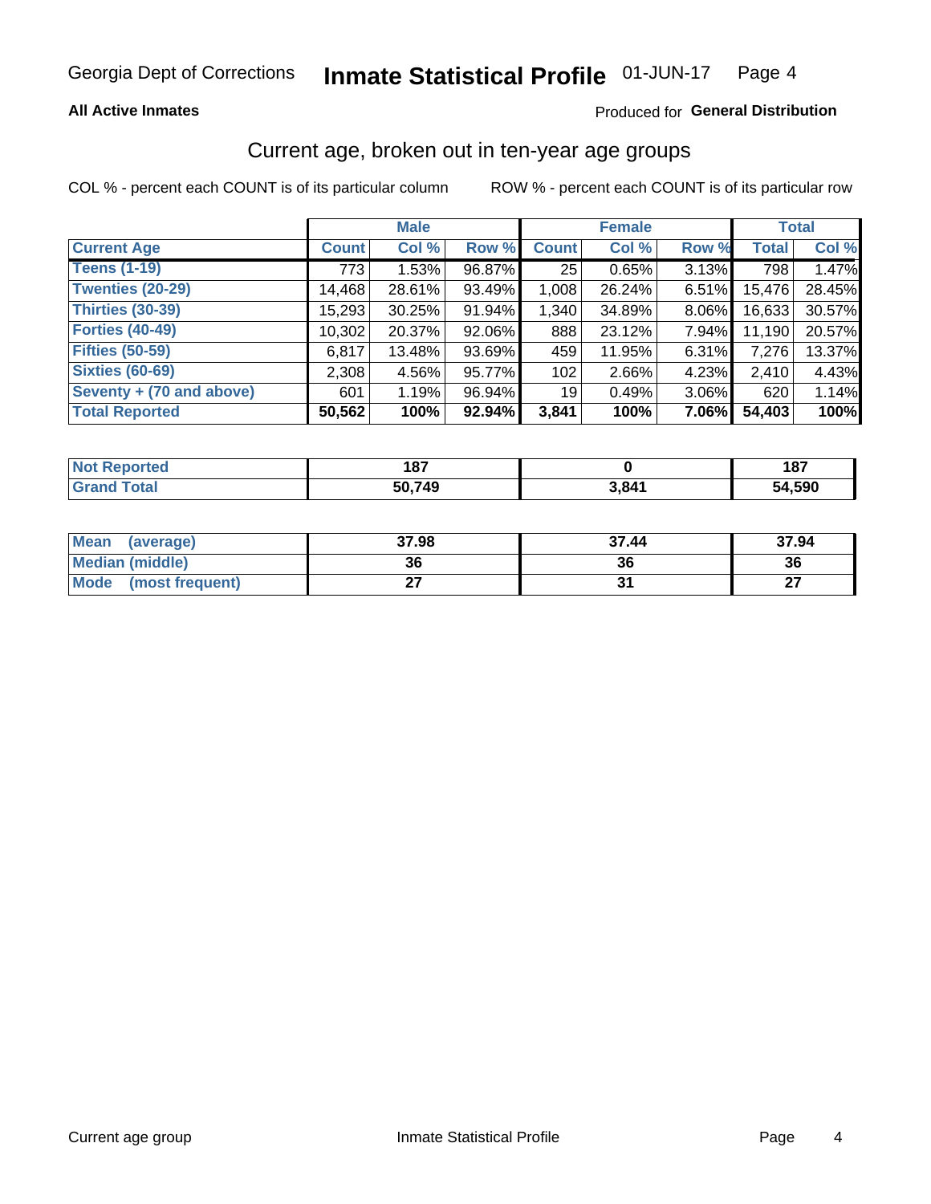Georgia Dept of Corrections **Inmate Statistical Profile** 01-JUN-17

**All Active Inmates**

Produced for **General Distribution**

## Current age, broken out in ten-year age groups

COL % - percent each COUNT is of its particular column    ROW % - percent each COUNT is of its particular row

| | Male | | | Female | | | Total | |
|---|---|---|---|---|---|---|---|---|
| **Current Age** | **Count** | **Col %** | **Row %** | **Count** | **Col %** | **Row %** | **Total** | **Col %** |
| **Teens (1-19)** | 773 | 1.53% | 96.87% | 25 | 0.65% | 3.13% | 798 | 1.47% |
| **Twenties (20-29)** | 14,468 | 28.61% | 93.49% | 1,008 | 26.24% | 6.51% | 15,476 | 28.45% |
| **Thirties (30-39)** | 15,293 | 30.25% | 91.94% | 1,340 | 34.89% | 8.06% | 16,633 | 30.57% |
| **Forties (40-49)** | 10,302 | 20.37% | 92.06% | 888 | 23.12% | 7.94% | 11,190 | 20.57% |
| **Fifties (50-59)** | 6,817 | 13.48% | 93.69% | 459 | 11.95% | 6.31% | 7,276 | 13.37% |
| **Sixties (60-69)** | 2,308 | 4.56% | 95.77% | 102 | 2.66% | 4.23% | 2,410 | 4.43% |
| **Seventy + (70 and above)** | 601 | 1.19% | 96.94% | 19 | 0.49% | 3.06% | 620 | 1.14% |
| **Total Reported** | **50,562** | **100%** | **92.94%** | **3,841** | **100%** | **7.06%** | **54,403** | **100%** |

| | Male | Female | Total |
|---|---|---|---|
| **Not Reported** | **187** | **0** | **187** |
| **Grand Total** | **50,749** | **3,841** | **54,590** |

| | Male | Female | Total |
|---|---|---|---|
| **Mean (average)** | **37.98** | **37.44** | **37.94** |
| **Median (middle)** | **36** | **36** | **36** |
| **Mode (most frequent)** | **27** | **31** | **27** |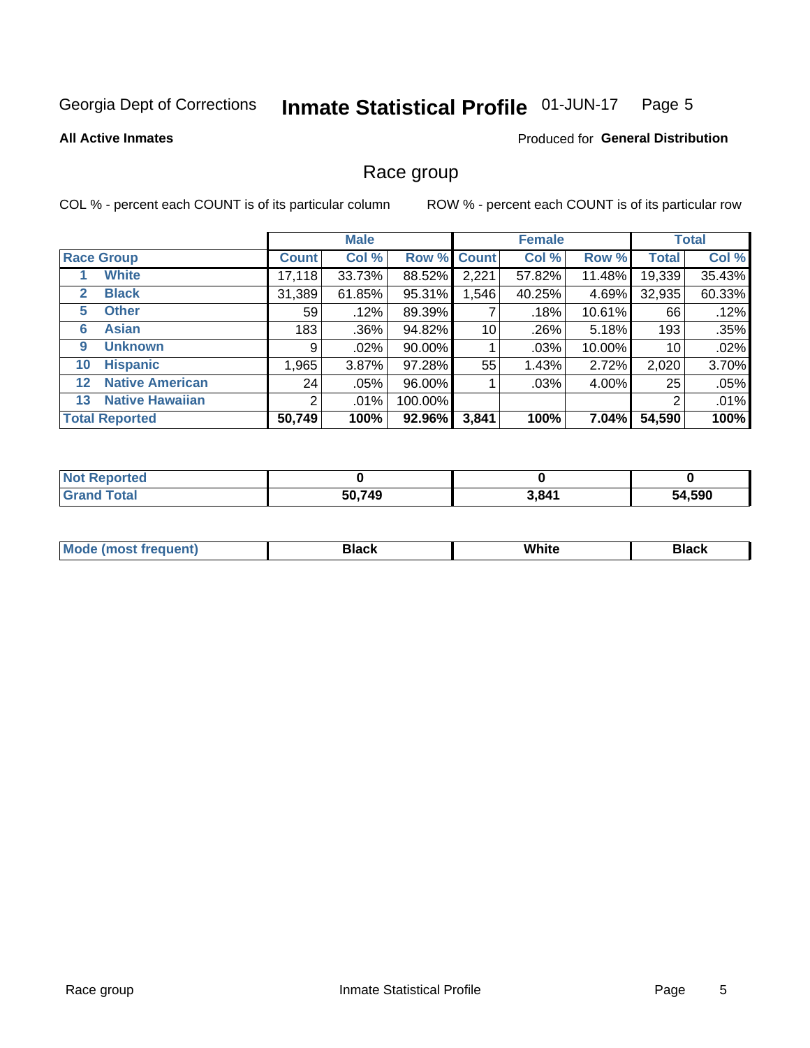Georgia Dept of Corrections **Inmate Statistical Profile** 01-JUN-17

**All Active Inmates**

Produced for **General Distribution**

## Race group

COL % - percent each COUNT is of its particular column

ROW % - percent each COUNT is of its particular row

| | | Male | | | Female | | | Total | |
|---|---|---|---|---|---|---|---|---|---|
| **Race Group** | | **Count** | **Col %** | **Row %** | **Count** | **Col %** | **Row %** | **Total** | **Col %** |
| 1 | **White** | 17,118 | 33.73% | 88.52% | 2,221 | 57.82% | 11.48% | 19,339 | 35.43% |
| 2 | **Black** | 31,389 | 61.85% | 95.31% | 1,546 | 40.25% | 4.69% | 32,935 | 60.33% |
| 5 | **Other** | 59 | .12% | 89.39% | 7 | .18% | 10.61% | 66 | .12% |
| 6 | **Asian** | 183 | .36% | 94.82% | 10 | .26% | 5.18% | 193 | .35% |
| 9 | **Unknown** | 9 | .02% | 90.00% | 1 | .03% | 10.00% | 10 | .02% |
| 10 | **Hispanic** | 1,965 | 3.87% | 97.28% | 55 | 1.43% | 2.72% | 2,020 | 3.70% |
| 12 | **Native American** | 24 | .05% | 96.00% | 1 | .03% | 4.00% | 25 | .05% |
| 13 | **Native Hawaiian** | 2 | .01% | 100.00% | | | | 2 | .01% |
| **Total Reported** | | **50,749** | **100%** | **92.96%** | **3,841** | **100%** | **7.04%** | **54,590** | **100%** |

| | Male | Female | Total |
|---|---|---|---|
| **Not Reported** | **0** | **0** | **0** |
| **Grand Total** | **50,749** | **3,841** | **54,590** |

| | Male | Female | Total |
|---|---|---|---|
| **Mode (most frequent)** | **Black** | **White** | **Black** |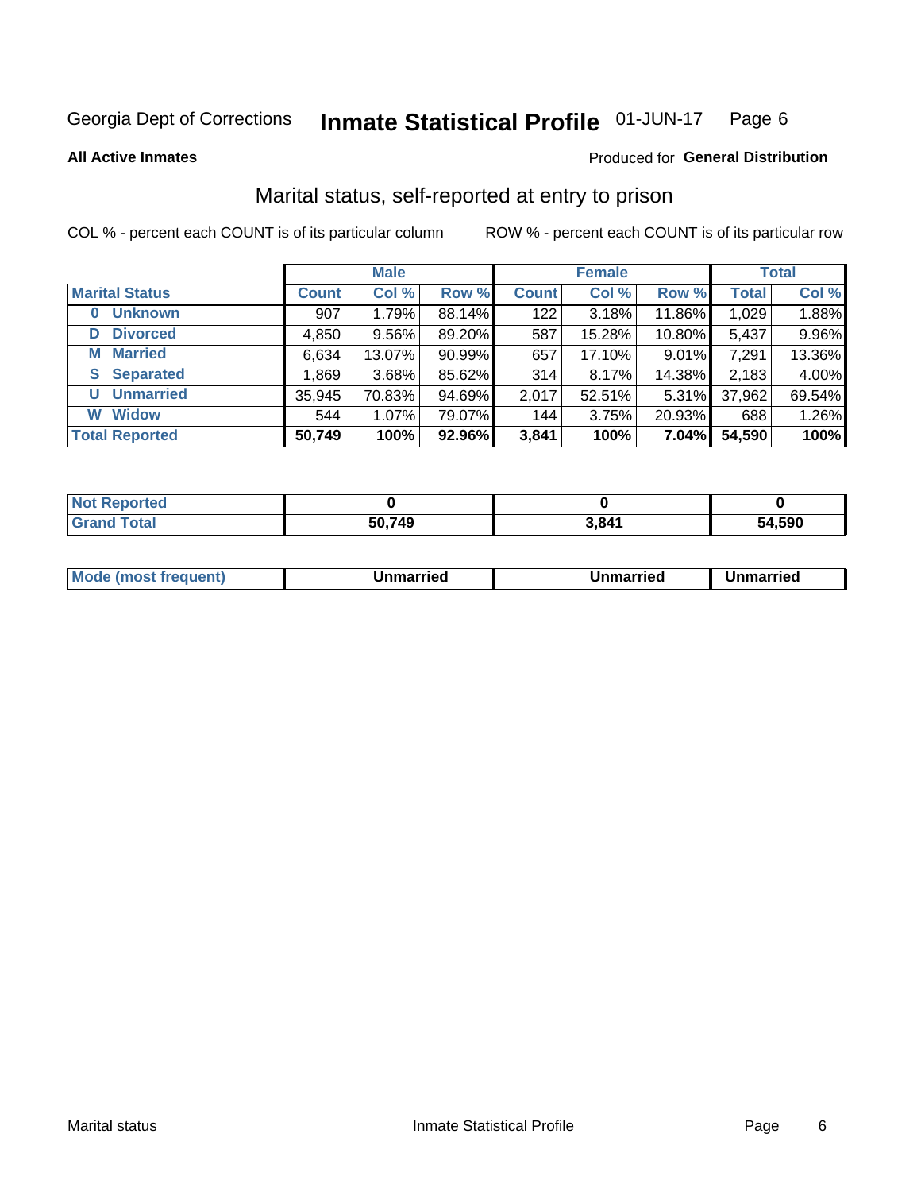Georgia Dept of Corrections **Inmate Statistical Profile** 01-JUN-17 Page 6

**All Active Inmates**

Produced for **General Distribution**

## Marital status, self-reported at entry to prison

COL % - percent each COUNT is of its particular column

ROW % - percent each COUNT is of its particular row

| | Male | | | Female | | | Total | |
|---|---|---|---|---|---|---|---|---|
| **Marital Status** | **Count** | **Col %** | **Row %** | **Count** | **Col %** | **Row %** | **Total** | **Col %** |
| **0 Unknown** | 907 | 1.79% | 88.14% | 122 | 3.18% | 11.86% | 1,029 | 1.88% |
| **D Divorced** | 4,850 | 9.56% | 89.20% | 587 | 15.28% | 10.80% | 5,437 | 9.96% |
| **M Married** | 6,634 | 13.07% | 90.99% | 657 | 17.10% | 9.01% | 7,291 | 13.36% |
| **S Separated** | 1,869 | 3.68% | 85.62% | 314 | 8.17% | 14.38% | 2,183 | 4.00% |
| **U Unmarried** | 35,945 | 70.83% | 94.69% | 2,017 | 52.51% | 5.31% | 37,962 | 69.54% |
| **W Widow** | 544 | 1.07% | 79.07% | 144 | 3.75% | 20.93% | 688 | 1.26% |
| **Total Reported** | **50,749** | **100%** | **92.96%** | **3,841** | **100%** | **7.04%** | **54,590** | **100%** |

| | Male | Female | Total |
|---|---|---|---|
| **Not Reported** | **0** | **0** | **0** |
| **Grand Total** | **50,749** | **3,841** | **54,590** |

| | Male | Female | Total |
|---|---|---|---|
| **Mode (most frequent)** | **Unmarried** | **Unmarried** | **Unmarried** |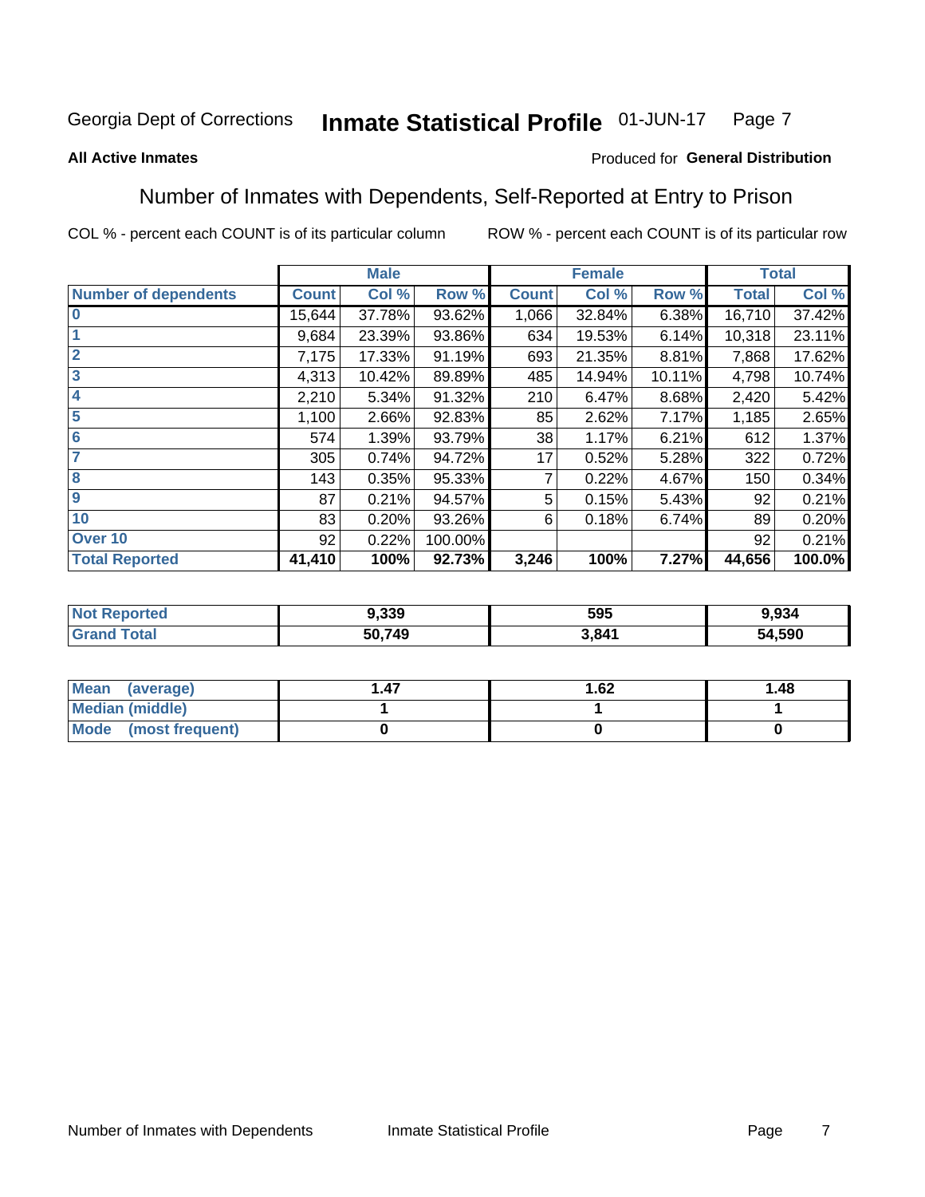Georgia Dept of Corrections **Inmate Statistical Profile** 01-JUN-17

**All Active Inmates**

Produced for **General Distribution**

## Number of Inmates with Dependents, Self-Reported at Entry to Prison

COL % - percent each COUNT is of its particular column    ROW % - percent each COUNT is of its particular row

| | Male | | | Female | | | Total | |
|---|---|---|---|---|---|---|---|---|
| **Number of dependents** | **Count** | **Col %** | **Row %** | **Count** | **Col %** | **Row %** | **Total** | **Col %** |
| **0** | 15,644 | 37.78% | 93.62% | 1,066 | 32.84% | 6.38% | 16,710 | 37.42% |
| **1** | 9,684 | 23.39% | 93.86% | 634 | 19.53% | 6.14% | 10,318 | 23.11% |
| **2** | 7,175 | 17.33% | 91.19% | 693 | 21.35% | 8.81% | 7,868 | 17.62% |
| **3** | 4,313 | 10.42% | 89.89% | 485 | 14.94% | 10.11% | 4,798 | 10.74% |
| **4** | 2,210 | 5.34% | 91.32% | 210 | 6.47% | 8.68% | 2,420 | 5.42% |
| **5** | 1,100 | 2.66% | 92.83% | 85 | 2.62% | 7.17% | 1,185 | 2.65% |
| **6** | 574 | 1.39% | 93.79% | 38 | 1.17% | 6.21% | 612 | 1.37% |
| **7** | 305 | 0.74% | 94.72% | 17 | 0.52% | 5.28% | 322 | 0.72% |
| **8** | 143 | 0.35% | 95.33% | 7 | 0.22% | 4.67% | 150 | 0.34% |
| **9** | 87 | 0.21% | 94.57% | 5 | 0.15% | 5.43% | 92 | 0.21% |
| **10** | 83 | 0.20% | 93.26% | 6 | 0.18% | 6.74% | 89 | 0.20% |
| **Over 10** | 92 | 0.22% | 100.00% | | | | 92 | 0.21% |
| **Total Reported** | **41,410** | **100%** | **92.73%** | **3,246** | **100%** | **7.27%** | **44,656** | **100.0%** |

| | Male | Female | Total |
|---|---|---|---|
| **Not Reported** | **9,339** | **595** | **9,934** |
| **Grand Total** | **50,749** | **3,841** | **54,590** |

| | Male | Female | Total |
|---|---|---|---|
| **Mean (average)** | **1.47** | **1.62** | **1.48** |
| **Median (middle)** | **1** | **1** | **1** |
| **Mode (most frequent)** | **0** | **0** | **0** |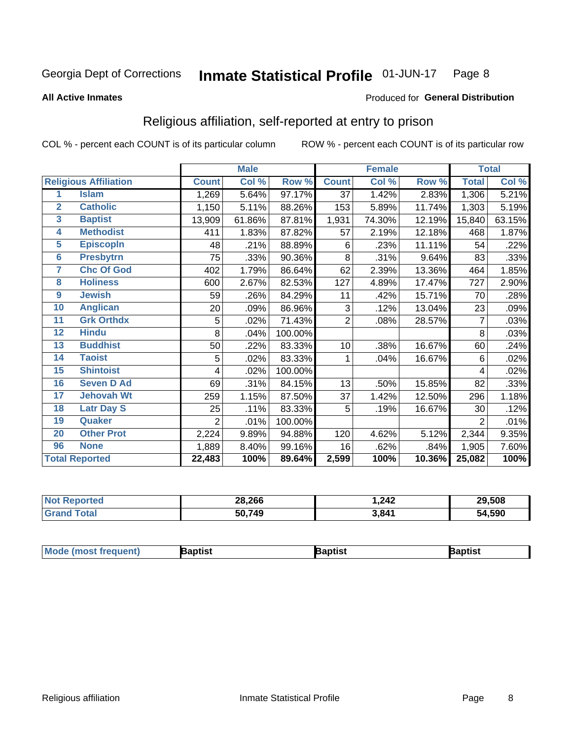Georgia Dept of Corrections **Inmate Statistical Profile** 01-JUN-17

**All Active Inmates**

Produced for **General Distribution**

## Religious affiliation, self-reported at entry to prison

COL % - percent each COUNT is of its particular column ROW % - percent each COUNT is of its particular row

| | | Male | | | Female | | | Total | |
|---|---|---|---|---|---|---|---|---|---|
| **Religious Affiliation** | | **Count** | **Col %** | **Row %** | **Count** | **Col %** | **Row %** | **Total** | **Col %** |
| 1 | Islam | 1,269 | 5.64% | 97.17% | 37 | 1.42% | 2.83% | 1,306 | 5.21% |
| 2 | Catholic | 1,150 | 5.11% | 88.26% | 153 | 5.89% | 11.74% | 1,303 | 5.19% |
| 3 | Baptist | 13,909 | 61.86% | 87.81% | 1,931 | 74.30% | 12.19% | 15,840 | 63.15% |
| 4 | Methodist | 411 | 1.83% | 87.82% | 57 | 2.19% | 12.18% | 468 | 1.87% |
| 5 | Episcopln | 48 | .21% | 88.89% | 6 | .23% | 11.11% | 54 | .22% |
| 6 | Presbytrn | 75 | .33% | 90.36% | 8 | .31% | 9.64% | 83 | .33% |
| 7 | Chc Of God | 402 | 1.79% | 86.64% | 62 | 2.39% | 13.36% | 464 | 1.85% |
| 8 | Holiness | 600 | 2.67% | 82.53% | 127 | 4.89% | 17.47% | 727 | 2.90% |
| 9 | Jewish | 59 | .26% | 84.29% | 11 | .42% | 15.71% | 70 | .28% |
| 10 | Anglican | 20 | .09% | 86.96% | 3 | .12% | 13.04% | 23 | .09% |
| 11 | Grk Orthdx | 5 | .02% | 71.43% | 2 | .08% | 28.57% | 7 | .03% |
| 12 | Hindu | 8 | .04% | 100.00% | | | | 8 | .03% |
| 13 | Buddhist | 50 | .22% | 83.33% | 10 | .38% | 16.67% | 60 | .24% |
| 14 | Taoist | 5 | .02% | 83.33% | 1 | .04% | 16.67% | 6 | .02% |
| 15 | Shintoist | 4 | .02% | 100.00% | | | | 4 | .02% |
| 16 | Seven D Ad | 69 | .31% | 84.15% | 13 | .50% | 15.85% | 82 | .33% |
| 17 | Jehovah Wt | 259 | 1.15% | 87.50% | 37 | 1.42% | 12.50% | 296 | 1.18% |
| 18 | Latr Day S | 25 | .11% | 83.33% | 5 | .19% | 16.67% | 30 | .12% |
| 19 | Quaker | 2 | .01% | 100.00% | | | | 2 | .01% |
| 20 | Other Prot | 2,224 | 9.89% | 94.88% | 120 | 4.62% | 5.12% | 2,344 | 9.35% |
| 96 | None | 1,889 | 8.40% | 99.16% | 16 | .62% | .84% | 1,905 | 7.60% |
| **Total Reported** | | **22,483** | **100%** | **89.64%** | **2,599** | **100%** | **10.36%** | **25,082** | **100%** |

| | Male | Female | Total |
|---|---|---|---|
| Not Reported | 28,266 | 1,242 | 29,508 |
| Grand Total | 50,749 | 3,841 | 54,590 |

| | Male | Female | Total |
|---|---|---|---|
| Mode (most frequent) | Baptist | Baptist | Baptist |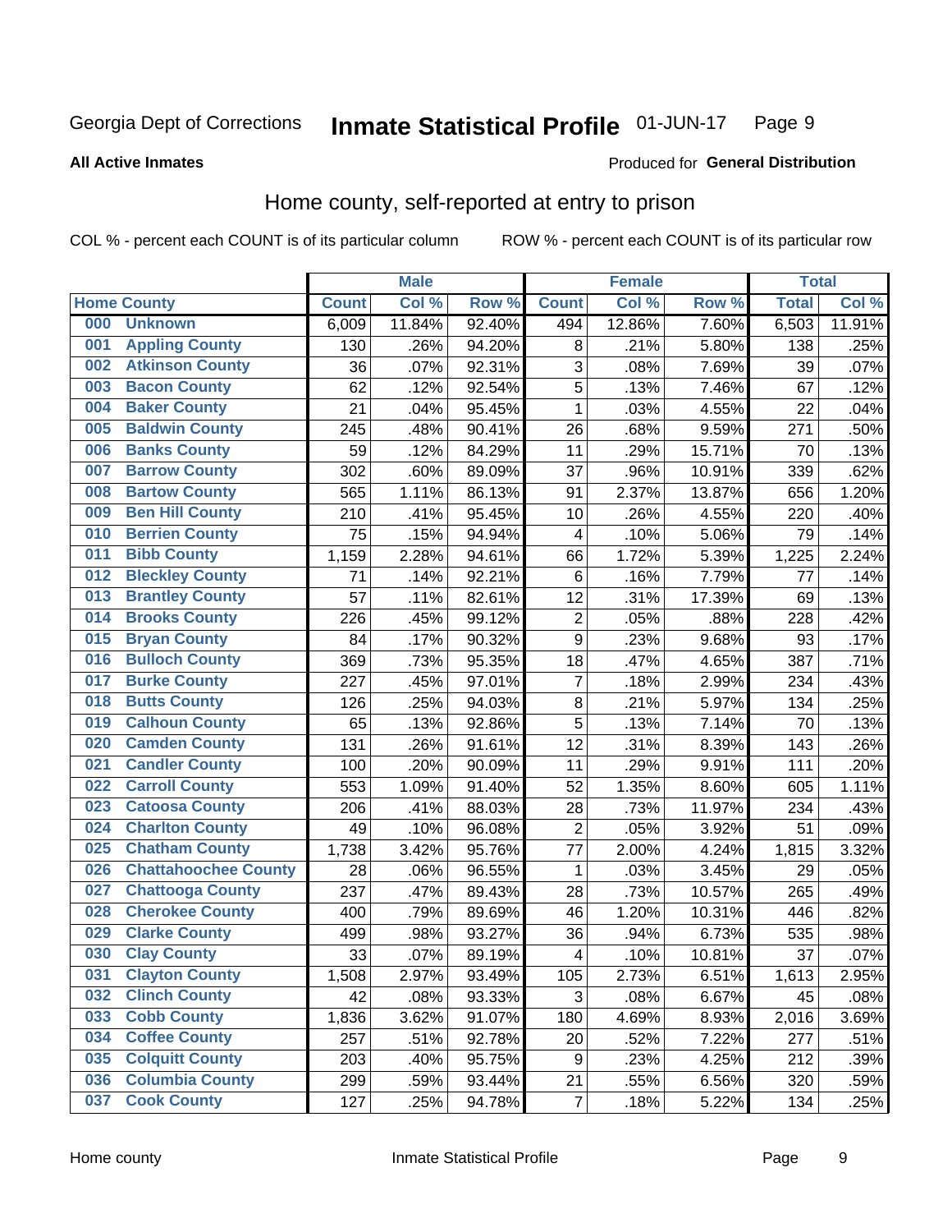Georgia Dept of Corrections **Inmate Statistical Profile** 01-JUN-17

**All Active Inmates**

Produced for **General Distribution**

## Home county, self-reported at entry to prison

COL % - percent each COUNT is of its particular column ROW % - percent each COUNT is of its particular row

| Home County | | Male | | | Female | | | Total | |
|---|---|---|---|---|---|---|---|---|---|
| | | Count | Col % | Row % | Count | Col % | Row % | Total | Col % |
| 000 | Unknown | 6,009 | 11.84% | 92.40% | 494 | 12.86% | 7.60% | 6,503 | 11.91% |
| 001 | Appling County | 130 | .26% | 94.20% | 8 | .21% | 5.80% | 138 | .25% |
| 002 | Atkinson County | 36 | .07% | 92.31% | 3 | .08% | 7.69% | 39 | .07% |
| 003 | Bacon County | 62 | .12% | 92.54% | 5 | .13% | 7.46% | 67 | .12% |
| 004 | Baker County | 21 | .04% | 95.45% | 1 | .03% | 4.55% | 22 | .04% |
| 005 | Baldwin County | 245 | .48% | 90.41% | 26 | .68% | 9.59% | 271 | .50% |
| 006 | Banks County | 59 | .12% | 84.29% | 11 | .29% | 15.71% | 70 | .13% |
| 007 | Barrow County | 302 | .60% | 89.09% | 37 | .96% | 10.91% | 339 | .62% |
| 008 | Bartow County | 565 | 1.11% | 86.13% | 91 | 2.37% | 13.87% | 656 | 1.20% |
| 009 | Ben Hill County | 210 | .41% | 95.45% | 10 | .26% | 4.55% | 220 | .40% |
| 010 | Berrien County | 75 | .15% | 94.94% | 4 | .10% | 5.06% | 79 | .14% |
| 011 | Bibb County | 1,159 | 2.28% | 94.61% | 66 | 1.72% | 5.39% | 1,225 | 2.24% |
| 012 | Bleckley County | 71 | .14% | 92.21% | 6 | .16% | 7.79% | 77 | .14% |
| 013 | Brantley County | 57 | .11% | 82.61% | 12 | .31% | 17.39% | 69 | .13% |
| 014 | Brooks County | 226 | .45% | 99.12% | 2 | .05% | .88% | 228 | .42% |
| 015 | Bryan County | 84 | .17% | 90.32% | 9 | .23% | 9.68% | 93 | .17% |
| 016 | Bulloch County | 369 | .73% | 95.35% | 18 | .47% | 4.65% | 387 | .71% |
| 017 | Burke County | 227 | .45% | 97.01% | 7 | .18% | 2.99% | 234 | .43% |
| 018 | Butts County | 126 | .25% | 94.03% | 8 | .21% | 5.97% | 134 | .25% |
| 019 | Calhoun County | 65 | .13% | 92.86% | 5 | .13% | 7.14% | 70 | .13% |
| 020 | Camden County | 131 | .26% | 91.61% | 12 | .31% | 8.39% | 143 | .26% |
| 021 | Candler County | 100 | .20% | 90.09% | 11 | .29% | 9.91% | 111 | .20% |
| 022 | Carroll County | 553 | 1.09% | 91.40% | 52 | 1.35% | 8.60% | 605 | 1.11% |
| 023 | Catoosa County | 206 | .41% | 88.03% | 28 | .73% | 11.97% | 234 | .43% |
| 024 | Charlton County | 49 | .10% | 96.08% | 2 | .05% | 3.92% | 51 | .09% |
| 025 | Chatham County | 1,738 | 3.42% | 95.76% | 77 | 2.00% | 4.24% | 1,815 | 3.32% |
| 026 | Chattahoochee County | 28 | .06% | 96.55% | 1 | .03% | 3.45% | 29 | .05% |
| 027 | Chattooga County | 237 | .47% | 89.43% | 28 | .73% | 10.57% | 265 | .49% |
| 028 | Cherokee County | 400 | .79% | 89.69% | 46 | 1.20% | 10.31% | 446 | .82% |
| 029 | Clarke County | 499 | .98% | 93.27% | 36 | .94% | 6.73% | 535 | .98% |
| 030 | Clay County | 33 | .07% | 89.19% | 4 | .10% | 10.81% | 37 | .07% |
| 031 | Clayton County | 1,508 | 2.97% | 93.49% | 105 | 2.73% | 6.51% | 1,613 | 2.95% |
| 032 | Clinch County | 42 | .08% | 93.33% | 3 | .08% | 6.67% | 45 | .08% |
| 033 | Cobb County | 1,836 | 3.62% | 91.07% | 180 | 4.69% | 8.93% | 2,016 | 3.69% |
| 034 | Coffee County | 257 | .51% | 92.78% | 20 | .52% | 7.22% | 277 | .51% |
| 035 | Colquitt County | 203 | .40% | 95.75% | 9 | .23% | 4.25% | 212 | .39% |
| 036 | Columbia County | 299 | .59% | 93.44% | 21 | .55% | 6.56% | 320 | .59% |
| 037 | Cook County | 127 | .25% | 94.78% | 7 | .18% | 5.22% | 134 | .25% |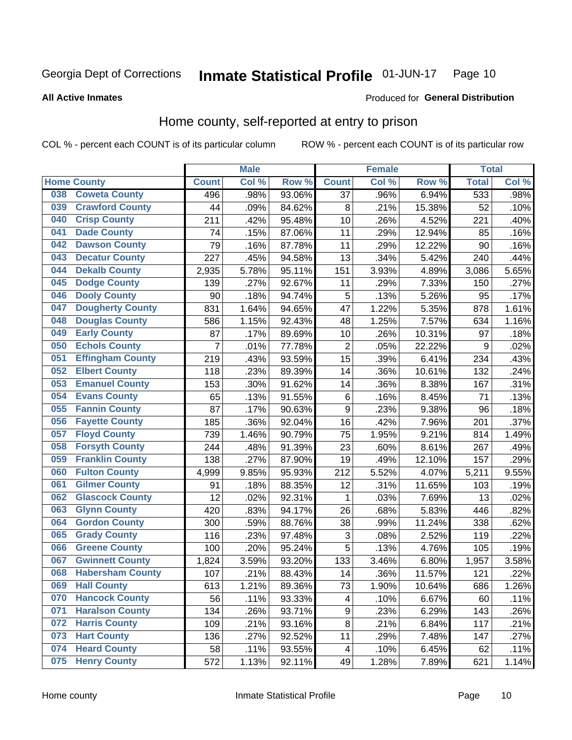Georgia Dept of Corrections **Inmate Statistical Profile** 01-JUN-17

**All Active Inmates**

Produced for **General Distribution**

## Home county, self-reported at entry to prison

COL % - percent each COUNT is of its particular column    ROW % - percent each COUNT is of its particular row

| Home County | | Male | | | Female | | | Total | |
|---|---|---|---|---|---|---|---|---|---|
| | | Count | Col % | Row % | Count | Col % | Row % | Total | Col % |
| 038 | Coweta County | 496 | .98% | 93.06% | 37 | .96% | 6.94% | 533 | .98% |
| 039 | Crawford County | 44 | .09% | 84.62% | 8 | .21% | 15.38% | 52 | .10% |
| 040 | Crisp County | 211 | .42% | 95.48% | 10 | .26% | 4.52% | 221 | .40% |
| 041 | Dade County | 74 | .15% | 87.06% | 11 | .29% | 12.94% | 85 | .16% |
| 042 | Dawson County | 79 | .16% | 87.78% | 11 | .29% | 12.22% | 90 | .16% |
| 043 | Decatur County | 227 | .45% | 94.58% | 13 | .34% | 5.42% | 240 | .44% |
| 044 | Dekalb County | 2,935 | 5.78% | 95.11% | 151 | 3.93% | 4.89% | 3,086 | 5.65% |
| 045 | Dodge County | 139 | .27% | 92.67% | 11 | .29% | 7.33% | 150 | .27% |
| 046 | Dooly County | 90 | .18% | 94.74% | 5 | .13% | 5.26% | 95 | .17% |
| 047 | Dougherty County | 831 | 1.64% | 94.65% | 47 | 1.22% | 5.35% | 878 | 1.61% |
| 048 | Douglas County | 586 | 1.15% | 92.43% | 48 | 1.25% | 7.57% | 634 | 1.16% |
| 049 | Early County | 87 | .17% | 89.69% | 10 | .26% | 10.31% | 97 | .18% |
| 050 | Echols County | 7 | .01% | 77.78% | 2 | .05% | 22.22% | 9 | .02% |
| 051 | Effingham County | 219 | .43% | 93.59% | 15 | .39% | 6.41% | 234 | .43% |
| 052 | Elbert County | 118 | .23% | 89.39% | 14 | .36% | 10.61% | 132 | .24% |
| 053 | Emanuel County | 153 | .30% | 91.62% | 14 | .36% | 8.38% | 167 | .31% |
| 054 | Evans County | 65 | .13% | 91.55% | 6 | .16% | 8.45% | 71 | .13% |
| 055 | Fannin County | 87 | .17% | 90.63% | 9 | .23% | 9.38% | 96 | .18% |
| 056 | Fayette County | 185 | .36% | 92.04% | 16 | .42% | 7.96% | 201 | .37% |
| 057 | Floyd County | 739 | 1.46% | 90.79% | 75 | 1.95% | 9.21% | 814 | 1.49% |
| 058 | Forsyth County | 244 | .48% | 91.39% | 23 | .60% | 8.61% | 267 | .49% |
| 059 | Franklin County | 138 | .27% | 87.90% | 19 | .49% | 12.10% | 157 | .29% |
| 060 | Fulton County | 4,999 | 9.85% | 95.93% | 212 | 5.52% | 4.07% | 5,211 | 9.55% |
| 061 | Gilmer County | 91 | .18% | 88.35% | 12 | .31% | 11.65% | 103 | .19% |
| 062 | Glascock County | 12 | .02% | 92.31% | 1 | .03% | 7.69% | 13 | .02% |
| 063 | Glynn County | 420 | .83% | 94.17% | 26 | .68% | 5.83% | 446 | .82% |
| 064 | Gordon County | 300 | .59% | 88.76% | 38 | .99% | 11.24% | 338 | .62% |
| 065 | Grady County | 116 | .23% | 97.48% | 3 | .08% | 2.52% | 119 | .22% |
| 066 | Greene County | 100 | .20% | 95.24% | 5 | .13% | 4.76% | 105 | .19% |
| 067 | Gwinnett County | 1,824 | 3.59% | 93.20% | 133 | 3.46% | 6.80% | 1,957 | 3.58% |
| 068 | Habersham County | 107 | .21% | 88.43% | 14 | .36% | 11.57% | 121 | .22% |
| 069 | Hall County | 613 | 1.21% | 89.36% | 73 | 1.90% | 10.64% | 686 | 1.26% |
| 070 | Hancock County | 56 | .11% | 93.33% | 4 | .10% | 6.67% | 60 | .11% |
| 071 | Haralson County | 134 | .26% | 93.71% | 9 | .23% | 6.29% | 143 | .26% |
| 072 | Harris County | 109 | .21% | 93.16% | 8 | .21% | 6.84% | 117 | .21% |
| 073 | Hart County | 136 | .27% | 92.52% | 11 | .29% | 7.48% | 147 | .27% |
| 074 | Heard County | 58 | .11% | 93.55% | 4 | .10% | 6.45% | 62 | .11% |
| 075 | Henry County | 572 | 1.13% | 92.11% | 49 | 1.28% | 7.89% | 621 | 1.14% |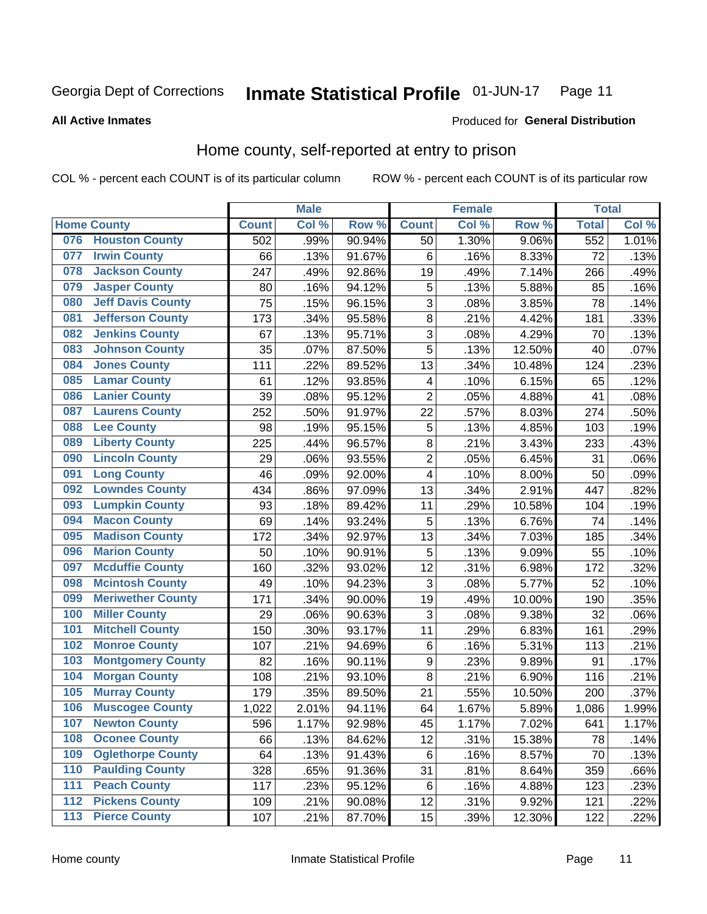Georgia Dept of Corrections **Inmate Statistical Profile** 01-JUN-17

**All Active Inmates**

Produced for **General Distribution**

## Home county, self-reported at entry to prison

COL % - percent each COUNT is of its particular column ROW % - percent each COUNT is of its particular row

| Home County | | Male | | | Female | | | Total | |
|---|---|---|---|---|---|---|---|---|---|
| | | Count | Col % | Row % | Count | Col % | Row % | Total | Col % |
| 076 | Houston County | 502 | .99% | 90.94% | 50 | 1.30% | 9.06% | 552 | 1.01% |
| 077 | Irwin County | 66 | .13% | 91.67% | 6 | .16% | 8.33% | 72 | .13% |
| 078 | Jackson County | 247 | .49% | 92.86% | 19 | .49% | 7.14% | 266 | .49% |
| 079 | Jasper County | 80 | .16% | 94.12% | 5 | .13% | 5.88% | 85 | .16% |
| 080 | Jeff Davis County | 75 | .15% | 96.15% | 3 | .08% | 3.85% | 78 | .14% |
| 081 | Jefferson County | 173 | .34% | 95.58% | 8 | .21% | 4.42% | 181 | .33% |
| 082 | Jenkins County | 67 | .13% | 95.71% | 3 | .08% | 4.29% | 70 | .13% |
| 083 | Johnson County | 35 | .07% | 87.50% | 5 | .13% | 12.50% | 40 | .07% |
| 084 | Jones County | 111 | .22% | 89.52% | 13 | .34% | 10.48% | 124 | .23% |
| 085 | Lamar County | 61 | .12% | 93.85% | 4 | .10% | 6.15% | 65 | .12% |
| 086 | Lanier County | 39 | .08% | 95.12% | 2 | .05% | 4.88% | 41 | .08% |
| 087 | Laurens County | 252 | .50% | 91.97% | 22 | .57% | 8.03% | 274 | .50% |
| 088 | Lee County | 98 | .19% | 95.15% | 5 | .13% | 4.85% | 103 | .19% |
| 089 | Liberty County | 225 | .44% | 96.57% | 8 | .21% | 3.43% | 233 | .43% |
| 090 | Lincoln County | 29 | .06% | 93.55% | 2 | .05% | 6.45% | 31 | .06% |
| 091 | Long County | 46 | .09% | 92.00% | 4 | .10% | 8.00% | 50 | .09% |
| 092 | Lowndes County | 434 | .86% | 97.09% | 13 | .34% | 2.91% | 447 | .82% |
| 093 | Lumpkin County | 93 | .18% | 89.42% | 11 | .29% | 10.58% | 104 | .19% |
| 094 | Macon County | 69 | .14% | 93.24% | 5 | .13% | 6.76% | 74 | .14% |
| 095 | Madison County | 172 | .34% | 92.97% | 13 | .34% | 7.03% | 185 | .34% |
| 096 | Marion County | 50 | .10% | 90.91% | 5 | .13% | 9.09% | 55 | .10% |
| 097 | Mcduffie County | 160 | .32% | 93.02% | 12 | .31% | 6.98% | 172 | .32% |
| 098 | Mcintosh County | 49 | .10% | 94.23% | 3 | .08% | 5.77% | 52 | .10% |
| 099 | Meriwether County | 171 | .34% | 90.00% | 19 | .49% | 10.00% | 190 | .35% |
| 100 | Miller County | 29 | .06% | 90.63% | 3 | .08% | 9.38% | 32 | .06% |
| 101 | Mitchell County | 150 | .30% | 93.17% | 11 | .29% | 6.83% | 161 | .29% |
| 102 | Monroe County | 107 | .21% | 94.69% | 6 | .16% | 5.31% | 113 | .21% |
| 103 | Montgomery County | 82 | .16% | 90.11% | 9 | .23% | 9.89% | 91 | .17% |
| 104 | Morgan County | 108 | .21% | 93.10% | 8 | .21% | 6.90% | 116 | .21% |
| 105 | Murray County | 179 | .35% | 89.50% | 21 | .55% | 10.50% | 200 | .37% |
| 106 | Muscogee County | 1,022 | 2.01% | 94.11% | 64 | 1.67% | 5.89% | 1,086 | 1.99% |
| 107 | Newton County | 596 | 1.17% | 92.98% | 45 | 1.17% | 7.02% | 641 | 1.17% |
| 108 | Oconee County | 66 | .13% | 84.62% | 12 | .31% | 15.38% | 78 | .14% |
| 109 | Oglethorpe County | 64 | .13% | 91.43% | 6 | .16% | 8.57% | 70 | .13% |
| 110 | Paulding County | 328 | .65% | 91.36% | 31 | .81% | 8.64% | 359 | .66% |
| 111 | Peach County | 117 | .23% | 95.12% | 6 | .16% | 4.88% | 123 | .23% |
| 112 | Pickens County | 109 | .21% | 90.08% | 12 | .31% | 9.92% | 121 | .22% |
| 113 | Pierce County | 107 | .21% | 87.70% | 15 | .39% | 12.30% | 122 | .22% |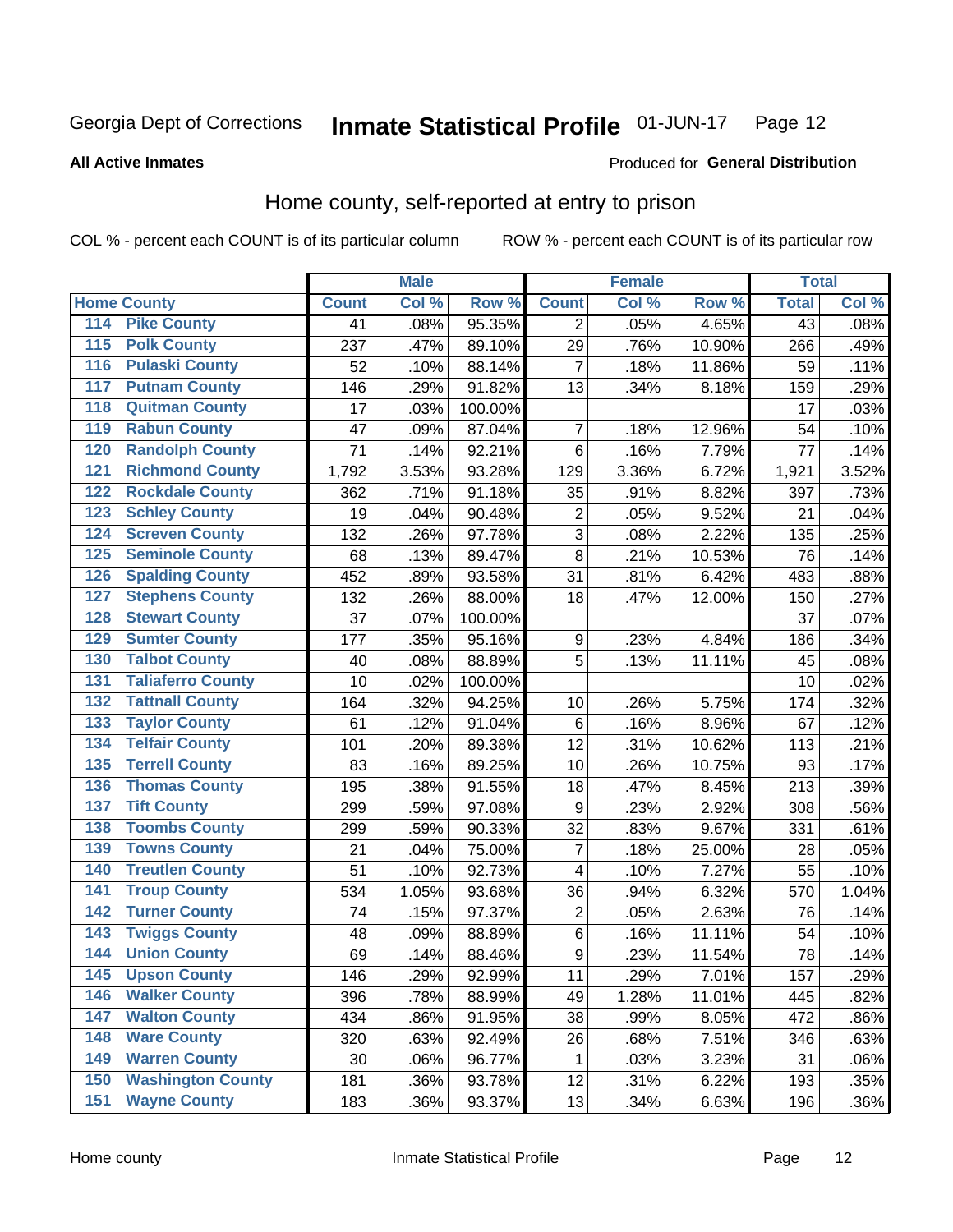Georgia Dept of Corrections **Inmate Statistical Profile** 01-JUN-17 Page 12

**All Active Inmates**

Produced for **General Distribution**

# Home county, self-reported at entry to prison

COL % - percent each COUNT is of its particular column ROW % - percent each COUNT is of its particular row

| Home County | | Male | | | Female | | | Total | |
|---|---|---|---|---|---|---|---|---|---|
| | | Count | Col % | Row % | Count | Col % | Row % | Total | Col % |
| 114 | Pike County | 41 | .08% | 95.35% | 2 | .05% | 4.65% | 43 | .08% |
| 115 | Polk County | 237 | .47% | 89.10% | 29 | .76% | 10.90% | 266 | .49% |
| 116 | Pulaski County | 52 | .10% | 88.14% | 7 | .18% | 11.86% | 59 | .11% |
| 117 | Putnam County | 146 | .29% | 91.82% | 13 | .34% | 8.18% | 159 | .29% |
| 118 | Quitman County | 17 | .03% | 100.00% | | | | 17 | .03% |
| 119 | Rabun County | 47 | .09% | 87.04% | 7 | .18% | 12.96% | 54 | .10% |
| 120 | Randolph County | 71 | .14% | 92.21% | 6 | .16% | 7.79% | 77 | .14% |
| 121 | Richmond County | 1,792 | 3.53% | 93.28% | 129 | 3.36% | 6.72% | 1,921 | 3.52% |
| 122 | Rockdale County | 362 | .71% | 91.18% | 35 | .91% | 8.82% | 397 | .73% |
| 123 | Schley County | 19 | .04% | 90.48% | 2 | .05% | 9.52% | 21 | .04% |
| 124 | Screven County | 132 | .26% | 97.78% | 3 | .08% | 2.22% | 135 | .25% |
| 125 | Seminole County | 68 | .13% | 89.47% | 8 | .21% | 10.53% | 76 | .14% |
| 126 | Spalding County | 452 | .89% | 93.58% | 31 | .81% | 6.42% | 483 | .88% |
| 127 | Stephens County | 132 | .26% | 88.00% | 18 | .47% | 12.00% | 150 | .27% |
| 128 | Stewart County | 37 | .07% | 100.00% | | | | 37 | .07% |
| 129 | Sumter County | 177 | .35% | 95.16% | 9 | .23% | 4.84% | 186 | .34% |
| 130 | Talbot County | 40 | .08% | 88.89% | 5 | .13% | 11.11% | 45 | .08% |
| 131 | Taliaferro County | 10 | .02% | 100.00% | | | | 10 | .02% |
| 132 | Tattnall County | 164 | .32% | 94.25% | 10 | .26% | 5.75% | 174 | .32% |
| 133 | Taylor County | 61 | .12% | 91.04% | 6 | .16% | 8.96% | 67 | .12% |
| 134 | Telfair County | 101 | .20% | 89.38% | 12 | .31% | 10.62% | 113 | .21% |
| 135 | Terrell County | 83 | .16% | 89.25% | 10 | .26% | 10.75% | 93 | .17% |
| 136 | Thomas County | 195 | .38% | 91.55% | 18 | .47% | 8.45% | 213 | .39% |
| 137 | Tift County | 299 | .59% | 97.08% | 9 | .23% | 2.92% | 308 | .56% |
| 138 | Toombs County | 299 | .59% | 90.33% | 32 | .83% | 9.67% | 331 | .61% |
| 139 | Towns County | 21 | .04% | 75.00% | 7 | .18% | 25.00% | 28 | .05% |
| 140 | Treutlen County | 51 | .10% | 92.73% | 4 | .10% | 7.27% | 55 | .10% |
| 141 | Troup County | 534 | 1.05% | 93.68% | 36 | .94% | 6.32% | 570 | 1.04% |
| 142 | Turner County | 74 | .15% | 97.37% | 2 | .05% | 2.63% | 76 | .14% |
| 143 | Twiggs County | 48 | .09% | 88.89% | 6 | .16% | 11.11% | 54 | .10% |
| 144 | Union County | 69 | .14% | 88.46% | 9 | .23% | 11.54% | 78 | .14% |
| 145 | Upson County | 146 | .29% | 92.99% | 11 | .29% | 7.01% | 157 | .29% |
| 146 | Walker County | 396 | .78% | 88.99% | 49 | 1.28% | 11.01% | 445 | .82% |
| 147 | Walton County | 434 | .86% | 91.95% | 38 | .99% | 8.05% | 472 | .86% |
| 148 | Ware County | 320 | .63% | 92.49% | 26 | .68% | 7.51% | 346 | .63% |
| 149 | Warren County | 30 | .06% | 96.77% | 1 | .03% | 3.23% | 31 | .06% |
| 150 | Washington County | 181 | .36% | 93.78% | 12 | .31% | 6.22% | 193 | .35% |
| 151 | Wayne County | 183 | .36% | 93.37% | 13 | .34% | 6.63% | 196 | .36% |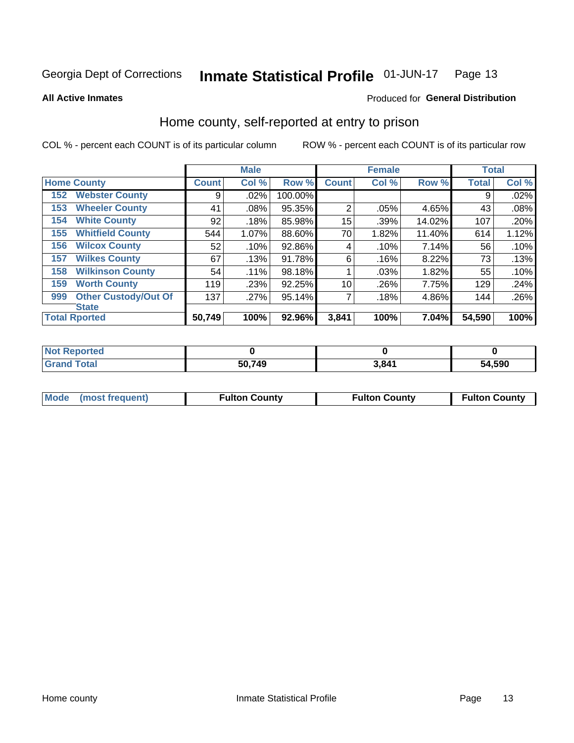Georgia Dept of Corrections **Inmate Statistical Profile** 01-JUN-17

**All Active Inmates**

Produced for **General Distribution**

## Home county, self-reported at entry to prison

COL % - percent each COUNT is of its particular column ROW % - percent each COUNT is of its particular row

| Home County | | Male | | | Female | | | Total | |
|---|---|---|---|---|---|---|---|---|---|
| | | Count | Col % | Row % | Count | Col % | Row % | Total | Col % |
| 152 | Webster County | 9 | .02% | 100.00% | | | | 9 | .02% |
| 153 | Wheeler County | 41 | .08% | 95.35% | 2 | .05% | 4.65% | 43 | .08% |
| 154 | White County | 92 | .18% | 85.98% | 15 | .39% | 14.02% | 107 | .20% |
| 155 | Whitfield County | 544 | 1.07% | 88.60% | 70 | 1.82% | 11.40% | 614 | 1.12% |
| 156 | Wilcox County | 52 | .10% | 92.86% | 4 | .10% | 7.14% | 56 | .10% |
| 157 | Wilkes County | 67 | .13% | 91.78% | 6 | .16% | 8.22% | 73 | .13% |
| 158 | Wilkinson County | 54 | .11% | 98.18% | 1 | .03% | 1.82% | 55 | .10% |
| 159 | Worth County | 119 | .23% | 92.25% | 10 | .26% | 7.75% | 129 | .24% |
| 999 | Other Custody/Out Of State | 137 | .27% | 95.14% | 7 | .18% | 4.86% | 144 | .26% |
| Total Rported | | 50,749 | 100% | 92.96% | 3,841 | 100% | 7.04% | 54,590 | 100% |

| | Male | Female | Total |
|---|---|---|---|
| Not Reported | 0 | 0 | 0 |
| Grand Total | 50,749 | 3,841 | 54,590 |

| | Male | Female | Total |
|---|---|---|---|
| Mode (most frequent) | Fulton County | Fulton County | Fulton County |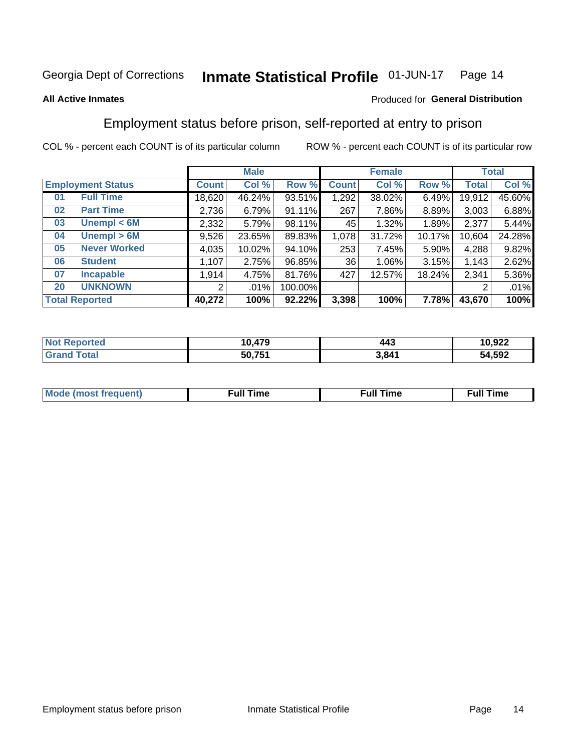Georgia Dept of Corrections **Inmate Statistical Profile** 01-JUN-17

**All Active Inmates**

Produced for **General Distribution**

## Employment status before prison, self-reported at entry to prison

COL % - percent each COUNT is of its particular column ROW % - percent each COUNT is of its particular row

| Employment Status | | Male | | | Female | | | Total | |
|---|---|---|---|---|---|---|---|---|---|
| | | Count | Col % | Row % | Count | Col % | Row % | Total | Col % |
| 01 | Full Time | 18,620 | 46.24% | 93.51% | 1,292 | 38.02% | 6.49% | 19,912 | 45.60% |
| 02 | Part Time | 2,736 | 6.79% | 91.11% | 267 | 7.86% | 8.89% | 3,003 | 6.88% |
| 03 | Unempl < 6M | 2,332 | 5.79% | 98.11% | 45 | 1.32% | 1.89% | 2,377 | 5.44% |
| 04 | Unempl > 6M | 9,526 | 23.65% | 89.83% | 1,078 | 31.72% | 10.17% | 10,604 | 24.28% |
| 05 | Never Worked | 4,035 | 10.02% | 94.10% | 253 | 7.45% | 5.90% | 4,288 | 9.82% |
| 06 | Student | 1,107 | 2.75% | 96.85% | 36 | 1.06% | 3.15% | 1,143 | 2.62% |
| 07 | Incapable | 1,914 | 4.75% | 81.76% | 427 | 12.57% | 18.24% | 2,341 | 5.36% |
| 20 | UNKNOWN | 2 | .01% | 100.00% | | | | 2 | .01% |
| **Total Reported** | | **40,272** | **100%** | **92.22%** | **3,398** | **100%** | **7.78%** | **43,670** | **100%** |

| | Male | Female | Total |
|---|---|---|---|
| Not Reported | **10,479** | **443** | **10,922** |
| Grand Total | **50,751** | **3,841** | **54,592** |

| | Male | Female | Total |
|---|---|---|---|
| Mode (most frequent) | **Full Time** | **Full Time** | **Full Time** |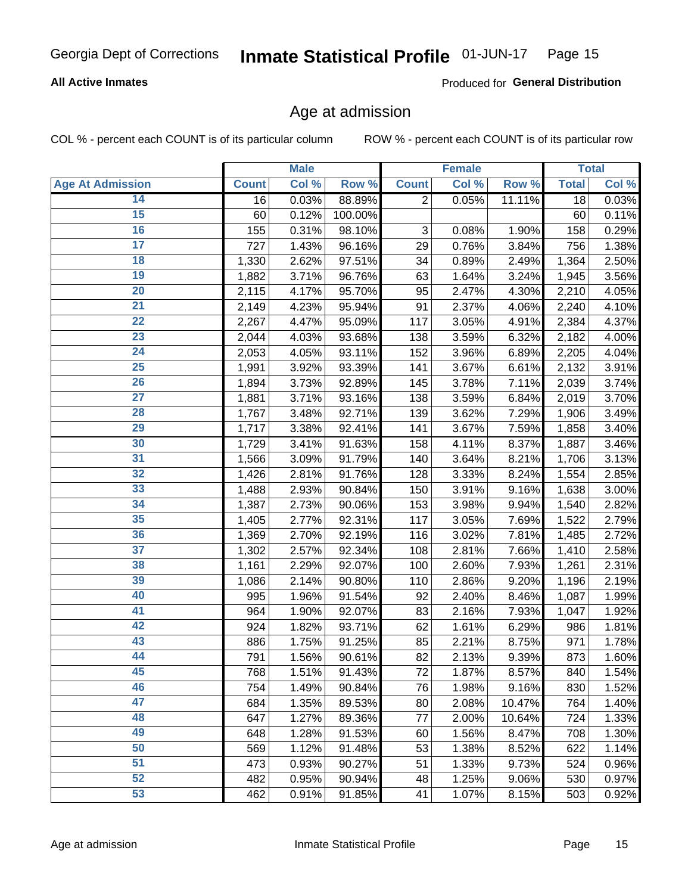Georgia Dept of Corrections **Inmate Statistical Profile** 01-JUN-17

**All Active Inmates**

Produced for **General Distribution**

## Age at admission

COL % - percent each COUNT is of its particular column ROW % - percent each COUNT is of its particular row

| | Male | | | Female | | | Total | |
|---|---|---|---|---|---|---|---|---|
| **Age At Admission** | **Count** | **Col %** | **Row %** | **Count** | **Col %** | **Row %** | **Total** | **Col %** |
| 14 | 16 | 0.03% | 88.89% | 2 | 0.05% | 11.11% | 18 | 0.03% |
| 15 | 60 | 0.12% | 100.00% | | | | 60 | 0.11% |
| 16 | 155 | 0.31% | 98.10% | 3 | 0.08% | 1.90% | 158 | 0.29% |
| 17 | 727 | 1.43% | 96.16% | 29 | 0.76% | 3.84% | 756 | 1.38% |
| 18 | 1,330 | 2.62% | 97.51% | 34 | 0.89% | 2.49% | 1,364 | 2.50% |
| 19 | 1,882 | 3.71% | 96.76% | 63 | 1.64% | 3.24% | 1,945 | 3.56% |
| 20 | 2,115 | 4.17% | 95.70% | 95 | 2.47% | 4.30% | 2,210 | 4.05% |
| 21 | 2,149 | 4.23% | 95.94% | 91 | 2.37% | 4.06% | 2,240 | 4.10% |
| 22 | 2,267 | 4.47% | 95.09% | 117 | 3.05% | 4.91% | 2,384 | 4.37% |
| 23 | 2,044 | 4.03% | 93.68% | 138 | 3.59% | 6.32% | 2,182 | 4.00% |
| 24 | 2,053 | 4.05% | 93.11% | 152 | 3.96% | 6.89% | 2,205 | 4.04% |
| 25 | 1,991 | 3.92% | 93.39% | 141 | 3.67% | 6.61% | 2,132 | 3.91% |
| 26 | 1,894 | 3.73% | 92.89% | 145 | 3.78% | 7.11% | 2,039 | 3.74% |
| 27 | 1,881 | 3.71% | 93.16% | 138 | 3.59% | 6.84% | 2,019 | 3.70% |
| 28 | 1,767 | 3.48% | 92.71% | 139 | 3.62% | 7.29% | 1,906 | 3.49% |
| 29 | 1,717 | 3.38% | 92.41% | 141 | 3.67% | 7.59% | 1,858 | 3.40% |
| 30 | 1,729 | 3.41% | 91.63% | 158 | 4.11% | 8.37% | 1,887 | 3.46% |
| 31 | 1,566 | 3.09% | 91.79% | 140 | 3.64% | 8.21% | 1,706 | 3.13% |
| 32 | 1,426 | 2.81% | 91.76% | 128 | 3.33% | 8.24% | 1,554 | 2.85% |
| 33 | 1,488 | 2.93% | 90.84% | 150 | 3.91% | 9.16% | 1,638 | 3.00% |
| 34 | 1,387 | 2.73% | 90.06% | 153 | 3.98% | 9.94% | 1,540 | 2.82% |
| 35 | 1,405 | 2.77% | 92.31% | 117 | 3.05% | 7.69% | 1,522 | 2.79% |
| 36 | 1,369 | 2.70% | 92.19% | 116 | 3.02% | 7.81% | 1,485 | 2.72% |
| 37 | 1,302 | 2.57% | 92.34% | 108 | 2.81% | 7.66% | 1,410 | 2.58% |
| 38 | 1,161 | 2.29% | 92.07% | 100 | 2.60% | 7.93% | 1,261 | 2.31% |
| 39 | 1,086 | 2.14% | 90.80% | 110 | 2.86% | 9.20% | 1,196 | 2.19% |
| 40 | 995 | 1.96% | 91.54% | 92 | 2.40% | 8.46% | 1,087 | 1.99% |
| 41 | 964 | 1.90% | 92.07% | 83 | 2.16% | 7.93% | 1,047 | 1.92% |
| 42 | 924 | 1.82% | 93.71% | 62 | 1.61% | 6.29% | 986 | 1.81% |
| 43 | 886 | 1.75% | 91.25% | 85 | 2.21% | 8.75% | 971 | 1.78% |
| 44 | 791 | 1.56% | 90.61% | 82 | 2.13% | 9.39% | 873 | 1.60% |
| 45 | 768 | 1.51% | 91.43% | 72 | 1.87% | 8.57% | 840 | 1.54% |
| 46 | 754 | 1.49% | 90.84% | 76 | 1.98% | 9.16% | 830 | 1.52% |
| 47 | 684 | 1.35% | 89.53% | 80 | 2.08% | 10.47% | 764 | 1.40% |
| 48 | 647 | 1.27% | 89.36% | 77 | 2.00% | 10.64% | 724 | 1.33% |
| 49 | 648 | 1.28% | 91.53% | 60 | 1.56% | 8.47% | 708 | 1.30% |
| 50 | 569 | 1.12% | 91.48% | 53 | 1.38% | 8.52% | 622 | 1.14% |
| 51 | 473 | 0.93% | 90.27% | 51 | 1.33% | 9.73% | 524 | 0.96% |
| 52 | 482 | 0.95% | 90.94% | 48 | 1.25% | 9.06% | 530 | 0.97% |
| 53 | 462 | 0.91% | 91.85% | 41 | 1.07% | 8.15% | 503 | 0.92% |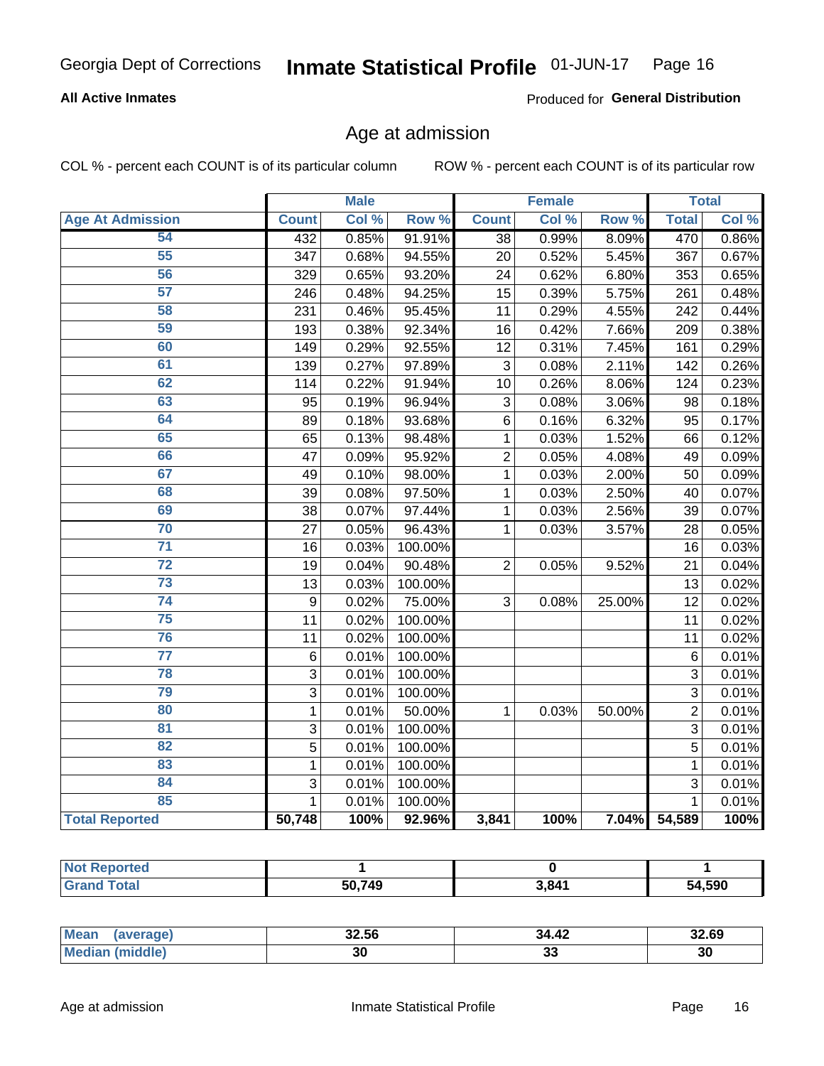Georgia Dept of Corrections **Inmate Statistical Profile** 01-JUN-17

**All Active Inmates**

Produced for **General Distribution**

## Age at admission

COL % - percent each COUNT is of its particular column

ROW % - percent each COUNT is of its particular row

| | Male | | | Female | | | Total | |
|---|---|---|---|---|---|---|---|---|
| **Age At Admission** | **Count** | **Col %** | **Row %** | **Count** | **Col %** | **Row %** | **Total** | **Col %** |
| 54 | 432 | 0.85% | 91.91% | 38 | 0.99% | 8.09% | 470 | 0.86% |
| 55 | 347 | 0.68% | 94.55% | 20 | 0.52% | 5.45% | 367 | 0.67% |
| 56 | 329 | 0.65% | 93.20% | 24 | 0.62% | 6.80% | 353 | 0.65% |
| 57 | 246 | 0.48% | 94.25% | 15 | 0.39% | 5.75% | 261 | 0.48% |
| 58 | 231 | 0.46% | 95.45% | 11 | 0.29% | 4.55% | 242 | 0.44% |
| 59 | 193 | 0.38% | 92.34% | 16 | 0.42% | 7.66% | 209 | 0.38% |
| 60 | 149 | 0.29% | 92.55% | 12 | 0.31% | 7.45% | 161 | 0.29% |
| 61 | 139 | 0.27% | 97.89% | 3 | 0.08% | 2.11% | 142 | 0.26% |
| 62 | 114 | 0.22% | 91.94% | 10 | 0.26% | 8.06% | 124 | 0.23% |
| 63 | 95 | 0.19% | 96.94% | 3 | 0.08% | 3.06% | 98 | 0.18% |
| 64 | 89 | 0.18% | 93.68% | 6 | 0.16% | 6.32% | 95 | 0.17% |
| 65 | 65 | 0.13% | 98.48% | 1 | 0.03% | 1.52% | 66 | 0.12% |
| 66 | 47 | 0.09% | 95.92% | 2 | 0.05% | 4.08% | 49 | 0.09% |
| 67 | 49 | 0.10% | 98.00% | 1 | 0.03% | 2.00% | 50 | 0.09% |
| 68 | 39 | 0.08% | 97.50% | 1 | 0.03% | 2.50% | 40 | 0.07% |
| 69 | 38 | 0.07% | 97.44% | 1 | 0.03% | 2.56% | 39 | 0.07% |
| 70 | 27 | 0.05% | 96.43% | 1 | 0.03% | 3.57% | 28 | 0.05% |
| 71 | 16 | 0.03% | 100.00% | | | | 16 | 0.03% |
| 72 | 19 | 0.04% | 90.48% | 2 | 0.05% | 9.52% | 21 | 0.04% |
| 73 | 13 | 0.03% | 100.00% | | | | 13 | 0.02% |
| 74 | 9 | 0.02% | 75.00% | 3 | 0.08% | 25.00% | 12 | 0.02% |
| 75 | 11 | 0.02% | 100.00% | | | | 11 | 0.02% |
| 76 | 11 | 0.02% | 100.00% | | | | 11 | 0.02% |
| 77 | 6 | 0.01% | 100.00% | | | | 6 | 0.01% |
| 78 | 3 | 0.01% | 100.00% | | | | 3 | 0.01% |
| 79 | 3 | 0.01% | 100.00% | | | | 3 | 0.01% |
| 80 | 1 | 0.01% | 50.00% | 1 | 0.03% | 50.00% | 2 | 0.01% |
| 81 | 3 | 0.01% | 100.00% | | | | 3 | 0.01% |
| 82 | 5 | 0.01% | 100.00% | | | | 5 | 0.01% |
| 83 | 1 | 0.01% | 100.00% | | | | 1 | 0.01% |
| 84 | 3 | 0.01% | 100.00% | | | | 3 | 0.01% |
| 85 | 1 | 0.01% | 100.00% | | | | 1 | 0.01% |
| **Total Reported** | **50,748** | **100%** | **92.96%** | **3,841** | **100%** | **7.04%** | **54,589** | **100%** |

| | Male | Female | Total |
|---|---|---|---|
| **Not Reported** | **1** | **0** | **1** |
| **Grand Total** | **50,749** | **3,841** | **54,590** |

| | Male | Female | Total |
|---|---|---|---|
| **Mean (average)** | **32.56** | **34.42** | **32.69** |
| **Median (middle)** | **30** | **33** | **30** |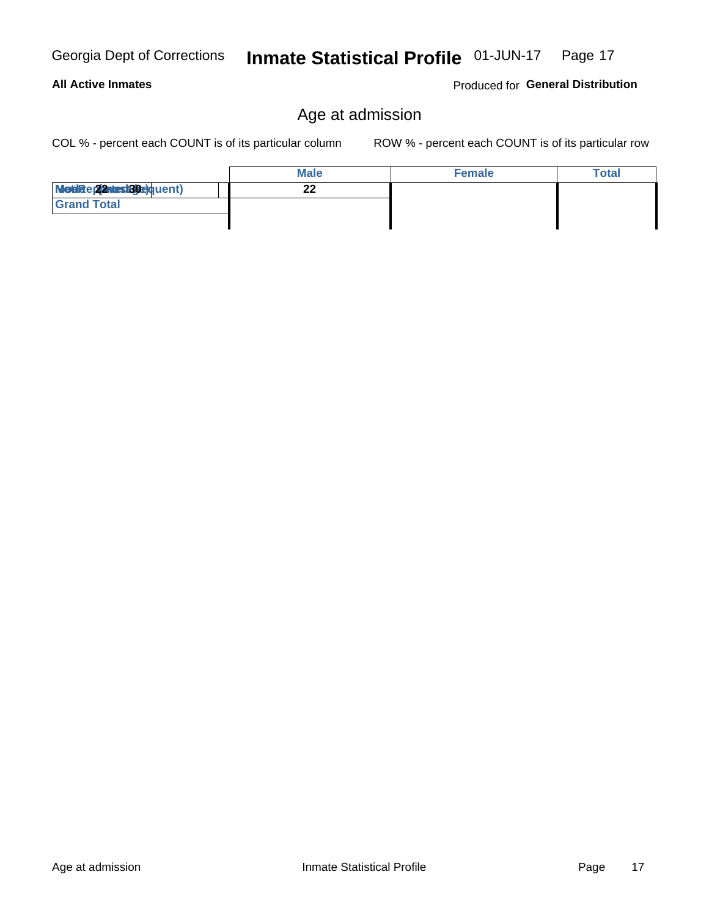Georgia Dept of Corrections **Inmate Statistical Profile** 01-JUN-17

**All Active Inmates** Produced for **General Distribution**

## Age at admission

COL % - percent each COUNT is of its particular column ROW % - percent each COUNT is of its particular row

| | Male | Female | Total |
|---|---|---|---|
| Mode (most frequent) Median Age 30 | 22 | | |
| Grand Total | | | |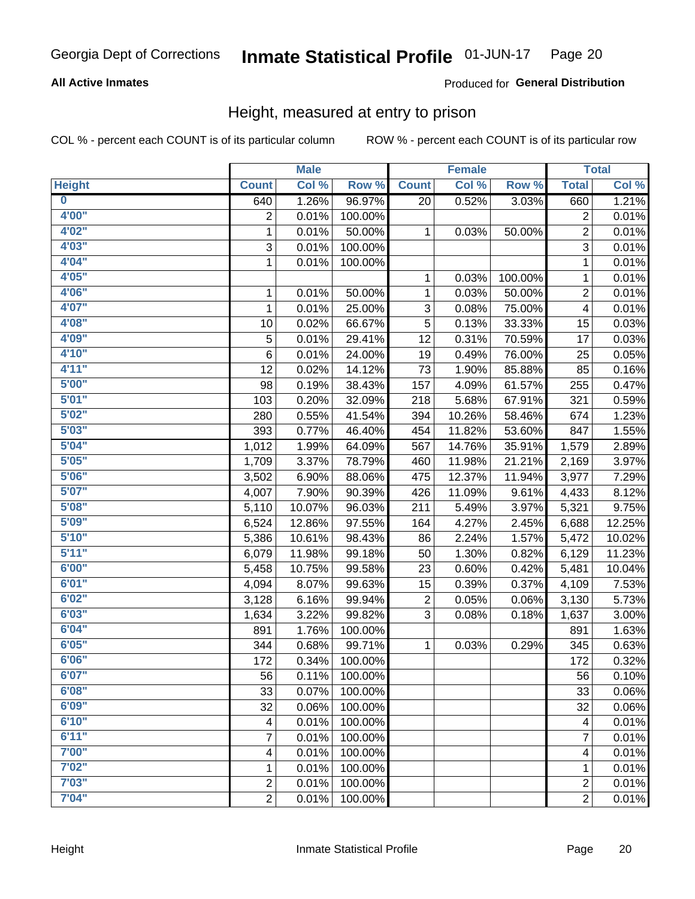Georgia Dept of Corrections **Inmate Statistical Profile** 01-JUN-17

**All Active Inmates**

Produced for **General Distribution**

## Height, measured at entry to prison

COL % - percent each COUNT is of its particular column    ROW % - percent each COUNT is of its particular row

| | Male | | | Female | | | Total | |
|---|---|---|---|---|---|---|---|---|
| **Height** | **Count** | **Col %** | **Row %** | **Count** | **Col %** | **Row %** | **Total** | **Col %** |
| **0** | 640 | 1.26% | 96.97% | 20 | 0.52% | 3.03% | 660 | 1.21% |
| **4'00"** | 2 | 0.01% | 100.00% | | | | 2 | 0.01% |
| **4'02"** | 1 | 0.01% | 50.00% | 1 | 0.03% | 50.00% | 2 | 0.01% |
| **4'03"** | 3 | 0.01% | 100.00% | | | | 3 | 0.01% |
| **4'04"** | 1 | 0.01% | 100.00% | | | | 1 | 0.01% |
| **4'05"** | | | | 1 | 0.03% | 100.00% | 1 | 0.01% |
| **4'06"** | 1 | 0.01% | 50.00% | 1 | 0.03% | 50.00% | 2 | 0.01% |
| **4'07"** | 1 | 0.01% | 25.00% | 3 | 0.08% | 75.00% | 4 | 0.01% |
| **4'08"** | 10 | 0.02% | 66.67% | 5 | 0.13% | 33.33% | 15 | 0.03% |
| **4'09"** | 5 | 0.01% | 29.41% | 12 | 0.31% | 70.59% | 17 | 0.03% |
| **4'10"** | 6 | 0.01% | 24.00% | 19 | 0.49% | 76.00% | 25 | 0.05% |
| **4'11"** | 12 | 0.02% | 14.12% | 73 | 1.90% | 85.88% | 85 | 0.16% |
| **5'00"** | 98 | 0.19% | 38.43% | 157 | 4.09% | 61.57% | 255 | 0.47% |
| **5'01"** | 103 | 0.20% | 32.09% | 218 | 5.68% | 67.91% | 321 | 0.59% |
| **5'02"** | 280 | 0.55% | 41.54% | 394 | 10.26% | 58.46% | 674 | 1.23% |
| **5'03"** | 393 | 0.77% | 46.40% | 454 | 11.82% | 53.60% | 847 | 1.55% |
| **5'04"** | 1,012 | 1.99% | 64.09% | 567 | 14.76% | 35.91% | 1,579 | 2.89% |
| **5'05"** | 1,709 | 3.37% | 78.79% | 460 | 11.98% | 21.21% | 2,169 | 3.97% |
| **5'06"** | 3,502 | 6.90% | 88.06% | 475 | 12.37% | 11.94% | 3,977 | 7.29% |
| **5'07"** | 4,007 | 7.90% | 90.39% | 426 | 11.09% | 9.61% | 4,433 | 8.12% |
| **5'08"** | 5,110 | 10.07% | 96.03% | 211 | 5.49% | 3.97% | 5,321 | 9.75% |
| **5'09"** | 6,524 | 12.86% | 97.55% | 164 | 4.27% | 2.45% | 6,688 | 12.25% |
| **5'10"** | 5,386 | 10.61% | 98.43% | 86 | 2.24% | 1.57% | 5,472 | 10.02% |
| **5'11"** | 6,079 | 11.98% | 99.18% | 50 | 1.30% | 0.82% | 6,129 | 11.23% |
| **6'00"** | 5,458 | 10.75% | 99.58% | 23 | 0.60% | 0.42% | 5,481 | 10.04% |
| **6'01"** | 4,094 | 8.07% | 99.63% | 15 | 0.39% | 0.37% | 4,109 | 7.53% |
| **6'02"** | 3,128 | 6.16% | 99.94% | 2 | 0.05% | 0.06% | 3,130 | 5.73% |
| **6'03"** | 1,634 | 3.22% | 99.82% | 3 | 0.08% | 0.18% | 1,637 | 3.00% |
| **6'04"** | 891 | 1.76% | 100.00% | | | | 891 | 1.63% |
| **6'05"** | 344 | 0.68% | 99.71% | 1 | 0.03% | 0.29% | 345 | 0.63% |
| **6'06"** | 172 | 0.34% | 100.00% | | | | 172 | 0.32% |
| **6'07"** | 56 | 0.11% | 100.00% | | | | 56 | 0.10% |
| **6'08"** | 33 | 0.07% | 100.00% | | | | 33 | 0.06% |
| **6'09"** | 32 | 0.06% | 100.00% | | | | 32 | 0.06% |
| **6'10"** | 4 | 0.01% | 100.00% | | | | 4 | 0.01% |
| **6'11"** | 7 | 0.01% | 100.00% | | | | 7 | 0.01% |
| **7'00"** | 4 | 0.01% | 100.00% | | | | 4 | 0.01% |
| **7'02"** | 1 | 0.01% | 100.00% | | | | 1 | 0.01% |
| **7'03"** | 2 | 0.01% | 100.00% | | | | 2 | 0.01% |
| **7'04"** | 2 | 0.01% | 100.00% | | | | 2 | 0.01% |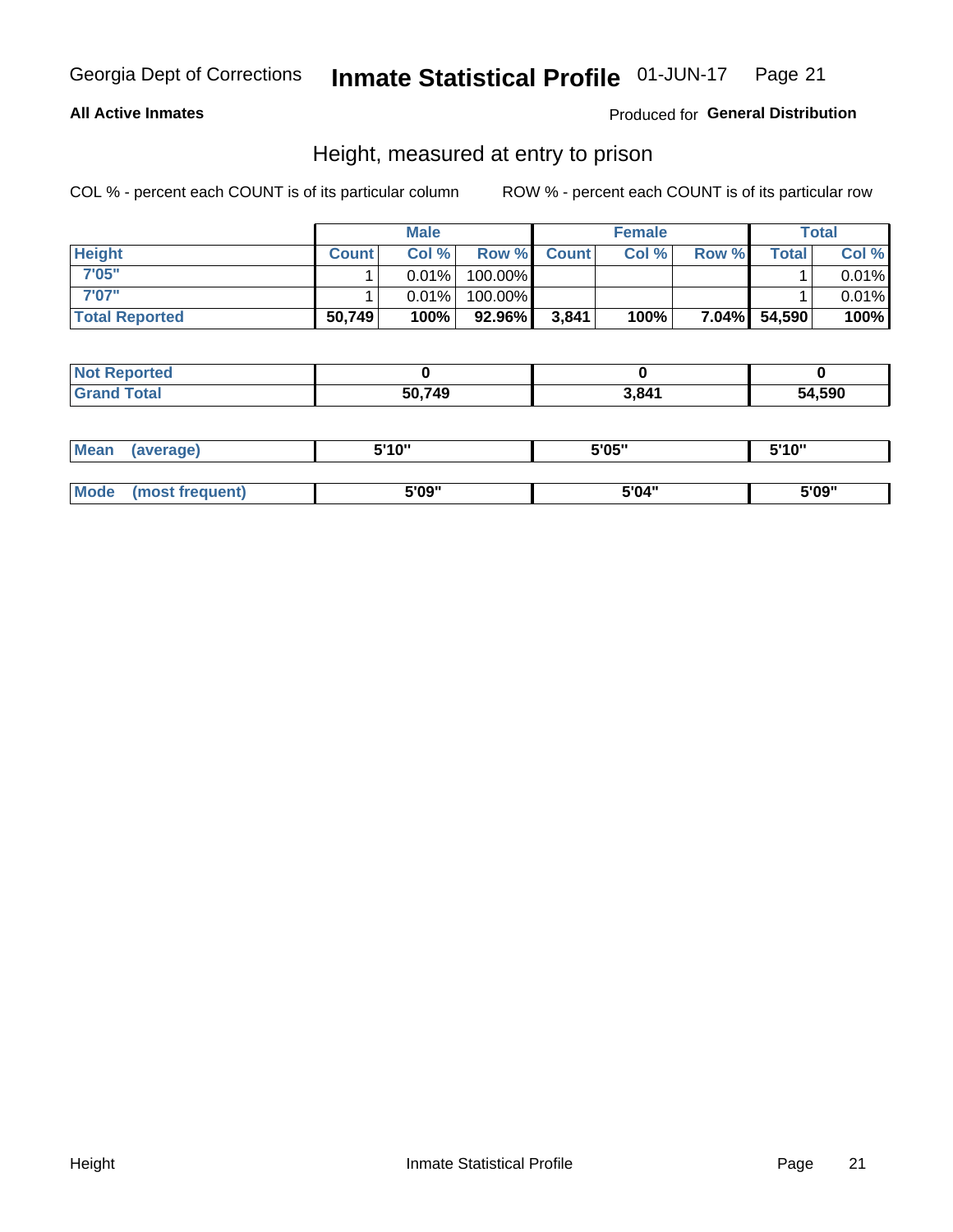Georgia Dept of Corrections **Inmate Statistical Profile** 01-JUN-17

**All Active Inmates**

Produced for **General Distribution**

## Height, measured at entry to prison

COL % - percent each COUNT is of its particular column    ROW % - percent each COUNT is of its particular row

| | Male | | | Female | | | Total | |
|---|---|---|---|---|---|---|---|---|
| **Height** | **Count** | **Col %** | **Row %** | **Count** | **Col %** | **Row %** | **Total** | **Col %** |
| **7'05"** | 1 | 0.01% | 100.00% | | | | 1 | 0.01% |
| **7'07"** | 1 | 0.01% | 100.00% | | | | 1 | 0.01% |
| **Total Reported** | **50,749** | **100%** | **92.96%** | **3,841** | **100%** | **7.04%** | **54,590** | **100%** |

| | Male | Female | Total |
|---|---|---|---|
| **Not Reported** | **0** | **0** | **0** |
| **Grand Total** | **50,749** | **3,841** | **54,590** |

| | Male | Female | Total |
|---|---|---|---|
| **Mean (average)** | **5'10"** | **5'05"** | **5'10"** |
| **Mode (most frequent)** | **5'09"** | **5'04"** | **5'09"** |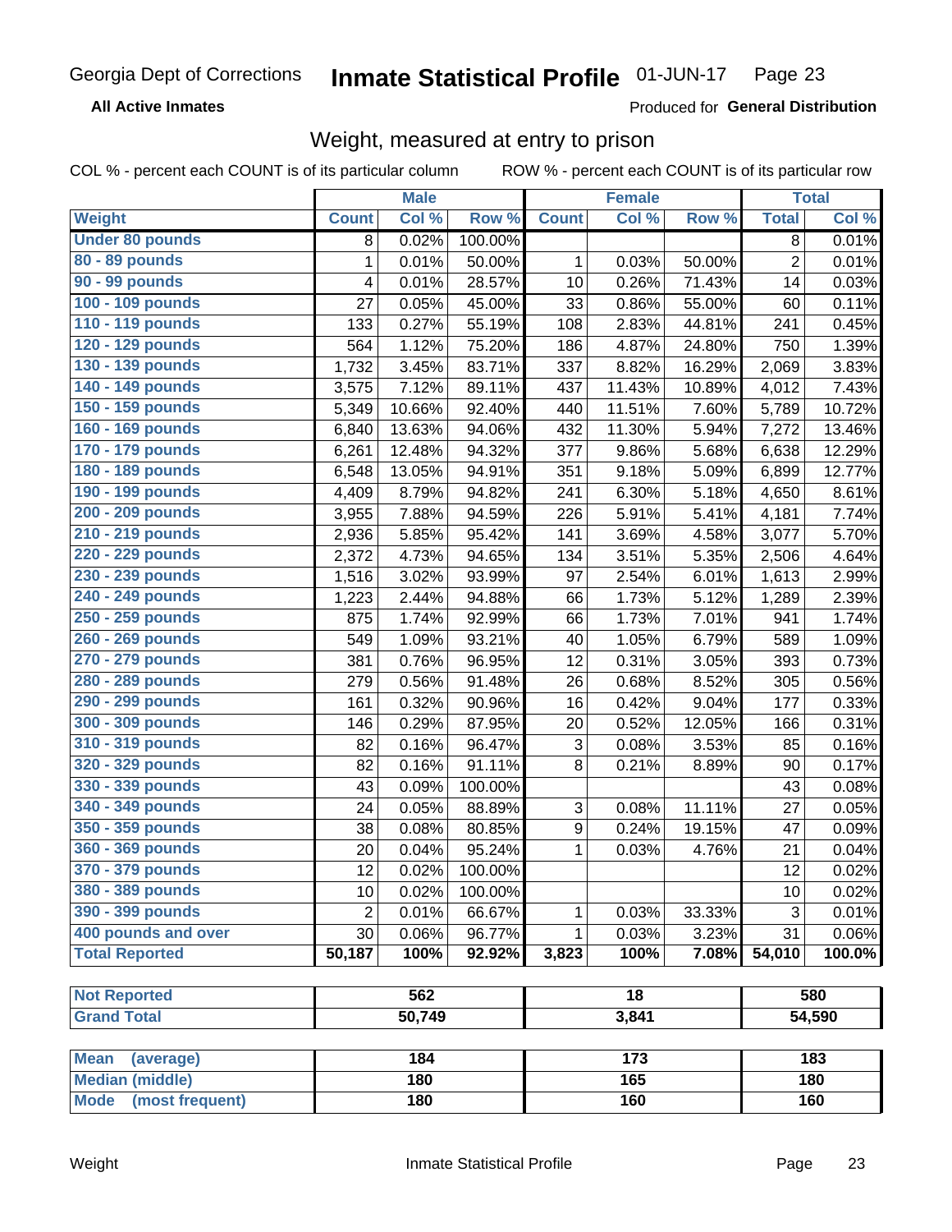Georgia Dept of Corrections **Inmate Statistical Profile** 01-JUN-17

**All Active Inmates** Produced for **General Distribution**

## Weight, measured at entry to prison

COL % - percent each COUNT is of its particular column ROW % - percent each COUNT is of its particular row

| Weight | Male | | | Female | | | Total | |
|---|---|---|---|---|---|---|---|---|
| | Count | Col % | Row % | Count | Col % | Row % | Total | Col % |
| Under 80 pounds | 8 | 0.02% | 100.00% | | | | 8 | 0.01% |
| 80 - 89 pounds | 1 | 0.01% | 50.00% | 1 | 0.03% | 50.00% | 2 | 0.01% |
| 90 - 99 pounds | 4 | 0.01% | 28.57% | 10 | 0.26% | 71.43% | 14 | 0.03% |
| 100 - 109 pounds | 27 | 0.05% | 45.00% | 33 | 0.86% | 55.00% | 60 | 0.11% |
| 110 - 119 pounds | 133 | 0.27% | 55.19% | 108 | 2.83% | 44.81% | 241 | 0.45% |
| 120 - 129 pounds | 564 | 1.12% | 75.20% | 186 | 4.87% | 24.80% | 750 | 1.39% |
| 130 - 139 pounds | 1,732 | 3.45% | 83.71% | 337 | 8.82% | 16.29% | 2,069 | 3.83% |
| 140 - 149 pounds | 3,575 | 7.12% | 89.11% | 437 | 11.43% | 10.89% | 4,012 | 7.43% |
| 150 - 159 pounds | 5,349 | 10.66% | 92.40% | 440 | 11.51% | 7.60% | 5,789 | 10.72% |
| 160 - 169 pounds | 6,840 | 13.63% | 94.06% | 432 | 11.30% | 5.94% | 7,272 | 13.46% |
| 170 - 179 pounds | 6,261 | 12.48% | 94.32% | 377 | 9.86% | 5.68% | 6,638 | 12.29% |
| 180 - 189 pounds | 6,548 | 13.05% | 94.91% | 351 | 9.18% | 5.09% | 6,899 | 12.77% |
| 190 - 199 pounds | 4,409 | 8.79% | 94.82% | 241 | 6.30% | 5.18% | 4,650 | 8.61% |
| 200 - 209 pounds | 3,955 | 7.88% | 94.59% | 226 | 5.91% | 5.41% | 4,181 | 7.74% |
| 210 - 219 pounds | 2,936 | 5.85% | 95.42% | 141 | 3.69% | 4.58% | 3,077 | 5.70% |
| 220 - 229 pounds | 2,372 | 4.73% | 94.65% | 134 | 3.51% | 5.35% | 2,506 | 4.64% |
| 230 - 239 pounds | 1,516 | 3.02% | 93.99% | 97 | 2.54% | 6.01% | 1,613 | 2.99% |
| 240 - 249 pounds | 1,223 | 2.44% | 94.88% | 66 | 1.73% | 5.12% | 1,289 | 2.39% |
| 250 - 259 pounds | 875 | 1.74% | 92.99% | 66 | 1.73% | 7.01% | 941 | 1.74% |
| 260 - 269 pounds | 549 | 1.09% | 93.21% | 40 | 1.05% | 6.79% | 589 | 1.09% |
| 270 - 279 pounds | 381 | 0.76% | 96.95% | 12 | 0.31% | 3.05% | 393 | 0.73% |
| 280 - 289 pounds | 279 | 0.56% | 91.48% | 26 | 0.68% | 8.52% | 305 | 0.56% |
| 290 - 299 pounds | 161 | 0.32% | 90.96% | 16 | 0.42% | 9.04% | 177 | 0.33% |
| 300 - 309 pounds | 146 | 0.29% | 87.95% | 20 | 0.52% | 12.05% | 166 | 0.31% |
| 310 - 319 pounds | 82 | 0.16% | 96.47% | 3 | 0.08% | 3.53% | 85 | 0.16% |
| 320 - 329 pounds | 82 | 0.16% | 91.11% | 8 | 0.21% | 8.89% | 90 | 0.17% |
| 330 - 339 pounds | 43 | 0.09% | 100.00% | | | | 43 | 0.08% |
| 340 - 349 pounds | 24 | 0.05% | 88.89% | 3 | 0.08% | 11.11% | 27 | 0.05% |
| 350 - 359 pounds | 38 | 0.08% | 80.85% | 9 | 0.24% | 19.15% | 47 | 0.09% |
| 360 - 369 pounds | 20 | 0.04% | 95.24% | 1 | 0.03% | 4.76% | 21 | 0.04% |
| 370 - 379 pounds | 12 | 0.02% | 100.00% | | | | 12 | 0.02% |
| 380 - 389 pounds | 10 | 0.02% | 100.00% | | | | 10 | 0.02% |
| 390 - 399 pounds | 2 | 0.01% | 66.67% | 1 | 0.03% | 33.33% | 3 | 0.01% |
| 400 pounds and over | 30 | 0.06% | 96.77% | 1 | 0.03% | 3.23% | 31 | 0.06% |
| **Total Reported** | **50,187** | **100%** | **92.92%** | **3,823** | **100%** | **7.08%** | **54,010** | **100.0%** |

| | Male | Female | Total |
|---|---|---|---|
| Not Reported | 562 | 18 | 580 |
| Grand Total | 50,749 | 3,841 | 54,590 |

| | Male | Female | Total |
|---|---|---|---|
| Mean (average) | 184 | 173 | 183 |
| Median (middle) | 180 | 165 | 180 |
| Mode (most frequent) | 180 | 160 | 160 |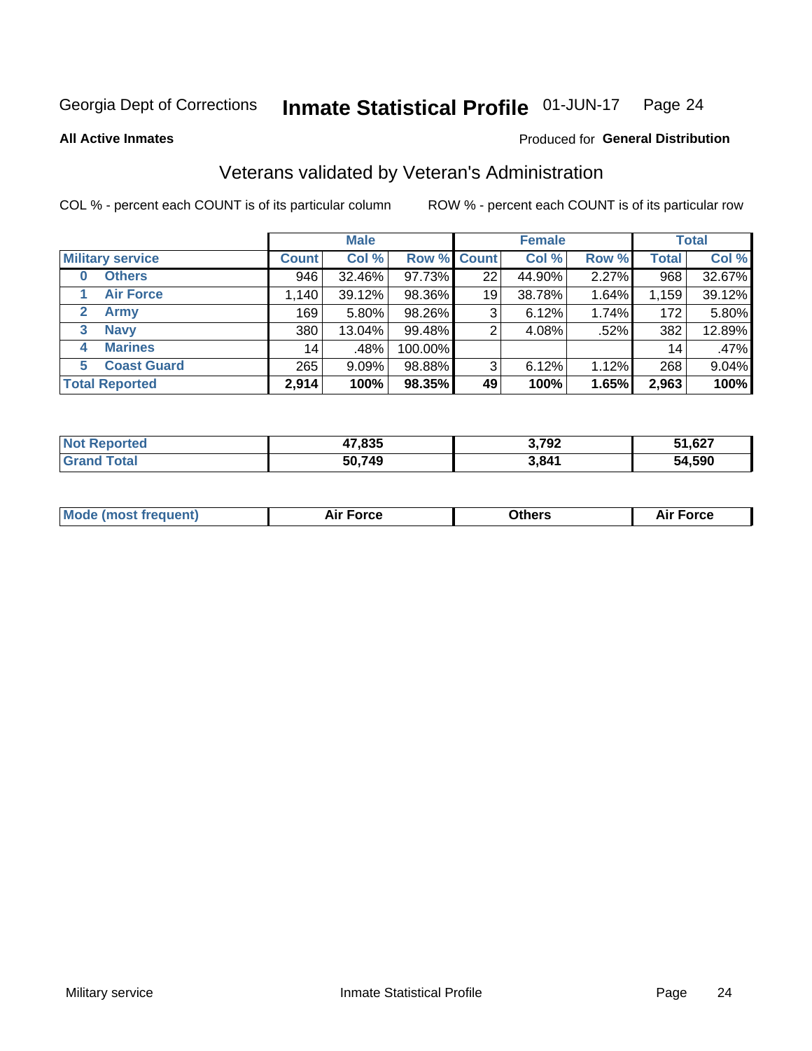Georgia Dept of Corrections **Inmate Statistical Profile** 01-JUN-17

**All Active Inmates**

Produced for **General Distribution**

## Veterans validated by Veteran's Administration

COL % - percent each COUNT is of its particular column

ROW % - percent each COUNT is of its particular row

| | Male | | | Female | | | Total | |
|---|---|---|---|---|---|---|---|---|
| **Military service** | **Count** | **Col %** | **Row %** | **Count** | **Col %** | **Row %** | **Total** | **Col %** |
| **0 Others** | 946 | 32.46% | 97.73% | 22 | 44.90% | 2.27% | 968 | 32.67% |
| **1 Air Force** | 1,140 | 39.12% | 98.36% | 19 | 38.78% | 1.64% | 1,159 | 39.12% |
| **2 Army** | 169 | 5.80% | 98.26% | 3 | 6.12% | 1.74% | 172 | 5.80% |
| **3 Navy** | 380 | 13.04% | 99.48% | 2 | 4.08% | .52% | 382 | 12.89% |
| **4 Marines** | 14 | .48% | 100.00% | | | | 14 | .47% |
| **5 Coast Guard** | 265 | 9.09% | 98.88% | 3 | 6.12% | 1.12% | 268 | 9.04% |
| **Total Reported** | **2,914** | **100%** | **98.35%** | **49** | **100%** | **1.65%** | **2,963** | **100%** |

| | Male | Female | Total |
|---|---|---|---|
| **Not Reported** | **47,835** | **3,792** | **51,627** |
| **Grand Total** | **50,749** | **3,841** | **54,590** |

| | Male | Female | Total |
|---|---|---|---|
| **Mode (most frequent)** | **Air Force** | **Others** | **Air Force** |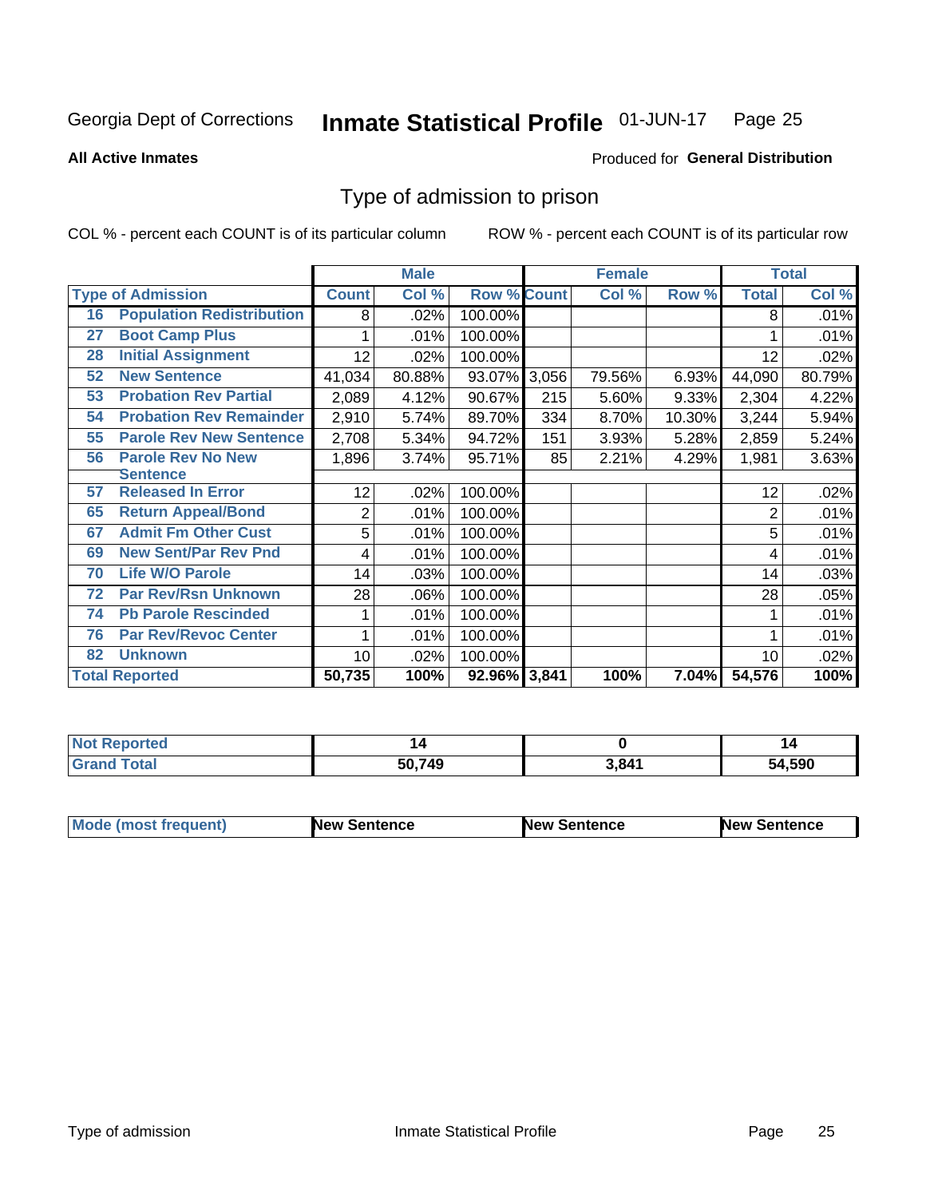Georgia Dept of Corrections **Inmate Statistical Profile** 01-JUN-17

**All Active Inmates**

Produced for **General Distribution**

# Type of admission to prison

COL % - percent each COUNT is of its particular column ROW % - percent each COUNT is of its particular row

| | | Male | | | Female | | | Total | |
|---|---|---|---|---|---|---|---|---|---|
| **Type of Admission** | | **Count** | **Col %** | **Row %** | **Count** | **Col %** | **Row %** | **Total** | **Col %** |
| 16 | Population Redistribution | 8 | .02% | 100.00% | | | | 8 | .01% |
| 27 | Boot Camp Plus | 1 | .01% | 100.00% | | | | 1 | .01% |
| 28 | Initial Assignment | 12 | .02% | 100.00% | | | | 12 | .02% |
| 52 | New Sentence | 41,034 | 80.88% | 93.07% | 3,056 | 79.56% | 6.93% | 44,090 | 80.79% |
| 53 | Probation Rev Partial | 2,089 | 4.12% | 90.67% | 215 | 5.60% | 9.33% | 2,304 | 4.22% |
| 54 | Probation Rev Remainder | 2,910 | 5.74% | 89.70% | 334 | 8.70% | 10.30% | 3,244 | 5.94% |
| 55 | Parole Rev New Sentence | 2,708 | 5.34% | 94.72% | 151 | 3.93% | 5.28% | 2,859 | 5.24% |
| 56 | Parole Rev No New Sentence | 1,896 | 3.74% | 95.71% | 85 | 2.21% | 4.29% | 1,981 | 3.63% |
| 57 | Released In Error | 12 | .02% | 100.00% | | | | 12 | .02% |
| 65 | Return Appeal/Bond | 2 | .01% | 100.00% | | | | 2 | .01% |
| 67 | Admit Fm Other Cust | 5 | .01% | 100.00% | | | | 5 | .01% |
| 69 | New Sent/Par Rev Pnd | 4 | .01% | 100.00% | | | | 4 | .01% |
| 70 | Life W/O Parole | 14 | .03% | 100.00% | | | | 14 | .03% |
| 72 | Par Rev/Rsn Unknown | 28 | .06% | 100.00% | | | | 28 | .05% |
| 74 | Pb Parole Rescinded | 1 | .01% | 100.00% | | | | 1 | .01% |
| 76 | Par Rev/Revoc Center | 1 | .01% | 100.00% | | | | 1 | .01% |
| 82 | Unknown | 10 | .02% | 100.00% | | | | 10 | .02% |
| **Total Reported** | | **50,735** | **100%** | **92.96%** | **3,841** | **100%** | **7.04%** | **54,576** | **100%** |

| | Male | Female | Total |
|---|---|---|---|
| **Not Reported** | **14** | **0** | **14** |
| **Grand Total** | **50,749** | **3,841** | **54,590** |

| | Male | Female | Total |
|---|---|---|---|
| **Mode (most frequent)** | **New Sentence** | **New Sentence** | **New Sentence** |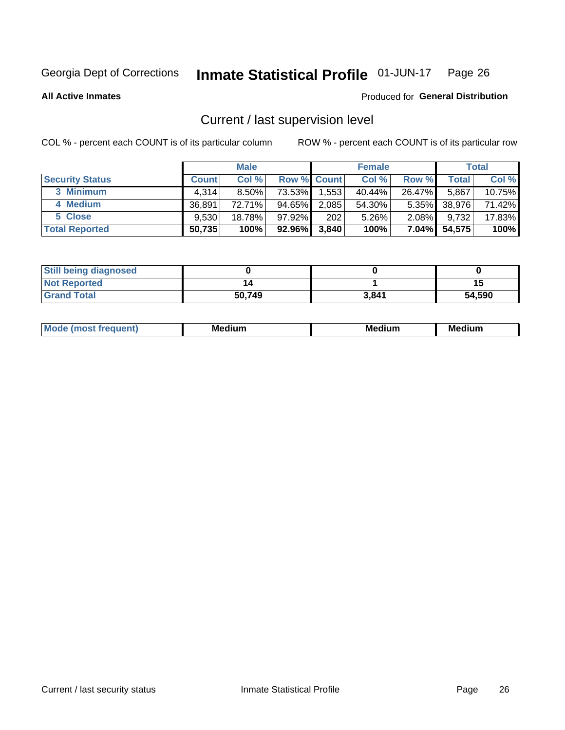Georgia Dept of Corrections **Inmate Statistical Profile** 01-JUN-17 Page 26

**All Active Inmates**

Produced for **General Distribution**

## Current / last supervision level

COL % - percent each COUNT is of its particular column

ROW % - percent each COUNT is of its particular row

| | Male | | | Female | | | Total | |
|---|---|---|---|---|---|---|---|---|
| **Security Status** | **Count** | **Col %** | **Row %** | **Count** | **Col %** | **Row %** | **Total** | **Col %** |
| 3 Minimum | 4,314 | 8.50% | 73.53% | 1,553 | 40.44% | 26.47% | 5,867 | 10.75% |
| 4 Medium | 36,891 | 72.71% | 94.65% | 2,085 | 54.30% | 5.35% | 38,976 | 71.42% |
| 5 Close | 9,530 | 18.78% | 97.92% | 202 | 5.26% | 2.08% | 9,732 | 17.83% |
| **Total Reported** | **50,735** | **100%** | **92.96%** | **3,840** | **100%** | **7.04%** | **54,575** | **100%** |

| | Male | Female | Total |
|---|---|---|---|
| **Still being diagnosed** | **0** | **0** | **0** |
| **Not Reported** | **14** | **1** | **15** |
| **Grand Total** | **50,749** | **3,841** | **54,590** |

| | Male | Female | Total |
|---|---|---|---|
| **Mode (most frequent)** | **Medium** | **Medium** | **Medium** |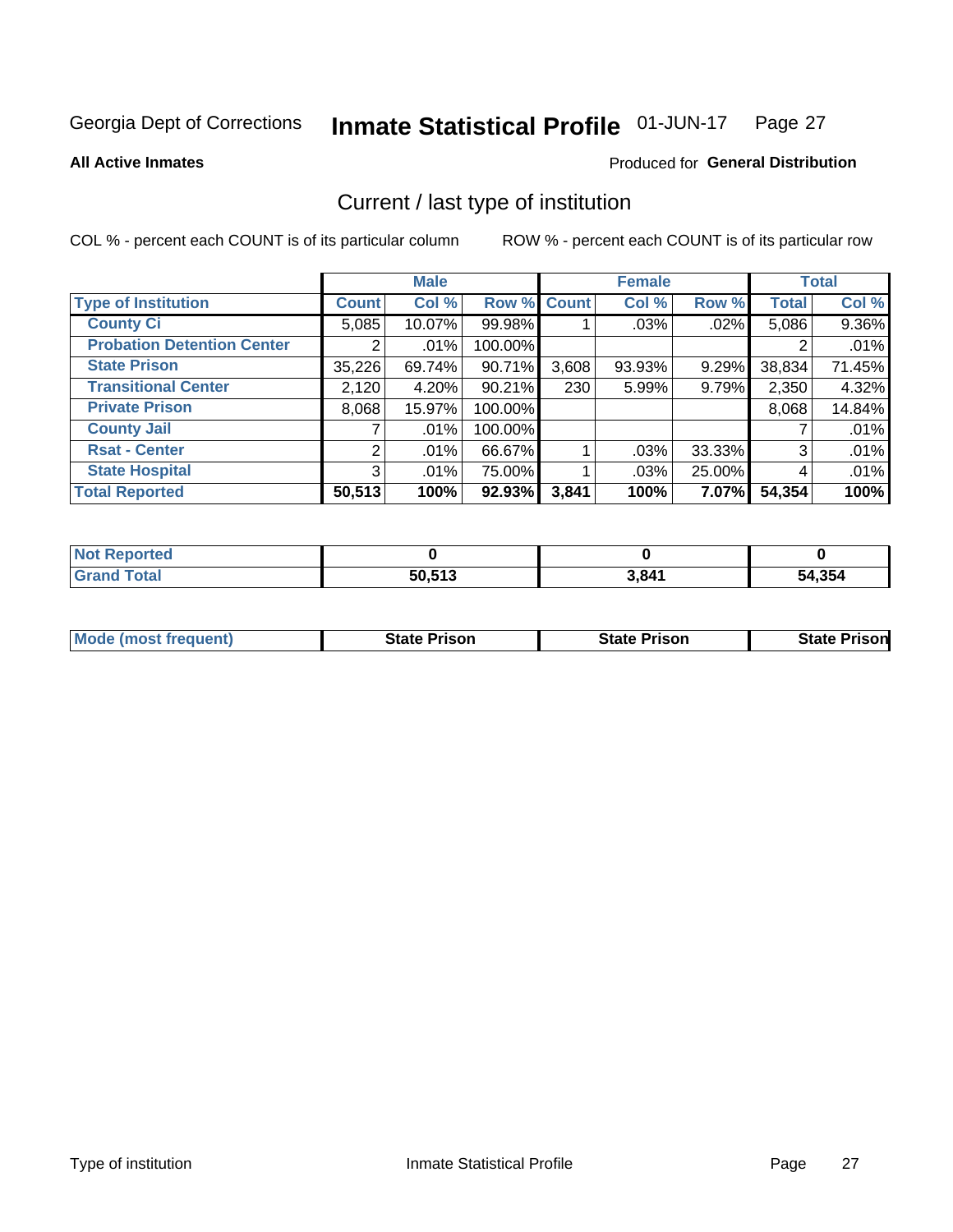Georgia Dept of Corrections **Inmate Statistical Profile** 01-JUN-17

**All Active Inmates**

Produced for **General Distribution**

## Current / last type of institution

COL % - percent each COUNT is of its particular column

ROW % - percent each COUNT is of its particular row

| | Male | | | Female | | | Total | |
|---|---|---|---|---|---|---|---|---|
| **Type of Institution** | **Count** | **Col %** | **Row %** | **Count** | **Col %** | **Row %** | **Total** | **Col %** |
| **County Ci** | 5,085 | 10.07% | 99.98% | 1 | .03% | .02% | 5,086 | 9.36% |
| **Probation Detention Center** | 2 | .01% | 100.00% | | | | 2 | .01% |
| **State Prison** | 35,226 | 69.74% | 90.71% | 3,608 | 93.93% | 9.29% | 38,834 | 71.45% |
| **Transitional Center** | 2,120 | 4.20% | 90.21% | 230 | 5.99% | 9.79% | 2,350 | 4.32% |
| **Private Prison** | 8,068 | 15.97% | 100.00% | | | | 8,068 | 14.84% |
| **County Jail** | 7 | .01% | 100.00% | | | | 7 | .01% |
| **Rsat - Center** | 2 | .01% | 66.67% | 1 | .03% | 33.33% | 3 | .01% |
| **State Hospital** | 3 | .01% | 75.00% | 1 | .03% | 25.00% | 4 | .01% |
| **Total Reported** | **50,513** | **100%** | **92.93%** | **3,841** | **100%** | **7.07%** | **54,354** | **100%** |

| | Male | Female | Total |
|---|---|---|---|
| **Not Reported** | **0** | **0** | **0** |
| **Grand Total** | **50,513** | **3,841** | **54,354** |

| | Male | Female | Total |
|---|---|---|---|
| **Mode (most frequent)** | **State Prison** | **State Prison** | **State Prison** |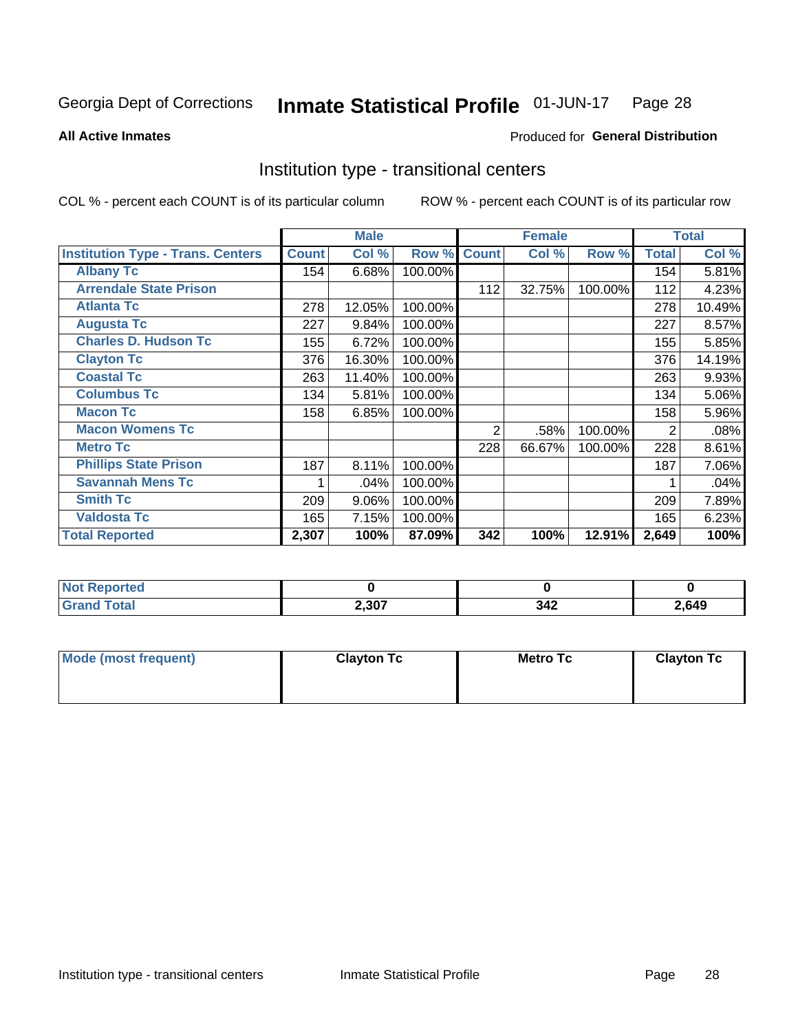Georgia Dept of Corrections **Inmate Statistical Profile** 01-JUN-17 Page 28

**All Active Inmates**

Produced for **General Distribution**

## Institution type - transitional centers

COL % - percent each COUNT is of its particular column

ROW % - percent each COUNT is of its particular row

| | Male | | | Female | | | Total | |
|---|---|---|---|---|---|---|---|---|
| **Institution Type - Trans. Centers** | **Count** | **Col %** | **Row %** | **Count** | **Col %** | **Row %** | **Total** | **Col %** |
| **Albany Tc** | 154 | 6.68% | 100.00% | | | | 154 | 5.81% |
| **Arrendale State Prison** | | | | 112 | 32.75% | 100.00% | 112 | 4.23% |
| **Atlanta Tc** | 278 | 12.05% | 100.00% | | | | 278 | 10.49% |
| **Augusta Tc** | 227 | 9.84% | 100.00% | | | | 227 | 8.57% |
| **Charles D. Hudson Tc** | 155 | 6.72% | 100.00% | | | | 155 | 5.85% |
| **Clayton Tc** | 376 | 16.30% | 100.00% | | | | 376 | 14.19% |
| **Coastal Tc** | 263 | 11.40% | 100.00% | | | | 263 | 9.93% |
| **Columbus Tc** | 134 | 5.81% | 100.00% | | | | 134 | 5.06% |
| **Macon Tc** | 158 | 6.85% | 100.00% | | | | 158 | 5.96% |
| **Macon Womens Tc** | | | | 2 | .58% | 100.00% | 2 | .08% |
| **Metro Tc** | | | | 228 | 66.67% | 100.00% | 228 | 8.61% |
| **Phillips State Prison** | 187 | 8.11% | 100.00% | | | | 187 | 7.06% |
| **Savannah Mens Tc** | 1 | .04% | 100.00% | | | | 1 | .04% |
| **Smith Tc** | 209 | 9.06% | 100.00% | | | | 209 | 7.89% |
| **Valdosta Tc** | 165 | 7.15% | 100.00% | | | | 165 | 6.23% |
| **Total Reported** | **2,307** | **100%** | **87.09%** | **342** | **100%** | **12.91%** | **2,649** | **100%** |

| | Male | Female | Total |
|---|---|---|---|
| **Not Reported** | **0** | **0** | **0** |
| **Grand Total** | **2,307** | **342** | **2,649** |

| | Male | Female | Total |
|---|---|---|---|
| **Mode (most frequent)** | **Clayton Tc** | **Metro Tc** | **Clayton Tc** |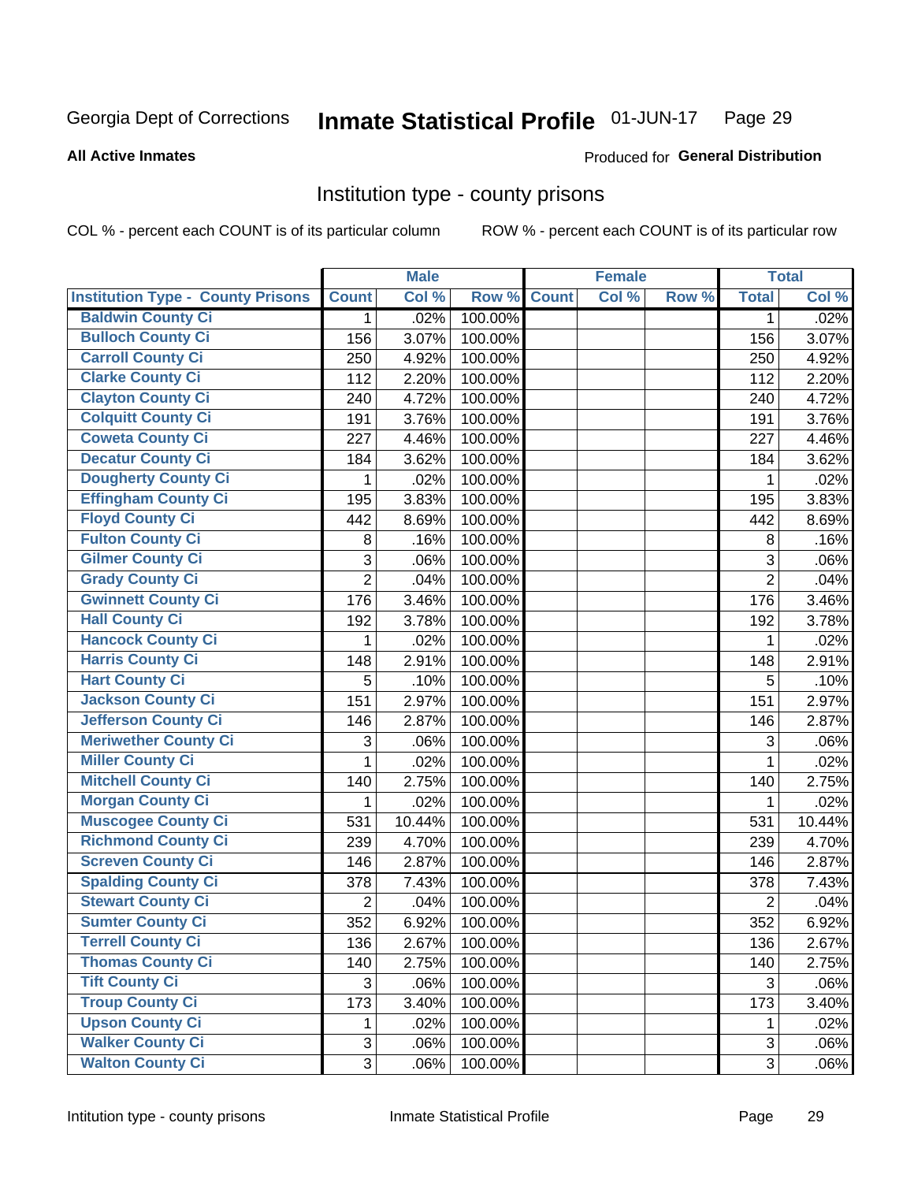Georgia Dept of Corrections **Inmate Statistical Profile** 01-JUN-17

**All Active Inmates**

Produced for **General Distribution**

## Institution type - county prisons

COL % - percent each COUNT is of its particular column

ROW % - percent each COUNT is of its particular row

| | Male | | | Female | | | Total | |
|---|---|---|---|---|---|---|---|---|
| **Institution Type - County Prisons** | **Count** | **Col %** | **Row %** | **Count** | **Col %** | **Row %** | **Total** | **Col %** |
| Baldwin County Ci | 1 | .02% | 100.00% | | | | 1 | .02% |
| Bulloch County Ci | 156 | 3.07% | 100.00% | | | | 156 | 3.07% |
| Carroll County Ci | 250 | 4.92% | 100.00% | | | | 250 | 4.92% |
| Clarke County Ci | 112 | 2.20% | 100.00% | | | | 112 | 2.20% |
| Clayton County Ci | 240 | 4.72% | 100.00% | | | | 240 | 4.72% |
| Colquitt County Ci | 191 | 3.76% | 100.00% | | | | 191 | 3.76% |
| Coweta County Ci | 227 | 4.46% | 100.00% | | | | 227 | 4.46% |
| Decatur County Ci | 184 | 3.62% | 100.00% | | | | 184 | 3.62% |
| Dougherty County Ci | 1 | .02% | 100.00% | | | | 1 | .02% |
| Effingham County Ci | 195 | 3.83% | 100.00% | | | | 195 | 3.83% |
| Floyd County Ci | 442 | 8.69% | 100.00% | | | | 442 | 8.69% |
| Fulton County Ci | 8 | .16% | 100.00% | | | | 8 | .16% |
| Gilmer County Ci | 3 | .06% | 100.00% | | | | 3 | .06% |
| Grady County Ci | 2 | .04% | 100.00% | | | | 2 | .04% |
| Gwinnett County Ci | 176 | 3.46% | 100.00% | | | | 176 | 3.46% |
| Hall County Ci | 192 | 3.78% | 100.00% | | | | 192 | 3.78% |
| Hancock County Ci | 1 | .02% | 100.00% | | | | 1 | .02% |
| Harris County Ci | 148 | 2.91% | 100.00% | | | | 148 | 2.91% |
| Hart County Ci | 5 | .10% | 100.00% | | | | 5 | .10% |
| Jackson County Ci | 151 | 2.97% | 100.00% | | | | 151 | 2.97% |
| Jefferson County Ci | 146 | 2.87% | 100.00% | | | | 146 | 2.87% |
| Meriwether County Ci | 3 | .06% | 100.00% | | | | 3 | .06% |
| Miller County Ci | 1 | .02% | 100.00% | | | | 1 | .02% |
| Mitchell County Ci | 140 | 2.75% | 100.00% | | | | 140 | 2.75% |
| Morgan County Ci | 1 | .02% | 100.00% | | | | 1 | .02% |
| Muscogee County Ci | 531 | 10.44% | 100.00% | | | | 531 | 10.44% |
| Richmond County Ci | 239 | 4.70% | 100.00% | | | | 239 | 4.70% |
| Screven County Ci | 146 | 2.87% | 100.00% | | | | 146 | 2.87% |
| Spalding County Ci | 378 | 7.43% | 100.00% | | | | 378 | 7.43% |
| Stewart County Ci | 2 | .04% | 100.00% | | | | 2 | .04% |
| Sumter County Ci | 352 | 6.92% | 100.00% | | | | 352 | 6.92% |
| Terrell County Ci | 136 | 2.67% | 100.00% | | | | 136 | 2.67% |
| Thomas County Ci | 140 | 2.75% | 100.00% | | | | 140 | 2.75% |
| Tift County Ci | 3 | .06% | 100.00% | | | | 3 | .06% |
| Troup County Ci | 173 | 3.40% | 100.00% | | | | 173 | 3.40% |
| Upson County Ci | 1 | .02% | 100.00% | | | | 1 | .02% |
| Walker County Ci | 3 | .06% | 100.00% | | | | 3 | .06% |
| Walton County Ci | 3 | .06% | 100.00% | | | | 3 | .06% |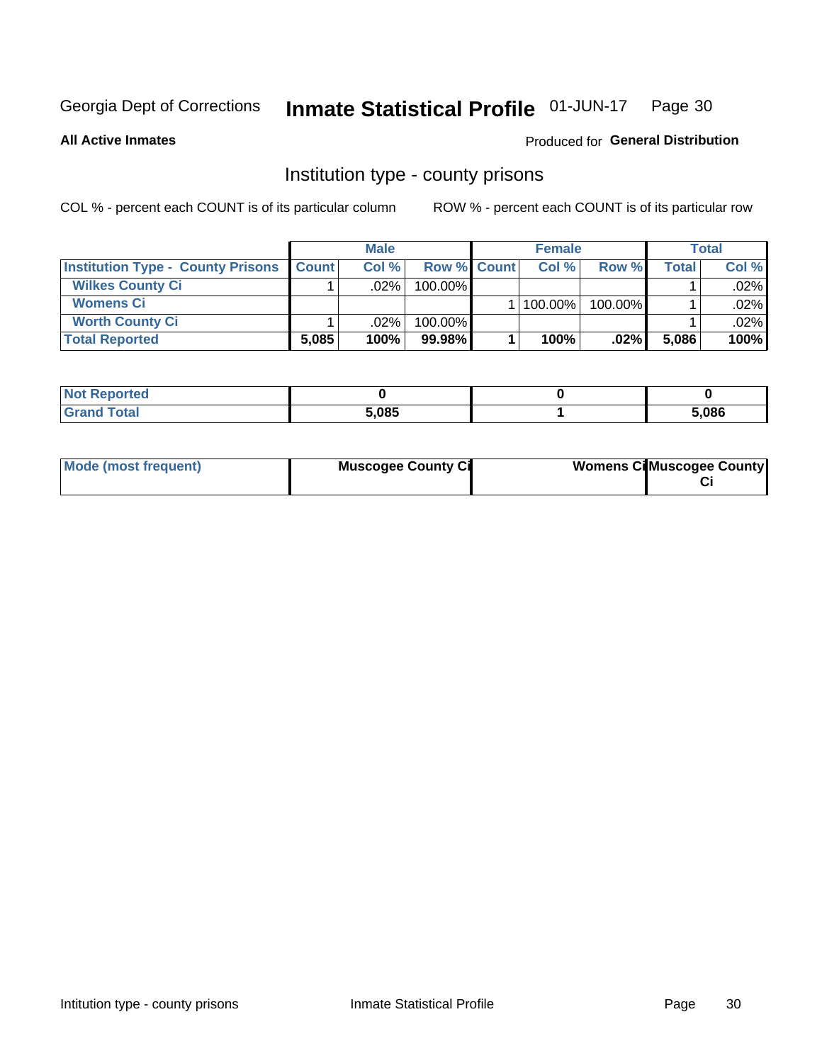Georgia Dept of Corrections **Inmate Statistical Profile** 01-JUN-17

**All Active Inmates**

Produced for **General Distribution**

## Institution type - county prisons

COL % - percent each COUNT is of its particular column ROW % - percent each COUNT is of its particular row

| | Male | | | Female | | | Total | |
|---|---|---|---|---|---|---|---|---|
| **Institution Type - County Prisons** | **Count** | **Col %** | **Row %** | **Count** | **Col %** | **Row %** | **Total** | **Col %** |
| **Wilkes County Ci** | 1 | .02% | 100.00% | | | | 1 | .02% |
| **Womens Ci** | | | | 1 | 100.00% | 100.00% | 1 | .02% |
| **Worth County Ci** | 1 | .02% | 100.00% | | | | 1 | .02% |
| **Total Reported** | **5,085** | **100%** | **99.98%** | **1** | **100%** | **.02%** | **5,086** | **100%** |

| | Male | Female | Total |
|---|---|---|---|
| **Not Reported** | **0** | **0** | **0** |
| **Grand Total** | **5,085** | **1** | **5,086** |

| | Male | Female | Total |
|---|---|---|---|
| **Mode (most frequent)** | **Muscogee County Ci** | **Womens Ci** | **Muscogee County Ci** |

Intitution type - county prisons Inmate Statistical Profile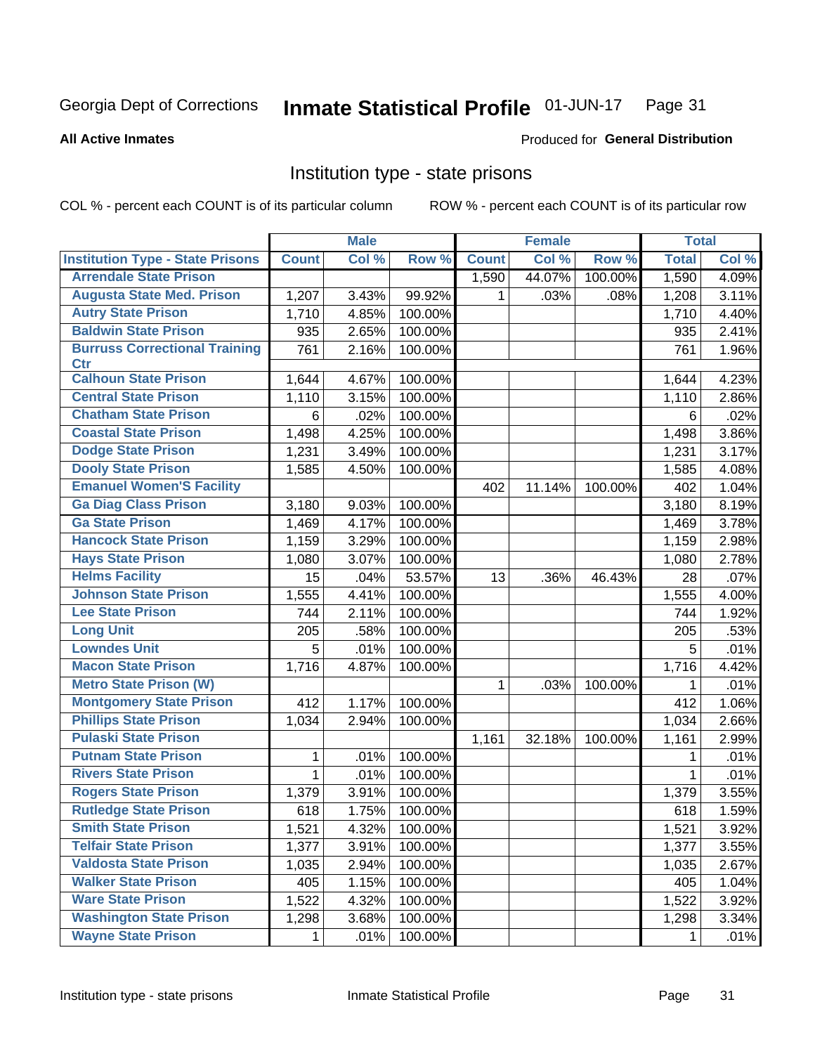Georgia Dept of Corrections **Inmate Statistical Profile** 01-JUN-17

**All Active Inmates**

Produced for **General Distribution**

## Institution type - state prisons

COL % - percent each COUNT is of its particular column ROW % - percent each COUNT is of its particular row

| | Male | | | Female | | | Total | |
|---|---|---|---|---|---|---|---|---|
| **Institution Type - State Prisons** | **Count** | **Col %** | **Row %** | **Count** | **Col %** | **Row %** | **Total** | **Col %** |
| **Arrendale State Prison** | | | | 1,590 | 44.07% | 100.00% | 1,590 | 4.09% |
| **Augusta State Med. Prison** | 1,207 | 3.43% | 99.92% | 1 | .03% | .08% | 1,208 | 3.11% |
| **Autry State Prison** | 1,710 | 4.85% | 100.00% | | | | 1,710 | 4.40% |
| **Baldwin State Prison** | 935 | 2.65% | 100.00% | | | | 935 | 2.41% |
| **Burruss Correctional Training Ctr** | 761 | 2.16% | 100.00% | | | | 761 | 1.96% |
| **Calhoun State Prison** | 1,644 | 4.67% | 100.00% | | | | 1,644 | 4.23% |
| **Central State Prison** | 1,110 | 3.15% | 100.00% | | | | 1,110 | 2.86% |
| **Chatham State Prison** | 6 | .02% | 100.00% | | | | 6 | .02% |
| **Coastal State Prison** | 1,498 | 4.25% | 100.00% | | | | 1,498 | 3.86% |
| **Dodge State Prison** | 1,231 | 3.49% | 100.00% | | | | 1,231 | 3.17% |
| **Dooly State Prison** | 1,585 | 4.50% | 100.00% | | | | 1,585 | 4.08% |
| **Emanuel Women'S Facility** | | | | 402 | 11.14% | 100.00% | 402 | 1.04% |
| **Ga Diag Class Prison** | 3,180 | 9.03% | 100.00% | | | | 3,180 | 8.19% |
| **Ga State Prison** | 1,469 | 4.17% | 100.00% | | | | 1,469 | 3.78% |
| **Hancock State Prison** | 1,159 | 3.29% | 100.00% | | | | 1,159 | 2.98% |
| **Hays State Prison** | 1,080 | 3.07% | 100.00% | | | | 1,080 | 2.78% |
| **Helms Facility** | 15 | .04% | 53.57% | 13 | .36% | 46.43% | 28 | .07% |
| **Johnson State Prison** | 1,555 | 4.41% | 100.00% | | | | 1,555 | 4.00% |
| **Lee State Prison** | 744 | 2.11% | 100.00% | | | | 744 | 1.92% |
| **Long Unit** | 205 | .58% | 100.00% | | | | 205 | .53% |
| **Lowndes Unit** | 5 | .01% | 100.00% | | | | 5 | .01% |
| **Macon State Prison** | 1,716 | 4.87% | 100.00% | | | | 1,716 | 4.42% |
| **Metro State Prison (W)** | | | | 1 | .03% | 100.00% | 1 | .01% |
| **Montgomery State Prison** | 412 | 1.17% | 100.00% | | | | 412 | 1.06% |
| **Phillips State Prison** | 1,034 | 2.94% | 100.00% | | | | 1,034 | 2.66% |
| **Pulaski State Prison** | | | | 1,161 | 32.18% | 100.00% | 1,161 | 2.99% |
| **Putnam State Prison** | 1 | .01% | 100.00% | | | | 1 | .01% |
| **Rivers State Prison** | 1 | .01% | 100.00% | | | | 1 | .01% |
| **Rogers State Prison** | 1,379 | 3.91% | 100.00% | | | | 1,379 | 3.55% |
| **Rutledge State Prison** | 618 | 1.75% | 100.00% | | | | 618 | 1.59% |
| **Smith State Prison** | 1,521 | 4.32% | 100.00% | | | | 1,521 | 3.92% |
| **Telfair State Prison** | 1,377 | 3.91% | 100.00% | | | | 1,377 | 3.55% |
| **Valdosta State Prison** | 1,035 | 2.94% | 100.00% | | | | 1,035 | 2.67% |
| **Walker State Prison** | 405 | 1.15% | 100.00% | | | | 405 | 1.04% |
| **Ware State Prison** | 1,522 | 4.32% | 100.00% | | | | 1,522 | 3.92% |
| **Washington State Prison** | 1,298 | 3.68% | 100.00% | | | | 1,298 | 3.34% |
| **Wayne State Prison** | 1 | .01% | 100.00% | | | | 1 | .01% |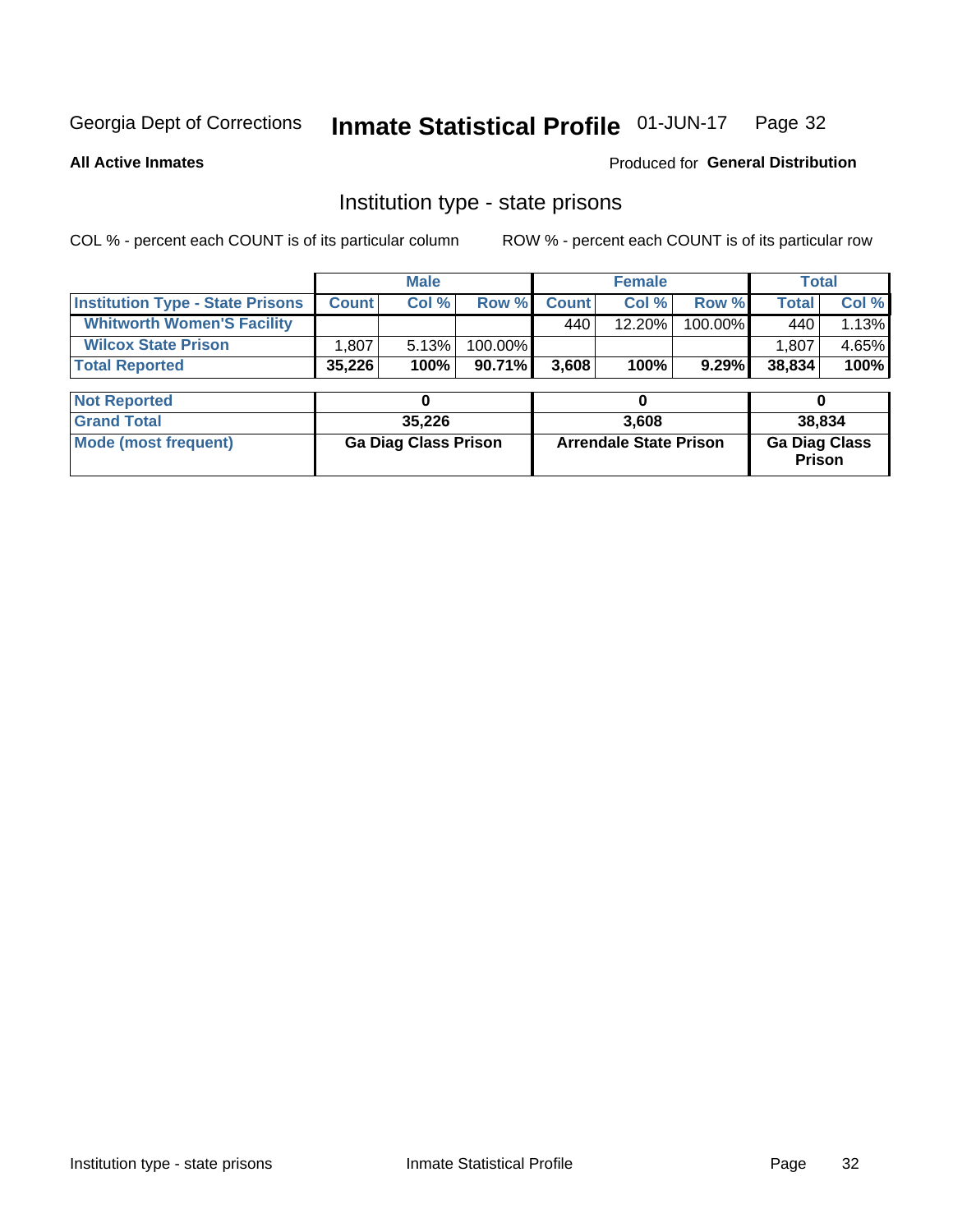Georgia Dept of Corrections **Inmate Statistical Profile** 01-JUN-17

**All Active Inmates**

Produced for **General Distribution**

## Institution type - state prisons

COL % - percent each COUNT is of its particular column ROW % - percent each COUNT is of its particular row

| | Male | | | Female | | | Total | |
|---|---|---|---|---|---|---|---|---|
| **Institution Type - State Prisons** | **Count** | **Col %** | **Row %** | **Count** | **Col %** | **Row %** | **Total** | **Col %** |
| **Whitworth Women'S Facility** | | | | 440 | 12.20% | 100.00% | 440 | 1.13% |
| **Wilcox State Prison** | 1,807 | 5.13% | 100.00% | | | | 1,807 | 4.65% |
| **Total Reported** | **35,226** | **100%** | **90.71%** | **3,608** | **100%** | **9.29%** | **38,834** | **100%** |

| | Male | Female | Total |
|---|---|---|---|
| **Not Reported** | **0** | **0** | **0** |
| **Grand Total** | **35,226** | **3,608** | **38,834** |
| **Mode (most frequent)** | **Ga Diag Class Prison** | **Arrendale State Prison** | **Ga Diag Class Prison** |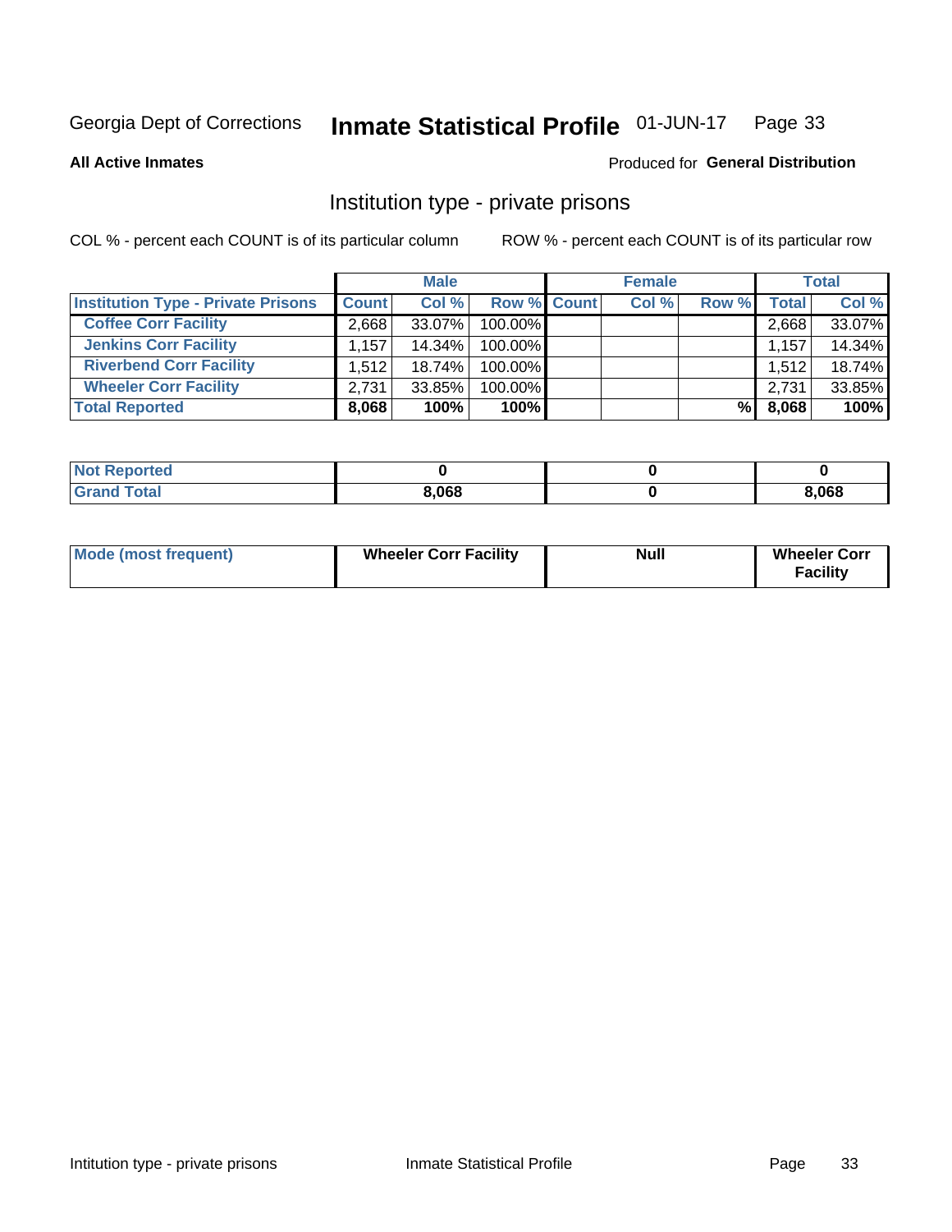Georgia Dept of Corrections **Inmate Statistical Profile** 01-JUN-17 Page 33

**All Active Inmates**

Produced for **General Distribution**

## Institution type - private prisons

COL % - percent each COUNT is of its particular column

ROW % - percent each COUNT is of its particular row

| | Male | | | Female | | | Total | |
|---|---|---|---|---|---|---|---|---|
| **Institution Type - Private Prisons** | **Count** | **Col %** | **Row %** | **Count** | **Col %** | **Row %** | **Total** | **Col %** |
| **Coffee Corr Facility** | 2,668 | 33.07% | 100.00% | | | | 2,668 | 33.07% |
| **Jenkins Corr Facility** | 1,157 | 14.34% | 100.00% | | | | 1,157 | 14.34% |
| **Riverbend Corr Facility** | 1,512 | 18.74% | 100.00% | | | | 1,512 | 18.74% |
| **Wheeler Corr Facility** | 2,731 | 33.85% | 100.00% | | | | 2,731 | 33.85% |
| **Total Reported** | **8,068** | **100%** | **100%** | | | **%** | **8,068** | **100%** |

| | Male | Female | Total |
|---|---|---|---|
| **Not Reported** | **0** | **0** | **0** |
| **Grand Total** | **8,068** | **0** | **8,068** |

| | Male | Female | Total |
|---|---|---|---|
| **Mode (most frequent)** | **Wheeler Corr Facility** | **Null** | **Wheeler Corr Facility** |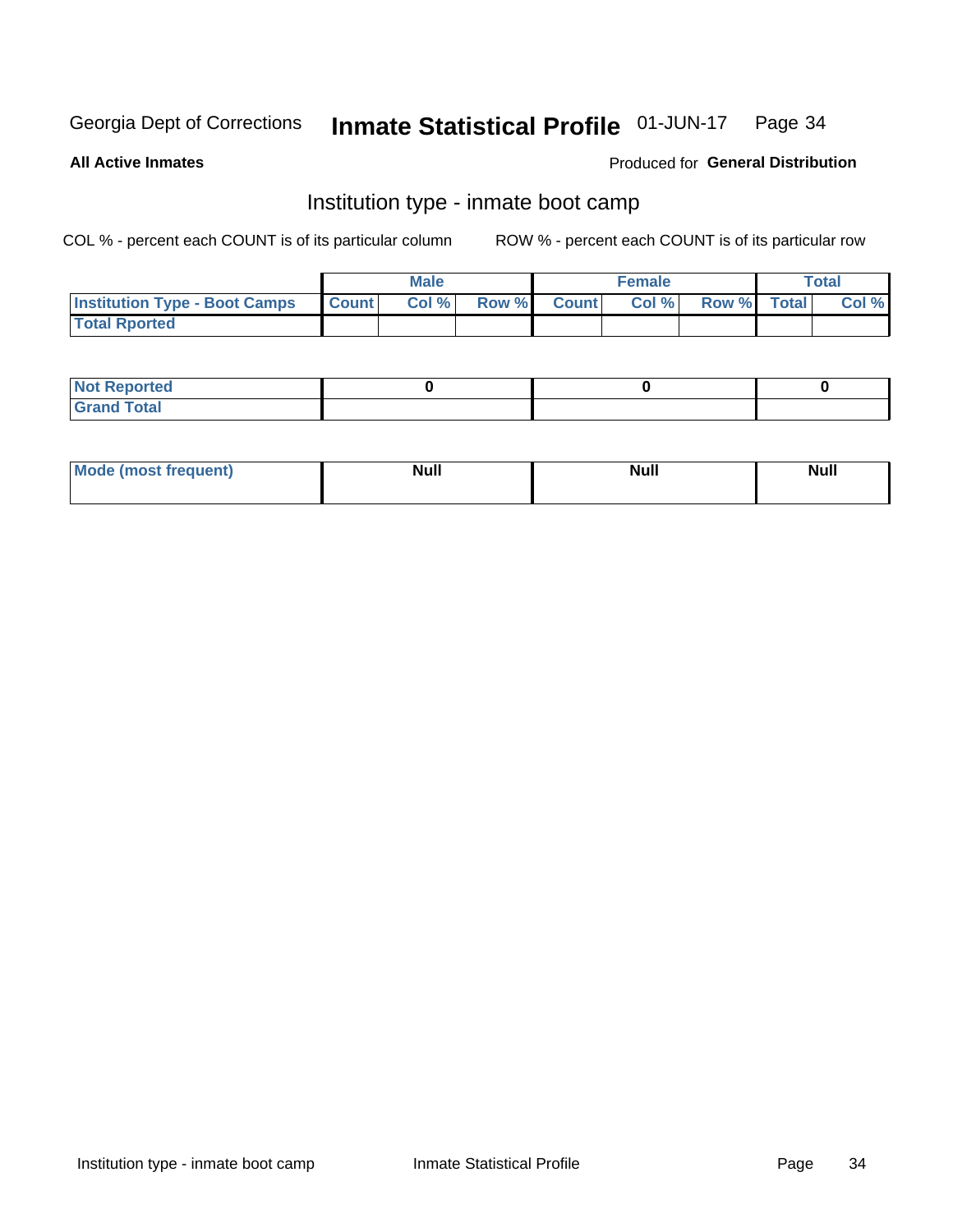Georgia Dept of Corrections **Inmate Statistical Profile** 01-JUN-17

**All Active Inmates**

Produced for **General Distribution**

## Institution type - inmate boot camp

COL % - percent each COUNT is of its particular column ROW % - percent each COUNT is of its particular row

| | Male | | | Female | | | Total | |
|---|---|---|---|---|---|---|---|---|
| **Institution Type - Boot Camps** | **Count** | **Col %** | **Row %** | **Count** | **Col %** | **Row %** | **Total** | **Col %** |
| **Total Rported** | | | | | | | | |

| | Male | Female | Total |
|---|---|---|---|
| **Not Reported** | 0 | 0 | 0 |
| **Grand Total** | | | |

| | Male | Female | Total |
|---|---|---|---|
| **Mode (most frequent)** | Null | Null | Null |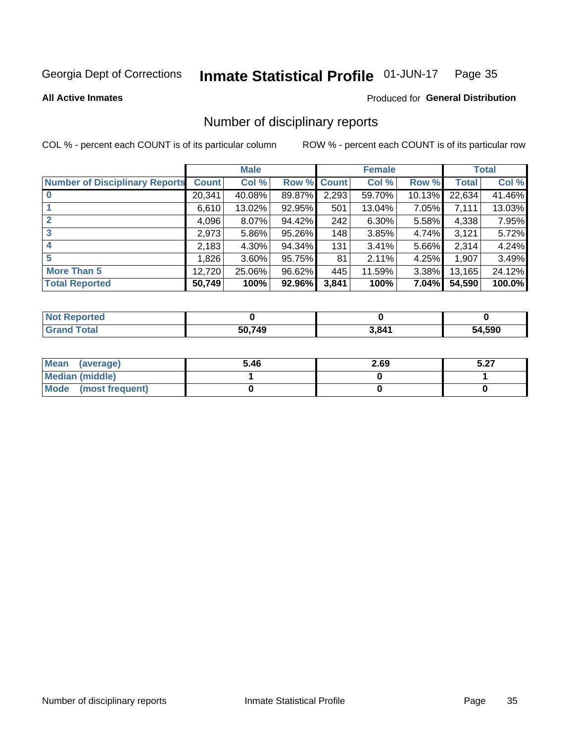Georgia Dept of Corrections **Inmate Statistical Profile** 01-JUN-17

**All Active Inmates**

Produced for **General Distribution**

## Number of disciplinary reports

COL % - percent each COUNT is of its particular column

ROW % - percent each COUNT is of its particular row

| | Male | | | Female | | | Total | |
|---|---|---|---|---|---|---|---|---|
| **Number of Disciplinary Reports** | **Count** | **Col %** | **Row %** | **Count** | **Col %** | **Row %** | **Total** | **Col %** |
| **0** | 20,341 | 40.08% | 89.87% | 2,293 | 59.70% | 10.13% | 22,634 | 41.46% |
| **1** | 6,610 | 13.02% | 92.95% | 501 | 13.04% | 7.05% | 7,111 | 13.03% |
| **2** | 4,096 | 8.07% | 94.42% | 242 | 6.30% | 5.58% | 4,338 | 7.95% |
| **3** | 2,973 | 5.86% | 95.26% | 148 | 3.85% | 4.74% | 3,121 | 5.72% |
| **4** | 2,183 | 4.30% | 94.34% | 131 | 3.41% | 5.66% | 2,314 | 4.24% |
| **5** | 1,826 | 3.60% | 95.75% | 81 | 2.11% | 4.25% | 1,907 | 3.49% |
| **More Than 5** | 12,720 | 25.06% | 96.62% | 445 | 11.59% | 3.38% | 13,165 | 24.12% |
| **Total Reported** | **50,749** | **100%** | **92.96%** | **3,841** | **100%** | **7.04%** | **54,590** | **100.0%** |

| | Male | Female | Total |
|---|---|---|---|
| **Not Reported** | **0** | **0** | **0** |
| **Grand Total** | **50,749** | **3,841** | **54,590** |

| | Male | Female | Total |
|---|---|---|---|
| **Mean (average)** | **5.46** | **2.69** | **5.27** |
| **Median (middle)** | **1** | **0** | **1** |
| **Mode (most frequent)** | **0** | **0** | **0** |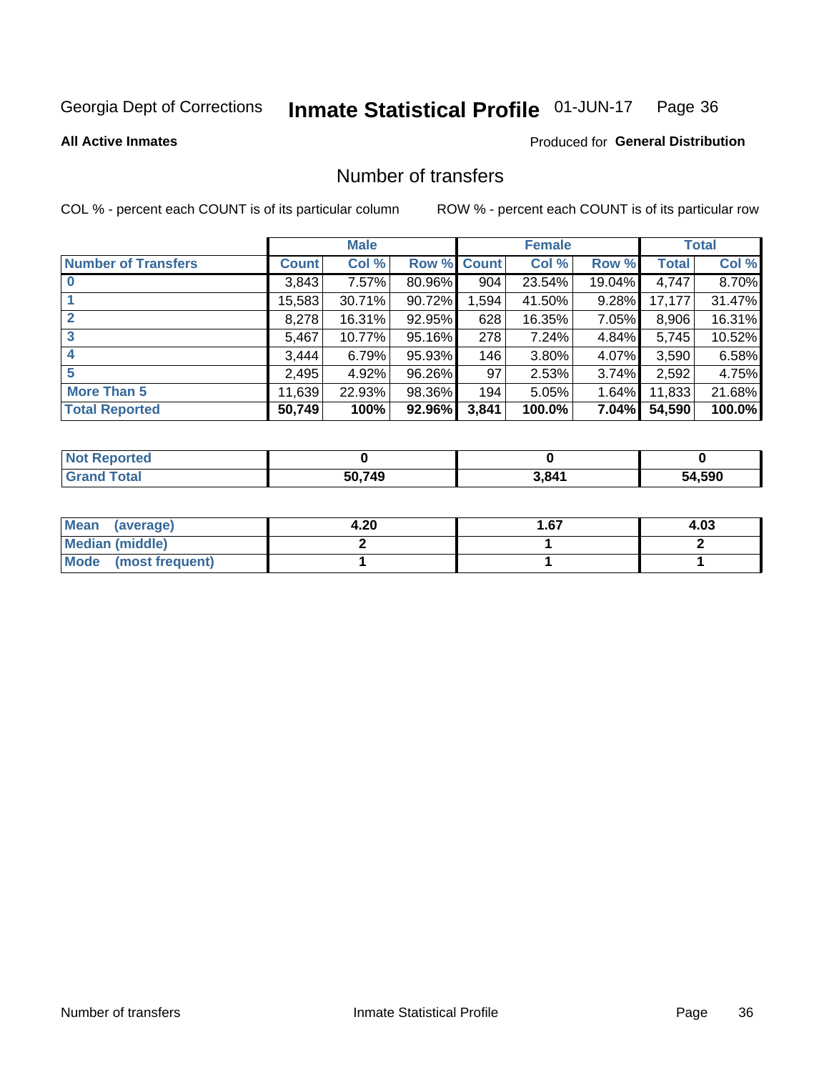Georgia Dept of Corrections **Inmate Statistical Profile** 01-JUN-17

**All Active Inmates**

Produced for **General Distribution**

# Number of transfers

COL % - percent each COUNT is of its particular column ROW % - percent each COUNT is of its particular row

| Number of Transfers | Male | | | Female | | | Total | |
|---|---|---|---|---|---|---|---|---|
| | Count | Col % | Row % | Count | Col % | Row % | Total | Col % |
| 0 | 3,843 | 7.57% | 80.96% | 904 | 23.54% | 19.04% | 4,747 | 8.70% |
| 1 | 15,583 | 30.71% | 90.72% | 1,594 | 41.50% | 9.28% | 17,177 | 31.47% |
| 2 | 8,278 | 16.31% | 92.95% | 628 | 16.35% | 7.05% | 8,906 | 16.31% |
| 3 | 5,467 | 10.77% | 95.16% | 278 | 7.24% | 4.84% | 5,745 | 10.52% |
| 4 | 3,444 | 6.79% | 95.93% | 146 | 3.80% | 4.07% | 3,590 | 6.58% |
| 5 | 2,495 | 4.92% | 96.26% | 97 | 2.53% | 3.74% | 2,592 | 4.75% |
| More Than 5 | 11,639 | 22.93% | 98.36% | 194 | 5.05% | 1.64% | 11,833 | 21.68% |
| **Total Reported** | **50,749** | **100%** | **92.96%** | **3,841** | **100.0%** | **7.04%** | **54,590** | **100.0%** |

| | Male | Female | Total |
|---|---|---|---|
| Not Reported | 0 | 0 | 0 |
| Grand Total | 50,749 | 3,841 | 54,590 |

| | Male | Female | Total |
|---|---|---|---|
| Mean (average) | 4.20 | 1.67 | 4.03 |
| Median (middle) | 2 | 1 | 2 |
| Mode (most frequent) | 1 | 1 | 1 |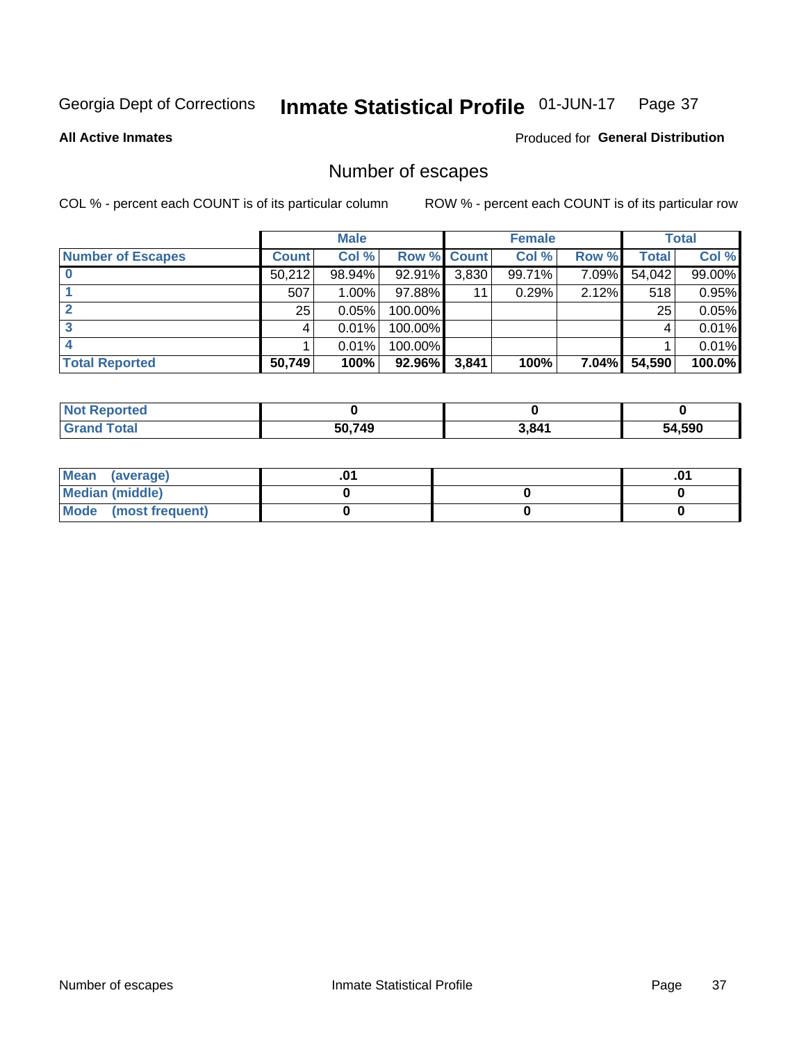Georgia Dept of Corrections **Inmate Statistical Profile** 01-JUN-17

**All Active Inmates**

Produced for **General Distribution**

## Number of escapes

COL % - percent each COUNT is of its particular column

ROW % - percent each COUNT is of its particular row

| | Male | | | Female | | | Total | |
|---|---|---|---|---|---|---|---|---|
| **Number of Escapes** | **Count** | **Col %** | **Row %** | **Count** | **Col %** | **Row %** | **Total** | **Col %** |
| **0** | 50,212 | 98.94% | 92.91% | 3,830 | 99.71% | 7.09% | 54,042 | 99.00% |
| **1** | 507 | 1.00% | 97.88% | 11 | 0.29% | 2.12% | 518 | 0.95% |
| **2** | 25 | 0.05% | 100.00% | | | | 25 | 0.05% |
| **3** | 4 | 0.01% | 100.00% | | | | 4 | 0.01% |
| **4** | 1 | 0.01% | 100.00% | | | | 1 | 0.01% |
| **Total Reported** | **50,749** | **100%** | **92.96%** | **3,841** | **100%** | **7.04%** | **54,590** | **100.0%** |

| | Male | Female | Total |
|---|---|---|---|
| **Not Reported** | **0** | **0** | **0** |
| **Grand Total** | **50,749** | **3,841** | **54,590** |

| | Male | Female | Total |
|---|---|---|---|
| **Mean (average)** | **.01** | | **.01** |
| **Median (middle)** | **0** | **0** | **0** |
| **Mode (most frequent)** | **0** | **0** | **0** |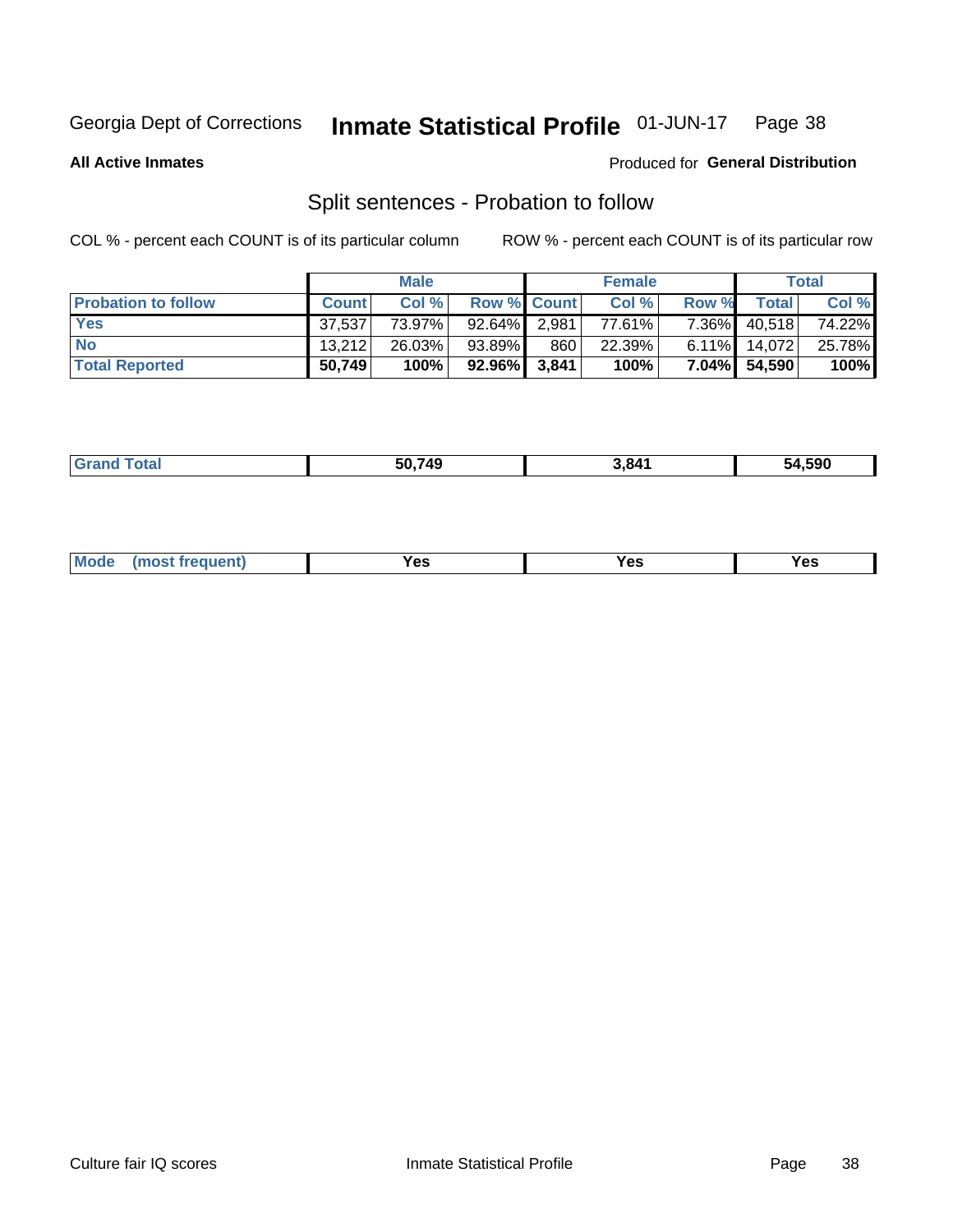Georgia Dept of Corrections **Inmate Statistical Profile** 01-JUN-17

**All Active Inmates**

Produced for **General Distribution**

## Split sentences - Probation to follow

COL % - percent each COUNT is of its particular column

ROW % - percent each COUNT is of its particular row

| | Male | | | Female | | | Total | |
|---|---|---|---|---|---|---|---|---|
| **Probation to follow** | **Count** | **Col %** | **Row %** | **Count** | **Col %** | **Row %** | **Total** | **Col %** |
| **Yes** | 37,537 | 73.97% | 92.64% | 2,981 | 77.61% | 7.36% | 40,518 | 74.22% |
| **No** | 13,212 | 26.03% | 93.89% | 860 | 22.39% | 6.11% | 14,072 | 25.78% |
| **Total Reported** | **50,749** | **100%** | **92.96%** | **3,841** | **100%** | **7.04%** | **54,590** | **100%** |

| | | | |
|---|---|---|---|
| **Grand Total** | **50,749** | **3,841** | **54,590** |

| | | | |
|---|---|---|---|
| **Mode (most frequent)** | **Yes** | **Yes** | **Yes** |

Culture fair IQ scores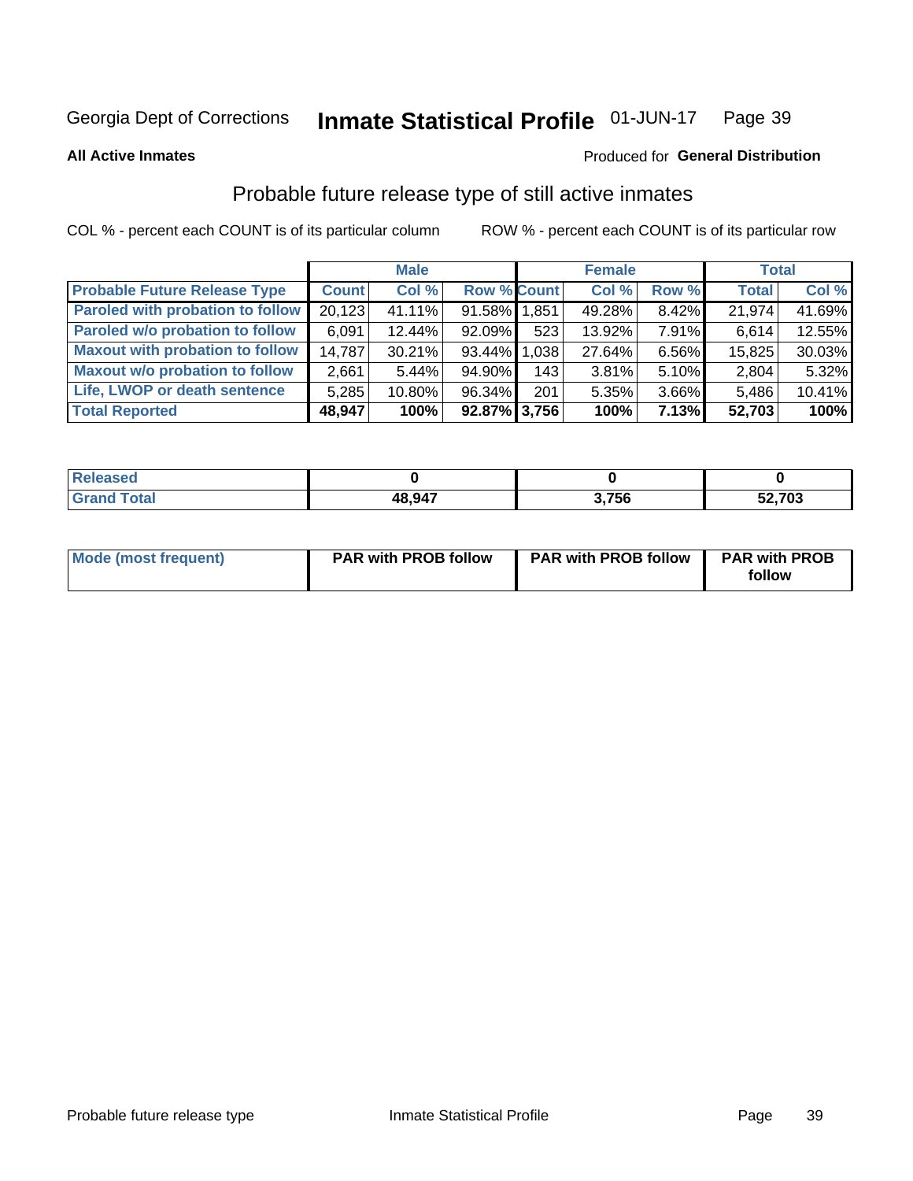Georgia Dept of Corrections **Inmate Statistical Profile** 01-JUN-17

**All Active Inmates**

Produced for **General Distribution**

## Probable future release type of still active inmates

COL % - percent each COUNT is of its particular column

ROW % - percent each COUNT is of its particular row

| | Male | | | Female | | | Total | |
|---|---|---|---|---|---|---|---|---|
| **Probable Future Release Type** | **Count** | **Col %** | **Row %** | **Count** | **Col %** | **Row %** | **Total** | **Col %** |
| **Paroled with probation to follow** | 20,123 | 41.11% | 91.58% | 1,851 | 49.28% | 8.42% | 21,974 | 41.69% |
| **Paroled w/o probation to follow** | 6,091 | 12.44% | 92.09% | 523 | 13.92% | 7.91% | 6,614 | 12.55% |
| **Maxout with probation to follow** | 14,787 | 30.21% | 93.44% | 1,038 | 27.64% | 6.56% | 15,825 | 30.03% |
| **Maxout w/o probation to follow** | 2,661 | 5.44% | 94.90% | 143 | 3.81% | 5.10% | 2,804 | 5.32% |
| **Life, LWOP or death sentence** | 5,285 | 10.80% | 96.34% | 201 | 5.35% | 3.66% | 5,486 | 10.41% |
| **Total Reported** | **48,947** | **100%** | **92.87%** | **3,756** | **100%** | **7.13%** | **52,703** | **100%** |

| | Male | Female | Total |
|---|---|---|---|
| **Released** | **0** | **0** | **0** |
| **Grand Total** | **48,947** | **3,756** | **52,703** |

| | Male | Female | Total |
|---|---|---|---|
| **Mode (most frequent)** | **PAR with PROB follow** | **PAR with PROB follow** | **PAR with PROB follow** |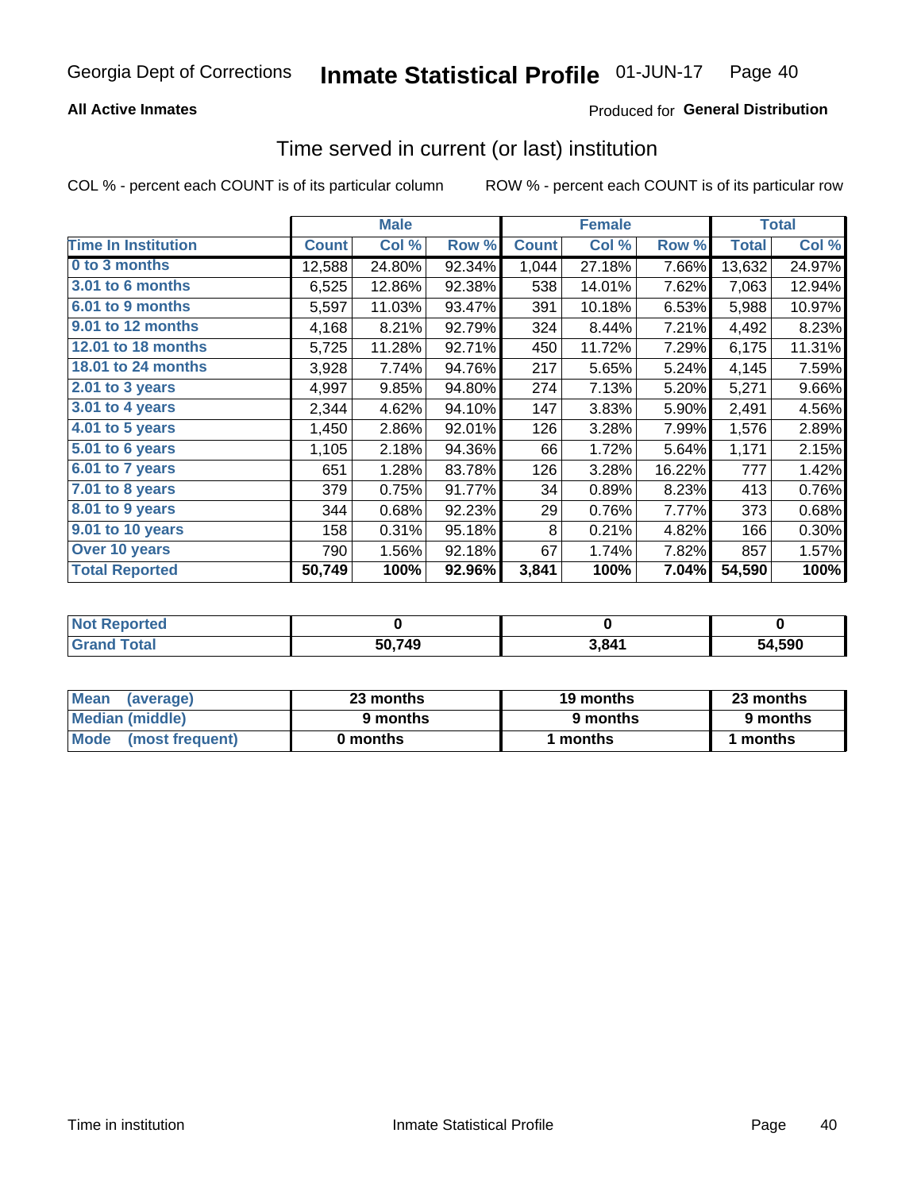Georgia Dept of Corrections **Inmate Statistical Profile** 01-JUN-17 Page 40

**All Active Inmates**

Produced for **General Distribution**

## Time served in current (or last) institution

COL % - percent each COUNT is of its particular column

ROW % - percent each COUNT is of its particular row

| | Male | | | Female | | | Total | |
|---|---|---|---|---|---|---|---|---|
| **Time In Institution** | **Count** | **Col %** | **Row %** | **Count** | **Col %** | **Row %** | **Total** | **Col %** |
| 0 to 3 months | 12,588 | 24.80% | 92.34% | 1,044 | 27.18% | 7.66% | 13,632 | 24.97% |
| 3.01 to 6 months | 6,525 | 12.86% | 92.38% | 538 | 14.01% | 7.62% | 7,063 | 12.94% |
| 6.01 to 9 months | 5,597 | 11.03% | 93.47% | 391 | 10.18% | 6.53% | 5,988 | 10.97% |
| 9.01 to 12 months | 4,168 | 8.21% | 92.79% | 324 | 8.44% | 7.21% | 4,492 | 8.23% |
| 12.01 to 18 months | 5,725 | 11.28% | 92.71% | 450 | 11.72% | 7.29% | 6,175 | 11.31% |
| 18.01 to 24 months | 3,928 | 7.74% | 94.76% | 217 | 5.65% | 5.24% | 4,145 | 7.59% |
| 2.01 to 3 years | 4,997 | 9.85% | 94.80% | 274 | 7.13% | 5.20% | 5,271 | 9.66% |
| 3.01 to 4 years | 2,344 | 4.62% | 94.10% | 147 | 3.83% | 5.90% | 2,491 | 4.56% |
| 4.01 to 5 years | 1,450 | 2.86% | 92.01% | 126 | 3.28% | 7.99% | 1,576 | 2.89% |
| 5.01 to 6 years | 1,105 | 2.18% | 94.36% | 66 | 1.72% | 5.64% | 1,171 | 2.15% |
| 6.01 to 7 years | 651 | 1.28% | 83.78% | 126 | 3.28% | 16.22% | 777 | 1.42% |
| 7.01 to 8 years | 379 | 0.75% | 91.77% | 34 | 0.89% | 8.23% | 413 | 0.76% |
| 8.01 to 9 years | 344 | 0.68% | 92.23% | 29 | 0.76% | 7.77% | 373 | 0.68% |
| 9.01 to 10 years | 158 | 0.31% | 95.18% | 8 | 0.21% | 4.82% | 166 | 0.30% |
| Over 10 years | 790 | 1.56% | 92.18% | 67 | 1.74% | 7.82% | 857 | 1.57% |
| **Total Reported** | **50,749** | **100%** | **92.96%** | **3,841** | **100%** | **7.04%** | **54,590** | **100%** |

| | Male | Female | Total |
|---|---|---|---|
| Not Reported | 0 | 0 | 0 |
| Grand Total | 50,749 | 3,841 | 54,590 |

| | Male | Female | Total |
|---|---|---|---|
| Mean (average) | 23 months | 19 months | 23 months |
| Median (middle) | 9 months | 9 months | 9 months |
| Mode (most frequent) | 0 months | 1 months | 1 months |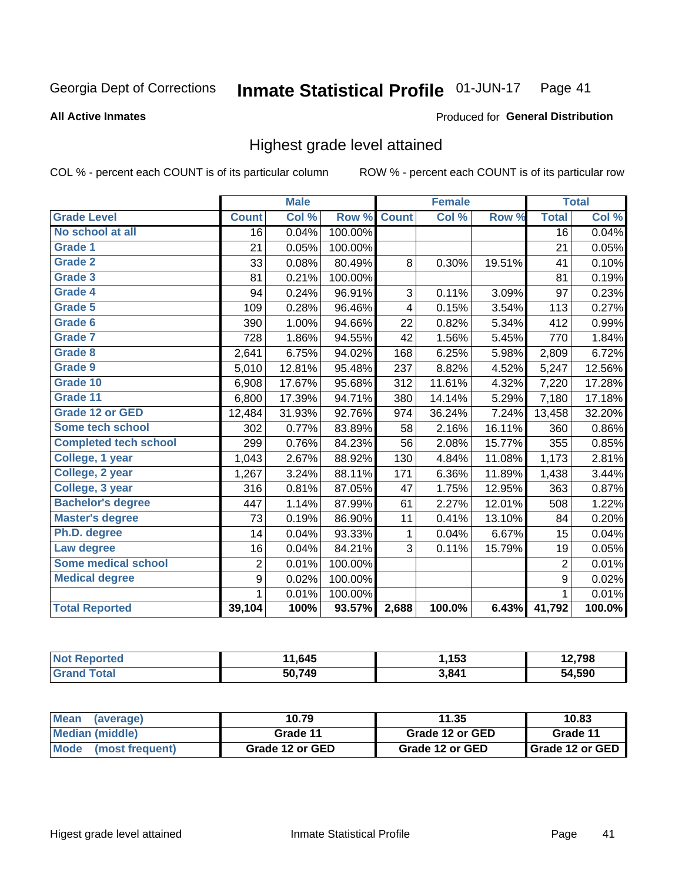Georgia Dept of Corrections **Inmate Statistical Profile** 01-JUN-17

**All Active Inmates**

Produced for **General Distribution**

## Highest grade level attained

COL % - percent each COUNT is of its particular column ROW % - percent each COUNT is of its particular row

| | Male | | | Female | | | Total | |
|---|---|---|---|---|---|---|---|---|
| **Grade Level** | **Count** | **Col %** | **Row %** | **Count** | **Col %** | **Row %** | **Total** | **Col %** |
| No school at all | 16 | 0.04% | 100.00% | | | | 16 | 0.04% |
| Grade 1 | 21 | 0.05% | 100.00% | | | | 21 | 0.05% |
| Grade 2 | 33 | 0.08% | 80.49% | 8 | 0.30% | 19.51% | 41 | 0.10% |
| Grade 3 | 81 | 0.21% | 100.00% | | | | 81 | 0.19% |
| Grade 4 | 94 | 0.24% | 96.91% | 3 | 0.11% | 3.09% | 97 | 0.23% |
| Grade 5 | 109 | 0.28% | 96.46% | 4 | 0.15% | 3.54% | 113 | 0.27% |
| Grade 6 | 390 | 1.00% | 94.66% | 22 | 0.82% | 5.34% | 412 | 0.99% |
| Grade 7 | 728 | 1.86% | 94.55% | 42 | 1.56% | 5.45% | 770 | 1.84% |
| Grade 8 | 2,641 | 6.75% | 94.02% | 168 | 6.25% | 5.98% | 2,809 | 6.72% |
| Grade 9 | 5,010 | 12.81% | 95.48% | 237 | 8.82% | 4.52% | 5,247 | 12.56% |
| Grade 10 | 6,908 | 17.67% | 95.68% | 312 | 11.61% | 4.32% | 7,220 | 17.28% |
| Grade 11 | 6,800 | 17.39% | 94.71% | 380 | 14.14% | 5.29% | 7,180 | 17.18% |
| Grade 12 or GED | 12,484 | 31.93% | 92.76% | 974 | 36.24% | 7.24% | 13,458 | 32.20% |
| Some tech school | 302 | 0.77% | 83.89% | 58 | 2.16% | 16.11% | 360 | 0.86% |
| Completed tech school | 299 | 0.76% | 84.23% | 56 | 2.08% | 15.77% | 355 | 0.85% |
| College, 1 year | 1,043 | 2.67% | 88.92% | 130 | 4.84% | 11.08% | 1,173 | 2.81% |
| College, 2 year | 1,267 | 3.24% | 88.11% | 171 | 6.36% | 11.89% | 1,438 | 3.44% |
| College, 3 year | 316 | 0.81% | 87.05% | 47 | 1.75% | 12.95% | 363 | 0.87% |
| Bachelor's degree | 447 | 1.14% | 87.99% | 61 | 2.27% | 12.01% | 508 | 1.22% |
| Master's degree | 73 | 0.19% | 86.90% | 11 | 0.41% | 13.10% | 84 | 0.20% |
| Ph.D. degree | 14 | 0.04% | 93.33% | 1 | 0.04% | 6.67% | 15 | 0.04% |
| Law degree | 16 | 0.04% | 84.21% | 3 | 0.11% | 15.79% | 19 | 0.05% |
| Some medical school | 2 | 0.01% | 100.00% | | | | 2 | 0.01% |
| Medical degree | 9 | 0.02% | 100.00% | | | | 9 | 0.02% |
| | 1 | 0.01% | 100.00% | | | | 1 | 0.01% |
| **Total Reported** | **39,104** | **100%** | **93.57%** | **2,688** | **100.0%** | **6.43%** | **41,792** | **100.0%** |

| | Male | Female | Total |
|---|---|---|---|
| Not Reported | 11,645 | 1,153 | 12,798 |
| Grand Total | 50,749 | 3,841 | 54,590 |

| | Male | Female | Total |
|---|---|---|---|
| Mean (average) | 10.79 | 11.35 | 10.83 |
| Median (middle) | Grade 11 | Grade 12 or GED | Grade 11 |
| Mode (most frequent) | Grade 12 or GED | Grade 12 or GED | Grade 12 or GED |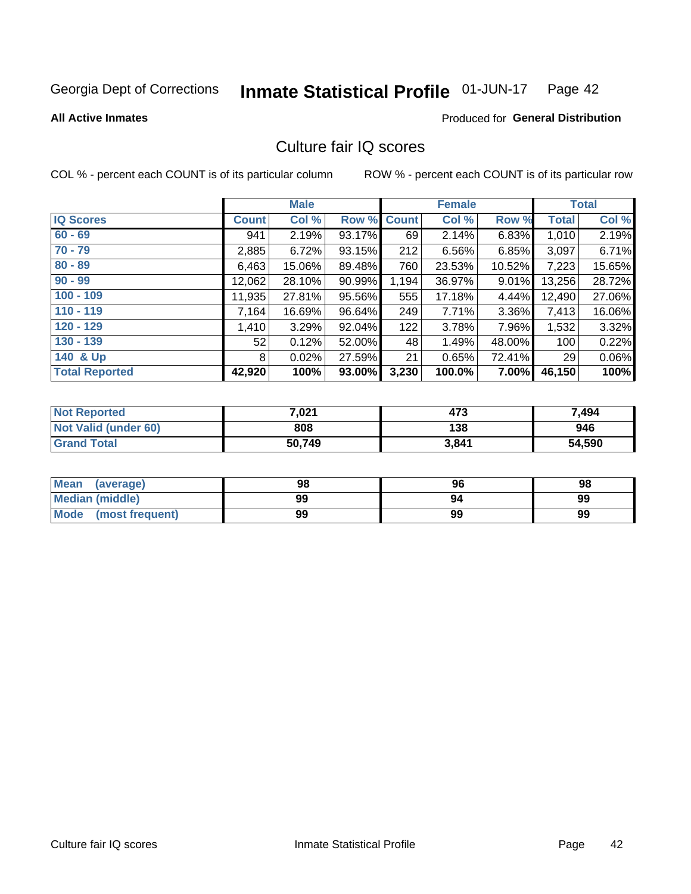Georgia Dept of Corrections **Inmate Statistical Profile** 01-JUN-17

**All Active Inmates**

Produced for **General Distribution**

## Culture fair IQ scores

COL % - percent each COUNT is of its particular column

ROW % - percent each COUNT is of its particular row

| | Male | | | Female | | | Total | |
|---|---|---|---|---|---|---|---|---|
| **IQ Scores** | **Count** | **Col %** | **Row %** | **Count** | **Col %** | **Row %** | **Total** | **Col %** |
| 60 - 69 | 941 | 2.19% | 93.17% | 69 | 2.14% | 6.83% | 1,010 | 2.19% |
| 70 - 79 | 2,885 | 6.72% | 93.15% | 212 | 6.56% | 6.85% | 3,097 | 6.71% |
| 80 - 89 | 6,463 | 15.06% | 89.48% | 760 | 23.53% | 10.52% | 7,223 | 15.65% |
| 90 - 99 | 12,062 | 28.10% | 90.99% | 1,194 | 36.97% | 9.01% | 13,256 | 28.72% |
| 100 - 109 | 11,935 | 27.81% | 95.56% | 555 | 17.18% | 4.44% | 12,490 | 27.06% |
| 110 - 119 | 7,164 | 16.69% | 96.64% | 249 | 7.71% | 3.36% | 7,413 | 16.06% |
| 120 - 129 | 1,410 | 3.29% | 92.04% | 122 | 3.78% | 7.96% | 1,532 | 3.32% |
| 130 - 139 | 52 | 0.12% | 52.00% | 48 | 1.49% | 48.00% | 100 | 0.22% |
| 140 & Up | 8 | 0.02% | 27.59% | 21 | 0.65% | 72.41% | 29 | 0.06% |
| **Total Reported** | **42,920** | **100%** | **93.00%** | **3,230** | **100.0%** | **7.00%** | **46,150** | **100%** |

| | Male | Female | Total |
|---|---|---|---|
| Not Reported | 7,021 | 473 | 7,494 |
| Not Valid (under 60) | 808 | 138 | 946 |
| Grand Total | 50,749 | 3,841 | 54,590 |

| | Male | Female | Total |
|---|---|---|---|
| Mean (average) | 98 | 96 | 98 |
| Median (middle) | 99 | 94 | 99 |
| Mode (most frequent) | 99 | 99 | 99 |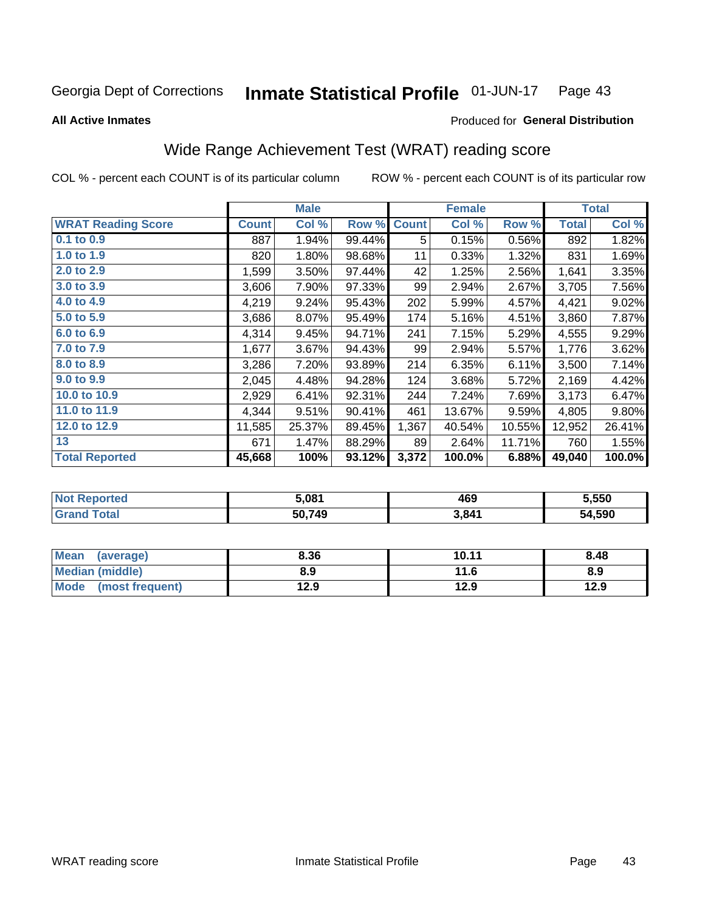Georgia Dept of Corrections **Inmate Statistical Profile** 01-JUN-17

**All Active Inmates**

Produced for **General Distribution**

## Wide Range Achievement Test (WRAT) reading score

COL % - percent each COUNT is of its particular column ROW % - percent each COUNT is of its particular row

| | Male | | | Female | | | Total | |
|---|---|---|---|---|---|---|---|---|
| **WRAT Reading Score** | **Count** | **Col %** | **Row %** | **Count** | **Col %** | **Row %** | **Total** | **Col %** |
| 0.1 to 0.9 | 887 | 1.94% | 99.44% | 5 | 0.15% | 0.56% | 892 | 1.82% |
| 1.0 to 1.9 | 820 | 1.80% | 98.68% | 11 | 0.33% | 1.32% | 831 | 1.69% |
| 2.0 to 2.9 | 1,599 | 3.50% | 97.44% | 42 | 1.25% | 2.56% | 1,641 | 3.35% |
| 3.0 to 3.9 | 3,606 | 7.90% | 97.33% | 99 | 2.94% | 2.67% | 3,705 | 7.56% |
| 4.0 to 4.9 | 4,219 | 9.24% | 95.43% | 202 | 5.99% | 4.57% | 4,421 | 9.02% |
| 5.0 to 5.9 | 3,686 | 8.07% | 95.49% | 174 | 5.16% | 4.51% | 3,860 | 7.87% |
| 6.0 to 6.9 | 4,314 | 9.45% | 94.71% | 241 | 7.15% | 5.29% | 4,555 | 9.29% |
| 7.0 to 7.9 | 1,677 | 3.67% | 94.43% | 99 | 2.94% | 5.57% | 1,776 | 3.62% |
| 8.0 to 8.9 | 3,286 | 7.20% | 93.89% | 214 | 6.35% | 6.11% | 3,500 | 7.14% |
| 9.0 to 9.9 | 2,045 | 4.48% | 94.28% | 124 | 3.68% | 5.72% | 2,169 | 4.42% |
| 10.0 to 10.9 | 2,929 | 6.41% | 92.31% | 244 | 7.24% | 7.69% | 3,173 | 6.47% |
| 11.0 to 11.9 | 4,344 | 9.51% | 90.41% | 461 | 13.67% | 9.59% | 4,805 | 9.80% |
| 12.0 to 12.9 | 11,585 | 25.37% | 89.45% | 1,367 | 40.54% | 10.55% | 12,952 | 26.41% |
| 13 | 671 | 1.47% | 88.29% | 89 | 2.64% | 11.71% | 760 | 1.55% |
| **Total Reported** | **45,668** | **100%** | **93.12%** | **3,372** | **100.0%** | **6.88%** | **49,040** | **100.0%** |

| | Male | Female | Total |
|---|---|---|---|
| **Not Reported** | **5,081** | **469** | **5,550** |
| **Grand Total** | **50,749** | **3,841** | **54,590** |

| | Male | Female | Total |
|---|---|---|---|
| **Mean (average)** | **8.36** | **10.11** | **8.48** |
| **Median (middle)** | **8.9** | **11.6** | **8.9** |
| **Mode (most frequent)** | **12.9** | **12.9** | **12.9** |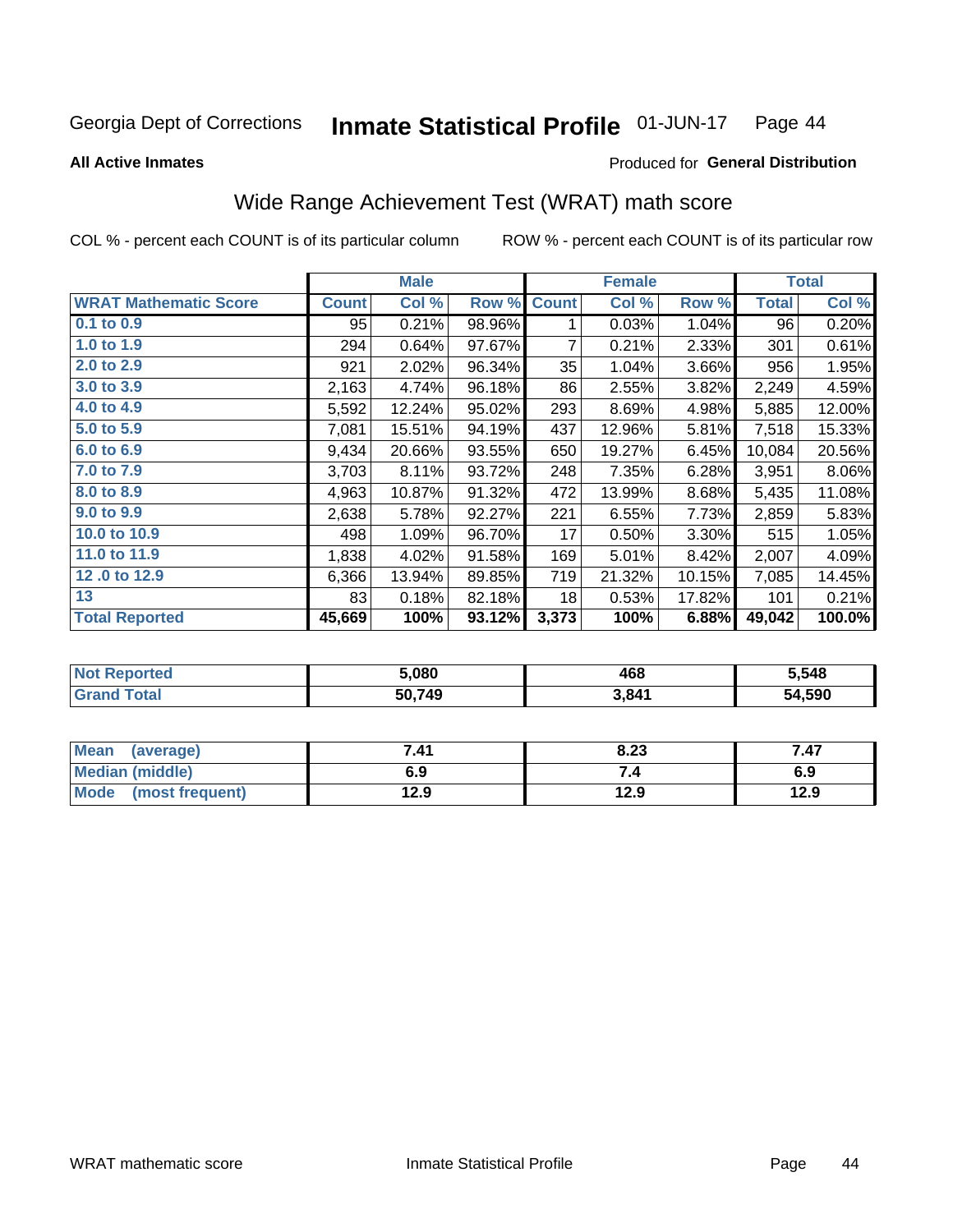Georgia Dept of Corrections **Inmate Statistical Profile** 01-JUN-17

**All Active Inmates**

Produced for **General Distribution**

## Wide Range Achievement Test (WRAT) math score

COL % - percent each COUNT is of its particular column ROW % - percent each COUNT is of its particular row

| | Male | | | Female | | | Total | |
|---|---|---|---|---|---|---|---|---|
| **WRAT Mathematic Score** | **Count** | **Col %** | **Row %** | **Count** | **Col %** | **Row %** | **Total** | **Col %** |
| 0.1 to 0.9 | 95 | 0.21% | 98.96% | 1 | 0.03% | 1.04% | 96 | 0.20% |
| 1.0 to 1.9 | 294 | 0.64% | 97.67% | 7 | 0.21% | 2.33% | 301 | 0.61% |
| 2.0 to 2.9 | 921 | 2.02% | 96.34% | 35 | 1.04% | 3.66% | 956 | 1.95% |
| 3.0 to 3.9 | 2,163 | 4.74% | 96.18% | 86 | 2.55% | 3.82% | 2,249 | 4.59% |
| 4.0 to 4.9 | 5,592 | 12.24% | 95.02% | 293 | 8.69% | 4.98% | 5,885 | 12.00% |
| 5.0 to 5.9 | 7,081 | 15.51% | 94.19% | 437 | 12.96% | 5.81% | 7,518 | 15.33% |
| 6.0 to 6.9 | 9,434 | 20.66% | 93.55% | 650 | 19.27% | 6.45% | 10,084 | 20.56% |
| 7.0 to 7.9 | 3,703 | 8.11% | 93.72% | 248 | 7.35% | 6.28% | 3,951 | 8.06% |
| 8.0 to 8.9 | 4,963 | 10.87% | 91.32% | 472 | 13.99% | 8.68% | 5,435 | 11.08% |
| 9.0 to 9.9 | 2,638 | 5.78% | 92.27% | 221 | 6.55% | 7.73% | 2,859 | 5.83% |
| 10.0 to 10.9 | 498 | 1.09% | 96.70% | 17 | 0.50% | 3.30% | 515 | 1.05% |
| 11.0 to 11.9 | 1,838 | 4.02% | 91.58% | 169 | 5.01% | 8.42% | 2,007 | 4.09% |
| 12 .0 to 12.9 | 6,366 | 13.94% | 89.85% | 719 | 21.32% | 10.15% | 7,085 | 14.45% |
| 13 | 83 | 0.18% | 82.18% | 18 | 0.53% | 17.82% | 101 | 0.21% |
| **Total Reported** | **45,669** | **100%** | **93.12%** | **3,373** | **100%** | **6.88%** | **49,042** | **100.0%** |

| | Male | Female | Total |
|---|---|---|---|
| Not Reported | 5,080 | 468 | 5,548 |
| Grand Total | 50,749 | 3,841 | 54,590 |

| | Male | Female | Total |
|---|---|---|---|
| Mean (average) | 7.41 | 8.23 | 7.47 |
| Median (middle) | 6.9 | 7.4 | 6.9 |
| Mode (most frequent) | 12.9 | 12.9 | 12.9 |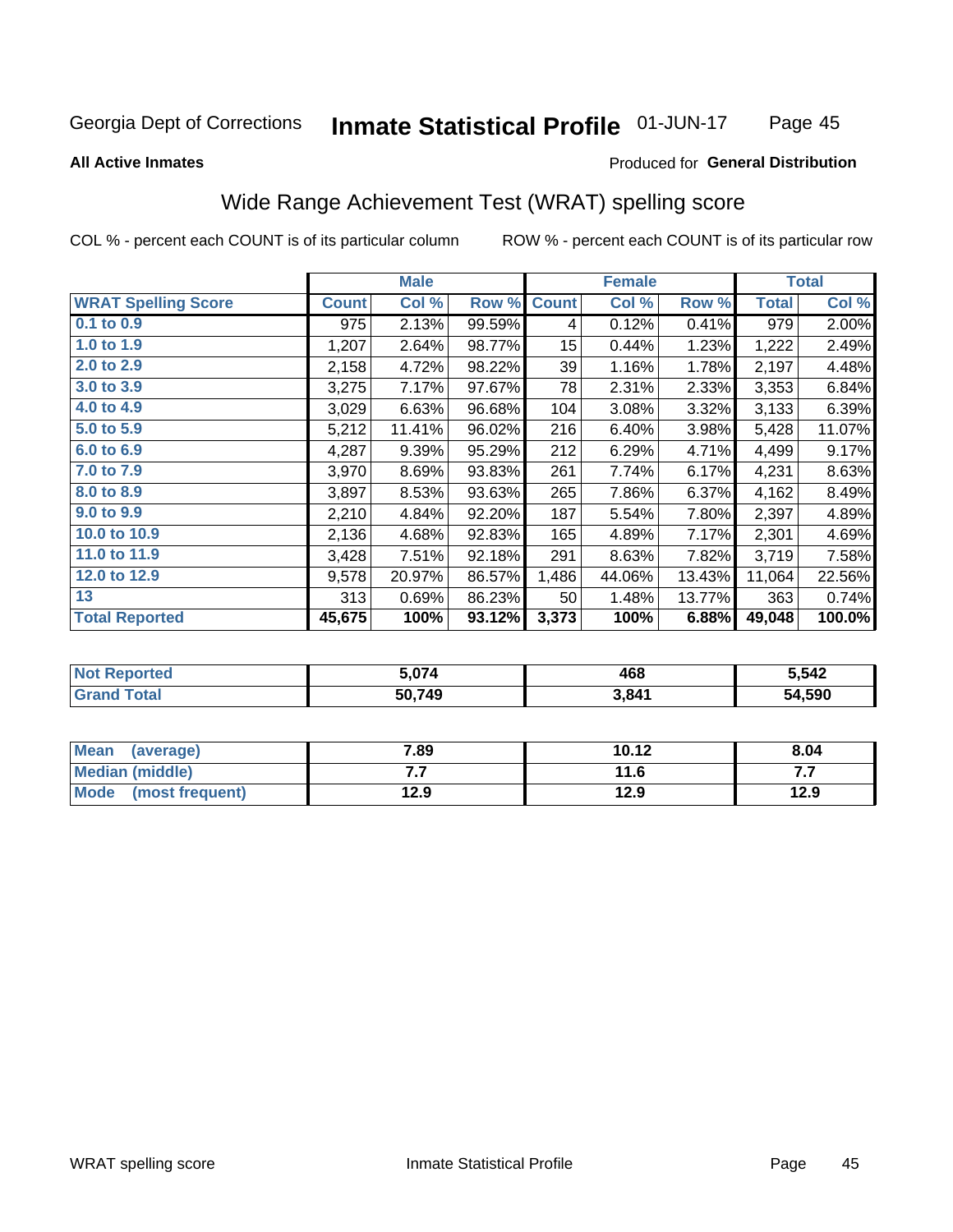Georgia Dept of Corrections **Inmate Statistical Profile** 01-JUN-17

**All Active Inmates**

Produced for **General Distribution**

## Wide Range Achievement Test (WRAT) spelling score

COL % - percent each COUNT is of its particular column ROW % - percent each COUNT is of its particular row

| | Male | | | Female | | | Total | |
|---|---|---|---|---|---|---|---|---|
| **WRAT Spelling Score** | **Count** | **Col %** | **Row %** | **Count** | **Col %** | **Row %** | **Total** | **Col %** |
| 0.1 to 0.9 | 975 | 2.13% | 99.59% | 4 | 0.12% | 0.41% | 979 | 2.00% |
| 1.0 to 1.9 | 1,207 | 2.64% | 98.77% | 15 | 0.44% | 1.23% | 1,222 | 2.49% |
| 2.0 to 2.9 | 2,158 | 4.72% | 98.22% | 39 | 1.16% | 1.78% | 2,197 | 4.48% |
| 3.0 to 3.9 | 3,275 | 7.17% | 97.67% | 78 | 2.31% | 2.33% | 3,353 | 6.84% |
| 4.0 to 4.9 | 3,029 | 6.63% | 96.68% | 104 | 3.08% | 3.32% | 3,133 | 6.39% |
| 5.0 to 5.9 | 5,212 | 11.41% | 96.02% | 216 | 6.40% | 3.98% | 5,428 | 11.07% |
| 6.0 to 6.9 | 4,287 | 9.39% | 95.29% | 212 | 6.29% | 4.71% | 4,499 | 9.17% |
| 7.0 to 7.9 | 3,970 | 8.69% | 93.83% | 261 | 7.74% | 6.17% | 4,231 | 8.63% |
| 8.0 to 8.9 | 3,897 | 8.53% | 93.63% | 265 | 7.86% | 6.37% | 4,162 | 8.49% |
| 9.0 to 9.9 | 2,210 | 4.84% | 92.20% | 187 | 5.54% | 7.80% | 2,397 | 4.89% |
| 10.0 to 10.9 | 2,136 | 4.68% | 92.83% | 165 | 4.89% | 7.17% | 2,301 | 4.69% |
| 11.0 to 11.9 | 3,428 | 7.51% | 92.18% | 291 | 8.63% | 7.82% | 3,719 | 7.58% |
| 12.0 to 12.9 | 9,578 | 20.97% | 86.57% | 1,486 | 44.06% | 13.43% | 11,064 | 22.56% |
| 13 | 313 | 0.69% | 86.23% | 50 | 1.48% | 13.77% | 363 | 0.74% |
| **Total Reported** | **45,675** | **100%** | **93.12%** | **3,373** | **100%** | **6.88%** | **49,048** | **100.0%** |

| | Male | Female | Total |
|---|---|---|---|
| Not Reported | 5,074 | 468 | 5,542 |
| Grand Total | 50,749 | 3,841 | 54,590 |

| | Male | Female | Total |
|---|---|---|---|
| Mean (average) | 7.89 | 10.12 | 8.04 |
| Median (middle) | 7.7 | 11.6 | 7.7 |
| Mode (most frequent) | 12.9 | 12.9 | 12.9 |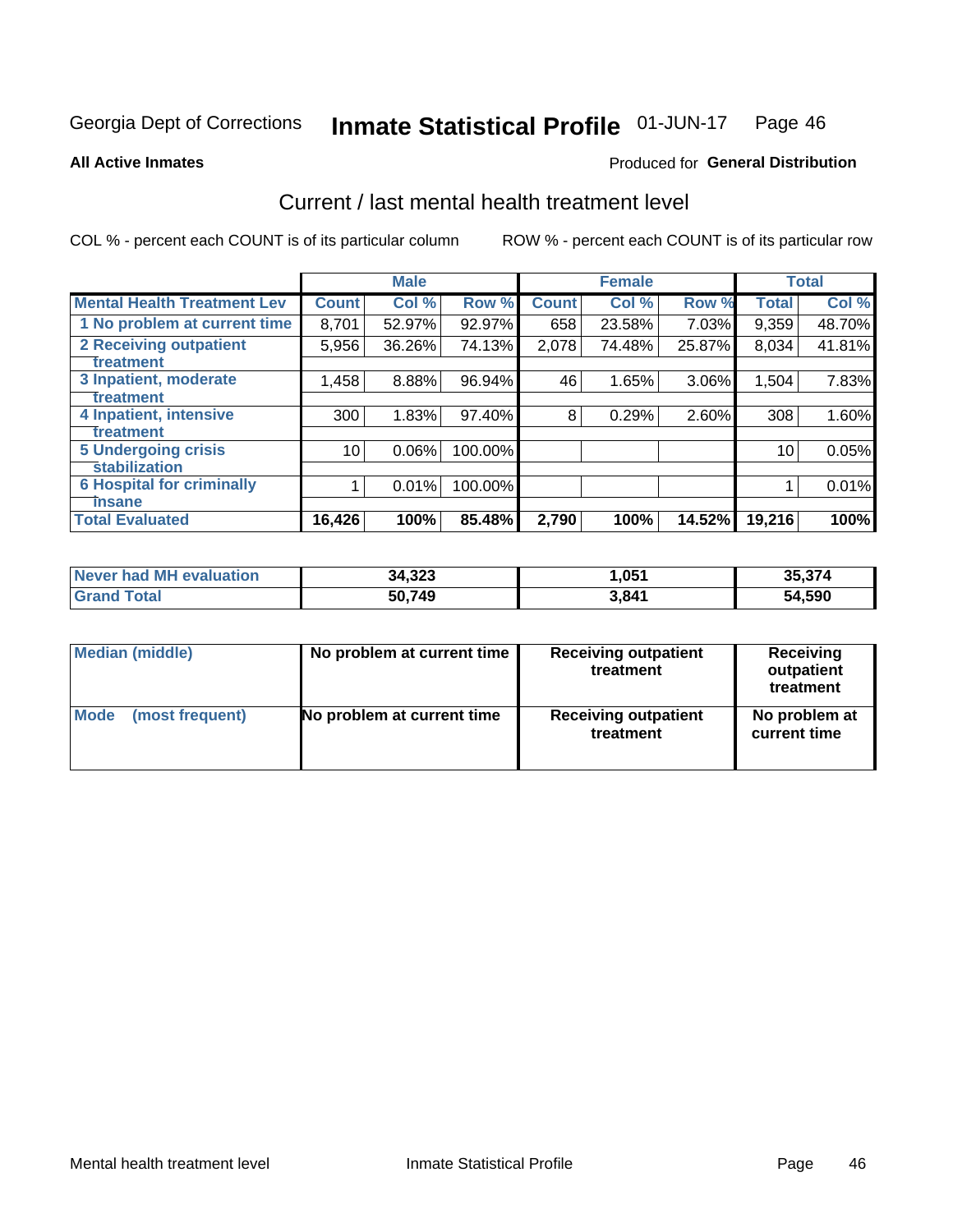Georgia Dept of Corrections **Inmate Statistical Profile** 01-JUN-17 Page 46

**All Active Inmates**

Produced for **General Distribution**

## Current / last mental health treatment level

COL % - percent each COUNT is of its particular column

ROW % - percent each COUNT is of its particular row

| | Male | | | Female | | | Total | |
|---|---|---|---|---|---|---|---|---|
| **Mental Health Treatment Lev** | **Count** | **Col %** | **Row %** | **Count** | **Col %** | **Row %** | **Total** | **Col %** |
| 1 No problem at current time | 8,701 | 52.97% | 92.97% | 658 | 23.58% | 7.03% | 9,359 | 48.70% |
| 2 Receiving outpatient treatment | 5,956 | 36.26% | 74.13% | 2,078 | 74.48% | 25.87% | 8,034 | 41.81% |
| 3 Inpatient, moderate treatment | 1,458 | 8.88% | 96.94% | 46 | 1.65% | 3.06% | 1,504 | 7.83% |
| 4 Inpatient, intensive treatment | 300 | 1.83% | 97.40% | 8 | 0.29% | 2.60% | 308 | 1.60% |
| 5 Undergoing crisis stabilization | 10 | 0.06% | 100.00% | | | | 10 | 0.05% |
| 6 Hospital for criminally insane | 1 | 0.01% | 100.00% | | | | 1 | 0.01% |
| **Total Evaluated** | **16,426** | **100%** | **85.48%** | **2,790** | **100%** | **14.52%** | **19,216** | **100%** |

| | Male | Female | Total |
|---|---|---|---|
| **Never had MH evaluation** | **34,323** | **1,051** | **35,374** |
| **Grand Total** | **50,749** | **3,841** | **54,590** |

| | Male | Female | Total |
|---|---|---|---|
| **Median (middle)** | **No problem at current time** | **Receiving outpatient treatment** | **Receiving outpatient treatment** |
| **Mode (most frequent)** | **No problem at current time** | **Receiving outpatient treatment** | **No problem at current time** |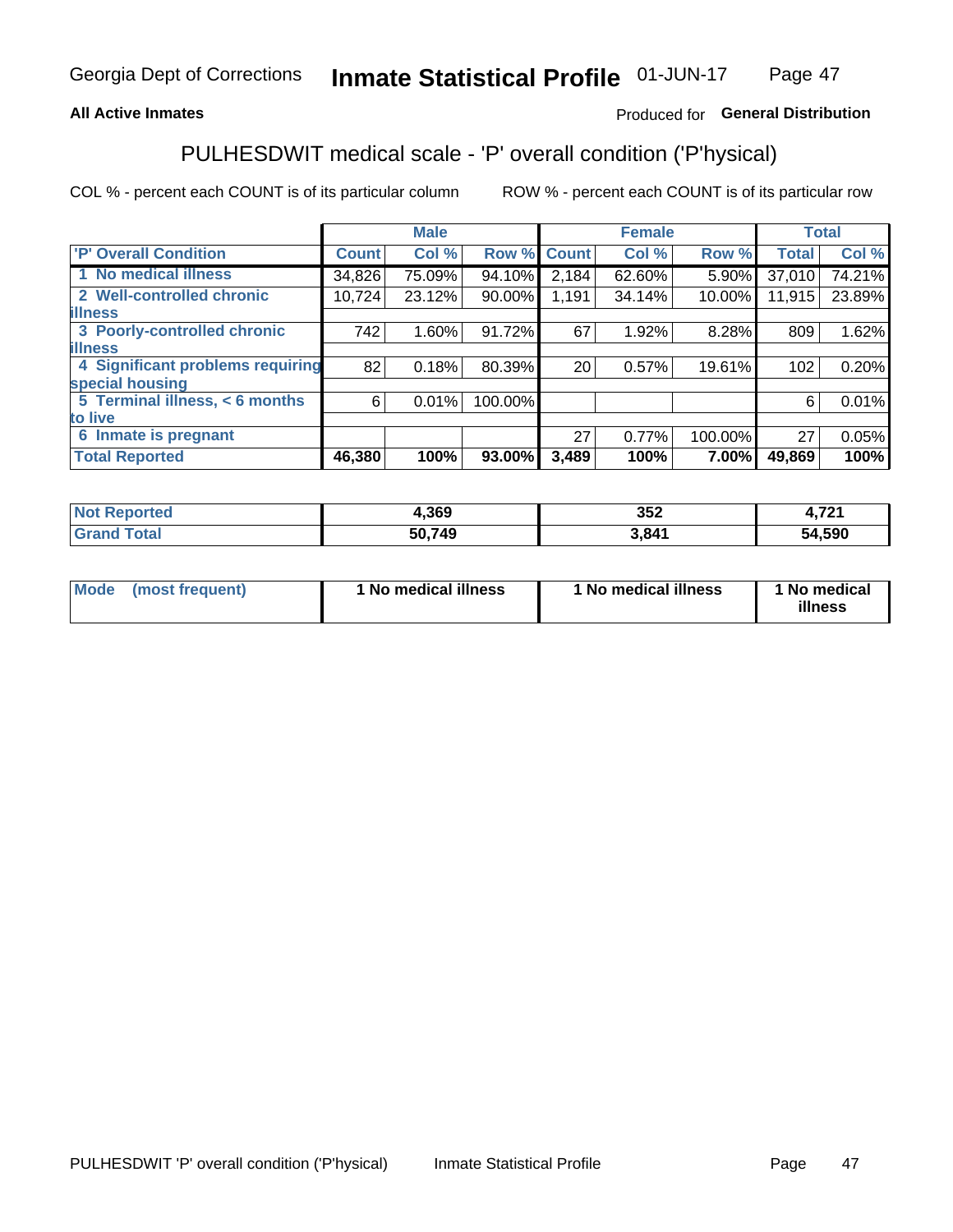Georgia Dept of Corrections **Inmate Statistical Profile** 01-JUN-17

**All Active Inmates**

Produced for **General Distribution**

## PULHESDWIT medical scale - 'P' overall condition ('P'hysical)

COL % - percent each COUNT is of its particular column ROW % - percent each COUNT is of its particular row

| | Male | | | Female | | | Total | |
|---|---|---|---|---|---|---|---|---|
| **'P' Overall Condition** | **Count** | **Col %** | **Row %** | **Count** | **Col %** | **Row %** | **Total** | **Col %** |
| **1 No medical illness** | 34,826 | 75.09% | 94.10% | 2,184 | 62.60% | 5.90% | 37,010 | 74.21% |
| **2 Well-controlled chronic illness** | 10,724 | 23.12% | 90.00% | 1,191 | 34.14% | 10.00% | 11,915 | 23.89% |
| **3 Poorly-controlled chronic illness** | 742 | 1.60% | 91.72% | 67 | 1.92% | 8.28% | 809 | 1.62% |
| **4 Significant problems requiring special housing** | 82 | 0.18% | 80.39% | 20 | 0.57% | 19.61% | 102 | 0.20% |
| **5 Terminal illness, < 6 months to live** | 6 | 0.01% | 100.00% | | | | 6 | 0.01% |
| **6 Inmate is pregnant** | | | | 27 | 0.77% | 100.00% | 27 | 0.05% |
| **Total Reported** | **46,380** | **100%** | **93.00%** | **3,489** | **100%** | **7.00%** | **49,869** | **100%** |

| | Male | Female | Total |
|---|---|---|---|
| **Not Reported** | **4,369** | **352** | **4,721** |
| **Grand Total** | **50,749** | **3,841** | **54,590** |

| | Male | Female | Total |
|---|---|---|---|
| **Mode (most frequent)** | **1 No medical illness** | **1 No medical illness** | **1 No medical illness** |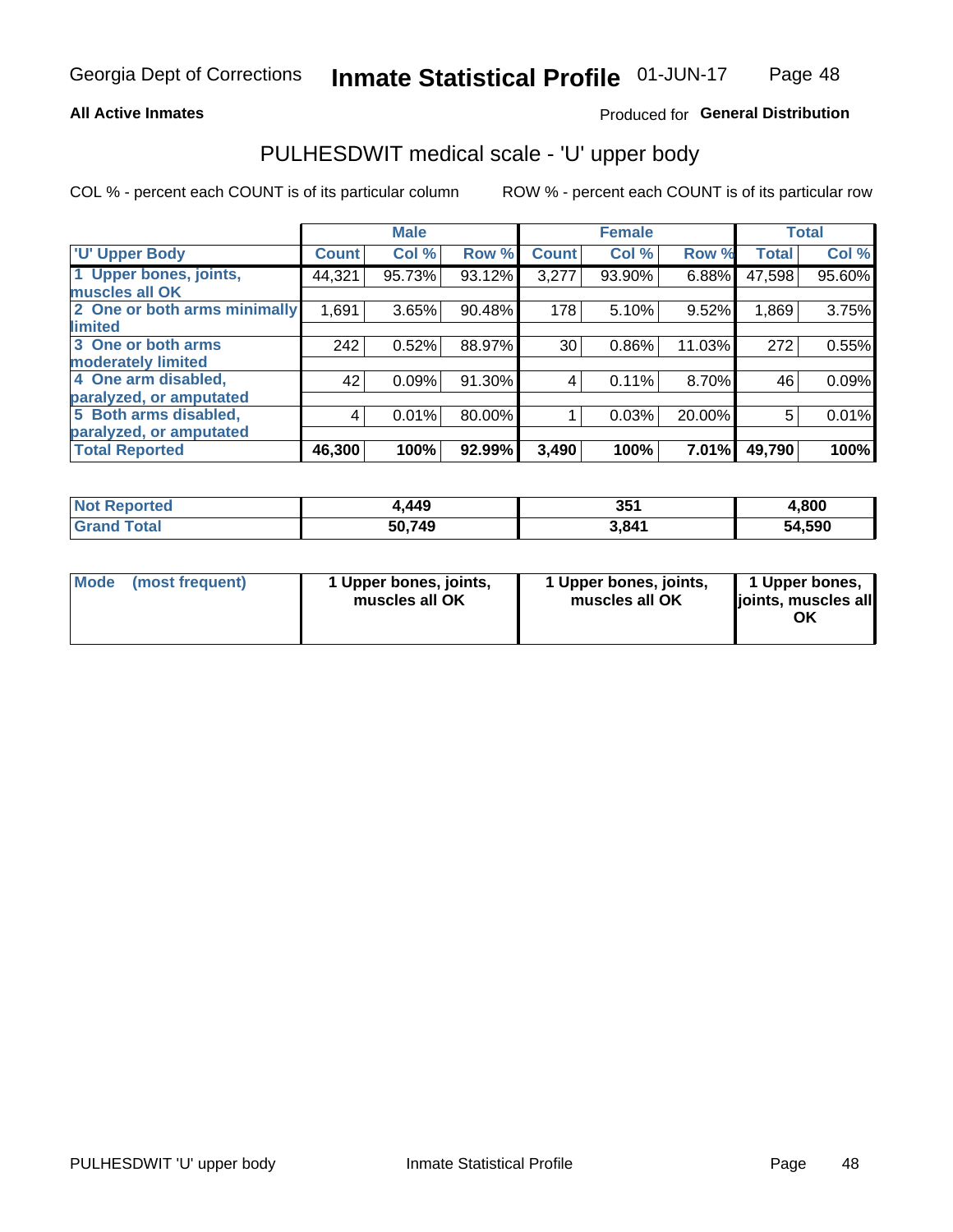Georgia Dept of Corrections **Inmate Statistical Profile** 01-JUN-17

**All Active Inmates**

Produced for **General Distribution**

## PULHESDWIT medical scale - 'U' upper body

COL % - percent each COUNT is of its particular column

ROW % - percent each COUNT is of its particular row

| | Male | | | Female | | | Total | |
|---|---|---|---|---|---|---|---|---|
| 'U' Upper Body | Count | Col % | Row % | Count | Col % | Row % | Total | Col % |
| 1 Upper bones, joints, muscles all OK | 44,321 | 95.73% | 93.12% | 3,277 | 93.90% | 6.88% | 47,598 | 95.60% |
| 2 One or both arms minimally limited | 1,691 | 3.65% | 90.48% | 178 | 5.10% | 9.52% | 1,869 | 3.75% |
| 3 One or both arms moderately limited | 242 | 0.52% | 88.97% | 30 | 0.86% | 11.03% | 272 | 0.55% |
| 4 One arm disabled, paralyzed, or amputated | 42 | 0.09% | 91.30% | 4 | 0.11% | 8.70% | 46 | 0.09% |
| 5 Both arms disabled, paralyzed, or amputated | 4 | 0.01% | 80.00% | 1 | 0.03% | 20.00% | 5 | 0.01% |
| **Total Reported** | **46,300** | **100%** | **92.99%** | **3,490** | **100%** | **7.01%** | **49,790** | **100%** |

| | Male | Female | Total |
|---|---|---|---|
| Not Reported | 4,449 | 351 | 4,800 |
| Grand Total | 50,749 | 3,841 | 54,590 |

| | Male | Female | Total |
|---|---|---|---|
| Mode (most frequent) | 1 Upper bones, joints, muscles all OK | 1 Upper bones, joints, muscles all OK | 1 Upper bones, joints, muscles all OK |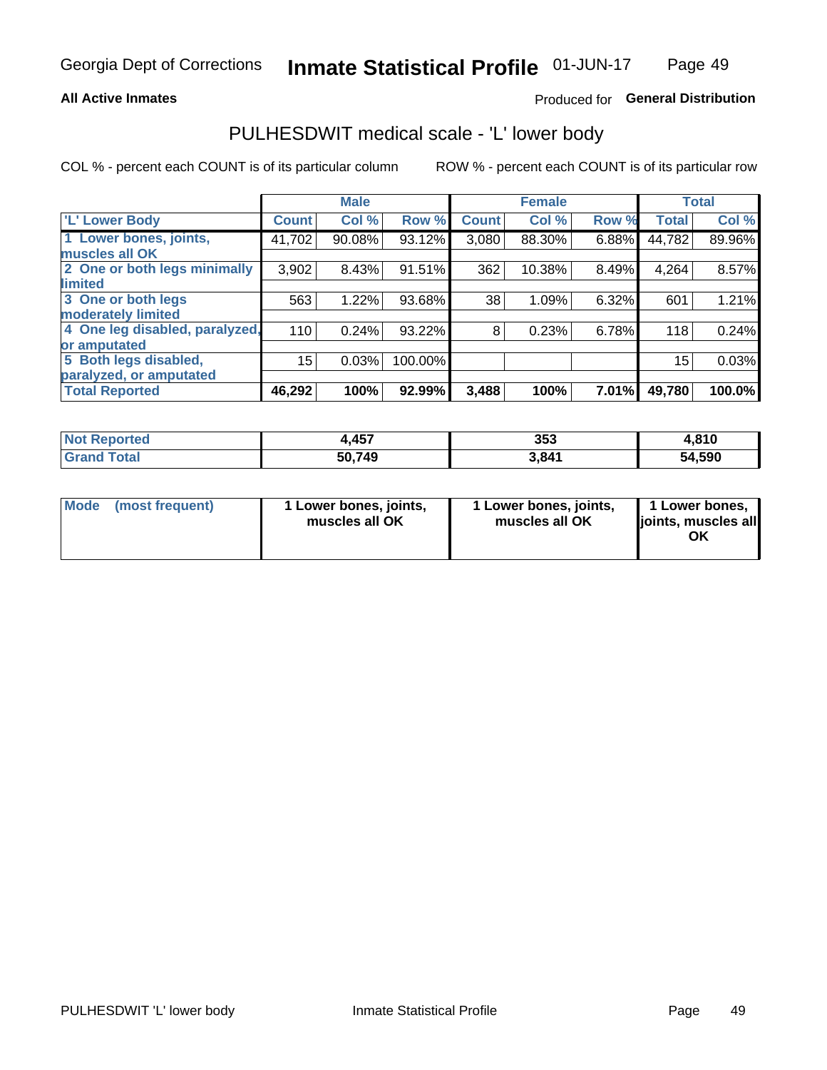# PULHESDWIT medical scale - 'L' lower body

**All Active Inmates**

Produced for **General Distribution**

COL % - percent each COUNT is of its particular column

ROW % - percent each COUNT is of its particular row

| | Male | | | Female | | | Total | |
|---|---|---|---|---|---|---|---|---|
| 'L' Lower Body | Count | Col % | Row % | Count | Col % | Row % | Total | Col % |
| 1 Lower bones, joints, muscles all OK | 41,702 | 90.08% | 93.12% | 3,080 | 88.30% | 6.88% | 44,782 | 89.96% |
| 2 One or both legs minimally limited | 3,902 | 8.43% | 91.51% | 362 | 10.38% | 8.49% | 4,264 | 8.57% |
| 3 One or both legs moderately limited | 563 | 1.22% | 93.68% | 38 | 1.09% | 6.32% | 601 | 1.21% |
| 4 One leg disabled, paralyzed, or amputated | 110 | 0.24% | 93.22% | 8 | 0.23% | 6.78% | 118 | 0.24% |
| 5 Both legs disabled, paralyzed, or amputated | 15 | 0.03% | 100.00% | | | | 15 | 0.03% |
| **Total Reported** | **46,292** | **100%** | **92.99%** | **3,488** | **100%** | **7.01%** | **49,780** | **100.0%** |

| | Male | Female | Total |
|---|---|---|---|
| Not Reported | 4,457 | 353 | 4,810 |
| Grand Total | 50,749 | 3,841 | 54,590 |

| | Male | Female | Total |
|---|---|---|---|
| Mode (most frequent) | 1 Lower bones, joints, muscles all OK | 1 Lower bones, joints, muscles all OK | 1 Lower bones, joints, muscles all OK |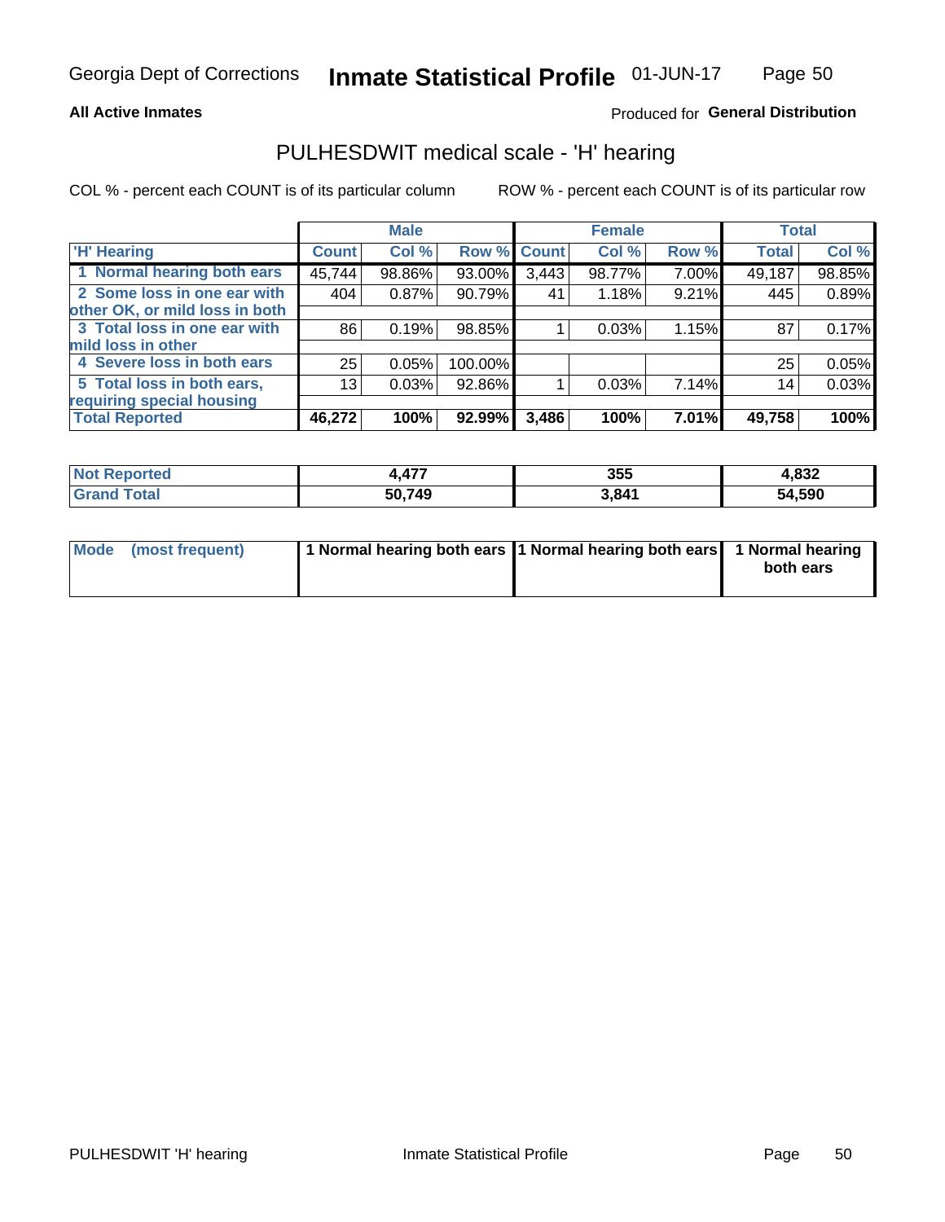**All Active Inmates** Produced for **General Distribution**

## PULHESDWIT medical scale - 'H' hearing

COL % - percent each COUNT is of its particular column ROW % - percent each COUNT is of its particular row

| | Male | | | Female | | | Total | |
|---|---|---|---|---|---|---|---|---|
| 'H' Hearing | Count | Col % | Row % | Count | Col % | Row % | Total | Col % |
| 1 Normal hearing both ears | 45,744 | 98.86% | 93.00% | 3,443 | 98.77% | 7.00% | 49,187 | 98.85% |
| 2 Some loss in one ear with other OK, or mild loss in both | 404 | 0.87% | 90.79% | 41 | 1.18% | 9.21% | 445 | 0.89% |
| 3 Total loss in one ear with mild loss in other | 86 | 0.19% | 98.85% | 1 | 0.03% | 1.15% | 87 | 0.17% |
| 4 Severe loss in both ears | 25 | 0.05% | 100.00% | | | | 25 | 0.05% |
| 5 Total loss in both ears, requiring special housing | 13 | 0.03% | 92.86% | 1 | 0.03% | 7.14% | 14 | 0.03% |
| **Total Reported** | **46,272** | **100%** | **92.99%** | **3,486** | **100%** | **7.01%** | **49,758** | **100%** |

| | Male | Female | Total |
|---|---|---|---|
| Not Reported | 4,477 | 355 | 4,832 |
| Grand Total | 50,749 | 3,841 | 54,590 |

| | Male | Female | Total |
|---|---|---|---|
| Mode (most frequent) | 1 Normal hearing both ears | 1 Normal hearing both ears | 1 Normal hearing both ears |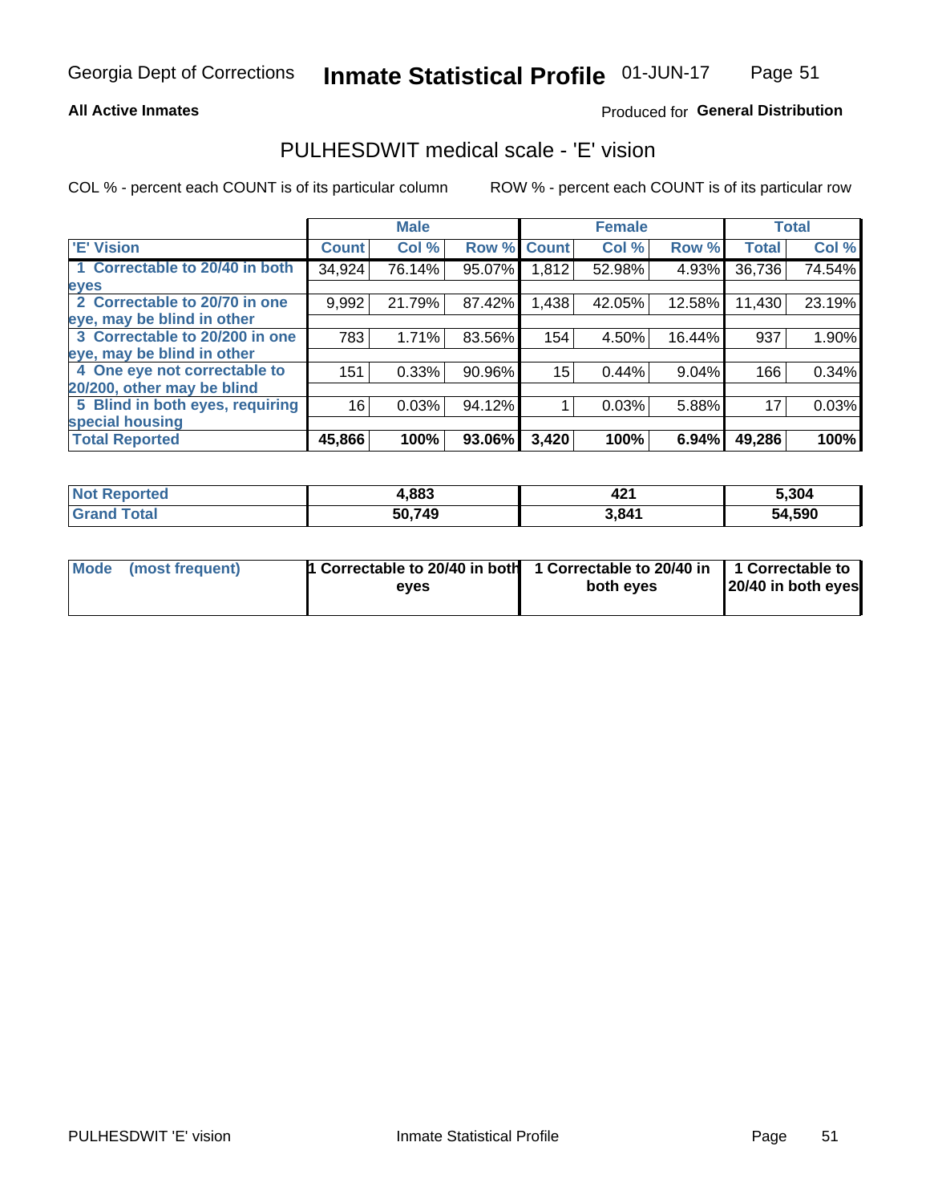Georgia Dept of Corrections **Inmate Statistical Profile** 01-JUN-17

**All Active Inmates**

Produced for **General Distribution**

## PULHESDWIT medical scale - 'E' vision

COL % - percent each COUNT is of its particular column ROW % - percent each COUNT is of its particular row

| 'E' Vision | Male | | | Female | | | Total | |
|---|---|---|---|---|---|---|---|---|
| | Count | Col % | Row % | Count | Col % | Row % | Total | Col % |
| 1 Correctable to 20/40 in both eyes | 34,924 | 76.14% | 95.07% | 1,812 | 52.98% | 4.93% | 36,736 | 74.54% |
| 2 Correctable to 20/70 in one eye, may be blind in other | 9,992 | 21.79% | 87.42% | 1,438 | 42.05% | 12.58% | 11,430 | 23.19% |
| 3 Correctable to 20/200 in one eye, may be blind in other | 783 | 1.71% | 83.56% | 154 | 4.50% | 16.44% | 937 | 1.90% |
| 4 One eye not correctable to 20/200, other may be blind | 151 | 0.33% | 90.96% | 15 | 0.44% | 9.04% | 166 | 0.34% |
| 5 Blind in both eyes, requiring special housing | 16 | 0.03% | 94.12% | 1 | 0.03% | 5.88% | 17 | 0.03% |
| **Total Reported** | **45,866** | **100%** | **93.06%** | **3,420** | **100%** | **6.94%** | **49,286** | **100%** |

| | Male | Female | Total |
|---|---|---|---|
| **Not Reported** | **4,883** | **421** | **5,304** |
| **Grand Total** | **50,749** | **3,841** | **54,590** |

| | Male | Female | Total |
|---|---|---|---|
| **Mode (most frequent)** | **1 Correctable to 20/40 in both eyes** | **1 Correctable to 20/40 in both eyes** | **1 Correctable to 20/40 in both eyes** |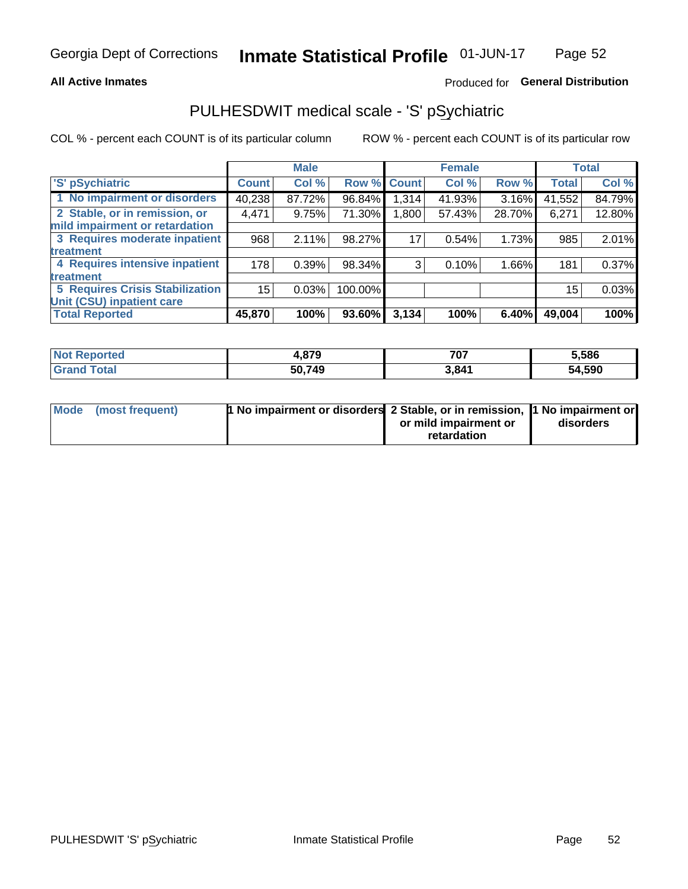Georgia Dept of Corrections **Inmate Statistical Profile** 01-JUN-17

**All Active Inmates**

Produced for **General Distribution**

## PULHESDWIT medical scale - 'S' pSychiatric

COL % - percent each COUNT is of its particular column

ROW % - percent each COUNT is of its particular row

| | Male | | | Female | | | Total | |
|---|---|---|---|---|---|---|---|---|
| **'S' pSychiatric** | **Count** | **Col %** | **Row %** | **Count** | **Col %** | **Row %** | **Total** | **Col %** |
| **1 No impairment or disorders** | 40,238 | 87.72% | 96.84% | 1,314 | 41.93% | 3.16% | 41,552 | 84.79% |
| **2 Stable, or in remission, or mild impairment or retardation** | 4,471 | 9.75% | 71.30% | 1,800 | 57.43% | 28.70% | 6,271 | 12.80% |
| **3 Requires moderate inpatient treatment** | 968 | 2.11% | 98.27% | 17 | 0.54% | 1.73% | 985 | 2.01% |
| **4 Requires intensive inpatient treatment** | 178 | 0.39% | 98.34% | 3 | 0.10% | 1.66% | 181 | 0.37% |
| **5 Requires Crisis Stabilization Unit (CSU) inpatient care** | 15 | 0.03% | 100.00% | | | | 15 | 0.03% |
| **Total Reported** | **45,870** | **100%** | **93.60%** | **3,134** | **100%** | **6.40%** | **49,004** | **100%** |

| | Male | Female | Total |
|---|---|---|---|
| **Not Reported** | **4,879** | **707** | **5,586** |
| **Grand Total** | **50,749** | **3,841** | **54,590** |

| | Male | Female | Total |
|---|---|---|---|
| **Mode (most frequent)** | **1 No impairment or disorders** | **2 Stable, or in remission, or mild impairment or retardation** | **1 No impairment or disorders** |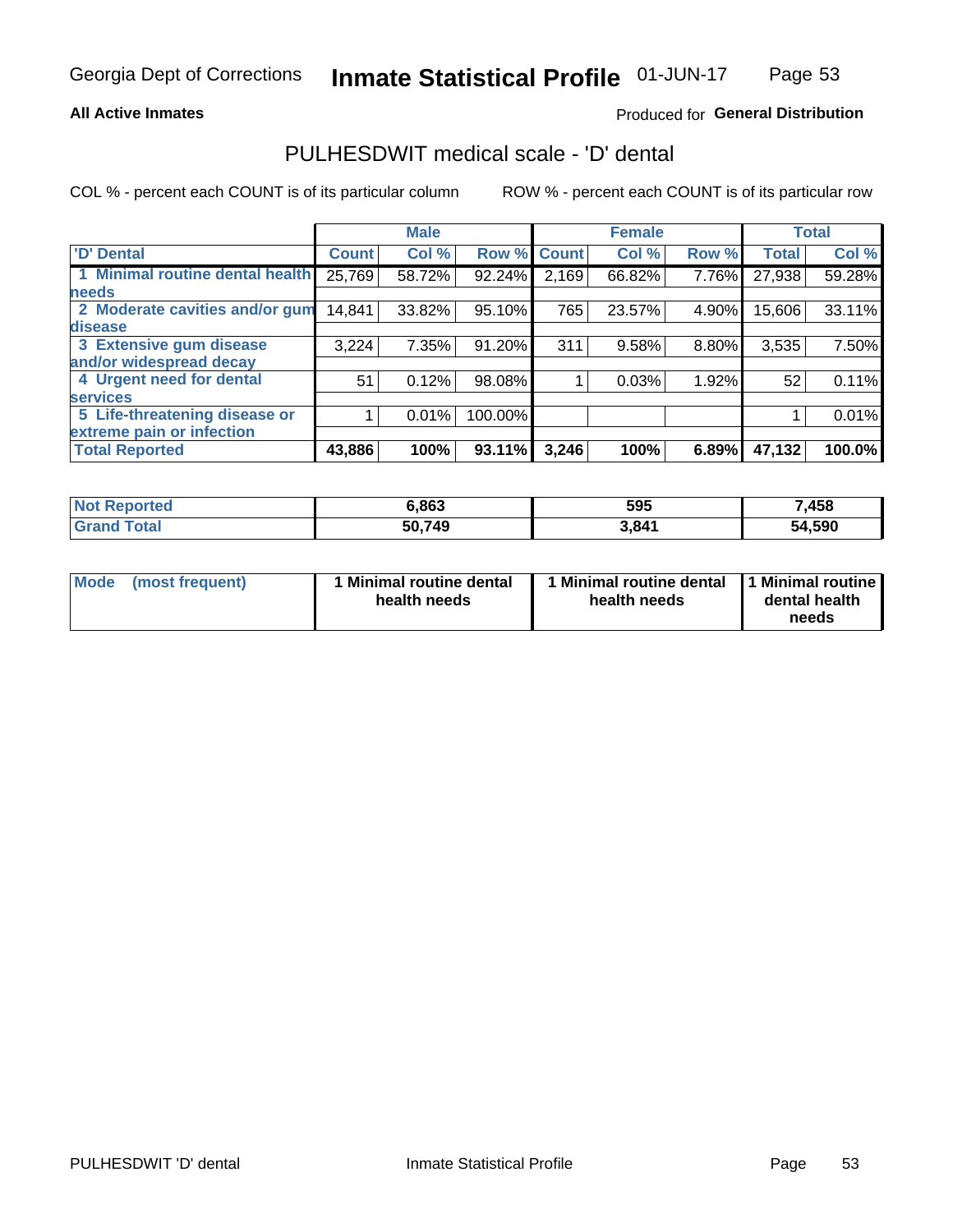Georgia Dept of Corrections **Inmate Statistical Profile** 01-JUN-17

**All Active Inmates**

Produced for **General Distribution**

## PULHESDWIT medical scale - 'D' dental

COL % - percent each COUNT is of its particular column ROW % - percent each COUNT is of its particular row

| | Male | | | Female | | | Total | |
|---|---|---|---|---|---|---|---|---|
| 'D' Dental | Count | Col % | Row % | Count | Col % | Row % | Total | Col % |
| 1 Minimal routine dental health needs | 25,769 | 58.72% | 92.24% | 2,169 | 66.82% | 7.76% | 27,938 | 59.28% |
| 2 Moderate cavities and/or gum disease | 14,841 | 33.82% | 95.10% | 765 | 23.57% | 4.90% | 15,606 | 33.11% |
| 3 Extensive gum disease and/or widespread decay | 3,224 | 7.35% | 91.20% | 311 | 9.58% | 8.80% | 3,535 | 7.50% |
| 4 Urgent need for dental services | 51 | 0.12% | 98.08% | 1 | 0.03% | 1.92% | 52 | 0.11% |
| 5 Life-threatening disease or extreme pain or infection | 1 | 0.01% | 100.00% | | | | 1 | 0.01% |
| **Total Reported** | **43,886** | **100%** | **93.11%** | **3,246** | **100%** | **6.89%** | **47,132** | **100.0%** |

| | Male | Female | Total |
|---|---|---|---|
| **Not Reported** | **6,863** | **595** | **7,458** |
| **Grand Total** | **50,749** | **3,841** | **54,590** |

| | Male | Female | Total |
|---|---|---|---|
| **Mode (most frequent)** | **1 Minimal routine dental health needs** | **1 Minimal routine dental health needs** | **1 Minimal routine dental health needs** |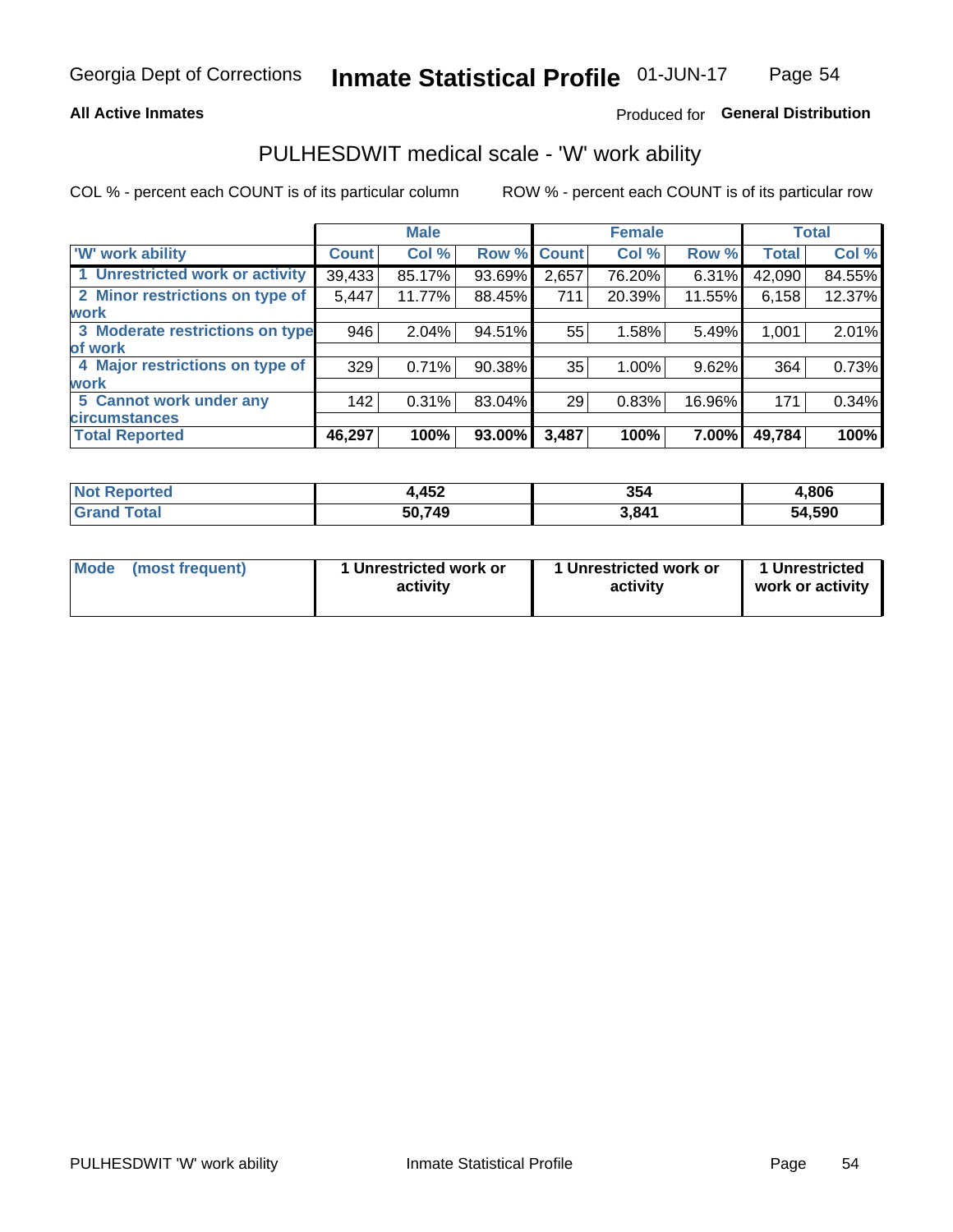Georgia Dept of Corrections **Inmate Statistical Profile** 01-JUN-17

**All Active Inmates**

Produced for **General Distribution**

## PULHESDWIT medical scale - 'W' work ability

COL % - percent each COUNT is of its particular column

ROW % - percent each COUNT is of its particular row

| | Male | | | Female | | | Total | |
|---|---|---|---|---|---|---|---|---|
| 'W' work ability | Count | Col % | Row % | Count | Col % | Row % | Total | Col % |
| 1 Unrestricted work or activity | 39,433 | 85.17% | 93.69% | 2,657 | 76.20% | 6.31% | 42,090 | 84.55% |
| 2 Minor restrictions on type of work | 5,447 | 11.77% | 88.45% | 711 | 20.39% | 11.55% | 6,158 | 12.37% |
| 3 Moderate restrictions on type of work | 946 | 2.04% | 94.51% | 55 | 1.58% | 5.49% | 1,001 | 2.01% |
| 4 Major restrictions on type of work | 329 | 0.71% | 90.38% | 35 | 1.00% | 9.62% | 364 | 0.73% |
| 5 Cannot work under any circumstances | 142 | 0.31% | 83.04% | 29 | 0.83% | 16.96% | 171 | 0.34% |
| **Total Reported** | **46,297** | **100%** | **93.00%** | **3,487** | **100%** | **7.00%** | **49,784** | **100%** |

| | Male | Female | Total |
|---|---|---|---|
| Not Reported | 4,452 | 354 | 4,806 |
| Grand Total | 50,749 | 3,841 | 54,590 |

| | Male | Female | Total |
|---|---|---|---|
| Mode (most frequent) | 1 Unrestricted work or activity | 1 Unrestricted work or activity | 1 Unrestricted work or activity |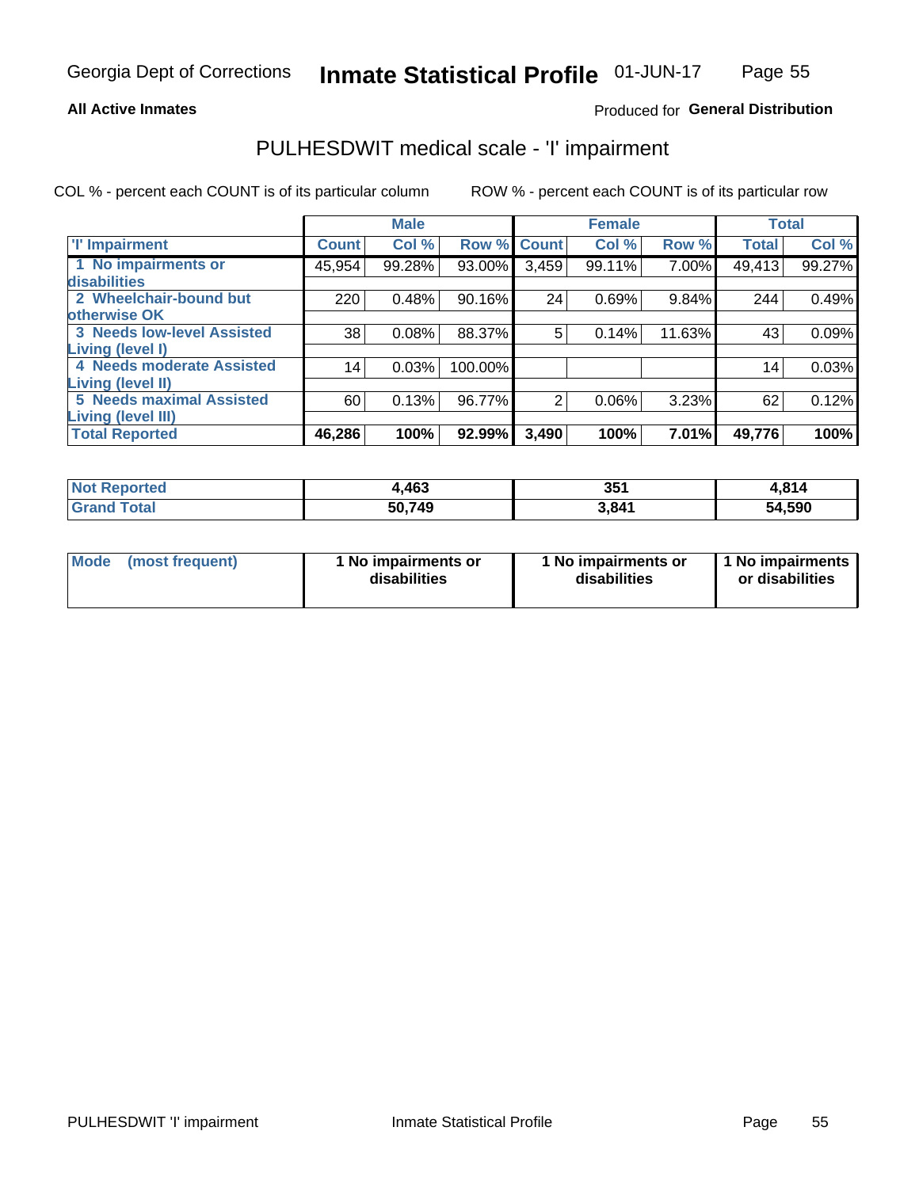Georgia Dept of Corrections **Inmate Statistical Profile** 01-JUN-17

**All Active Inmates**

Produced for **General Distribution**

## PULHESDWIT medical scale - 'I' impairment

COL % - percent each COUNT is of its particular column

ROW % - percent each COUNT is of its particular row

| | Male | | | Female | | | Total | |
|---|---|---|---|---|---|---|---|---|
| 'I' Impairment | Count | Col % | Row % | Count | Col % | Row % | Total | Col % |
| 1 No impairments or disabilities | 45,954 | 99.28% | 93.00% | 3,459 | 99.11% | 7.00% | 49,413 | 99.27% |
| 2 Wheelchair-bound but otherwise OK | 220 | 0.48% | 90.16% | 24 | 0.69% | 9.84% | 244 | 0.49% |
| 3 Needs low-level Assisted Living (level I) | 38 | 0.08% | 88.37% | 5 | 0.14% | 11.63% | 43 | 0.09% |
| 4 Needs moderate Assisted Living (level II) | 14 | 0.03% | 100.00% | | | | 14 | 0.03% |
| 5 Needs maximal Assisted Living (level III) | 60 | 0.13% | 96.77% | 2 | 0.06% | 3.23% | 62 | 0.12% |
| **Total Reported** | **46,286** | **100%** | **92.99%** | **3,490** | **100%** | **7.01%** | **49,776** | **100%** |

| | Male | Female | Total |
|---|---|---|---|
| **Not Reported** | **4,463** | **351** | **4,814** |
| **Grand Total** | **50,749** | **3,841** | **54,590** |

| | Male | Female | Total |
|---|---|---|---|
| **Mode (most frequent)** | **1 No impairments or disabilities** | **1 No impairments or disabilities** | **1 No impairments or disabilities** |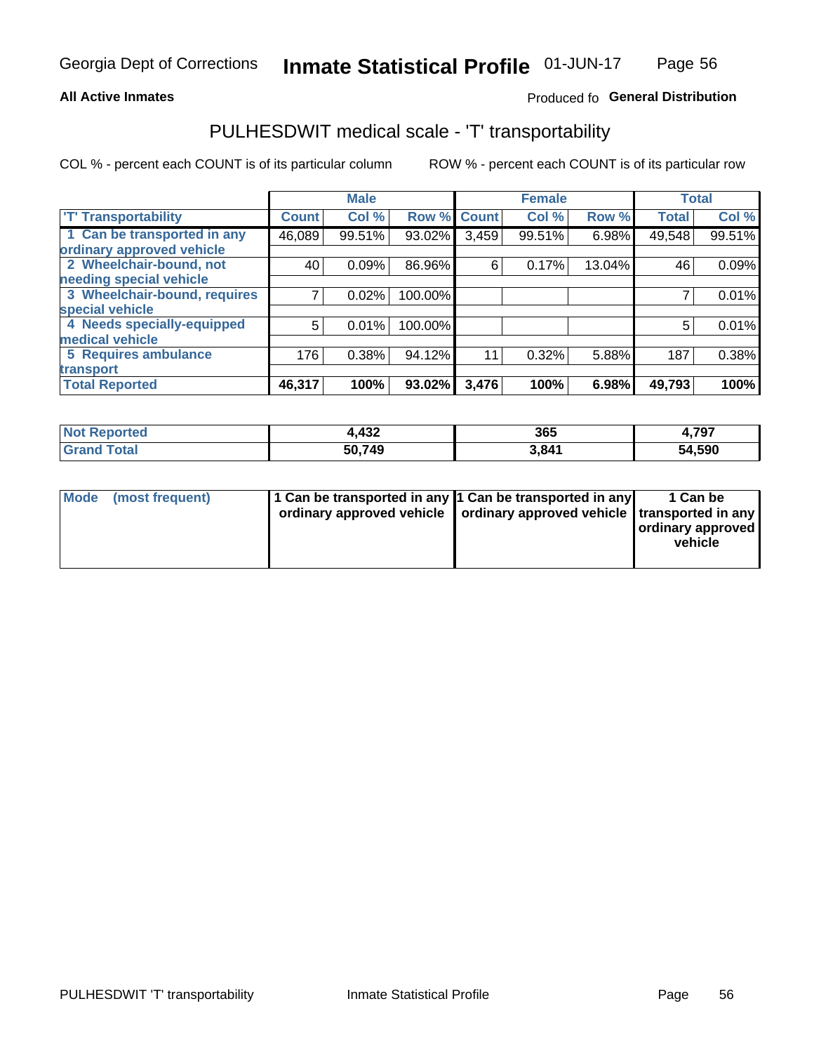Georgia Dept of Corrections **Inmate Statistical Profile** 01-JUN-17

**All Active Inmates**

Produced fo **General Distribution**

## PULHESDWIT medical scale - 'T' transportability

COL % - percent each COUNT is of its particular column    ROW % - percent each COUNT is of its particular row

| | Male | | | Female | | | Total | |
|---|---|---|---|---|---|---|---|---|
| 'T' Transportability | Count | Col % | Row % | Count | Col % | Row % | Total | Col % |
| 1 Can be transported in any ordinary approved vehicle | 46,089 | 99.51% | 93.02% | 3,459 | 99.51% | 6.98% | 49,548 | 99.51% |
| 2 Wheelchair-bound, not needing special vehicle | 40 | 0.09% | 86.96% | 6 | 0.17% | 13.04% | 46 | 0.09% |
| 3 Wheelchair-bound, requires special vehicle | 7 | 0.02% | 100.00% | | | | 7 | 0.01% |
| 4 Needs specially-equipped medical vehicle | 5 | 0.01% | 100.00% | | | | 5 | 0.01% |
| 5 Requires ambulance transport | 176 | 0.38% | 94.12% | 11 | 0.32% | 5.88% | 187 | 0.38% |
| **Total Reported** | **46,317** | **100%** | **93.02%** | **3,476** | **100%** | **6.98%** | **49,793** | **100%** |

| | Male | Female | Total |
|---|---|---|---|
| **Not Reported** | **4,432** | **365** | **4,797** |
| **Grand Total** | **50,749** | **3,841** | **54,590** |

| | Male | Female | Total |
|---|---|---|---|
| **Mode (most frequent)** | **1 Can be transported in any ordinary approved vehicle** | **1 Can be transported in any ordinary approved vehicle** | **1 Can be transported in any ordinary approved vehicle** |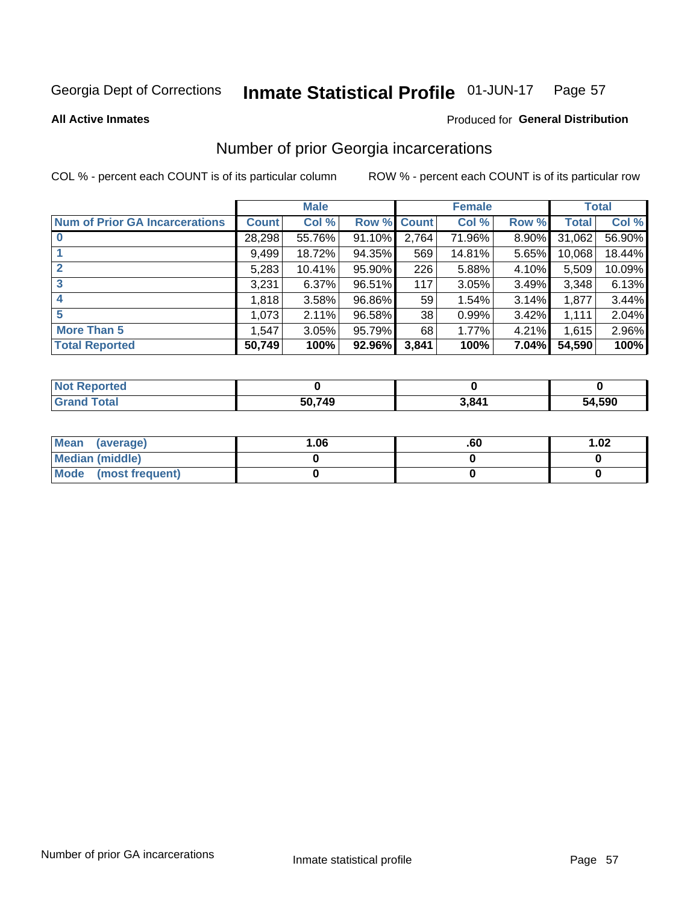Georgia Dept of Corrections **Inmate Statistical Profile** 01-JUN-17

**All Active Inmates**

Produced for **General Distribution**

## Number of prior Georgia incarcerations

COL % - percent each COUNT is of its particular column

ROW % - percent each COUNT is of its particular row

| | Male | | | Female | | | Total | |
|---|---|---|---|---|---|---|---|---|
| **Num of Prior GA Incarcerations** | **Count** | **Col %** | **Row %** | **Count** | **Col %** | **Row %** | **Total** | **Col %** |
| **0** | 28,298 | 55.76% | 91.10% | 2,764 | 71.96% | 8.90% | 31,062 | 56.90% |
| **1** | 9,499 | 18.72% | 94.35% | 569 | 14.81% | 5.65% | 10,068 | 18.44% |
| **2** | 5,283 | 10.41% | 95.90% | 226 | 5.88% | 4.10% | 5,509 | 10.09% |
| **3** | 3,231 | 6.37% | 96.51% | 117 | 3.05% | 3.49% | 3,348 | 6.13% |
| **4** | 1,818 | 3.58% | 96.86% | 59 | 1.54% | 3.14% | 1,877 | 3.44% |
| **5** | 1,073 | 2.11% | 96.58% | 38 | 0.99% | 3.42% | 1,111 | 2.04% |
| **More Than 5** | 1,547 | 3.05% | 95.79% | 68 | 1.77% | 4.21% | 1,615 | 2.96% |
| **Total Reported** | **50,749** | **100%** | **92.96%** | **3,841** | **100%** | **7.04%** | **54,590** | **100%** |

| | Male | Female | Total |
|---|---|---|---|
| **Not Reported** | **0** | **0** | **0** |
| **Grand Total** | **50,749** | **3,841** | **54,590** |

| | Male | Female | Total |
|---|---|---|---|
| **Mean (average)** | **1.06** | **.60** | **1.02** |
| **Median (middle)** | **0** | **0** | **0** |
| **Mode (most frequent)** | **0** | **0** | **0** |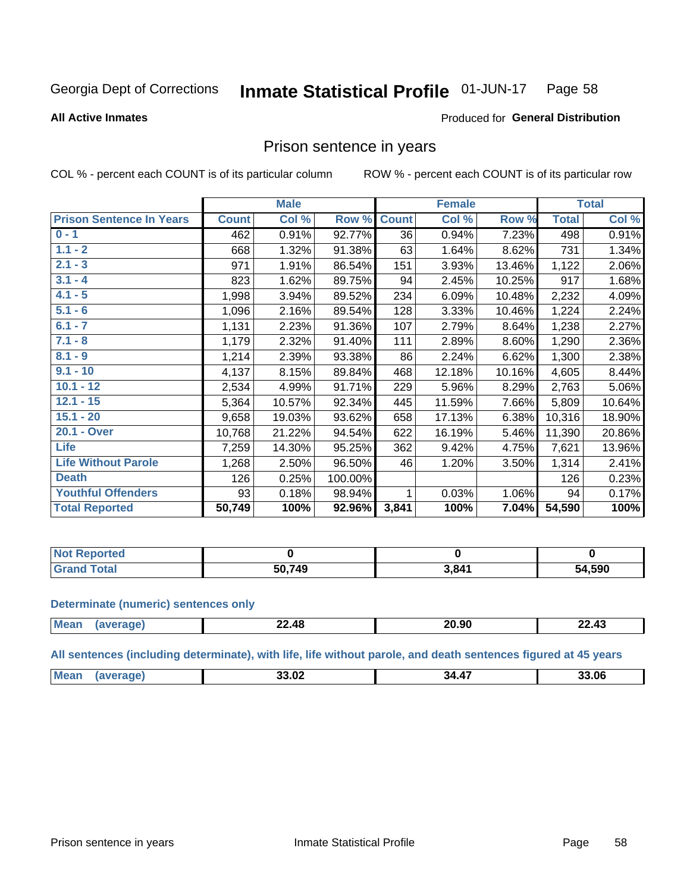Georgia Dept of Corrections **Inmate Statistical Profile** 01-JUN-17

**All Active Inmates**

Produced for **General Distribution**

## Prison sentence in years

COL % - percent each COUNT is of its particular column        ROW % - percent each COUNT is of its particular row

| | Male | | | Female | | | Total | |
|---|---|---|---|---|---|---|---|---|
| **Prison Sentence In Years** | **Count** | **Col %** | **Row %** | **Count** | **Col %** | **Row %** | **Total** | **Col %** |
| **0 - 1** | 462 | 0.91% | 92.77% | 36 | 0.94% | 7.23% | 498 | 0.91% |
| **1.1 - 2** | 668 | 1.32% | 91.38% | 63 | 1.64% | 8.62% | 731 | 1.34% |
| **2.1 - 3** | 971 | 1.91% | 86.54% | 151 | 3.93% | 13.46% | 1,122 | 2.06% |
| **3.1 - 4** | 823 | 1.62% | 89.75% | 94 | 2.45% | 10.25% | 917 | 1.68% |
| **4.1 - 5** | 1,998 | 3.94% | 89.52% | 234 | 6.09% | 10.48% | 2,232 | 4.09% |
| **5.1 - 6** | 1,096 | 2.16% | 89.54% | 128 | 3.33% | 10.46% | 1,224 | 2.24% |
| **6.1 - 7** | 1,131 | 2.23% | 91.36% | 107 | 2.79% | 8.64% | 1,238 | 2.27% |
| **7.1 - 8** | 1,179 | 2.32% | 91.40% | 111 | 2.89% | 8.60% | 1,290 | 2.36% |
| **8.1 - 9** | 1,214 | 2.39% | 93.38% | 86 | 2.24% | 6.62% | 1,300 | 2.38% |
| **9.1 - 10** | 4,137 | 8.15% | 89.84% | 468 | 12.18% | 10.16% | 4,605 | 8.44% |
| **10.1 - 12** | 2,534 | 4.99% | 91.71% | 229 | 5.96% | 8.29% | 2,763 | 5.06% |
| **12.1 - 15** | 5,364 | 10.57% | 92.34% | 445 | 11.59% | 7.66% | 5,809 | 10.64% |
| **15.1 - 20** | 9,658 | 19.03% | 93.62% | 658 | 17.13% | 6.38% | 10,316 | 18.90% |
| **20.1 - Over** | 10,768 | 21.22% | 94.54% | 622 | 16.19% | 5.46% | 11,390 | 20.86% |
| **Life** | 7,259 | 14.30% | 95.25% | 362 | 9.42% | 4.75% | 7,621 | 13.96% |
| **Life Without Parole** | 1,268 | 2.50% | 96.50% | 46 | 1.20% | 3.50% | 1,314 | 2.41% |
| **Death** | 126 | 0.25% | 100.00% | | | | 126 | 0.23% |
| **Youthful Offenders** | 93 | 0.18% | 98.94% | 1 | 0.03% | 1.06% | 94 | 0.17% |
| **Total Reported** | **50,749** | **100%** | **92.96%** | **3,841** | **100%** | **7.04%** | **54,590** | **100%** |

| | Male | Female | Total |
|---|---|---|---|
| **Not Reported** | **0** | **0** | **0** |
| **Grand Total** | **50,749** | **3,841** | **54,590** |

**Determinate (numeric) sentences only**

| | Male | Female | Total |
|---|---|---|---|
| **Mean (average)** | **22.48** | **20.90** | **22.43** |

**All sentences (including determinate), with life, life without parole, and death sentences figured at 45 years**

| | Male | Female | Total |
|---|---|---|---|
| **Mean (average)** | **33.02** | **34.47** | **33.06** |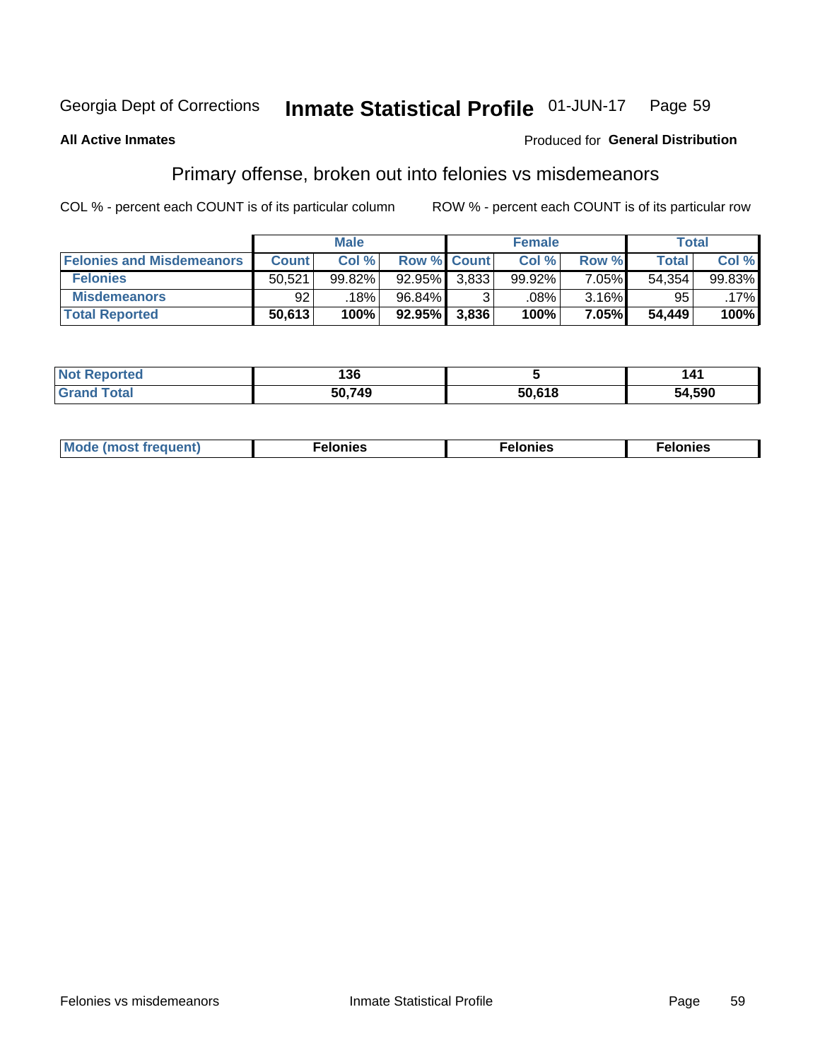Georgia Dept of Corrections **Inmate Statistical Profile** 01-JUN-17

**All Active Inmates**

Produced for **General Distribution**

## Primary offense, broken out into felonies vs misdemeanors

COL % - percent each COUNT is of its particular column ROW % - percent each COUNT is of its particular row

| | Male | | | Female | | | Total | |
|---|---|---|---|---|---|---|---|---|
| **Felonies and Misdemeanors** | **Count** | **Col %** | **Row %** | **Count** | **Col %** | **Row %** | **Total** | **Col %** |
| **Felonies** | 50,521 | 99.82% | 92.95% | 3,833 | 99.92% | 7.05% | 54,354 | 99.83% |
| **Misdemeanors** | 92 | .18% | 96.84% | 3 | .08% | 3.16% | 95 | .17% |
| **Total Reported** | **50,613** | **100%** | **92.95%** | **3,836** | **100%** | **7.05%** | **54,449** | **100%** |

| | Male | Female | Total |
|---|---|---|---|
| **Not Reported** | **136** | **5** | **141** |
| **Grand Total** | **50,749** | **50,618** | **54,590** |

| | Male | Female | Total |
|---|---|---|---|
| **Mode (most frequent)** | **Felonies** | **Felonies** | **Felonies** |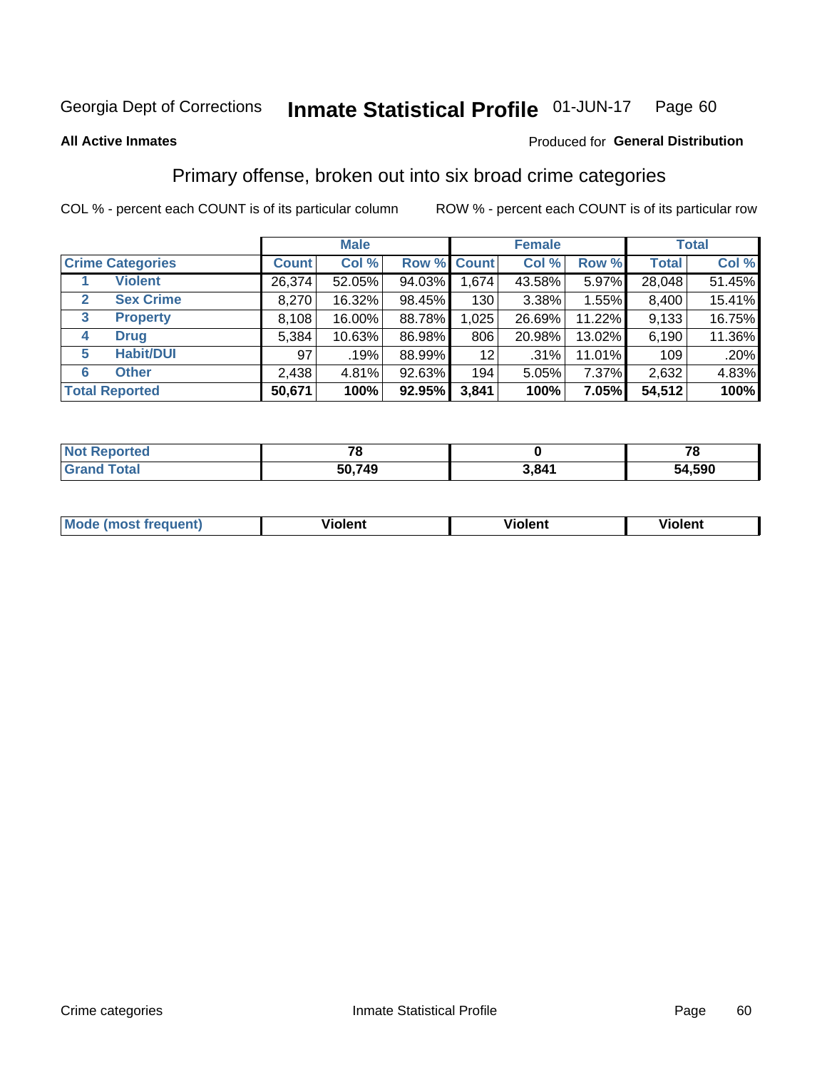Georgia Dept of Corrections **Inmate Statistical Profile** 01-JUN-17

**All Active Inmates**

Produced for **General Distribution**

## Primary offense, broken out into six broad crime categories

COL % - percent each COUNT is of its particular column

ROW % - percent each COUNT is of its particular row

| | | Male | | | Female | | | Total | |
|---|---|---|---|---|---|---|---|---|---|
| **Crime Categories** | | **Count** | **Col %** | **Row %** | **Count** | **Col %** | **Row %** | **Total** | **Col %** |
| 1 | **Violent** | 26,374 | 52.05% | 94.03% | 1,674 | 43.58% | 5.97% | 28,048 | 51.45% |
| 2 | **Sex Crime** | 8,270 | 16.32% | 98.45% | 130 | 3.38% | 1.55% | 8,400 | 15.41% |
| 3 | **Property** | 8,108 | 16.00% | 88.78% | 1,025 | 26.69% | 11.22% | 9,133 | 16.75% |
| 4 | **Drug** | 5,384 | 10.63% | 86.98% | 806 | 20.98% | 13.02% | 6,190 | 11.36% |
| 5 | **Habit/DUI** | 97 | .19% | 88.99% | 12 | .31% | 11.01% | 109 | .20% |
| 6 | **Other** | 2,438 | 4.81% | 92.63% | 194 | 5.05% | 7.37% | 2,632 | 4.83% |
| **Total Reported** | | **50,671** | **100%** | **92.95%** | **3,841** | **100%** | **7.05%** | **54,512** | **100%** |

| | Male | Female | Total |
|---|---|---|---|
| **Not Reported** | **78** | **0** | **78** |
| **Grand Total** | **50,749** | **3,841** | **54,590** |

| | Male | Female | Total |
|---|---|---|---|
| **Mode (most frequent)** | **Violent** | **Violent** | **Violent** |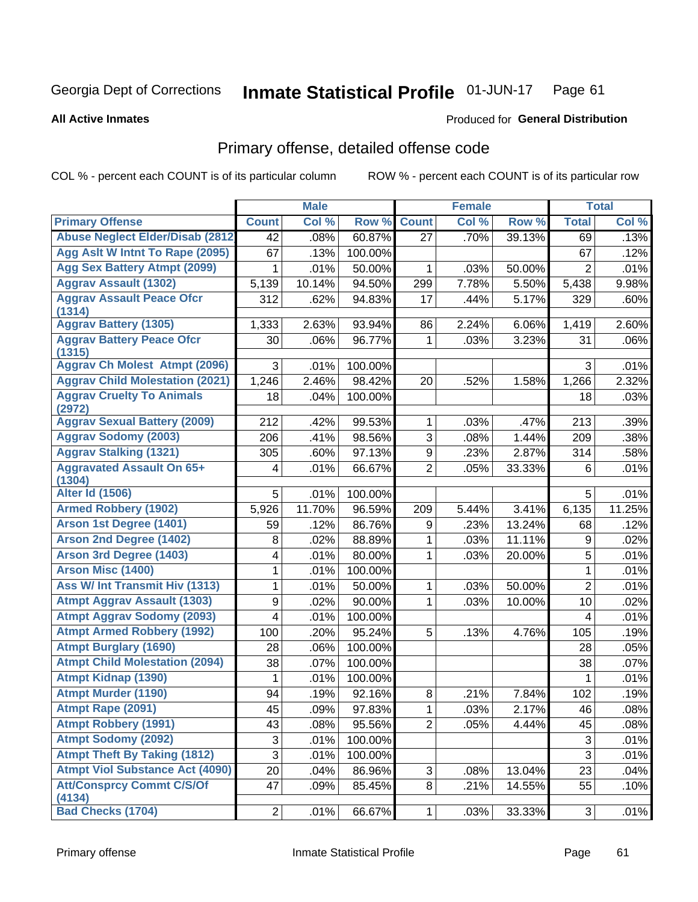Georgia Dept of Corrections **Inmate Statistical Profile** 01-JUN-17 Page 61

**All Active Inmates**

Produced for **General Distribution**

## Primary offense, detailed offense code

COL % - percent each COUNT is of its particular column ROW % - percent each COUNT is of its particular row

| | Male | | | Female | | | Total | |
|---|---|---|---|---|---|---|---|---|
| Primary Offense | Count | Col % | Row % | Count | Col % | Row % | Total | Col % |
| Abuse Neglect Elder/Disab (2812 | 42 | .08% | 60.87% | 27 | .70% | 39.13% | 69 | .13% |
| Agg Aslt W Intnt To Rape (2095) | 67 | .13% | 100.00% | | | | 67 | .12% |
| Agg Sex Battery Atmpt (2099) | 1 | .01% | 50.00% | 1 | .03% | 50.00% | 2 | .01% |
| Aggrav Assault (1302) | 5,139 | 10.14% | 94.50% | 299 | 7.78% | 5.50% | 5,438 | 9.98% |
| Aggrav Assault Peace Ofcr (1314) | 312 | .62% | 94.83% | 17 | .44% | 5.17% | 329 | .60% |
| Aggrav Battery (1305) | 1,333 | 2.63% | 93.94% | 86 | 2.24% | 6.06% | 1,419 | 2.60% |
| Aggrav Battery Peace Ofcr (1315) | 30 | .06% | 96.77% | 1 | .03% | 3.23% | 31 | .06% |
| Aggrav Ch Molest Atmpt (2096) | 3 | .01% | 100.00% | | | | 3 | .01% |
| Aggrav Child Molestation (2021) | 1,246 | 2.46% | 98.42% | 20 | .52% | 1.58% | 1,266 | 2.32% |
| Aggrav Cruelty To Animals (2972) | 18 | .04% | 100.00% | | | | 18 | .03% |
| Aggrav Sexual Battery (2009) | 212 | .42% | 99.53% | 1 | .03% | .47% | 213 | .39% |
| Aggrav Sodomy (2003) | 206 | .41% | 98.56% | 3 | .08% | 1.44% | 209 | .38% |
| Aggrav Stalking (1321) | 305 | .60% | 97.13% | 9 | .23% | 2.87% | 314 | .58% |
| Aggravated Assault On 65+ (1304) | 4 | .01% | 66.67% | 2 | .05% | 33.33% | 6 | .01% |
| Alter Id (1506) | 5 | .01% | 100.00% | | | | 5 | .01% |
| Armed Robbery (1902) | 5,926 | 11.70% | 96.59% | 209 | 5.44% | 3.41% | 6,135 | 11.25% |
| Arson 1st Degree (1401) | 59 | .12% | 86.76% | 9 | .23% | 13.24% | 68 | .12% |
| Arson 2nd Degree (1402) | 8 | .02% | 88.89% | 1 | .03% | 11.11% | 9 | .02% |
| Arson 3rd Degree (1403) | 4 | .01% | 80.00% | 1 | .03% | 20.00% | 5 | .01% |
| Arson Misc (1400) | 1 | .01% | 100.00% | | | | 1 | .01% |
| Ass W/ Int Transmit Hiv (1313) | 1 | .01% | 50.00% | 1 | .03% | 50.00% | 2 | .01% |
| Atmpt Aggrav Assault (1303) | 9 | .02% | 90.00% | 1 | .03% | 10.00% | 10 | .02% |
| Atmpt Aggrav Sodomy (2093) | 4 | .01% | 100.00% | | | | 4 | .01% |
| Atmpt Armed Robbery (1992) | 100 | .20% | 95.24% | 5 | .13% | 4.76% | 105 | .19% |
| Atmpt Burglary (1690) | 28 | .06% | 100.00% | | | | 28 | .05% |
| Atmpt Child Molestation (2094) | 38 | .07% | 100.00% | | | | 38 | .07% |
| Atmpt Kidnap (1390) | 1 | .01% | 100.00% | | | | 1 | .01% |
| Atmpt Murder (1190) | 94 | .19% | 92.16% | 8 | .21% | 7.84% | 102 | .19% |
| Atmpt Rape (2091) | 45 | .09% | 97.83% | 1 | .03% | 2.17% | 46 | .08% |
| Atmpt Robbery (1991) | 43 | .08% | 95.56% | 2 | .05% | 4.44% | 45 | .08% |
| Atmpt Sodomy (2092) | 3 | .01% | 100.00% | | | | 3 | .01% |
| Atmpt Theft By Taking (1812) | 3 | .01% | 100.00% | | | | 3 | .01% |
| Atmpt Viol Substance Act (4090) | 20 | .04% | 86.96% | 3 | .08% | 13.04% | 23 | .04% |
| Att/Consprcy Commt C/S/Of (4134) | 47 | .09% | 85.45% | 8 | .21% | 14.55% | 55 | .10% |
| Bad Checks (1704) | 2 | .01% | 66.67% | 1 | .03% | 33.33% | 3 | .01% |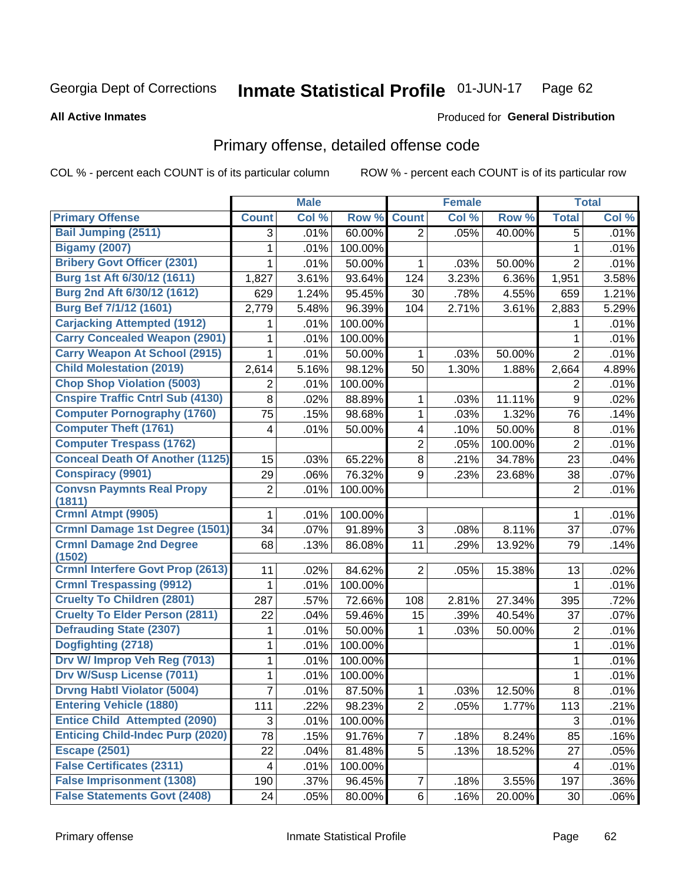Georgia Dept of Corrections **Inmate Statistical Profile** 01-JUN-17

**All Active Inmates**

Produced for **General Distribution**

## Primary offense, detailed offense code

COL % - percent each COUNT is of its particular column ROW % - percent each COUNT is of its particular row

| | Male | | | Female | | | Total | |
|---|---|---|---|---|---|---|---|---|
| **Primary Offense** | **Count** | **Col %** | **Row %** | **Count** | **Col %** | **Row %** | **Total** | **Col %** |
| Bail Jumping (2511) | 3 | .01% | 60.00% | 2 | .05% | 40.00% | 5 | .01% |
| Bigamy (2007) | 1 | .01% | 100.00% | | | | 1 | .01% |
| Bribery Govt Officer (2301) | 1 | .01% | 50.00% | 1 | .03% | 50.00% | 2 | .01% |
| Burg 1st Aft 6/30/12 (1611) | 1,827 | 3.61% | 93.64% | 124 | 3.23% | 6.36% | 1,951 | 3.58% |
| Burg 2nd Aft 6/30/12 (1612) | 629 | 1.24% | 95.45% | 30 | .78% | 4.55% | 659 | 1.21% |
| Burg Bef 7/1/12 (1601) | 2,779 | 5.48% | 96.39% | 104 | 2.71% | 3.61% | 2,883 | 5.29% |
| Carjacking Attempted (1912) | 1 | .01% | 100.00% | | | | 1 | .01% |
| Carry Concealed Weapon (2901) | 1 | .01% | 100.00% | | | | 1 | .01% |
| Carry Weapon At School (2915) | 1 | .01% | 50.00% | 1 | .03% | 50.00% | 2 | .01% |
| Child Molestation (2019) | 2,614 | 5.16% | 98.12% | 50 | 1.30% | 1.88% | 2,664 | 4.89% |
| Chop Shop Violation (5003) | 2 | .01% | 100.00% | | | | 2 | .01% |
| Cnspire Traffic Cntrl Sub (4130) | 8 | .02% | 88.89% | 1 | .03% | 11.11% | 9 | .02% |
| Computer Pornography (1760) | 75 | .15% | 98.68% | 1 | .03% | 1.32% | 76 | .14% |
| Computer Theft (1761) | 4 | .01% | 50.00% | 4 | .10% | 50.00% | 8 | .01% |
| Computer Trespass (1762) | | | | 2 | .05% | 100.00% | 2 | .01% |
| Conceal Death Of Another (1125) | 15 | .03% | 65.22% | 8 | .21% | 34.78% | 23 | .04% |
| Conspiracy (9901) | 29 | .06% | 76.32% | 9 | .23% | 23.68% | 38 | .07% |
| Convsn Paymnts Real Propy (1811) | 2 | .01% | 100.00% | | | | 2 | .01% |
| Crmnl Atmpt (9905) | 1 | .01% | 100.00% | | | | 1 | .01% |
| Crmnl Damage 1st Degree (1501) | 34 | .07% | 91.89% | 3 | .08% | 8.11% | 37 | .07% |
| Crmnl Damage 2nd Degree (1502) | 68 | .13% | 86.08% | 11 | .29% | 13.92% | 79 | .14% |
| Crmnl Interfere Govt Prop (2613) | 11 | .02% | 84.62% | 2 | .05% | 15.38% | 13 | .02% |
| Crmnl Trespassing (9912) | 1 | .01% | 100.00% | | | | 1 | .01% |
| Cruelty To Children (2801) | 287 | .57% | 72.66% | 108 | 2.81% | 27.34% | 395 | .72% |
| Cruelty To Elder Person (2811) | 22 | .04% | 59.46% | 15 | .39% | 40.54% | 37 | .07% |
| Defrauding State (2307) | 1 | .01% | 50.00% | 1 | .03% | 50.00% | 2 | .01% |
| Dogfighting (2718) | 1 | .01% | 100.00% | | | | 1 | .01% |
| Drv W/ Improp Veh Reg (7013) | 1 | .01% | 100.00% | | | | 1 | .01% |
| Drv W/Susp License (7011) | 1 | .01% | 100.00% | | | | 1 | .01% |
| Drvng Habtl Violator (5004) | 7 | .01% | 87.50% | 1 | .03% | 12.50% | 8 | .01% |
| Entering Vehicle (1880) | 111 | .22% | 98.23% | 2 | .05% | 1.77% | 113 | .21% |
| Entice Child Attempted (2090) | 3 | .01% | 100.00% | | | | 3 | .01% |
| Enticing Child-Indec Purp (2020) | 78 | .15% | 91.76% | 7 | .18% | 8.24% | 85 | .16% |
| Escape (2501) | 22 | .04% | 81.48% | 5 | .13% | 18.52% | 27 | .05% |
| False Certificates (2311) | 4 | .01% | 100.00% | | | | 4 | .01% |
| False Imprisonment (1308) | 190 | .37% | 96.45% | 7 | .18% | 3.55% | 197 | .36% |
| False Statements Govt (2408) | 24 | .05% | 80.00% | 6 | .16% | 20.00% | 30 | .06% |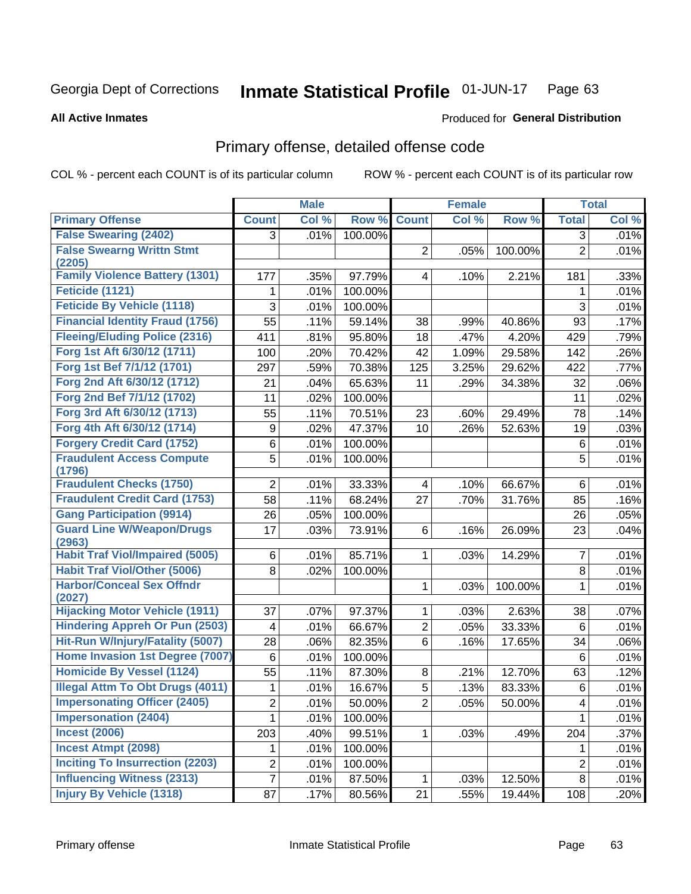Georgia Dept of Corrections **Inmate Statistical Profile** 01-JUN-17

**All Active Inmates**

Produced for **General Distribution**

## Primary offense, detailed offense code

COL % - percent each COUNT is of its particular column ROW % - percent each COUNT is of its particular row

| | Male | | | Female | | | Total | |
|---|---|---|---|---|---|---|---|---|
| **Primary Offense** | **Count** | **Col %** | **Row %** | **Count** | **Col %** | **Row %** | **Total** | **Col %** |
| False Swearing (2402) | 3 | .01% | 100.00% | | | | 3 | .01% |
| False Swearng Writtn Stmt (2205) | | | | 2 | .05% | 100.00% | 2 | .01% |
| Family Violence Battery (1301) | 177 | .35% | 97.79% | 4 | .10% | 2.21% | 181 | .33% |
| Feticide (1121) | 1 | .01% | 100.00% | | | | 1 | .01% |
| Feticide By Vehicle (1118) | 3 | .01% | 100.00% | | | | 3 | .01% |
| Financial Identity Fraud (1756) | 55 | .11% | 59.14% | 38 | .99% | 40.86% | 93 | .17% |
| Fleeing/Eluding Police (2316) | 411 | .81% | 95.80% | 18 | .47% | 4.20% | 429 | .79% |
| Forg 1st Aft 6/30/12 (1711) | 100 | .20% | 70.42% | 42 | 1.09% | 29.58% | 142 | .26% |
| Forg 1st Bef 7/1/12 (1701) | 297 | .59% | 70.38% | 125 | 3.25% | 29.62% | 422 | .77% |
| Forg 2nd Aft 6/30/12 (1712) | 21 | .04% | 65.63% | 11 | .29% | 34.38% | 32 | .06% |
| Forg 2nd Bef 7/1/12 (1702) | 11 | .02% | 100.00% | | | | 11 | .02% |
| Forg 3rd Aft 6/30/12 (1713) | 55 | .11% | 70.51% | 23 | .60% | 29.49% | 78 | .14% |
| Forg 4th Aft 6/30/12 (1714) | 9 | .02% | 47.37% | 10 | .26% | 52.63% | 19 | .03% |
| Forgery Credit Card (1752) | 6 | .01% | 100.00% | | | | 6 | .01% |
| Fraudulent Access Compute (1796) | 5 | .01% | 100.00% | | | | 5 | .01% |
| Fraudulent Checks (1750) | 2 | .01% | 33.33% | 4 | .10% | 66.67% | 6 | .01% |
| Fraudulent Credit Card (1753) | 58 | .11% | 68.24% | 27 | .70% | 31.76% | 85 | .16% |
| Gang Participation (9914) | 26 | .05% | 100.00% | | | | 26 | .05% |
| Guard Line W/Weapon/Drugs (2963) | 17 | .03% | 73.91% | 6 | .16% | 26.09% | 23 | .04% |
| Habit Traf Viol/Impaired (5005) | 6 | .01% | 85.71% | 1 | .03% | 14.29% | 7 | .01% |
| Habit Traf Viol/Other (5006) | 8 | .02% | 100.00% | | | | 8 | .01% |
| Harbor/Conceal Sex Offndr (2027) | | | | 1 | .03% | 100.00% | 1 | .01% |
| Hijacking Motor Vehicle (1911) | 37 | .07% | 97.37% | 1 | .03% | 2.63% | 38 | .07% |
| Hindering Appreh Or Pun (2503) | 4 | .01% | 66.67% | 2 | .05% | 33.33% | 6 | .01% |
| Hit-Run W/Injury/Fatality (5007) | 28 | .06% | 82.35% | 6 | .16% | 17.65% | 34 | .06% |
| Home Invasion 1st Degree (7007) | 6 | .01% | 100.00% | | | | 6 | .01% |
| Homicide By Vessel (1124) | 55 | .11% | 87.30% | 8 | .21% | 12.70% | 63 | .12% |
| Illegal Attm To Obt Drugs (4011) | 1 | .01% | 16.67% | 5 | .13% | 83.33% | 6 | .01% |
| Impersonating Officer (2405) | 2 | .01% | 50.00% | 2 | .05% | 50.00% | 4 | .01% |
| Impersonation (2404) | 1 | .01% | 100.00% | | | | 1 | .01% |
| Incest (2006) | 203 | .40% | 99.51% | 1 | .03% | .49% | 204 | .37% |
| Incest Atmpt (2098) | 1 | .01% | 100.00% | | | | 1 | .01% |
| Inciting To Insurrection (2203) | 2 | .01% | 100.00% | | | | 2 | .01% |
| Influencing Witness (2313) | 7 | .01% | 87.50% | 1 | .03% | 12.50% | 8 | .01% |
| Injury By Vehicle (1318) | 87 | .17% | 80.56% | 21 | .55% | 19.44% | 108 | .20% |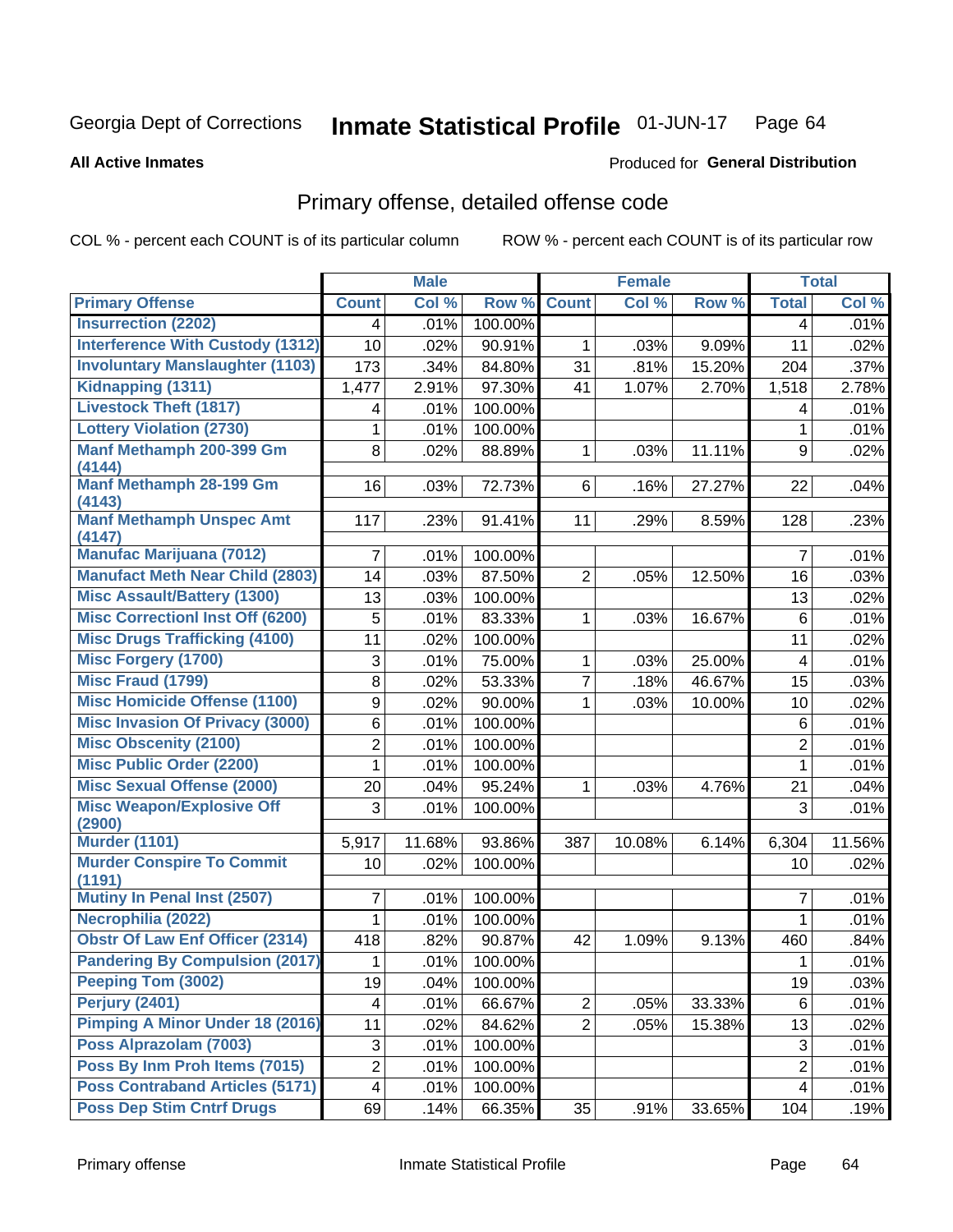Georgia Dept of Corrections **Inmate Statistical Profile** 01-JUN-17

**All Active Inmates**

Produced for **General Distribution**

## Primary offense, detailed offense code

COL % - percent each COUNT is of its particular column ROW % - percent each COUNT is of its particular row

| | Male | | | Female | | | Total | |
|---|---|---|---|---|---|---|---|---|
| **Primary Offense** | **Count** | **Col %** | **Row %** | **Count** | **Col %** | **Row %** | **Total** | **Col %** |
| Insurrection (2202) | 4 | .01% | 100.00% | | | | 4 | .01% |
| Interference With Custody (1312) | 10 | .02% | 90.91% | 1 | .03% | 9.09% | 11 | .02% |
| Involuntary Manslaughter (1103) | 173 | .34% | 84.80% | 31 | .81% | 15.20% | 204 | .37% |
| Kidnapping (1311) | 1,477 | 2.91% | 97.30% | 41 | 1.07% | 2.70% | 1,518 | 2.78% |
| Livestock Theft (1817) | 4 | .01% | 100.00% | | | | 4 | .01% |
| Lottery Violation (2730) | 1 | .01% | 100.00% | | | | 1 | .01% |
| Manf Methamph 200-399 Gm (4144) | 8 | .02% | 88.89% | 1 | .03% | 11.11% | 9 | .02% |
| Manf Methamph 28-199 Gm (4143) | 16 | .03% | 72.73% | 6 | .16% | 27.27% | 22 | .04% |
| Manf Methamph Unspec Amt (4147) | 117 | .23% | 91.41% | 11 | .29% | 8.59% | 128 | .23% |
| Manufac Marijuana (7012) | 7 | .01% | 100.00% | | | | 7 | .01% |
| Manufact Meth Near Child (2803) | 14 | .03% | 87.50% | 2 | .05% | 12.50% | 16 | .03% |
| Misc Assault/Battery (1300) | 13 | .03% | 100.00% | | | | 13 | .02% |
| Misc Correctionl Inst Off (6200) | 5 | .01% | 83.33% | 1 | .03% | 16.67% | 6 | .01% |
| Misc Drugs Trafficking (4100) | 11 | .02% | 100.00% | | | | 11 | .02% |
| Misc Forgery (1700) | 3 | .01% | 75.00% | 1 | .03% | 25.00% | 4 | .01% |
| Misc Fraud (1799) | 8 | .02% | 53.33% | 7 | .18% | 46.67% | 15 | .03% |
| Misc Homicide Offense (1100) | 9 | .02% | 90.00% | 1 | .03% | 10.00% | 10 | .02% |
| Misc Invasion Of Privacy (3000) | 6 | .01% | 100.00% | | | | 6 | .01% |
| Misc Obscenity (2100) | 2 | .01% | 100.00% | | | | 2 | .01% |
| Misc Public Order (2200) | 1 | .01% | 100.00% | | | | 1 | .01% |
| Misc Sexual Offense (2000) | 20 | .04% | 95.24% | 1 | .03% | 4.76% | 21 | .04% |
| Misc Weapon/Explosive Off (2900) | 3 | .01% | 100.00% | | | | 3 | .01% |
| Murder (1101) | 5,917 | 11.68% | 93.86% | 387 | 10.08% | 6.14% | 6,304 | 11.56% |
| Murder Conspire To Commit (1191) | 10 | .02% | 100.00% | | | | 10 | .02% |
| Mutiny In Penal Inst (2507) | 7 | .01% | 100.00% | | | | 7 | .01% |
| Necrophilia (2022) | 1 | .01% | 100.00% | | | | 1 | .01% |
| Obstr Of Law Enf Officer (2314) | 418 | .82% | 90.87% | 42 | 1.09% | 9.13% | 460 | .84% |
| Pandering By Compulsion (2017) | 1 | .01% | 100.00% | | | | 1 | .01% |
| Peeping Tom (3002) | 19 | .04% | 100.00% | | | | 19 | .03% |
| Perjury (2401) | 4 | .01% | 66.67% | 2 | .05% | 33.33% | 6 | .01% |
| Pimping A Minor Under 18 (2016) | 11 | .02% | 84.62% | 2 | .05% | 15.38% | 13 | .02% |
| Poss Alprazolam (7003) | 3 | .01% | 100.00% | | | | 3 | .01% |
| Poss By Inm Proh Items (7015) | 2 | .01% | 100.00% | | | | 2 | .01% |
| Poss Contraband Articles (5171) | 4 | .01% | 100.00% | | | | 4 | .01% |
| Poss Dep Stim Cntrf Drugs | 69 | .14% | 66.35% | 35 | .91% | 33.65% | 104 | .19% |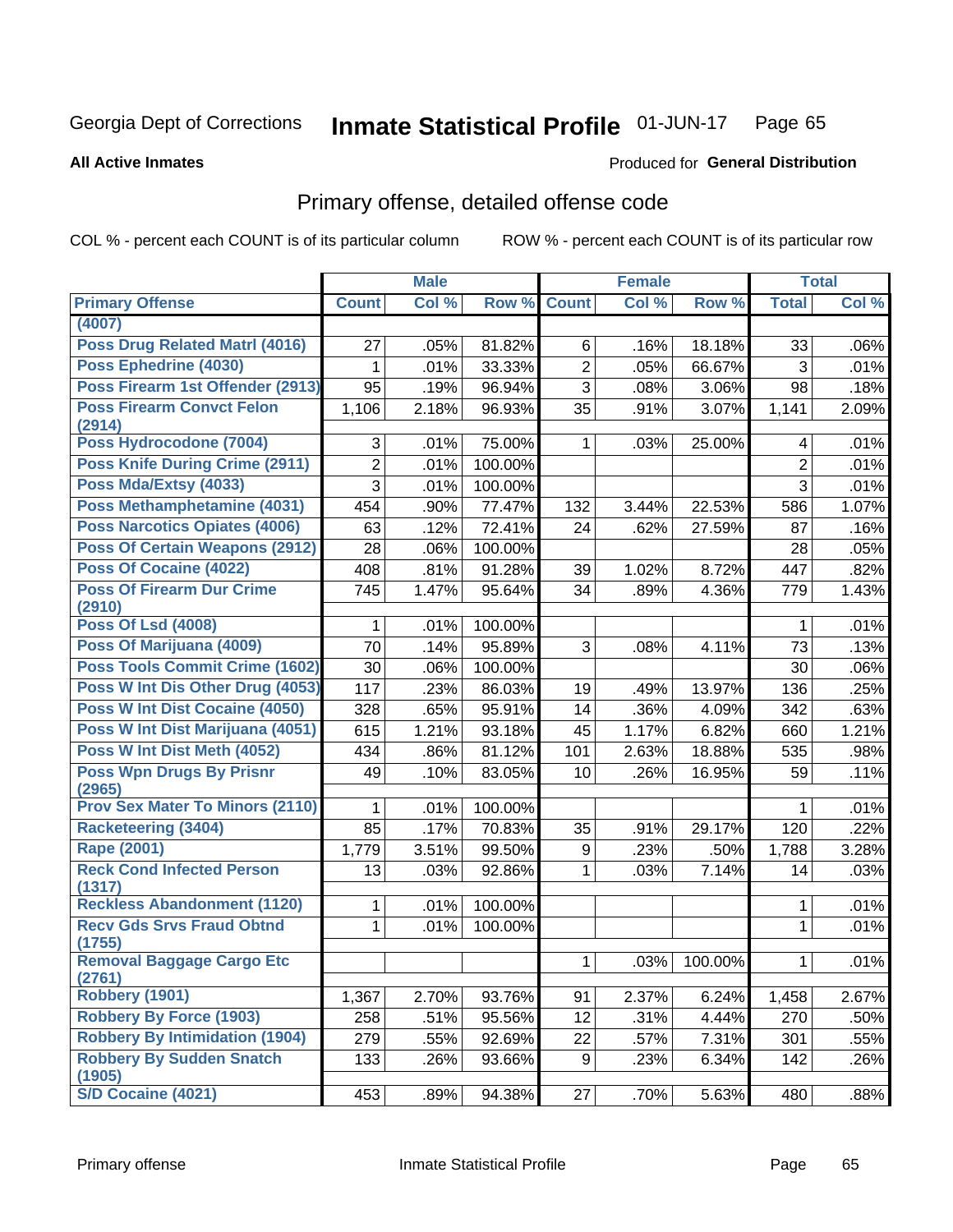Georgia Dept of Corrections **Inmate Statistical Profile** 01-JUN-17

**All Active Inmates**

Produced for **General Distribution**

## Primary offense, detailed offense code

COL % - percent each COUNT is of its particular column ROW % - percent each COUNT is of its particular row

| | Male | | | Female | | | Total | |
|---|---|---|---|---|---|---|---|---|
| **Primary Offense** | **Count** | **Col %** | **Row %** | **Count** | **Col %** | **Row %** | **Total** | **Col %** |
| (4007) | | | | | | | | |
| Poss Drug Related Matrl (4016) | 27 | .05% | 81.82% | 6 | .16% | 18.18% | 33 | .06% |
| Poss Ephedrine (4030) | 1 | .01% | 33.33% | 2 | .05% | 66.67% | 3 | .01% |
| Poss Firearm 1st Offender (2913) | 95 | .19% | 96.94% | 3 | .08% | 3.06% | 98 | .18% |
| Poss Firearm Convct Felon (2914) | 1,106 | 2.18% | 96.93% | 35 | .91% | 3.07% | 1,141 | 2.09% |
| Poss Hydrocodone (7004) | 3 | .01% | 75.00% | 1 | .03% | 25.00% | 4 | .01% |
| Poss Knife During Crime (2911) | 2 | .01% | 100.00% | | | | 2 | .01% |
| Poss Mda/Extsy (4033) | 3 | .01% | 100.00% | | | | 3 | .01% |
| Poss Methamphetamine (4031) | 454 | .90% | 77.47% | 132 | 3.44% | 22.53% | 586 | 1.07% |
| Poss Narcotics Opiates (4006) | 63 | .12% | 72.41% | 24 | .62% | 27.59% | 87 | .16% |
| Poss Of Certain Weapons (2912) | 28 | .06% | 100.00% | | | | 28 | .05% |
| Poss Of Cocaine (4022) | 408 | .81% | 91.28% | 39 | 1.02% | 8.72% | 447 | .82% |
| Poss Of Firearm Dur Crime (2910) | 745 | 1.47% | 95.64% | 34 | .89% | 4.36% | 779 | 1.43% |
| Poss Of Lsd (4008) | 1 | .01% | 100.00% | | | | 1 | .01% |
| Poss Of Marijuana (4009) | 70 | .14% | 95.89% | 3 | .08% | 4.11% | 73 | .13% |
| Poss Tools Commit Crime (1602) | 30 | .06% | 100.00% | | | | 30 | .06% |
| Poss W Int Dis Other Drug (4053) | 117 | .23% | 86.03% | 19 | .49% | 13.97% | 136 | .25% |
| Poss W Int Dist Cocaine (4050) | 328 | .65% | 95.91% | 14 | .36% | 4.09% | 342 | .63% |
| Poss W Int Dist Marijuana (4051) | 615 | 1.21% | 93.18% | 45 | 1.17% | 6.82% | 660 | 1.21% |
| Poss W Int Dist Meth (4052) | 434 | .86% | 81.12% | 101 | 2.63% | 18.88% | 535 | .98% |
| Poss Wpn Drugs By Prisnr (2965) | 49 | .10% | 83.05% | 10 | .26% | 16.95% | 59 | .11% |
| Prov Sex Mater To Minors (2110) | 1 | .01% | 100.00% | | | | 1 | .01% |
| Racketeering (3404) | 85 | .17% | 70.83% | 35 | .91% | 29.17% | 120 | .22% |
| Rape (2001) | 1,779 | 3.51% | 99.50% | 9 | .23% | .50% | 1,788 | 3.28% |
| Reck Cond Infected Person (1317) | 13 | .03% | 92.86% | 1 | .03% | 7.14% | 14 | .03% |
| Reckless Abandonment (1120) | 1 | .01% | 100.00% | | | | 1 | .01% |
| Recv Gds Srvs Fraud Obtnd (1755) | 1 | .01% | 100.00% | | | | 1 | .01% |
| Removal Baggage Cargo Etc (2761) | | | | 1 | .03% | 100.00% | 1 | .01% |
| Robbery (1901) | 1,367 | 2.70% | 93.76% | 91 | 2.37% | 6.24% | 1,458 | 2.67% |
| Robbery By Force (1903) | 258 | .51% | 95.56% | 12 | .31% | 4.44% | 270 | .50% |
| Robbery By Intimidation (1904) | 279 | .55% | 92.69% | 22 | .57% | 7.31% | 301 | .55% |
| Robbery By Sudden Snatch (1905) | 133 | .26% | 93.66% | 9 | .23% | 6.34% | 142 | .26% |
| S/D Cocaine (4021) | 453 | .89% | 94.38% | 27 | .70% | 5.63% | 480 | .88% |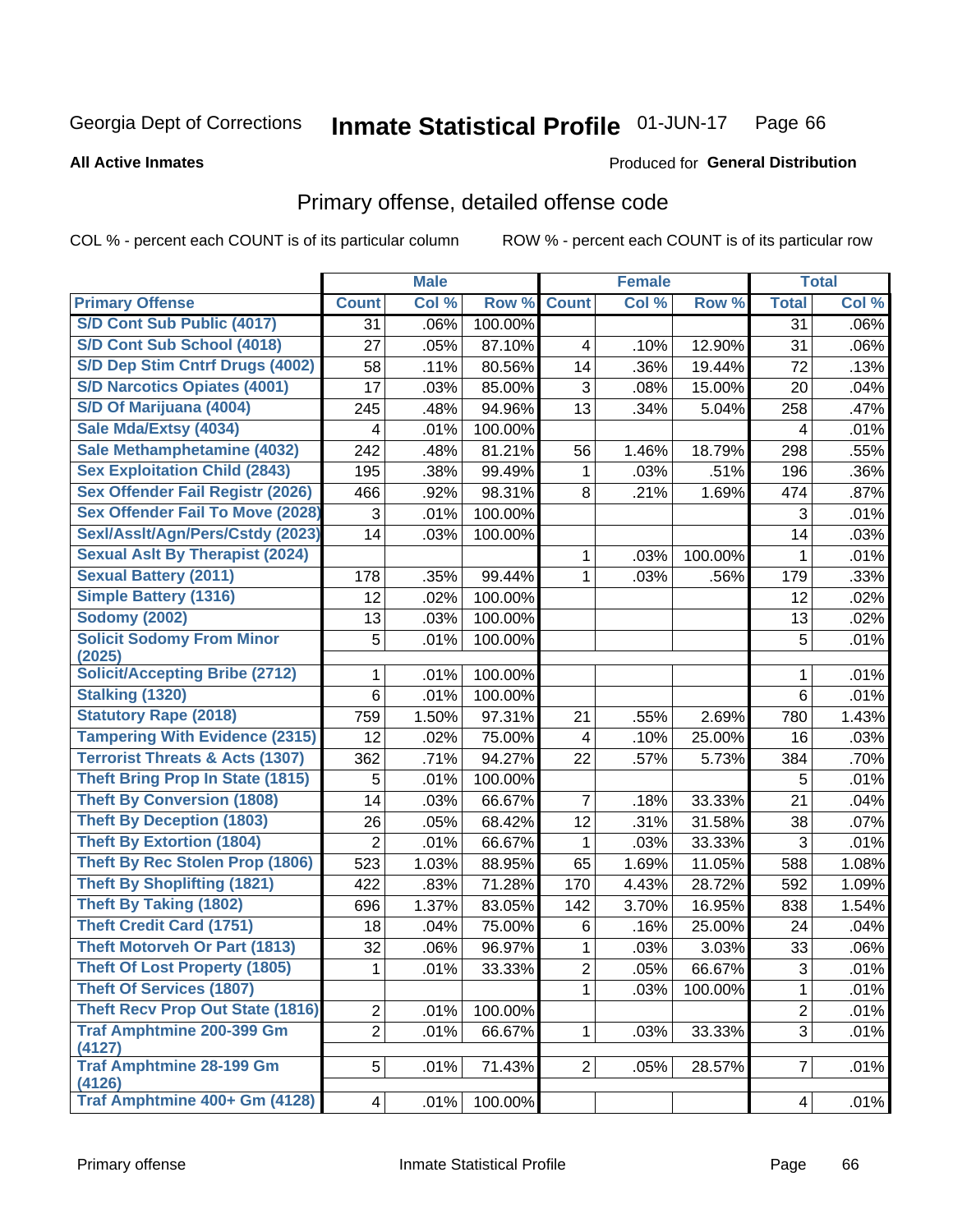Georgia Dept of Corrections **Inmate Statistical Profile** 01-JUN-17

**All Active Inmates**

Produced for **General Distribution**

## Primary offense, detailed offense code

COL % - percent each COUNT is of its particular column ROW % - percent each COUNT is of its particular row

| | Male | | | Female | | | Total | |
|---|---|---|---|---|---|---|---|---|
| **Primary Offense** | **Count** | **Col %** | **Row %** | **Count** | **Col %** | **Row %** | **Total** | **Col %** |
| S/D Cont Sub Public (4017) | 31 | .06% | 100.00% | | | | 31 | .06% |
| S/D Cont Sub School (4018) | 27 | .05% | 87.10% | 4 | .10% | 12.90% | 31 | .06% |
| S/D Dep Stim Cntrf Drugs (4002) | 58 | .11% | 80.56% | 14 | .36% | 19.44% | 72 | .13% |
| S/D Narcotics Opiates (4001) | 17 | .03% | 85.00% | 3 | .08% | 15.00% | 20 | .04% |
| S/D Of Marijuana (4004) | 245 | .48% | 94.96% | 13 | .34% | 5.04% | 258 | .47% |
| Sale Mda/Extsy (4034) | 4 | .01% | 100.00% | | | | 4 | .01% |
| Sale Methamphetamine (4032) | 242 | .48% | 81.21% | 56 | 1.46% | 18.79% | 298 | .55% |
| Sex Exploitation Child (2843) | 195 | .38% | 99.49% | 1 | .03% | .51% | 196 | .36% |
| Sex Offender Fail Registr (2026) | 466 | .92% | 98.31% | 8 | .21% | 1.69% | 474 | .87% |
| Sex Offender Fail To Move (2028) | 3 | .01% | 100.00% | | | | 3 | .01% |
| Sexl/Asslt/Agn/Pers/Cstdy (2023) | 14 | .03% | 100.00% | | | | 14 | .03% |
| Sexual Aslt By Therapist (2024) | | | | 1 | .03% | 100.00% | 1 | .01% |
| Sexual Battery (2011) | 178 | .35% | 99.44% | 1 | .03% | .56% | 179 | .33% |
| Simple Battery (1316) | 12 | .02% | 100.00% | | | | 12 | .02% |
| Sodomy (2002) | 13 | .03% | 100.00% | | | | 13 | .02% |
| Solicit Sodomy From Minor (2025) | 5 | .01% | 100.00% | | | | 5 | .01% |
| Solicit/Accepting Bribe (2712) | 1 | .01% | 100.00% | | | | 1 | .01% |
| Stalking (1320) | 6 | .01% | 100.00% | | | | 6 | .01% |
| Statutory Rape (2018) | 759 | 1.50% | 97.31% | 21 | .55% | 2.69% | 780 | 1.43% |
| Tampering With Evidence (2315) | 12 | .02% | 75.00% | 4 | .10% | 25.00% | 16 | .03% |
| Terrorist Threats & Acts (1307) | 362 | .71% | 94.27% | 22 | .57% | 5.73% | 384 | .70% |
| Theft Bring Prop In State (1815) | 5 | .01% | 100.00% | | | | 5 | .01% |
| Theft By Conversion (1808) | 14 | .03% | 66.67% | 7 | .18% | 33.33% | 21 | .04% |
| Theft By Deception (1803) | 26 | .05% | 68.42% | 12 | .31% | 31.58% | 38 | .07% |
| Theft By Extortion (1804) | 2 | .01% | 66.67% | 1 | .03% | 33.33% | 3 | .01% |
| Theft By Rec Stolen Prop (1806) | 523 | 1.03% | 88.95% | 65 | 1.69% | 11.05% | 588 | 1.08% |
| Theft By Shoplifting (1821) | 422 | .83% | 71.28% | 170 | 4.43% | 28.72% | 592 | 1.09% |
| Theft By Taking (1802) | 696 | 1.37% | 83.05% | 142 | 3.70% | 16.95% | 838 | 1.54% |
| Theft Credit Card (1751) | 18 | .04% | 75.00% | 6 | .16% | 25.00% | 24 | .04% |
| Theft Motorveh Or Part (1813) | 32 | .06% | 96.97% | 1 | .03% | 3.03% | 33 | .06% |
| Theft Of Lost Property (1805) | 1 | .01% | 33.33% | 2 | .05% | 66.67% | 3 | .01% |
| Theft Of Services (1807) | | | | 1 | .03% | 100.00% | 1 | .01% |
| Theft Recv Prop Out State (1816) | 2 | .01% | 100.00% | | | | 2 | .01% |
| Traf Amphtmine 200-399 Gm (4127) | 2 | .01% | 66.67% | 1 | .03% | 33.33% | 3 | .01% |
| Traf Amphtmine 28-199 Gm (4126) | 5 | .01% | 71.43% | 2 | .05% | 28.57% | 7 | .01% |
| Traf Amphtmine 400+ Gm (4128) | 4 | .01% | 100.00% | | | | 4 | .01% |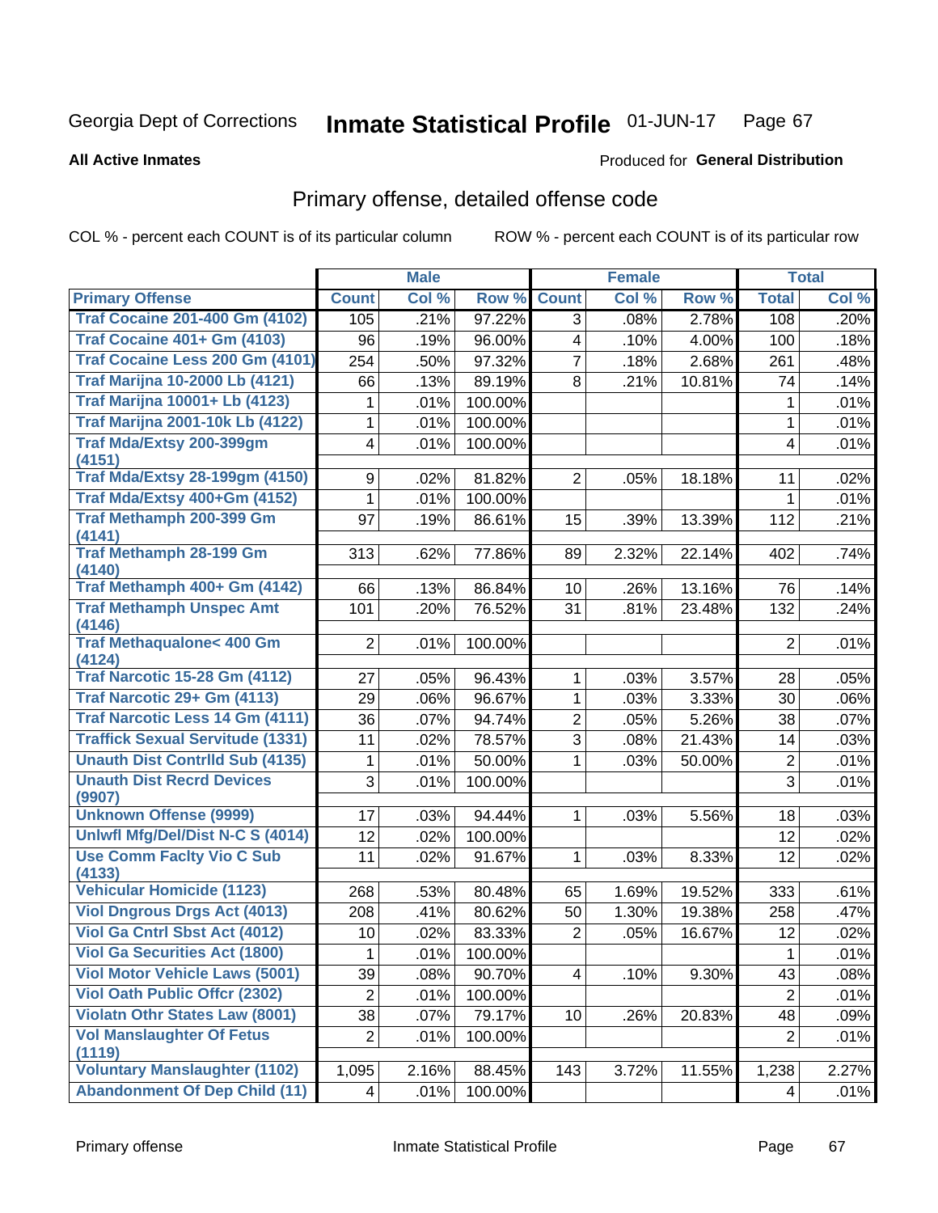Georgia Dept of Corrections **Inmate Statistical Profile** 01-JUN-17

**All Active Inmates** Produced for **General Distribution**

## Primary offense, detailed offense code

COL % - percent each COUNT is of its particular column ROW % - percent each COUNT is of its particular row

| | Male | | | Female | | | Total | |
|---|---|---|---|---|---|---|---|---|
| Primary Offense | Count | Col % | Row % | Count | Col % | Row % | Total | Col % |
| Traf Cocaine 201-400 Gm (4102) | 105 | .21% | 97.22% | 3 | .08% | 2.78% | 108 | .20% |
| Traf Cocaine 401+ Gm (4103) | 96 | .19% | 96.00% | 4 | .10% | 4.00% | 100 | .18% |
| Traf Cocaine Less 200 Gm (4101) | 254 | .50% | 97.32% | 7 | .18% | 2.68% | 261 | .48% |
| Traf Marijna 10-2000 Lb (4121) | 66 | .13% | 89.19% | 8 | .21% | 10.81% | 74 | .14% |
| Traf Marijna 10001+ Lb (4123) | 1 | .01% | 100.00% | | | | 1 | .01% |
| Traf Marijna 2001-10k Lb (4122) | 1 | .01% | 100.00% | | | | 1 | .01% |
| Traf Mda/Extsy 200-399gm (4151) | 4 | .01% | 100.00% | | | | 4 | .01% |
| Traf Mda/Extsy 28-199gm (4150) | 9 | .02% | 81.82% | 2 | .05% | 18.18% | 11 | .02% |
| Traf Mda/Extsy 400+Gm (4152) | 1 | .01% | 100.00% | | | | 1 | .01% |
| Traf Methamph 200-399 Gm (4141) | 97 | .19% | 86.61% | 15 | .39% | 13.39% | 112 | .21% |
| Traf Methamph 28-199 Gm (4140) | 313 | .62% | 77.86% | 89 | 2.32% | 22.14% | 402 | .74% |
| Traf Methamph 400+ Gm (4142) | 66 | .13% | 86.84% | 10 | .26% | 13.16% | 76 | .14% |
| Traf Methamph Unspec Amt (4146) | 101 | .20% | 76.52% | 31 | .81% | 23.48% | 132 | .24% |
| Traf Methaqualone< 400 Gm (4124) | 2 | .01% | 100.00% | | | | 2 | .01% |
| Traf Narcotic 15-28 Gm (4112) | 27 | .05% | 96.43% | 1 | .03% | 3.57% | 28 | .05% |
| Traf Narcotic 29+ Gm (4113) | 29 | .06% | 96.67% | 1 | .03% | 3.33% | 30 | .06% |
| Traf Narcotic Less 14 Gm (4111) | 36 | .07% | 94.74% | 2 | .05% | 5.26% | 38 | .07% |
| Traffick Sexual Servitude (1331) | 11 | .02% | 78.57% | 3 | .08% | 21.43% | 14 | .03% |
| Unauth Dist Contrlld Sub (4135) | 1 | .01% | 50.00% | 1 | .03% | 50.00% | 2 | .01% |
| Unauth Dist Recrd Devices (9907) | 3 | .01% | 100.00% | | | | 3 | .01% |
| Unknown Offense (9999) | 17 | .03% | 94.44% | 1 | .03% | 5.56% | 18 | .03% |
| Unlwfl Mfg/Del/Dist N-C S (4014) | 12 | .02% | 100.00% | | | | 12 | .02% |
| Use Comm Faclty Vio C Sub (4133) | 11 | .02% | 91.67% | 1 | .03% | 8.33% | 12 | .02% |
| Vehicular Homicide (1123) | 268 | .53% | 80.48% | 65 | 1.69% | 19.52% | 333 | .61% |
| Viol Dngrous Drgs Act (4013) | 208 | .41% | 80.62% | 50 | 1.30% | 19.38% | 258 | .47% |
| Viol Ga Cntrl Sbst Act (4012) | 10 | .02% | 83.33% | 2 | .05% | 16.67% | 12 | .02% |
| Viol Ga Securities Act (1800) | 1 | .01% | 100.00% | | | | 1 | .01% |
| Viol Motor Vehicle Laws (5001) | 39 | .08% | 90.70% | 4 | .10% | 9.30% | 43 | .08% |
| Viol Oath Public Offcr (2302) | 2 | .01% | 100.00% | | | | 2 | .01% |
| Violatn Othr States Law (8001) | 38 | .07% | 79.17% | 10 | .26% | 20.83% | 48 | .09% |
| Vol Manslaughter Of Fetus (1119) | 2 | .01% | 100.00% | | | | 2 | .01% |
| Voluntary Manslaughter (1102) | 1,095 | 2.16% | 88.45% | 143 | 3.72% | 11.55% | 1,238 | 2.27% |
| Abandonment Of Dep Child (11) | 4 | .01% | 100.00% | | | | 4 | .01% |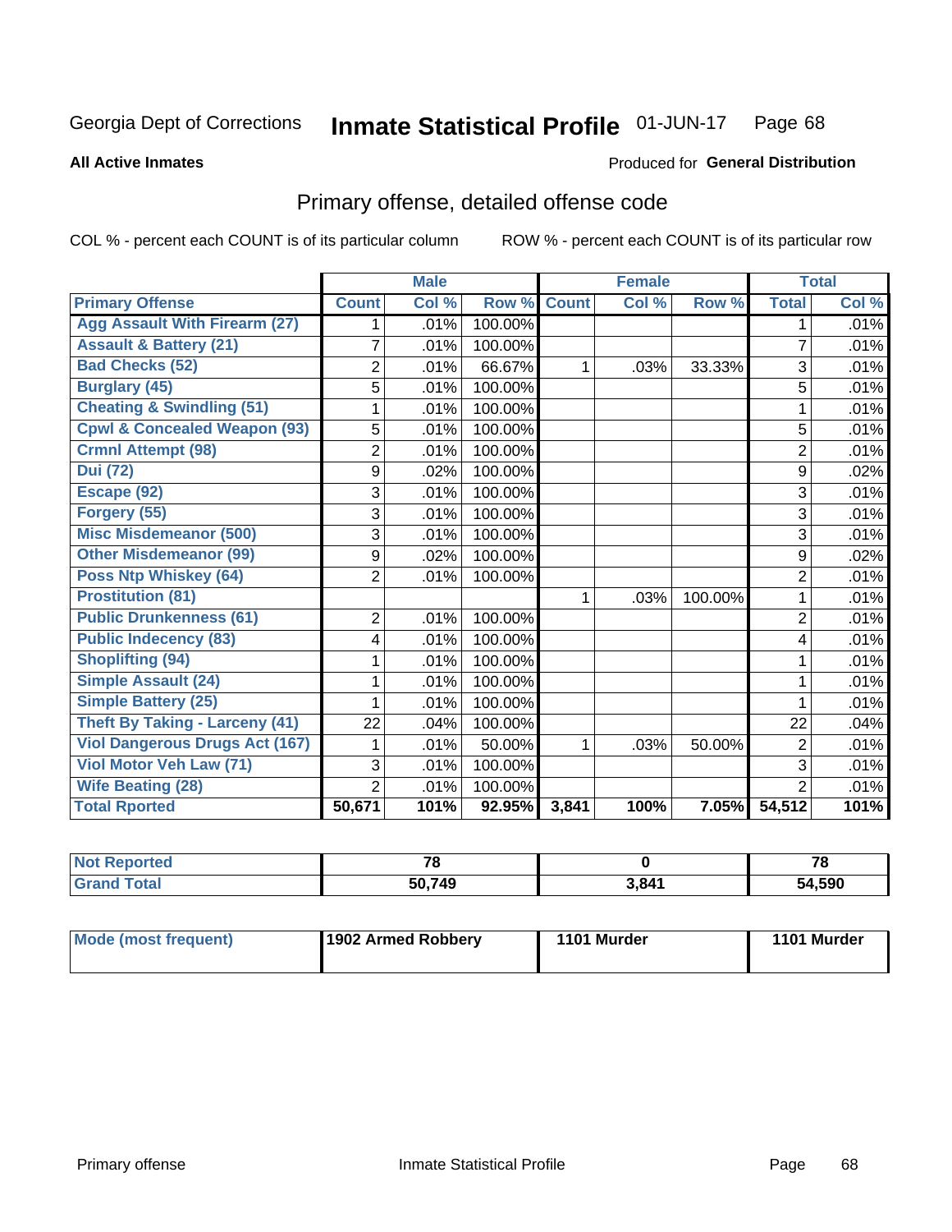Georgia Dept of Corrections **Inmate Statistical Profile** 01-JUN-17

**All Active Inmates**

Produced for **General Distribution**

## Primary offense, detailed offense code

COL % - percent each COUNT is of its particular column

ROW % - percent each COUNT is of its particular row

| | Male | | | Female | | | Total | |
|---|---|---|---|---|---|---|---|---|
| **Primary Offense** | **Count** | **Col %** | **Row %** | **Count** | **Col %** | **Row %** | **Total** | **Col %** |
| **Agg Assault With Firearm (27)** | 1 | .01% | 100.00% | | | | 1 | .01% |
| **Assault & Battery (21)** | 7 | .01% | 100.00% | | | | 7 | .01% |
| **Bad Checks (52)** | 2 | .01% | 66.67% | 1 | .03% | 33.33% | 3 | .01% |
| **Burglary (45)** | 5 | .01% | 100.00% | | | | 5 | .01% |
| **Cheating & Swindling (51)** | 1 | .01% | 100.00% | | | | 1 | .01% |
| **Cpwl & Concealed Weapon (93)** | 5 | .01% | 100.00% | | | | 5 | .01% |
| **Crmnl Attempt (98)** | 2 | .01% | 100.00% | | | | 2 | .01% |
| **Dui (72)** | 9 | .02% | 100.00% | | | | 9 | .02% |
| **Escape (92)** | 3 | .01% | 100.00% | | | | 3 | .01% |
| **Forgery (55)** | 3 | .01% | 100.00% | | | | 3 | .01% |
| **Misc Misdemeanor (500)** | 3 | .01% | 100.00% | | | | 3 | .01% |
| **Other Misdemeanor (99)** | 9 | .02% | 100.00% | | | | 9 | .02% |
| **Poss Ntp Whiskey (64)** | 2 | .01% | 100.00% | | | | 2 | .01% |
| **Prostitution (81)** | | | | 1 | .03% | 100.00% | 1 | .01% |
| **Public Drunkenness (61)** | 2 | .01% | 100.00% | | | | 2 | .01% |
| **Public Indecency (83)** | 4 | .01% | 100.00% | | | | 4 | .01% |
| **Shoplifting (94)** | 1 | .01% | 100.00% | | | | 1 | .01% |
| **Simple Assault (24)** | 1 | .01% | 100.00% | | | | 1 | .01% |
| **Simple Battery (25)** | 1 | .01% | 100.00% | | | | 1 | .01% |
| **Theft By Taking - Larceny (41)** | 22 | .04% | 100.00% | | | | 22 | .04% |
| **Viol Dangerous Drugs Act (167)** | 1 | .01% | 50.00% | 1 | .03% | 50.00% | 2 | .01% |
| **Viol Motor Veh Law (71)** | 3 | .01% | 100.00% | | | | 3 | .01% |
| **Wife Beating (28)** | 2 | .01% | 100.00% | | | | 2 | .01% |
| **Total Rported** | **50,671** | **101%** | **92.95%** | **3,841** | **100%** | **7.05%** | **54,512** | **101%** |

| | Male | Female | Total |
|---|---|---|---|
| **Not Reported** | **78** | **0** | **78** |
| **Grand Total** | **50,749** | **3,841** | **54,590** |

| | Male | Female | Total |
|---|---|---|---|
| **Mode (most frequent)** | **1902 Armed Robbery** | **1101 Murder** | **1101 Murder** |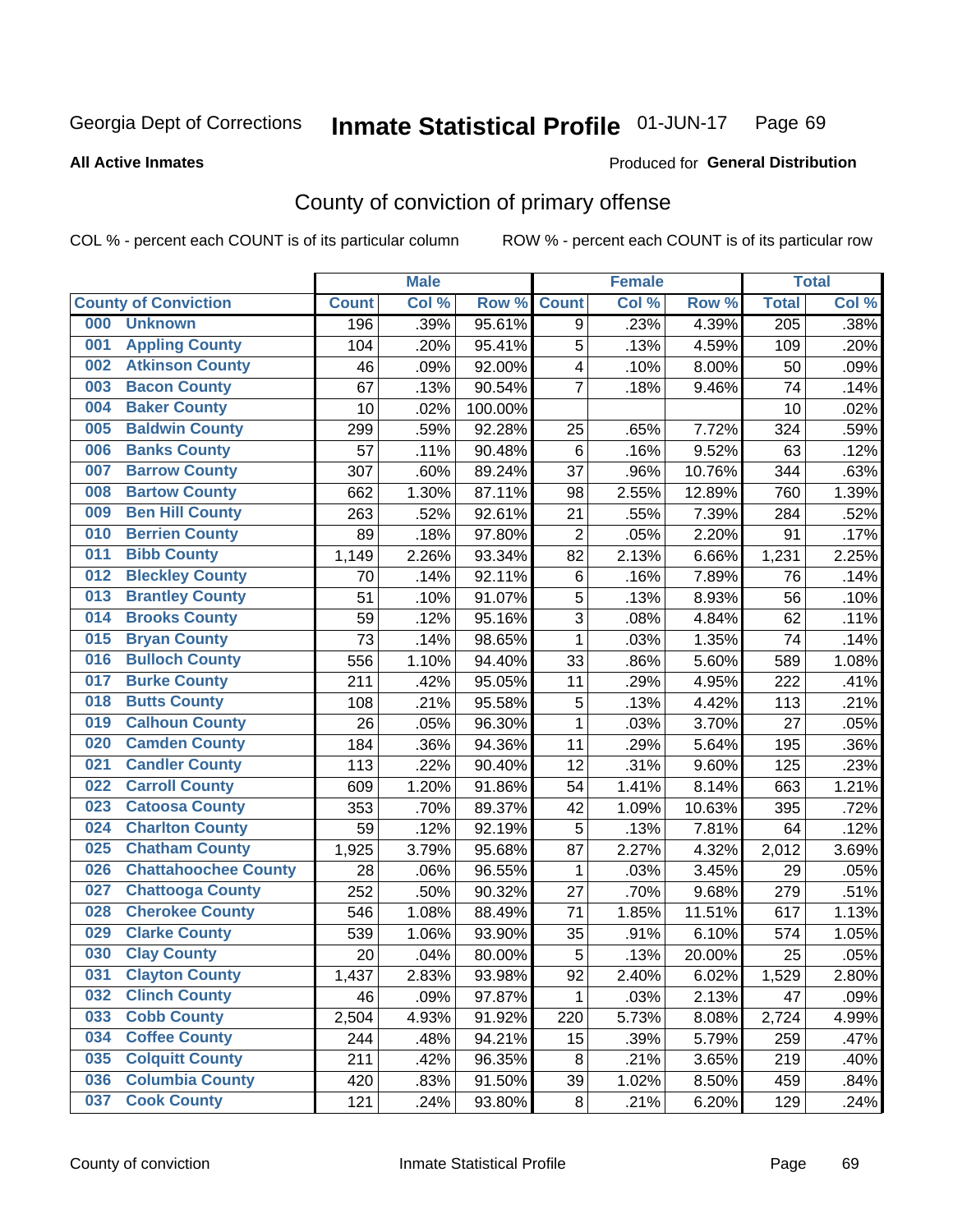Georgia Dept of Corrections **Inmate Statistical Profile** 01-JUN-17 Page 69

**All Active Inmates**

Produced for **General Distribution**

## County of conviction of primary offense

COL % - percent each COUNT is of its particular column ROW % - percent each COUNT is of its particular row

| County of Conviction | Male | | | Female | | | Total | |
|---|---|---|---|---|---|---|---|---|
| | Count | Col % | Row % | Count | Col % | Row % | Total | Col % |
| 000 Unknown | 196 | .39% | 95.61% | 9 | .23% | 4.39% | 205 | .38% |
| 001 Appling County | 104 | .20% | 95.41% | 5 | .13% | 4.59% | 109 | .20% |
| 002 Atkinson County | 46 | .09% | 92.00% | 4 | .10% | 8.00% | 50 | .09% |
| 003 Bacon County | 67 | .13% | 90.54% | 7 | .18% | 9.46% | 74 | .14% |
| 004 Baker County | 10 | .02% | 100.00% | | | | 10 | .02% |
| 005 Baldwin County | 299 | .59% | 92.28% | 25 | .65% | 7.72% | 324 | .59% |
| 006 Banks County | 57 | .11% | 90.48% | 6 | .16% | 9.52% | 63 | .12% |
| 007 Barrow County | 307 | .60% | 89.24% | 37 | .96% | 10.76% | 344 | .63% |
| 008 Bartow County | 662 | 1.30% | 87.11% | 98 | 2.55% | 12.89% | 760 | 1.39% |
| 009 Ben Hill County | 263 | .52% | 92.61% | 21 | .55% | 7.39% | 284 | .52% |
| 010 Berrien County | 89 | .18% | 97.80% | 2 | .05% | 2.20% | 91 | .17% |
| 011 Bibb County | 1,149 | 2.26% | 93.34% | 82 | 2.13% | 6.66% | 1,231 | 2.25% |
| 012 Bleckley County | 70 | .14% | 92.11% | 6 | .16% | 7.89% | 76 | .14% |
| 013 Brantley County | 51 | .10% | 91.07% | 5 | .13% | 8.93% | 56 | .10% |
| 014 Brooks County | 59 | .12% | 95.16% | 3 | .08% | 4.84% | 62 | .11% |
| 015 Bryan County | 73 | .14% | 98.65% | 1 | .03% | 1.35% | 74 | .14% |
| 016 Bulloch County | 556 | 1.10% | 94.40% | 33 | .86% | 5.60% | 589 | 1.08% |
| 017 Burke County | 211 | .42% | 95.05% | 11 | .29% | 4.95% | 222 | .41% |
| 018 Butts County | 108 | .21% | 95.58% | 5 | .13% | 4.42% | 113 | .21% |
| 019 Calhoun County | 26 | .05% | 96.30% | 1 | .03% | 3.70% | 27 | .05% |
| 020 Camden County | 184 | .36% | 94.36% | 11 | .29% | 5.64% | 195 | .36% |
| 021 Candler County | 113 | .22% | 90.40% | 12 | .31% | 9.60% | 125 | .23% |
| 022 Carroll County | 609 | 1.20% | 91.86% | 54 | 1.41% | 8.14% | 663 | 1.21% |
| 023 Catoosa County | 353 | .70% | 89.37% | 42 | 1.09% | 10.63% | 395 | .72% |
| 024 Charlton County | 59 | .12% | 92.19% | 5 | .13% | 7.81% | 64 | .12% |
| 025 Chatham County | 1,925 | 3.79% | 95.68% | 87 | 2.27% | 4.32% | 2,012 | 3.69% |
| 026 Chattahoochee County | 28 | .06% | 96.55% | 1 | .03% | 3.45% | 29 | .05% |
| 027 Chattooga County | 252 | .50% | 90.32% | 27 | .70% | 9.68% | 279 | .51% |
| 028 Cherokee County | 546 | 1.08% | 88.49% | 71 | 1.85% | 11.51% | 617 | 1.13% |
| 029 Clarke County | 539 | 1.06% | 93.90% | 35 | .91% | 6.10% | 574 | 1.05% |
| 030 Clay County | 20 | .04% | 80.00% | 5 | .13% | 20.00% | 25 | .05% |
| 031 Clayton County | 1,437 | 2.83% | 93.98% | 92 | 2.40% | 6.02% | 1,529 | 2.80% |
| 032 Clinch County | 46 | .09% | 97.87% | 1 | .03% | 2.13% | 47 | .09% |
| 033 Cobb County | 2,504 | 4.93% | 91.92% | 220 | 5.73% | 8.08% | 2,724 | 4.99% |
| 034 Coffee County | 244 | .48% | 94.21% | 15 | .39% | 5.79% | 259 | .47% |
| 035 Colquitt County | 211 | .42% | 96.35% | 8 | .21% | 3.65% | 219 | .40% |
| 036 Columbia County | 420 | .83% | 91.50% | 39 | 1.02% | 8.50% | 459 | .84% |
| 037 Cook County | 121 | .24% | 93.80% | 8 | .21% | 6.20% | 129 | .24% |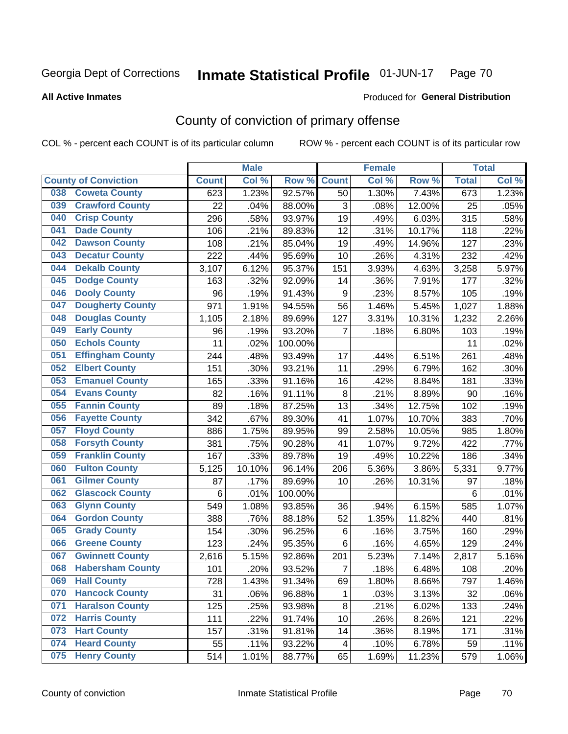Georgia Dept of Corrections **Inmate Statistical Profile** 01-JUN-17

**All Active Inmates** Produced for **General Distribution**

## County of conviction of primary offense

COL % - percent each COUNT is of its particular column ROW % - percent each COUNT is of its particular row

| County of Conviction | Male | | | Female | | | Total | |
|---|---|---|---|---|---|---|---|---|
| | Count | Col % | Row % | Count | Col % | Row % | Total | Col % |
| 038 Coweta County | 623 | 1.23% | 92.57% | 50 | 1.30% | 7.43% | 673 | 1.23% |
| 039 Crawford County | 22 | .04% | 88.00% | 3 | .08% | 12.00% | 25 | .05% |
| 040 Crisp County | 296 | .58% | 93.97% | 19 | .49% | 6.03% | 315 | .58% |
| 041 Dade County | 106 | .21% | 89.83% | 12 | .31% | 10.17% | 118 | .22% |
| 042 Dawson County | 108 | .21% | 85.04% | 19 | .49% | 14.96% | 127 | .23% |
| 043 Decatur County | 222 | .44% | 95.69% | 10 | .26% | 4.31% | 232 | .42% |
| 044 Dekalb County | 3,107 | 6.12% | 95.37% | 151 | 3.93% | 4.63% | 3,258 | 5.97% |
| 045 Dodge County | 163 | .32% | 92.09% | 14 | .36% | 7.91% | 177 | .32% |
| 046 Dooly County | 96 | .19% | 91.43% | 9 | .23% | 8.57% | 105 | .19% |
| 047 Dougherty County | 971 | 1.91% | 94.55% | 56 | 1.46% | 5.45% | 1,027 | 1.88% |
| 048 Douglas County | 1,105 | 2.18% | 89.69% | 127 | 3.31% | 10.31% | 1,232 | 2.26% |
| 049 Early County | 96 | .19% | 93.20% | 7 | .18% | 6.80% | 103 | .19% |
| 050 Echols County | 11 | .02% | 100.00% | | | | 11 | .02% |
| 051 Effingham County | 244 | .48% | 93.49% | 17 | .44% | 6.51% | 261 | .48% |
| 052 Elbert County | 151 | .30% | 93.21% | 11 | .29% | 6.79% | 162 | .30% |
| 053 Emanuel County | 165 | .33% | 91.16% | 16 | .42% | 8.84% | 181 | .33% |
| 054 Evans County | 82 | .16% | 91.11% | 8 | .21% | 8.89% | 90 | .16% |
| 055 Fannin County | 89 | .18% | 87.25% | 13 | .34% | 12.75% | 102 | .19% |
| 056 Fayette County | 342 | .67% | 89.30% | 41 | 1.07% | 10.70% | 383 | .70% |
| 057 Floyd County | 886 | 1.75% | 89.95% | 99 | 2.58% | 10.05% | 985 | 1.80% |
| 058 Forsyth County | 381 | .75% | 90.28% | 41 | 1.07% | 9.72% | 422 | .77% |
| 059 Franklin County | 167 | .33% | 89.78% | 19 | .49% | 10.22% | 186 | .34% |
| 060 Fulton County | 5,125 | 10.10% | 96.14% | 206 | 5.36% | 3.86% | 5,331 | 9.77% |
| 061 Gilmer County | 87 | .17% | 89.69% | 10 | .26% | 10.31% | 97 | .18% |
| 062 Glascock County | 6 | .01% | 100.00% | | | | 6 | .01% |
| 063 Glynn County | 549 | 1.08% | 93.85% | 36 | .94% | 6.15% | 585 | 1.07% |
| 064 Gordon County | 388 | .76% | 88.18% | 52 | 1.35% | 11.82% | 440 | .81% |
| 065 Grady County | 154 | .30% | 96.25% | 6 | .16% | 3.75% | 160 | .29% |
| 066 Greene County | 123 | .24% | 95.35% | 6 | .16% | 4.65% | 129 | .24% |
| 067 Gwinnett County | 2,616 | 5.15% | 92.86% | 201 | 5.23% | 7.14% | 2,817 | 5.16% |
| 068 Habersham County | 101 | .20% | 93.52% | 7 | .18% | 6.48% | 108 | .20% |
| 069 Hall County | 728 | 1.43% | 91.34% | 69 | 1.80% | 8.66% | 797 | 1.46% |
| 070 Hancock County | 31 | .06% | 96.88% | 1 | .03% | 3.13% | 32 | .06% |
| 071 Haralson County | 125 | .25% | 93.98% | 8 | .21% | 6.02% | 133 | .24% |
| 072 Harris County | 111 | .22% | 91.74% | 10 | .26% | 8.26% | 121 | .22% |
| 073 Hart County | 157 | .31% | 91.81% | 14 | .36% | 8.19% | 171 | .31% |
| 074 Heard County | 55 | .11% | 93.22% | 4 | .10% | 6.78% | 59 | .11% |
| 075 Henry County | 514 | 1.01% | 88.77% | 65 | 1.69% | 11.23% | 579 | 1.06% |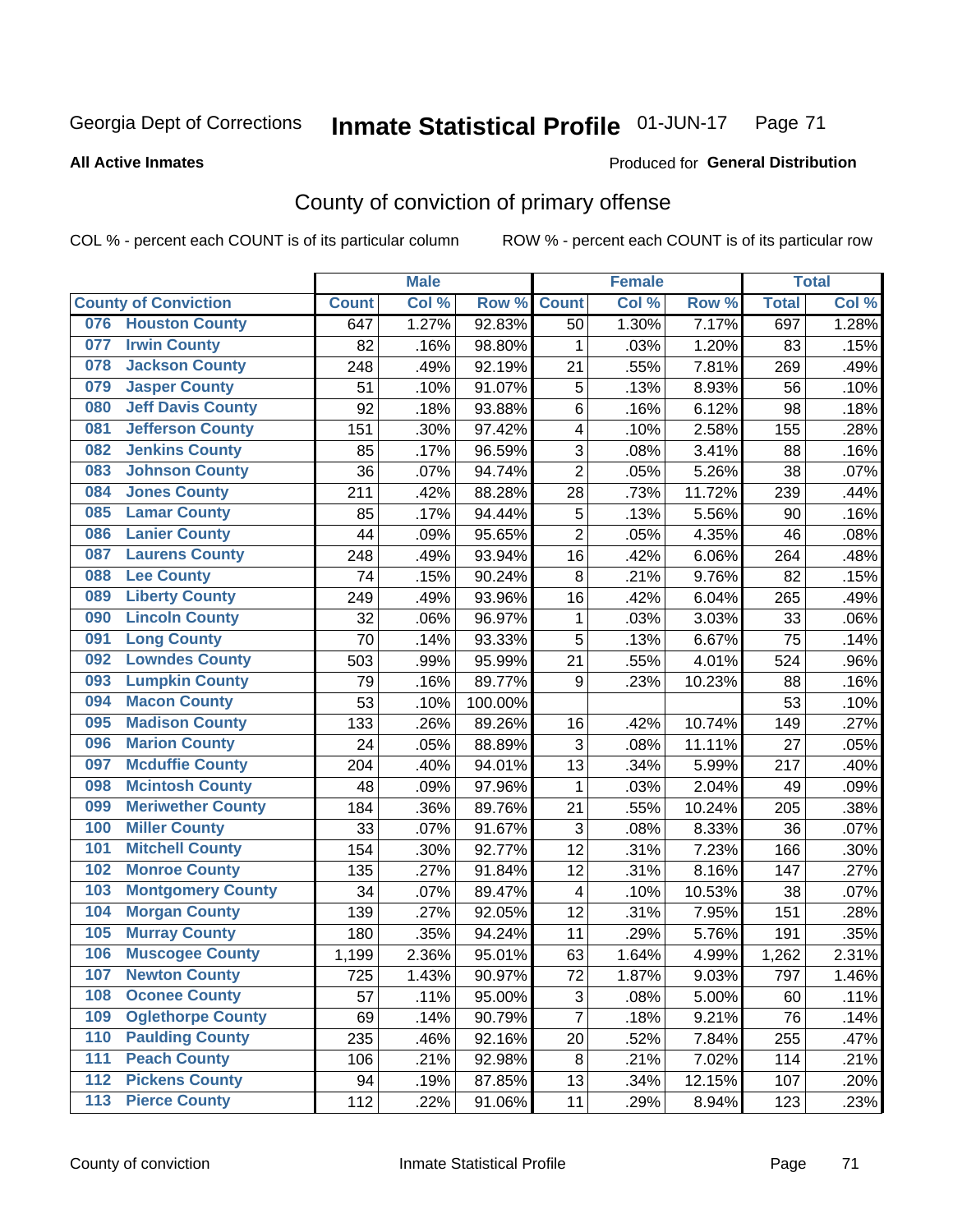Georgia Dept of Corrections **Inmate Statistical Profile** 01-JUN-17

**All Active Inmates**

Produced for **General Distribution**

## County of conviction of primary offense

COL % - percent each COUNT is of its particular column ROW % - percent each COUNT is of its particular row

| County of Conviction | | Male | | | Female | | | Total | |
|---|---|---|---|---|---|---|---|---|---|
| | | Count | Col % | Row % | Count | Col % | Row % | Total | Col % |
| 076 | Houston County | 647 | 1.27% | 92.83% | 50 | 1.30% | 7.17% | 697 | 1.28% |
| 077 | Irwin County | 82 | .16% | 98.80% | 1 | .03% | 1.20% | 83 | .15% |
| 078 | Jackson County | 248 | .49% | 92.19% | 21 | .55% | 7.81% | 269 | .49% |
| 079 | Jasper County | 51 | .10% | 91.07% | 5 | .13% | 8.93% | 56 | .10% |
| 080 | Jeff Davis County | 92 | .18% | 93.88% | 6 | .16% | 6.12% | 98 | .18% |
| 081 | Jefferson County | 151 | .30% | 97.42% | 4 | .10% | 2.58% | 155 | .28% |
| 082 | Jenkins County | 85 | .17% | 96.59% | 3 | .08% | 3.41% | 88 | .16% |
| 083 | Johnson County | 36 | .07% | 94.74% | 2 | .05% | 5.26% | 38 | .07% |
| 084 | Jones County | 211 | .42% | 88.28% | 28 | .73% | 11.72% | 239 | .44% |
| 085 | Lamar County | 85 | .17% | 94.44% | 5 | .13% | 5.56% | 90 | .16% |
| 086 | Lanier County | 44 | .09% | 95.65% | 2 | .05% | 4.35% | 46 | .08% |
| 087 | Laurens County | 248 | .49% | 93.94% | 16 | .42% | 6.06% | 264 | .48% |
| 088 | Lee County | 74 | .15% | 90.24% | 8 | .21% | 9.76% | 82 | .15% |
| 089 | Liberty County | 249 | .49% | 93.96% | 16 | .42% | 6.04% | 265 | .49% |
| 090 | Lincoln County | 32 | .06% | 96.97% | 1 | .03% | 3.03% | 33 | .06% |
| 091 | Long County | 70 | .14% | 93.33% | 5 | .13% | 6.67% | 75 | .14% |
| 092 | Lowndes County | 503 | .99% | 95.99% | 21 | .55% | 4.01% | 524 | .96% |
| 093 | Lumpkin County | 79 | .16% | 89.77% | 9 | .23% | 10.23% | 88 | .16% |
| 094 | Macon County | 53 | .10% | 100.00% | | | | 53 | .10% |
| 095 | Madison County | 133 | .26% | 89.26% | 16 | .42% | 10.74% | 149 | .27% |
| 096 | Marion County | 24 | .05% | 88.89% | 3 | .08% | 11.11% | 27 | .05% |
| 097 | Mcduffie County | 204 | .40% | 94.01% | 13 | .34% | 5.99% | 217 | .40% |
| 098 | Mcintosh County | 48 | .09% | 97.96% | 1 | .03% | 2.04% | 49 | .09% |
| 099 | Meriwether County | 184 | .36% | 89.76% | 21 | .55% | 10.24% | 205 | .38% |
| 100 | Miller County | 33 | .07% | 91.67% | 3 | .08% | 8.33% | 36 | .07% |
| 101 | Mitchell County | 154 | .30% | 92.77% | 12 | .31% | 7.23% | 166 | .30% |
| 102 | Monroe County | 135 | .27% | 91.84% | 12 | .31% | 8.16% | 147 | .27% |
| 103 | Montgomery County | 34 | .07% | 89.47% | 4 | .10% | 10.53% | 38 | .07% |
| 104 | Morgan County | 139 | .27% | 92.05% | 12 | .31% | 7.95% | 151 | .28% |
| 105 | Murray County | 180 | .35% | 94.24% | 11 | .29% | 5.76% | 191 | .35% |
| 106 | Muscogee County | 1,199 | 2.36% | 95.01% | 63 | 1.64% | 4.99% | 1,262 | 2.31% |
| 107 | Newton County | 725 | 1.43% | 90.97% | 72 | 1.87% | 9.03% | 797 | 1.46% |
| 108 | Oconee County | 57 | .11% | 95.00% | 3 | .08% | 5.00% | 60 | .11% |
| 109 | Oglethorpe County | 69 | .14% | 90.79% | 7 | .18% | 9.21% | 76 | .14% |
| 110 | Paulding County | 235 | .46% | 92.16% | 20 | .52% | 7.84% | 255 | .47% |
| 111 | Peach County | 106 | .21% | 92.98% | 8 | .21% | 7.02% | 114 | .21% |
| 112 | Pickens County | 94 | .19% | 87.85% | 13 | .34% | 12.15% | 107 | .20% |
| 113 | Pierce County | 112 | .22% | 91.06% | 11 | .29% | 8.94% | 123 | .23% |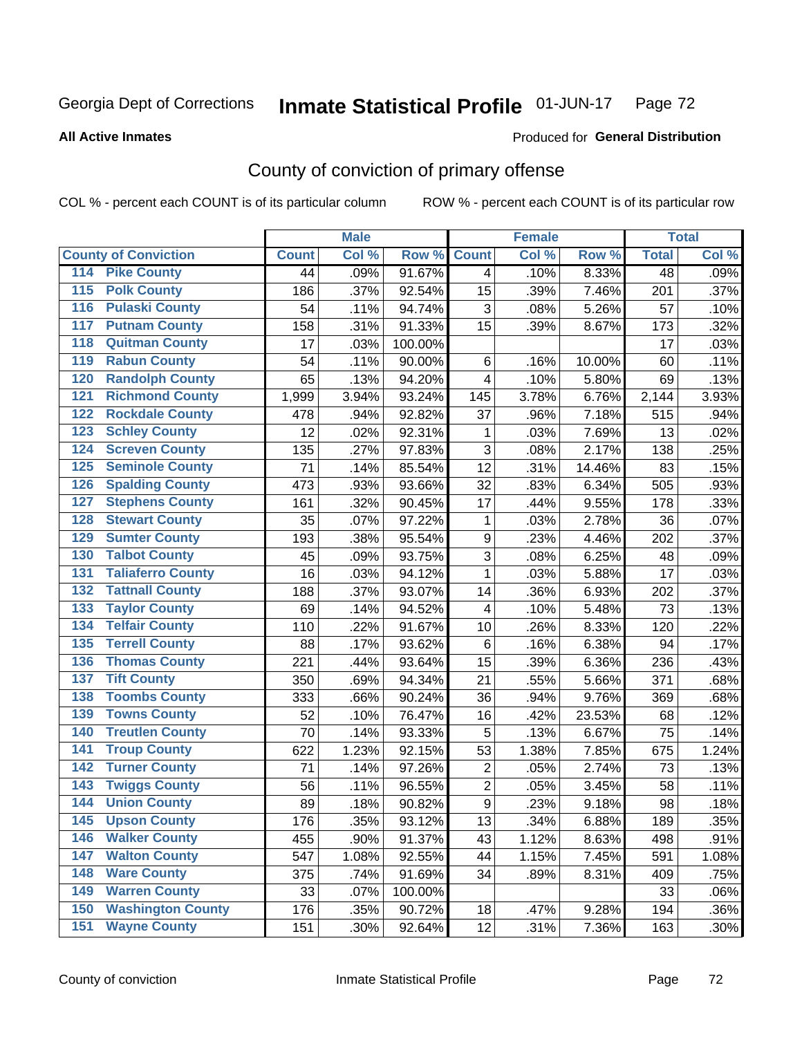Georgia Dept of Corrections **Inmate Statistical Profile** 01-JUN-17

**All Active Inmates** Produced for **General Distribution**

## County of conviction of primary offense

COL % - percent each COUNT is of its particular column ROW % - percent each COUNT is of its particular row

| County of Conviction | Male | | | Female | | | Total | |
|---|---|---|---|---|---|---|---|---|
| | Count | Col % | Row % | Count | Col % | Row % | Total | Col % |
| 114 Pike County | 44 | .09% | 91.67% | 4 | .10% | 8.33% | 48 | .09% |
| 115 Polk County | 186 | .37% | 92.54% | 15 | .39% | 7.46% | 201 | .37% |
| 116 Pulaski County | 54 | .11% | 94.74% | 3 | .08% | 5.26% | 57 | .10% |
| 117 Putnam County | 158 | .31% | 91.33% | 15 | .39% | 8.67% | 173 | .32% |
| 118 Quitman County | 17 | .03% | 100.00% | | | | 17 | .03% |
| 119 Rabun County | 54 | .11% | 90.00% | 6 | .16% | 10.00% | 60 | .11% |
| 120 Randolph County | 65 | .13% | 94.20% | 4 | .10% | 5.80% | 69 | .13% |
| 121 Richmond County | 1,999 | 3.94% | 93.24% | 145 | 3.78% | 6.76% | 2,144 | 3.93% |
| 122 Rockdale County | 478 | .94% | 92.82% | 37 | .96% | 7.18% | 515 | .94% |
| 123 Schley County | 12 | .02% | 92.31% | 1 | .03% | 7.69% | 13 | .02% |
| 124 Screven County | 135 | .27% | 97.83% | 3 | .08% | 2.17% | 138 | .25% |
| 125 Seminole County | 71 | .14% | 85.54% | 12 | .31% | 14.46% | 83 | .15% |
| 126 Spalding County | 473 | .93% | 93.66% | 32 | .83% | 6.34% | 505 | .93% |
| 127 Stephens County | 161 | .32% | 90.45% | 17 | .44% | 9.55% | 178 | .33% |
| 128 Stewart County | 35 | .07% | 97.22% | 1 | .03% | 2.78% | 36 | .07% |
| 129 Sumter County | 193 | .38% | 95.54% | 9 | .23% | 4.46% | 202 | .37% |
| 130 Talbot County | 45 | .09% | 93.75% | 3 | .08% | 6.25% | 48 | .09% |
| 131 Taliaferro County | 16 | .03% | 94.12% | 1 | .03% | 5.88% | 17 | .03% |
| 132 Tattnall County | 188 | .37% | 93.07% | 14 | .36% | 6.93% | 202 | .37% |
| 133 Taylor County | 69 | .14% | 94.52% | 4 | .10% | 5.48% | 73 | .13% |
| 134 Telfair County | 110 | .22% | 91.67% | 10 | .26% | 8.33% | 120 | .22% |
| 135 Terrell County | 88 | .17% | 93.62% | 6 | .16% | 6.38% | 94 | .17% |
| 136 Thomas County | 221 | .44% | 93.64% | 15 | .39% | 6.36% | 236 | .43% |
| 137 Tift County | 350 | .69% | 94.34% | 21 | .55% | 5.66% | 371 | .68% |
| 138 Toombs County | 333 | .66% | 90.24% | 36 | .94% | 9.76% | 369 | .68% |
| 139 Towns County | 52 | .10% | 76.47% | 16 | .42% | 23.53% | 68 | .12% |
| 140 Treutlen County | 70 | .14% | 93.33% | 5 | .13% | 6.67% | 75 | .14% |
| 141 Troup County | 622 | 1.23% | 92.15% | 53 | 1.38% | 7.85% | 675 | 1.24% |
| 142 Turner County | 71 | .14% | 97.26% | 2 | .05% | 2.74% | 73 | .13% |
| 143 Twiggs County | 56 | .11% | 96.55% | 2 | .05% | 3.45% | 58 | .11% |
| 144 Union County | 89 | .18% | 90.82% | 9 | .23% | 9.18% | 98 | .18% |
| 145 Upson County | 176 | .35% | 93.12% | 13 | .34% | 6.88% | 189 | .35% |
| 146 Walker County | 455 | .90% | 91.37% | 43 | 1.12% | 8.63% | 498 | .91% |
| 147 Walton County | 547 | 1.08% | 92.55% | 44 | 1.15% | 7.45% | 591 | 1.08% |
| 148 Ware County | 375 | .74% | 91.69% | 34 | .89% | 8.31% | 409 | .75% |
| 149 Warren County | 33 | .07% | 100.00% | | | | 33 | .06% |
| 150 Washington County | 176 | .35% | 90.72% | 18 | .47% | 9.28% | 194 | .36% |
| 151 Wayne County | 151 | .30% | 92.64% | 12 | .31% | 7.36% | 163 | .30% |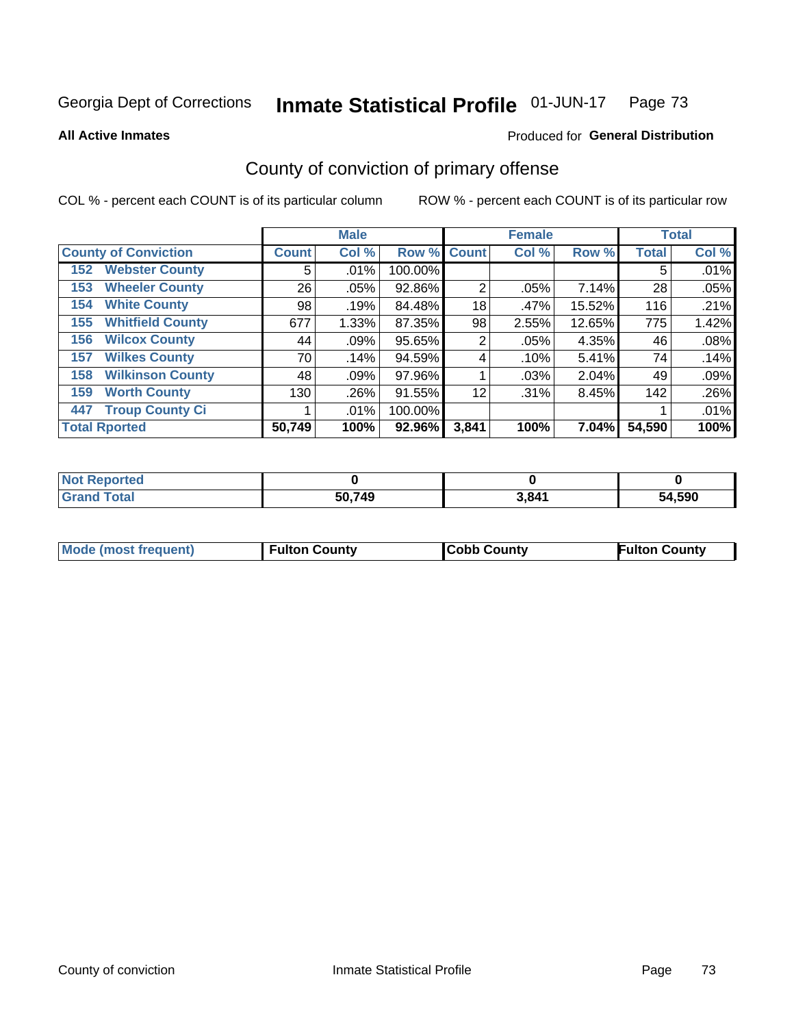Georgia Dept of Corrections **Inmate Statistical Profile** 01-JUN-17

**All Active Inmates**

Produced for **General Distribution**

## County of conviction of primary offense

COL % - percent each COUNT is of its particular column

ROW % - percent each COUNT is of its particular row

| | Male | | | Female | | | Total | |
|---|---|---|---|---|---|---|---|---|
| **County of Conviction** | **Count** | **Col %** | **Row %** | **Count** | **Col %** | **Row %** | **Total** | **Col %** |
| 152 Webster County | 5 | .01% | 100.00% | | | | 5 | .01% |
| 153 Wheeler County | 26 | .05% | 92.86% | 2 | .05% | 7.14% | 28 | .05% |
| 154 White County | 98 | .19% | 84.48% | 18 | .47% | 15.52% | 116 | .21% |
| 155 Whitfield County | 677 | 1.33% | 87.35% | 98 | 2.55% | 12.65% | 775 | 1.42% |
| 156 Wilcox County | 44 | .09% | 95.65% | 2 | .05% | 4.35% | 46 | .08% |
| 157 Wilkes County | 70 | .14% | 94.59% | 4 | .10% | 5.41% | 74 | .14% |
| 158 Wilkinson County | 48 | .09% | 97.96% | 1 | .03% | 2.04% | 49 | .09% |
| 159 Worth County | 130 | .26% | 91.55% | 12 | .31% | 8.45% | 142 | .26% |
| 447 Troup County Ci | 1 | .01% | 100.00% | | | | 1 | .01% |
| **Total Rported** | **50,749** | **100%** | **92.96%** | **3,841** | **100%** | **7.04%** | **54,590** | **100%** |

| | Male | Female | Total |
|---|---|---|---|
| **Not Reported** | **0** | **0** | **0** |
| **Grand Total** | **50,749** | **3,841** | **54,590** |

| | Male | Female | Total |
|---|---|---|---|
| **Mode (most frequent)** | **Fulton County** | **Cobb County** | **Fulton County** |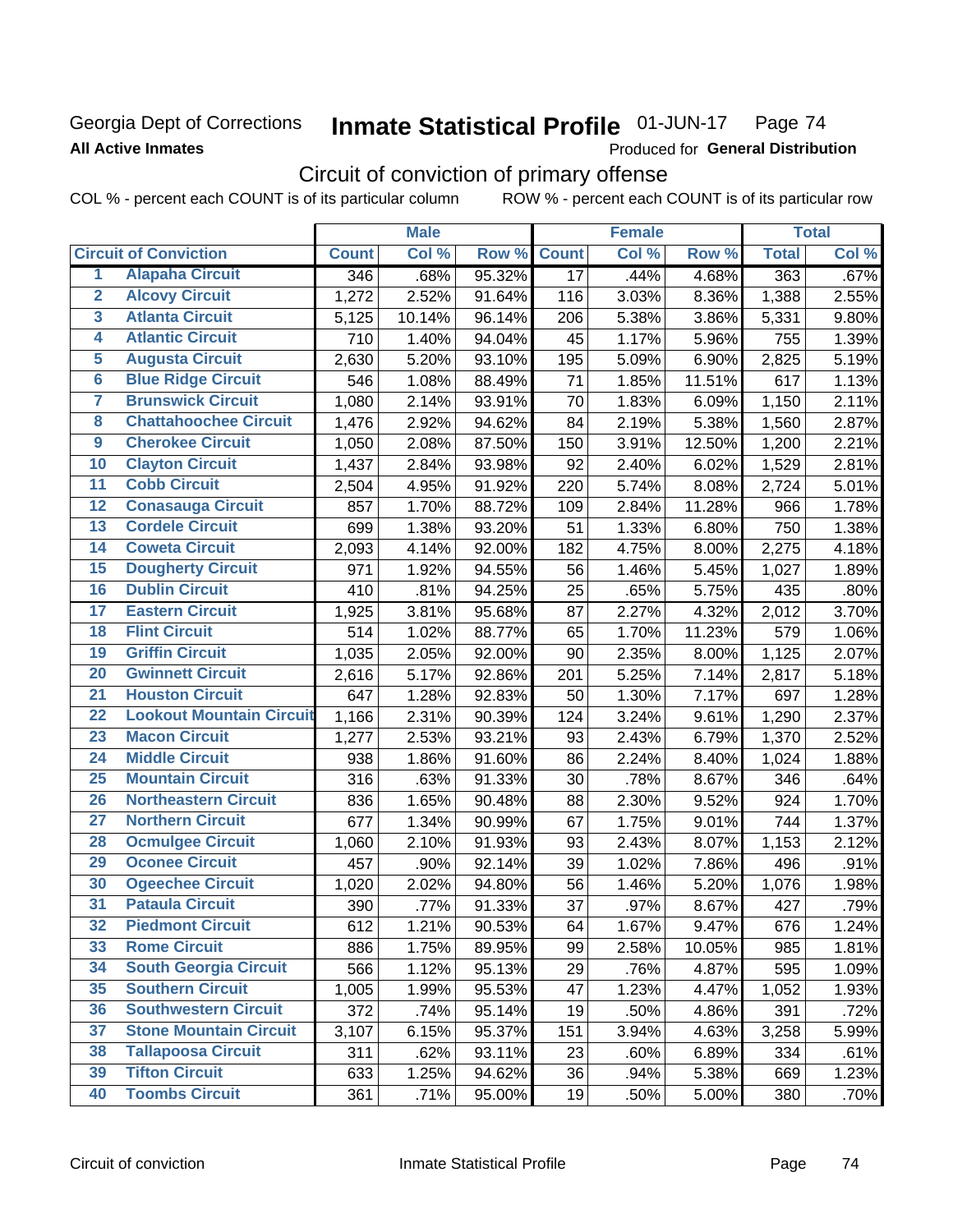Georgia Dept of Corrections

**All Active Inmates**

# Inmate Statistical Profile 01-JUN-17 Page 74

Produced for **General Distribution**

## Circuit of conviction of primary offense

COL % - percent each COUNT is of its particular column ROW % - percent each COUNT is of its particular row

| | | Male | | | Female | | | Total | |
|---|---|---|---|---|---|---|---|---|---|
| **Circuit of Conviction** | | **Count** | **Col %** | **Row %** | **Count** | **Col %** | **Row %** | **Total** | **Col %** |
| 1 | Alapaha Circuit | 346 | .68% | 95.32% | 17 | .44% | 4.68% | 363 | .67% |
| 2 | Alcovy Circuit | 1,272 | 2.52% | 91.64% | 116 | 3.03% | 8.36% | 1,388 | 2.55% |
| 3 | Atlanta Circuit | 5,125 | 10.14% | 96.14% | 206 | 5.38% | 3.86% | 5,331 | 9.80% |
| 4 | Atlantic Circuit | 710 | 1.40% | 94.04% | 45 | 1.17% | 5.96% | 755 | 1.39% |
| 5 | Augusta Circuit | 2,630 | 5.20% | 93.10% | 195 | 5.09% | 6.90% | 2,825 | 5.19% |
| 6 | Blue Ridge Circuit | 546 | 1.08% | 88.49% | 71 | 1.85% | 11.51% | 617 | 1.13% |
| 7 | Brunswick Circuit | 1,080 | 2.14% | 93.91% | 70 | 1.83% | 6.09% | 1,150 | 2.11% |
| 8 | Chattahoochee Circuit | 1,476 | 2.92% | 94.62% | 84 | 2.19% | 5.38% | 1,560 | 2.87% |
| 9 | Cherokee Circuit | 1,050 | 2.08% | 87.50% | 150 | 3.91% | 12.50% | 1,200 | 2.21% |
| 10 | Clayton Circuit | 1,437 | 2.84% | 93.98% | 92 | 2.40% | 6.02% | 1,529 | 2.81% |
| 11 | Cobb Circuit | 2,504 | 4.95% | 91.92% | 220 | 5.74% | 8.08% | 2,724 | 5.01% |
| 12 | Conasauga Circuit | 857 | 1.70% | 88.72% | 109 | 2.84% | 11.28% | 966 | 1.78% |
| 13 | Cordele Circuit | 699 | 1.38% | 93.20% | 51 | 1.33% | 6.80% | 750 | 1.38% |
| 14 | Coweta Circuit | 2,093 | 4.14% | 92.00% | 182 | 4.75% | 8.00% | 2,275 | 4.18% |
| 15 | Dougherty Circuit | 971 | 1.92% | 94.55% | 56 | 1.46% | 5.45% | 1,027 | 1.89% |
| 16 | Dublin Circuit | 410 | .81% | 94.25% | 25 | .65% | 5.75% | 435 | .80% |
| 17 | Eastern Circuit | 1,925 | 3.81% | 95.68% | 87 | 2.27% | 4.32% | 2,012 | 3.70% |
| 18 | Flint Circuit | 514 | 1.02% | 88.77% | 65 | 1.70% | 11.23% | 579 | 1.06% |
| 19 | Griffin Circuit | 1,035 | 2.05% | 92.00% | 90 | 2.35% | 8.00% | 1,125 | 2.07% |
| 20 | Gwinnett Circuit | 2,616 | 5.17% | 92.86% | 201 | 5.25% | 7.14% | 2,817 | 5.18% |
| 21 | Houston Circuit | 647 | 1.28% | 92.83% | 50 | 1.30% | 7.17% | 697 | 1.28% |
| 22 | Lookout Mountain Circuit | 1,166 | 2.31% | 90.39% | 124 | 3.24% | 9.61% | 1,290 | 2.37% |
| 23 | Macon Circuit | 1,277 | 2.53% | 93.21% | 93 | 2.43% | 6.79% | 1,370 | 2.52% |
| 24 | Middle Circuit | 938 | 1.86% | 91.60% | 86 | 2.24% | 8.40% | 1,024 | 1.88% |
| 25 | Mountain Circuit | 316 | .63% | 91.33% | 30 | .78% | 8.67% | 346 | .64% |
| 26 | Northeastern Circuit | 836 | 1.65% | 90.48% | 88 | 2.30% | 9.52% | 924 | 1.70% |
| 27 | Northern Circuit | 677 | 1.34% | 90.99% | 67 | 1.75% | 9.01% | 744 | 1.37% |
| 28 | Ocmulgee Circuit | 1,060 | 2.10% | 91.93% | 93 | 2.43% | 8.07% | 1,153 | 2.12% |
| 29 | Oconee Circuit | 457 | .90% | 92.14% | 39 | 1.02% | 7.86% | 496 | .91% |
| 30 | Ogeechee Circuit | 1,020 | 2.02% | 94.80% | 56 | 1.46% | 5.20% | 1,076 | 1.98% |
| 31 | Pataula Circuit | 390 | .77% | 91.33% | 37 | .97% | 8.67% | 427 | .79% |
| 32 | Piedmont Circuit | 612 | 1.21% | 90.53% | 64 | 1.67% | 9.47% | 676 | 1.24% |
| 33 | Rome Circuit | 886 | 1.75% | 89.95% | 99 | 2.58% | 10.05% | 985 | 1.81% |
| 34 | South Georgia Circuit | 566 | 1.12% | 95.13% | 29 | .76% | 4.87% | 595 | 1.09% |
| 35 | Southern Circuit | 1,005 | 1.99% | 95.53% | 47 | 1.23% | 4.47% | 1,052 | 1.93% |
| 36 | Southwestern Circuit | 372 | .74% | 95.14% | 19 | .50% | 4.86% | 391 | .72% |
| 37 | Stone Mountain Circuit | 3,107 | 6.15% | 95.37% | 151 | 3.94% | 4.63% | 3,258 | 5.99% |
| 38 | Tallapoosa Circuit | 311 | .62% | 93.11% | 23 | .60% | 6.89% | 334 | .61% |
| 39 | Tifton Circuit | 633 | 1.25% | 94.62% | 36 | .94% | 5.38% | 669 | 1.23% |
| 40 | Toombs Circuit | 361 | .71% | 95.00% | 19 | .50% | 5.00% | 380 | .70% |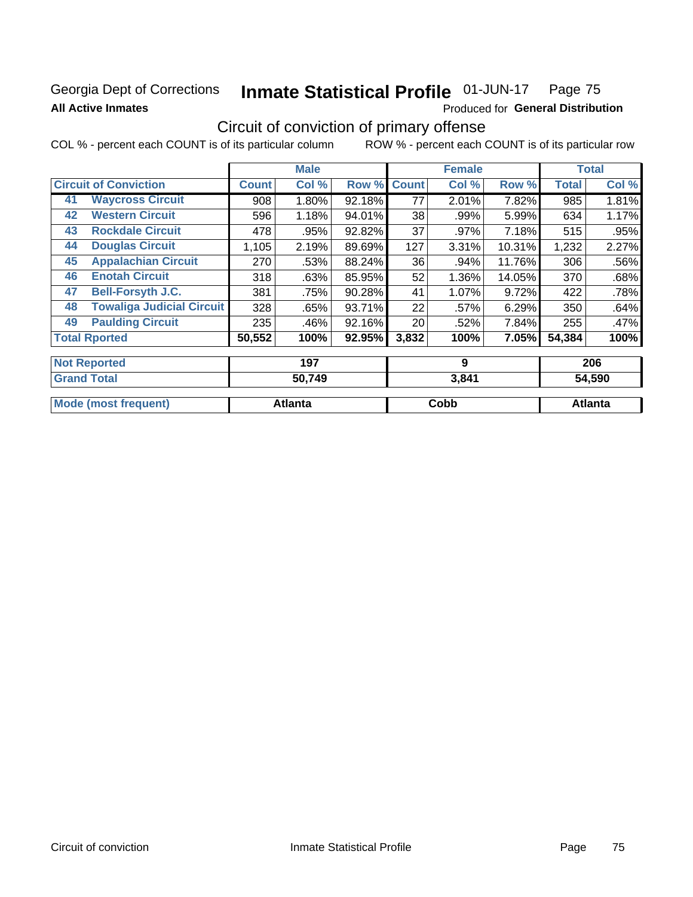Georgia Dept of Corrections **Inmate Statistical Profile** 01-JUN-17

**All Active Inmates**

Produced for **General Distribution**

## Circuit of conviction of primary offense

COL % - percent each COUNT is of its particular column ROW % - percent each COUNT is of its particular row

| Circuit of Conviction | | Male | | | Female | | | Total | |
|---|---|---|---|---|---|---|---|---|---|
| | | Count | Col % | Row % | Count | Col % | Row % | Total | Col % |
| 41 | Waycross Circuit | 908 | 1.80% | 92.18% | 77 | 2.01% | 7.82% | 985 | 1.81% |
| 42 | Western Circuit | 596 | 1.18% | 94.01% | 38 | .99% | 5.99% | 634 | 1.17% |
| 43 | Rockdale Circuit | 478 | .95% | 92.82% | 37 | .97% | 7.18% | 515 | .95% |
| 44 | Douglas Circuit | 1,105 | 2.19% | 89.69% | 127 | 3.31% | 10.31% | 1,232 | 2.27% |
| 45 | Appalachian Circuit | 270 | .53% | 88.24% | 36 | .94% | 11.76% | 306 | .56% |
| 46 | Enotah Circuit | 318 | .63% | 85.95% | 52 | 1.36% | 14.05% | 370 | .68% |
| 47 | Bell-Forsyth J.C. | 381 | .75% | 90.28% | 41 | 1.07% | 9.72% | 422 | .78% |
| 48 | Towaliga Judicial Circuit | 328 | .65% | 93.71% | 22 | .57% | 6.29% | 350 | .64% |
| 49 | Paulding Circuit | 235 | .46% | 92.16% | 20 | .52% | 7.84% | 255 | .47% |
| Total Rported | | 50,552 | 100% | 92.95% | 3,832 | 100% | 7.05% | 54,384 | 100% |

| | Male | Female | Total |
|---|---|---|---|
| Not Reported | 197 | 9 | 206 |
| Grand Total | 50,749 | 3,841 | 54,590 |
| Mode (most frequent) | Atlanta | Cobb | Atlanta |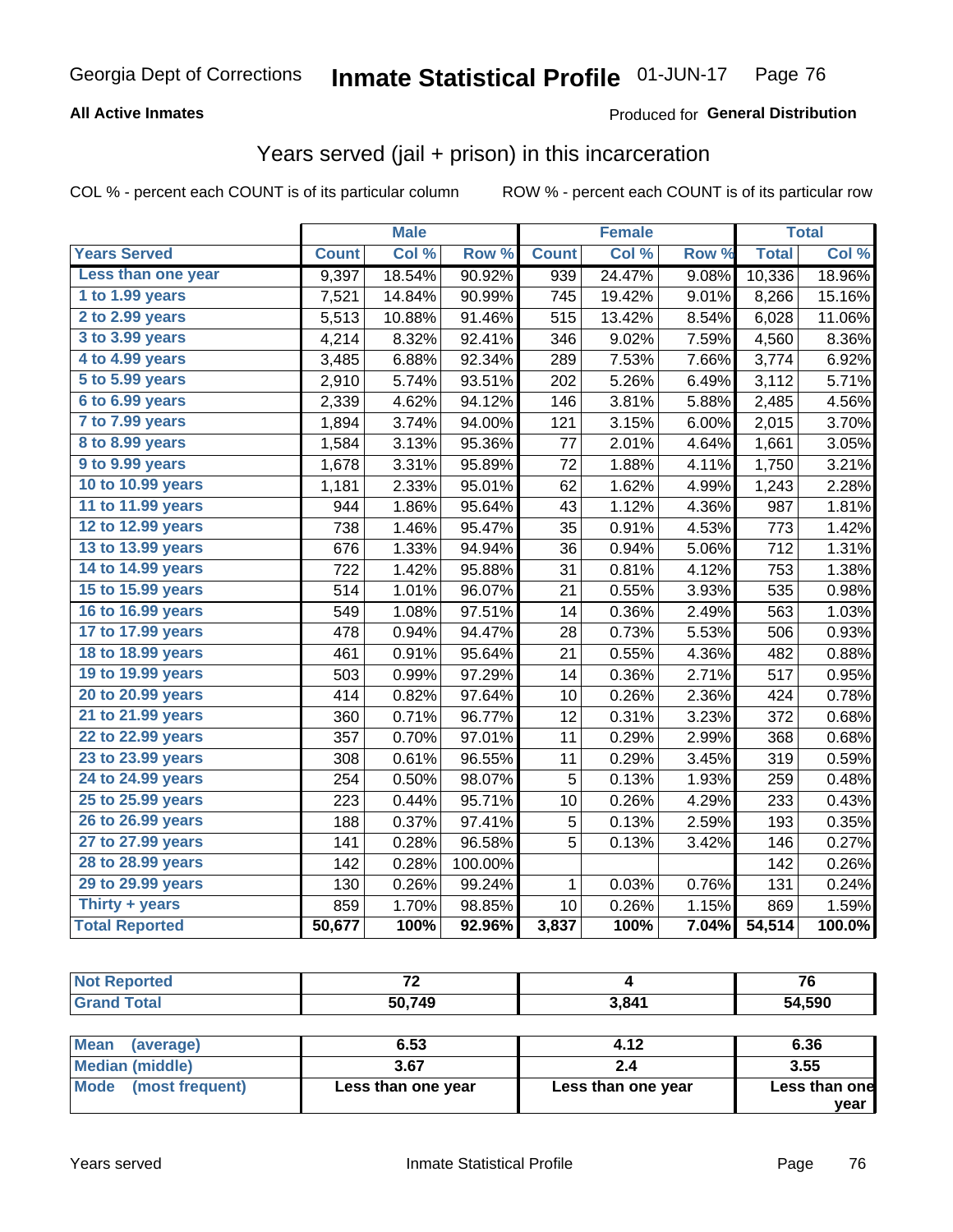Georgia Dept of Corrections **Inmate Statistical Profile** 01-JUN-17

**All Active Inmates**

Produced for **General Distribution**

## Years served (jail + prison) in this incarceration

COL % - percent each COUNT is of its particular column

ROW % - percent each COUNT is of its particular row

| | Male | | | Female | | | Total | |
|---|---|---|---|---|---|---|---|---|
| **Years Served** | **Count** | **Col %** | **Row %** | **Count** | **Col %** | **Row %** | **Total** | **Col %** |
| Less than one year | 9,397 | 18.54% | 90.92% | 939 | 24.47% | 9.08% | 10,336 | 18.96% |
| 1 to 1.99 years | 7,521 | 14.84% | 90.99% | 745 | 19.42% | 9.01% | 8,266 | 15.16% |
| 2 to 2.99 years | 5,513 | 10.88% | 91.46% | 515 | 13.42% | 8.54% | 6,028 | 11.06% |
| 3 to 3.99 years | 4,214 | 8.32% | 92.41% | 346 | 9.02% | 7.59% | 4,560 | 8.36% |
| 4 to 4.99 years | 3,485 | 6.88% | 92.34% | 289 | 7.53% | 7.66% | 3,774 | 6.92% |
| 5 to 5.99 years | 2,910 | 5.74% | 93.51% | 202 | 5.26% | 6.49% | 3,112 | 5.71% |
| 6 to 6.99 years | 2,339 | 4.62% | 94.12% | 146 | 3.81% | 5.88% | 2,485 | 4.56% |
| 7 to 7.99 years | 1,894 | 3.74% | 94.00% | 121 | 3.15% | 6.00% | 2,015 | 3.70% |
| 8 to 8.99 years | 1,584 | 3.13% | 95.36% | 77 | 2.01% | 4.64% | 1,661 | 3.05% |
| 9 to 9.99 years | 1,678 | 3.31% | 95.89% | 72 | 1.88% | 4.11% | 1,750 | 3.21% |
| 10 to 10.99 years | 1,181 | 2.33% | 95.01% | 62 | 1.62% | 4.99% | 1,243 | 2.28% |
| 11 to 11.99 years | 944 | 1.86% | 95.64% | 43 | 1.12% | 4.36% | 987 | 1.81% |
| 12 to 12.99 years | 738 | 1.46% | 95.47% | 35 | 0.91% | 4.53% | 773 | 1.42% |
| 13 to 13.99 years | 676 | 1.33% | 94.94% | 36 | 0.94% | 5.06% | 712 | 1.31% |
| 14 to 14.99 years | 722 | 1.42% | 95.88% | 31 | 0.81% | 4.12% | 753 | 1.38% |
| 15 to 15.99 years | 514 | 1.01% | 96.07% | 21 | 0.55% | 3.93% | 535 | 0.98% |
| 16 to 16.99 years | 549 | 1.08% | 97.51% | 14 | 0.36% | 2.49% | 563 | 1.03% |
| 17 to 17.99 years | 478 | 0.94% | 94.47% | 28 | 0.73% | 5.53% | 506 | 0.93% |
| 18 to 18.99 years | 461 | 0.91% | 95.64% | 21 | 0.55% | 4.36% | 482 | 0.88% |
| 19 to 19.99 years | 503 | 0.99% | 97.29% | 14 | 0.36% | 2.71% | 517 | 0.95% |
| 20 to 20.99 years | 414 | 0.82% | 97.64% | 10 | 0.26% | 2.36% | 424 | 0.78% |
| 21 to 21.99 years | 360 | 0.71% | 96.77% | 12 | 0.31% | 3.23% | 372 | 0.68% |
| 22 to 22.99 years | 357 | 0.70% | 97.01% | 11 | 0.29% | 2.99% | 368 | 0.68% |
| 23 to 23.99 years | 308 | 0.61% | 96.55% | 11 | 0.29% | 3.45% | 319 | 0.59% |
| 24 to 24.99 years | 254 | 0.50% | 98.07% | 5 | 0.13% | 1.93% | 259 | 0.48% |
| 25 to 25.99 years | 223 | 0.44% | 95.71% | 10 | 0.26% | 4.29% | 233 | 0.43% |
| 26 to 26.99 years | 188 | 0.37% | 97.41% | 5 | 0.13% | 2.59% | 193 | 0.35% |
| 27 to 27.99 years | 141 | 0.28% | 96.58% | 5 | 0.13% | 3.42% | 146 | 0.27% |
| 28 to 28.99 years | 142 | 0.28% | 100.00% | | | | 142 | 0.26% |
| 29 to 29.99 years | 130 | 0.26% | 99.24% | 1 | 0.03% | 0.76% | 131 | 0.24% |
| Thirty + years | 859 | 1.70% | 98.85% | 10 | 0.26% | 1.15% | 869 | 1.59% |
| **Total Reported** | **50,677** | **100%** | **92.96%** | **3,837** | **100%** | **7.04%** | **54,514** | **100.0%** |

| | Male | Female | Total |
|---|---|---|---|
| Not Reported | 72 | 4 | 76 |
| Grand Total | 50,749 | 3,841 | 54,590 |

| | Male | Female | Total |
|---|---|---|---|
| Mean (average) | 6.53 | 4.12 | 6.36 |
| Median (middle) | 3.67 | 2.4 | 3.55 |
| Mode (most frequent) | Less than one year | Less than one year | Less than one year |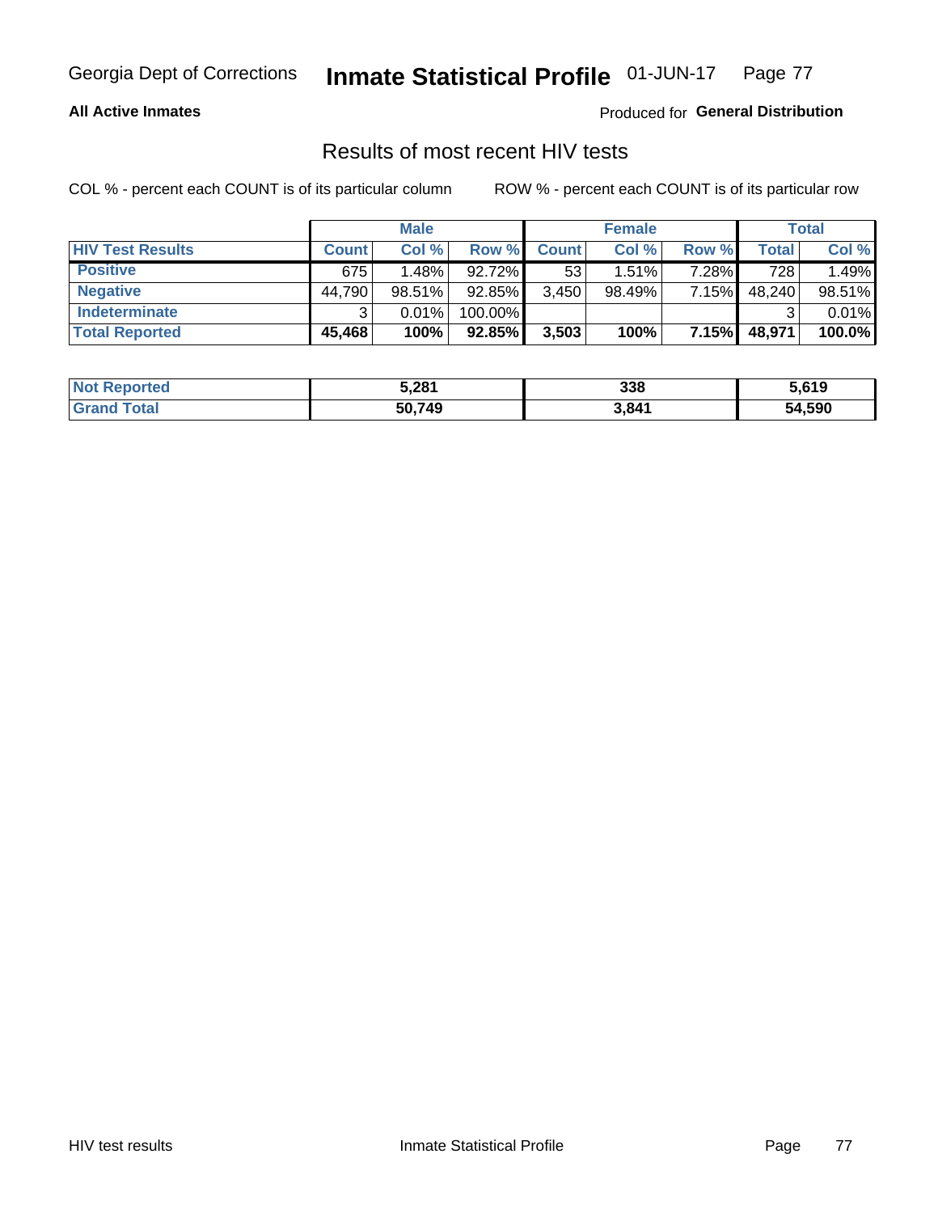Georgia Dept of Corrections **Inmate Statistical Profile** 01-JUN-17

**All Active Inmates**

Produced for **General Distribution**

## Results of most recent HIV tests

COL % - percent each COUNT is of its particular column        ROW % - percent each COUNT is of its particular row

| | Male | | | Female | | | Total | |
|---|---|---|---|---|---|---|---|---|
| **HIV Test Results** | **Count** | **Col %** | **Row %** | **Count** | **Col %** | **Row %** | **Total** | **Col %** |
| **Positive** | 675 | 1.48% | 92.72% | 53 | 1.51% | 7.28% | 728 | 1.49% |
| **Negative** | 44,790 | 98.51% | 92.85% | 3,450 | 98.49% | 7.15% | 48,240 | 98.51% |
| **Indeterminate** | 3 | 0.01% | 100.00% | | | | 3 | 0.01% |
| **Total Reported** | **45,468** | **100%** | **92.85%** | **3,503** | **100%** | **7.15%** | **48,971** | **100.0%** |

| | Male | Female | Total |
|---|---|---|---|
| **Not Reported** | **5,281** | **338** | **5,619** |
| **Grand Total** | **50,749** | **3,841** | **54,590** |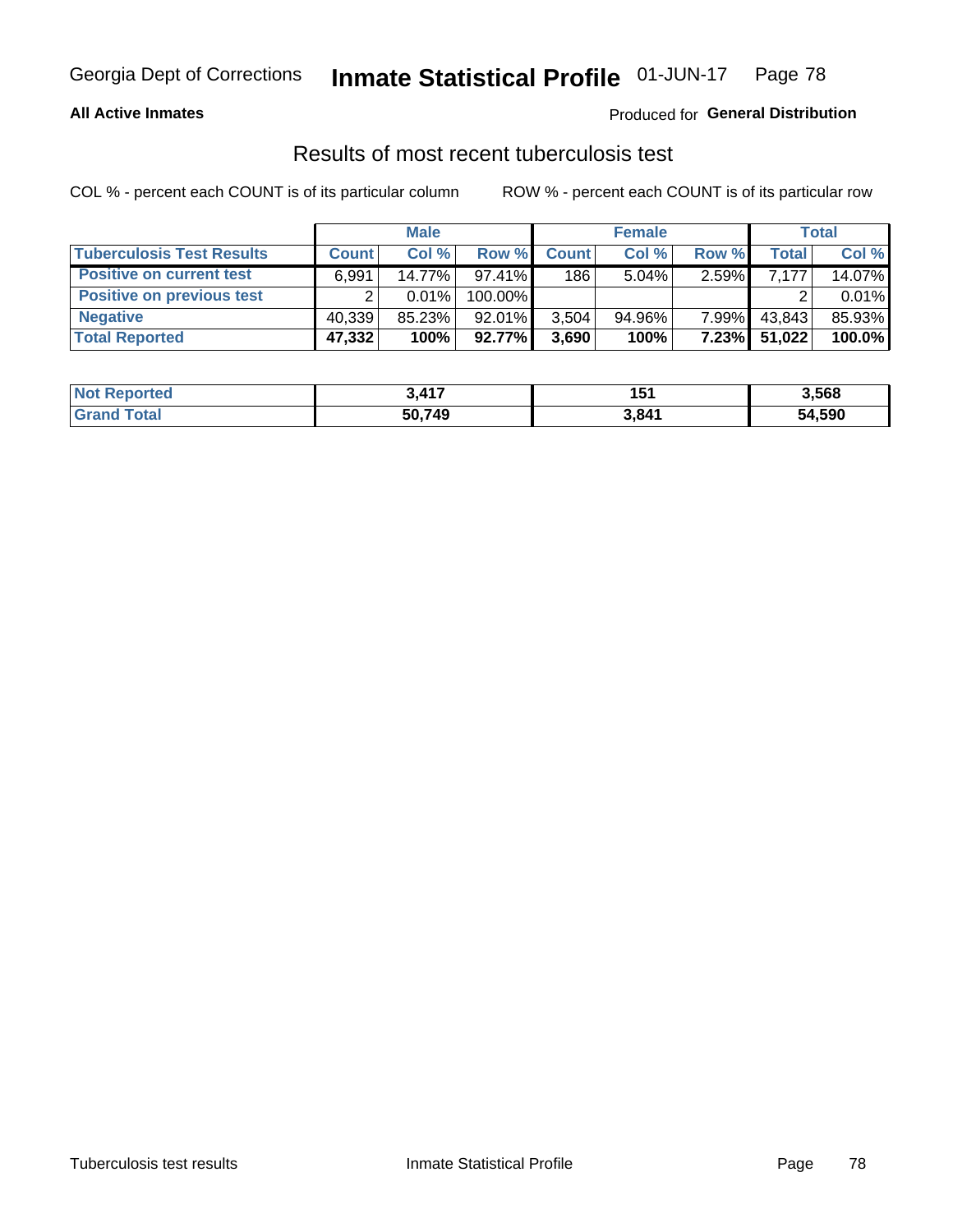Georgia Dept of Corrections **Inmate Statistical Profile** 01-JUN-17 Page 78

**All Active Inmates**

Produced for **General Distribution**

## Results of most recent tuberculosis test

COL % - percent each COUNT is of its particular column ROW % - percent each COUNT is of its particular row

| | Male | | | Female | | | Total | |
|---|---|---|---|---|---|---|---|---|
| **Tuberculosis Test Results** | **Count** | **Col %** | **Row %** | **Count** | **Col %** | **Row %** | **Total** | **Col %** |
| **Positive on current test** | 6,991 | 14.77% | 97.41% | 186 | 5.04% | 2.59% | 7,177 | 14.07% |
| **Positive on previous test** | 2 | 0.01% | 100.00% | | | | 2 | 0.01% |
| **Negative** | 40,339 | 85.23% | 92.01% | 3,504 | 94.96% | 7.99% | 43,843 | 85.93% |
| **Total Reported** | **47,332** | **100%** | **92.77%** | **3,690** | **100%** | **7.23%** | **51,022** | **100.0%** |

| | Male | Female | Total |
|---|---|---|---|
| **Not Reported** | **3,417** | **151** | **3,568** |
| **Grand Total** | **50,749** | **3,841** | **54,590** |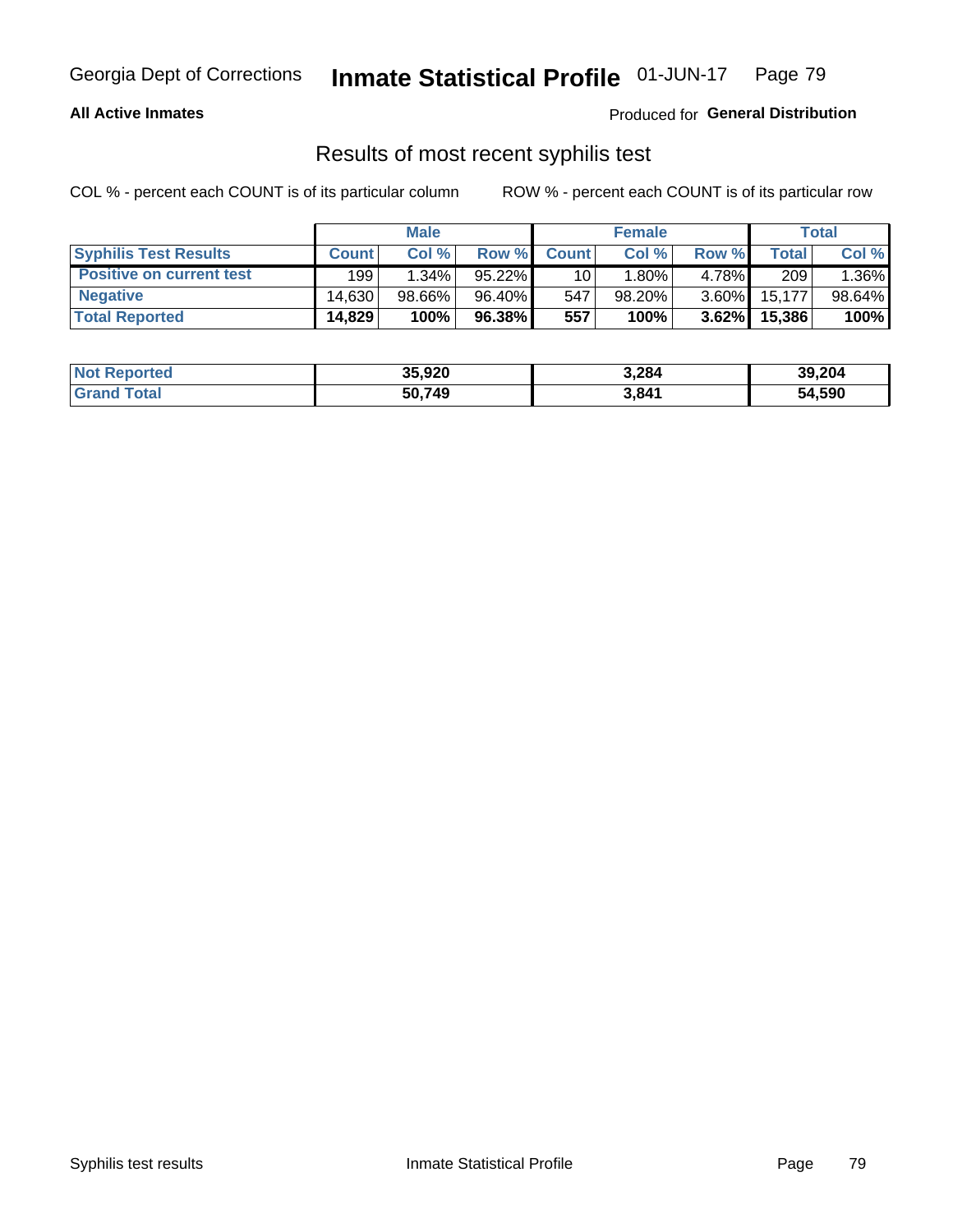Georgia Dept of Corrections **Inmate Statistical Profile** 01-JUN-17

**All Active Inmates** Produced for **General Distribution**

## Results of most recent syphilis test

COL % - percent each COUNT is of its particular column ROW % - percent each COUNT is of its particular row

| | Male | | | Female | | | Total | |
|---|---|---|---|---|---|---|---|---|
| **Syphilis Test Results** | **Count** | **Col %** | **Row %** | **Count** | **Col %** | **Row %** | **Total** | **Col %** |
| **Positive on current test** | 199 | 1.34% | 95.22% | 10 | 1.80% | 4.78% | 209 | 1.36% |
| **Negative** | 14,630 | 98.66% | 96.40% | 547 | 98.20% | 3.60% | 15,177 | 98.64% |
| **Total Reported** | **14,829** | **100%** | **96.38%** | **557** | **100%** | **3.62%** | **15,386** | **100%** |

| | Male | Female | Total |
|---|---|---|---|
| **Not Reported** | **35,920** | **3,284** | **39,204** |
| **Grand Total** | **50,749** | **3,841** | **54,590** |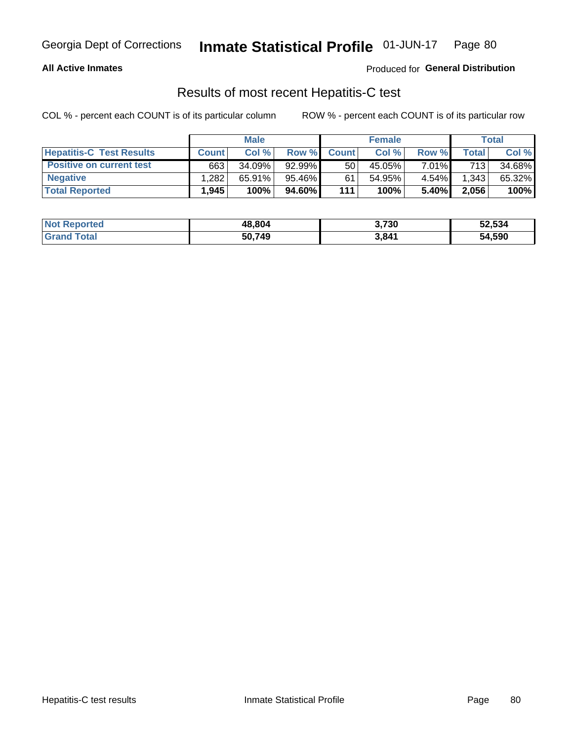**All Active Inmates**

Produced for **General Distribution**

## Results of most recent Hepatitis-C test

COL % - percent each COUNT is of its particular column

ROW % - percent each COUNT is of its particular row

| | Male | | | Female | | | Total | |
|---|---|---|---|---|---|---|---|---|
| **Hepatitis-C Test Results** | **Count** | **Col %** | **Row %** | **Count** | **Col %** | **Row %** | **Total** | **Col %** |
| **Positive on current test** | 663 | 34.09% | 92.99% | 50 | 45.05% | 7.01% | 713 | 34.68% |
| **Negative** | 1,282 | 65.91% | 95.46% | 61 | 54.95% | 4.54% | 1,343 | 65.32% |
| **Total Reported** | **1,945** | **100%** | **94.60%** | **111** | **100%** | **5.40%** | **2,056** | **100%** |

| | Male | Female | Total |
|---|---|---|---|
| **Not Reported** | **48,804** | **3,730** | **52,534** |
| **Grand Total** | **50,749** | **3,841** | **54,590** |